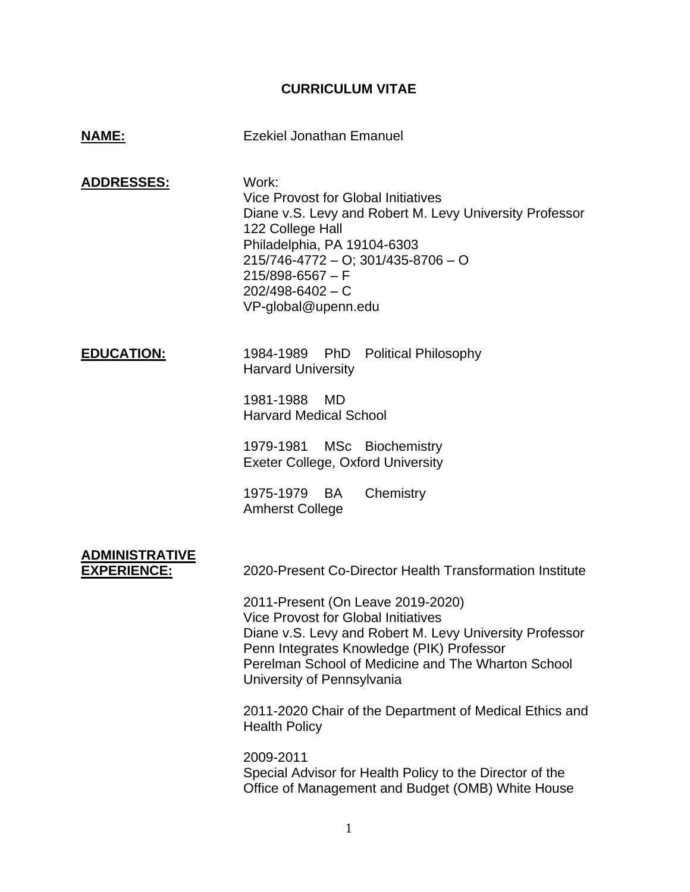# CURRICULUM VITAE

**NAME:** Ezekiel Jonathan Emanuel

**ADDRESSES:**
Work:
Vice Provost for Global Initiatives
Diane v.S. Levy and Robert M. Levy University Professor
122 College Hall
Philadelphia, PA 19104-6303
215/746-4772 – O; 301/435-8706 – O
215/898-6567 – F
202/498-6402 – C
VP-global@upenn.edu

**EDUCATION:**

1984-1989 PhD Political Philosophy
Harvard University

1981-1988 MD
Harvard Medical School

1979-1981 MSc Biochemistry
Exeter College, Oxford University

1975-1979 BA Chemistry
Amherst College

**ADMINISTRATIVE EXPERIENCE:**

2020-Present Co-Director Health Transformation Institute

2011-Present (On Leave 2019-2020)
Vice Provost for Global Initiatives
Diane v.S. Levy and Robert M. Levy University Professor
Penn Integrates Knowledge (PIK) Professor
Perelman School of Medicine and The Wharton School
University of Pennsylvania

2011-2020 Chair of the Department of Medical Ethics and Health Policy

2009-2011
Special Advisor for Health Policy to the Director of the Office of Management and Budget (OMB) White House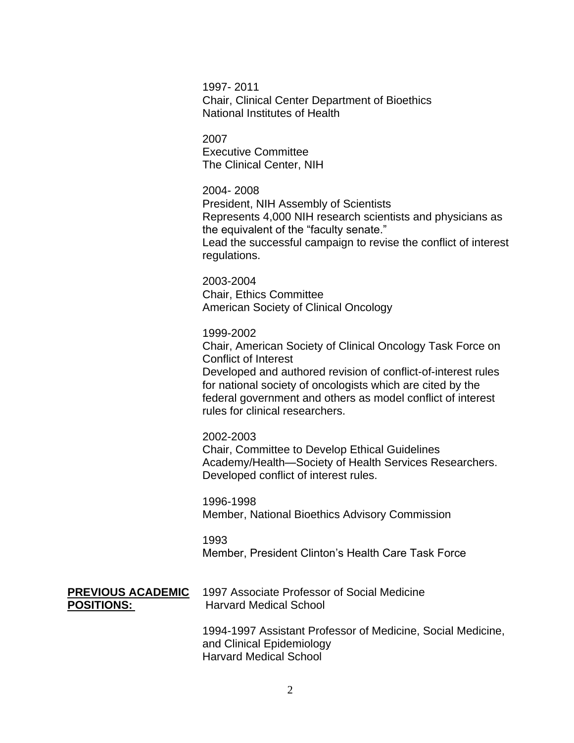1997- 2011
Chair, Clinical Center Department of Bioethics
National Institutes of Health

2007
Executive Committee
The Clinical Center, NIH

2004- 2008
President, NIH Assembly of Scientists
Represents 4,000 NIH research scientists and physicians as the equivalent of the "faculty senate."
Lead the successful campaign to revise the conflict of interest regulations.

2003-2004
Chair, Ethics Committee
American Society of Clinical Oncology

1999-2002
Chair, American Society of Clinical Oncology Task Force on Conflict of Interest
Developed and authored revision of conflict-of-interest rules for national society of oncologists which are cited by the federal government and others as model conflict of interest rules for clinical researchers.

2002-2003
Chair, Committee to Develop Ethical Guidelines
Academy/Health—Society of Health Services Researchers.
Developed conflict of interest rules.

1996-1998
Member, National Bioethics Advisory Commission

1993
Member, President Clinton's Health Care Task Force

**PREVIOUS ACADEMIC POSITIONS:**

1997 Associate Professor of Social Medicine
Harvard Medical School

1994-1997 Assistant Professor of Medicine, Social Medicine, and Clinical Epidemiology
Harvard Medical School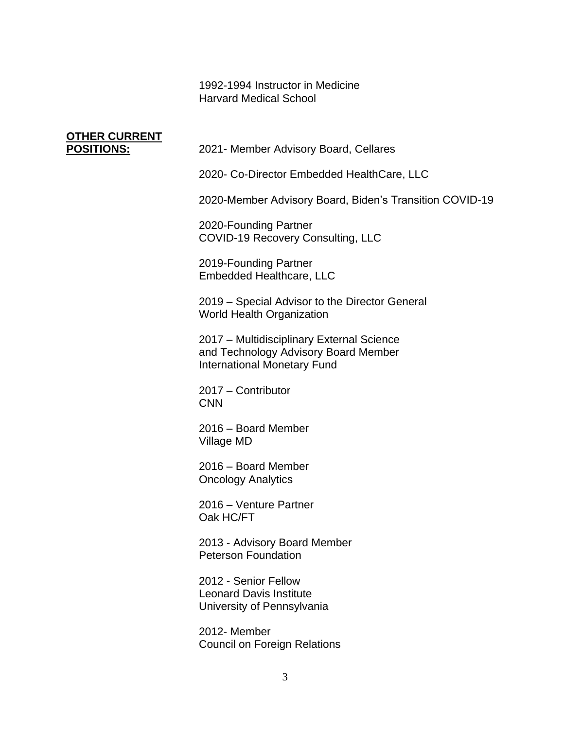1992-1994 Instructor in Medicine
Harvard Medical School

**OTHER CURRENT POSITIONS:**

2021- Member Advisory Board, Cellares

2020- Co-Director Embedded HealthCare, LLC

2020-Member Advisory Board, Biden's Transition COVID-19

2020-Founding Partner
COVID-19 Recovery Consulting, LLC

2019-Founding Partner
Embedded Healthcare, LLC

2019 – Special Advisor to the Director General
World Health Organization

2017 – Multidisciplinary External Science
and Technology Advisory Board Member
International Monetary Fund

2017 – Contributor
CNN

2016 – Board Member
Village MD

2016 – Board Member
Oncology Analytics

2016 – Venture Partner
Oak HC/FT

2013 - Advisory Board Member
Peterson Foundation

2012 - Senior Fellow
Leonard Davis Institute
University of Pennsylvania

2012- Member
Council on Foreign Relations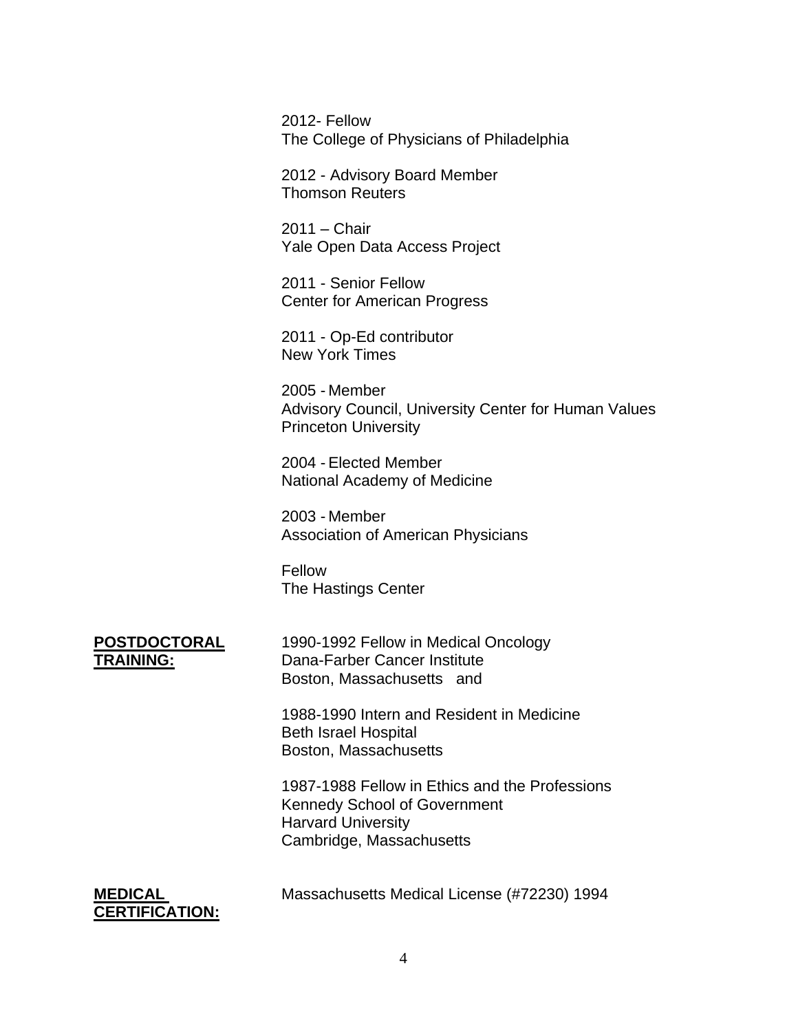2012- Fellow
The College of Physicians of Philadelphia

2012 - Advisory Board Member
Thomson Reuters

2011 – Chair
Yale Open Data Access Project

2011 - Senior Fellow
Center for American Progress

2011 - Op-Ed contributor
New York Times

2005 - Member
Advisory Council, University Center for Human Values
Princeton University

2004 - Elected Member
National Academy of Medicine

2003 - Member
Association of American Physicians

Fellow
The Hastings Center

**POSTDOCTORAL TRAINING:**

1990-1992 Fellow in Medical Oncology
Dana-Farber Cancer Institute
Boston, Massachusetts and

1988-1990 Intern and Resident in Medicine
Beth Israel Hospital
Boston, Massachusetts

1987-1988 Fellow in Ethics and the Professions
Kennedy School of Government
Harvard University
Cambridge, Massachusetts

**MEDICAL CERTIFICATION:**

Massachusetts Medical License (#72230) 1994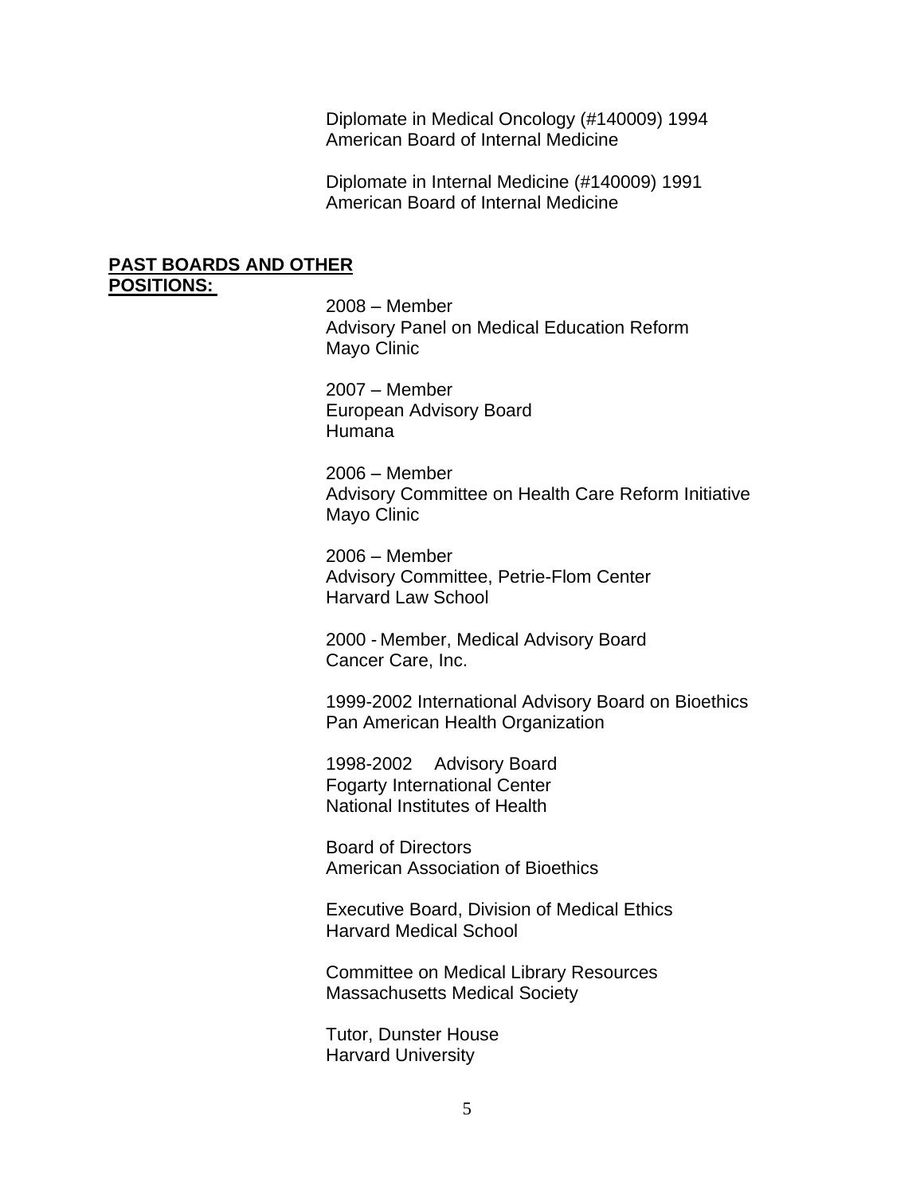Diplomate in Medical Oncology (#140009) 1994
American Board of Internal Medicine

Diplomate in Internal Medicine (#140009) 1991
American Board of Internal Medicine

**PAST BOARDS AND OTHER POSITIONS:**

2008 – Member
Advisory Panel on Medical Education Reform
Mayo Clinic

2007 – Member
European Advisory Board
Humana

2006 – Member
Advisory Committee on Health Care Reform Initiative
Mayo Clinic

2006 – Member
Advisory Committee, Petrie-Flom Center
Harvard Law School

2000 - Member, Medical Advisory Board
Cancer Care, Inc.

1999-2002 International Advisory Board on Bioethics
Pan American Health Organization

1998-2002 Advisory Board
Fogarty International Center
National Institutes of Health

Board of Directors
American Association of Bioethics

Executive Board, Division of Medical Ethics
Harvard Medical School

Committee on Medical Library Resources
Massachusetts Medical Society

Tutor, Dunster House
Harvard University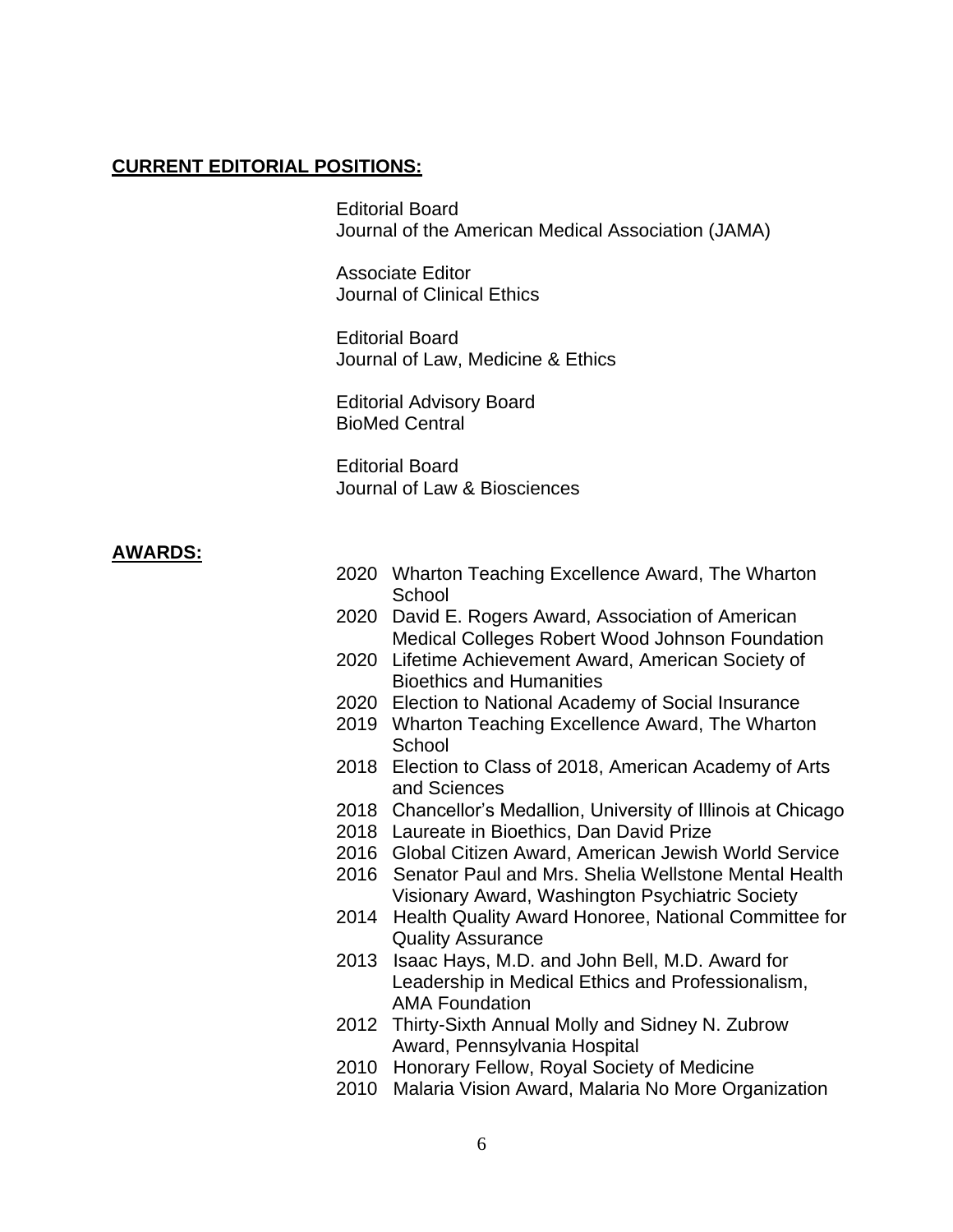**CURRENT EDITORIAL POSITIONS:**

Editorial Board
Journal of the American Medical Association (JAMA)

Associate Editor
Journal of Clinical Ethics

Editorial Board
Journal of Law, Medicine & Ethics

Editorial Advisory Board
BioMed Central

Editorial Board
Journal of Law & Biosciences

**AWARDS:**

- 2020 Wharton Teaching Excellence Award, The Wharton School
- 2020 David E. Rogers Award, Association of American Medical Colleges Robert Wood Johnson Foundation
- 2020 Lifetime Achievement Award, American Society of Bioethics and Humanities
- 2020 Election to National Academy of Social Insurance
- 2019 Wharton Teaching Excellence Award, The Wharton School
- 2018 Election to Class of 2018, American Academy of Arts and Sciences
- 2018 Chancellor's Medallion, University of Illinois at Chicago
- 2018 Laureate in Bioethics, Dan David Prize
- 2016 Global Citizen Award, American Jewish World Service
- 2016 Senator Paul and Mrs. Shelia Wellstone Mental Health Visionary Award, Washington Psychiatric Society
- 2014 Health Quality Award Honoree, National Committee for Quality Assurance
- 2013 Isaac Hays, M.D. and John Bell, M.D. Award for Leadership in Medical Ethics and Professionalism, AMA Foundation
- 2012 Thirty-Sixth Annual Molly and Sidney N. Zubrow Award, Pennsylvania Hospital
- 2010 Honorary Fellow, Royal Society of Medicine
- 2010 Malaria Vision Award, Malaria No More Organization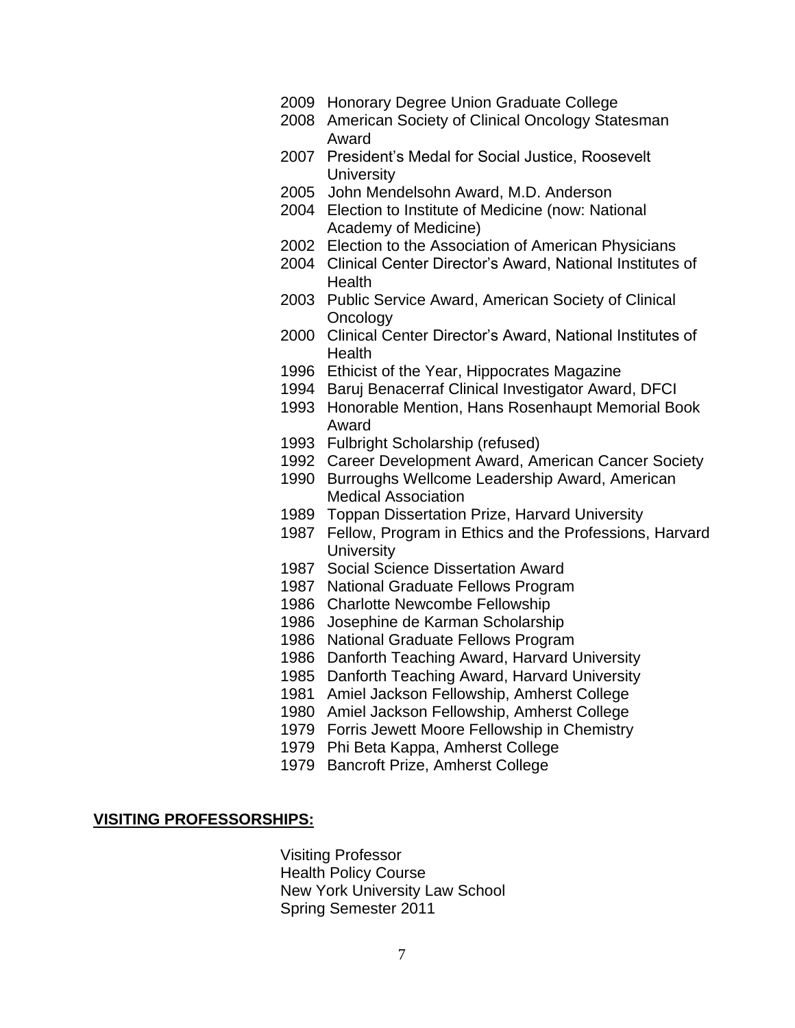2009 Honorary Degree Union Graduate College
2008 American Society of Clinical Oncology Statesman Award
2007 President's Medal for Social Justice, Roosevelt University
2005 John Mendelsohn Award, M.D. Anderson
2004 Election to Institute of Medicine (now: National Academy of Medicine)
2002 Election to the Association of American Physicians
2004 Clinical Center Director's Award, National Institutes of Health
2003 Public Service Award, American Society of Clinical Oncology
2000 Clinical Center Director's Award, National Institutes of Health
1996 Ethicist of the Year, Hippocrates Magazine
1994 Baruj Benacerraf Clinical Investigator Award, DFCI
1993 Honorable Mention, Hans Rosenhaupt Memorial Book Award
1993 Fulbright Scholarship (refused)
1992 Career Development Award, American Cancer Society
1990 Burroughs Wellcome Leadership Award, American Medical Association
1989 Toppan Dissertation Prize, Harvard University
1987 Fellow, Program in Ethics and the Professions, Harvard University
1987 Social Science Dissertation Award
1987 National Graduate Fellows Program
1986 Charlotte Newcombe Fellowship
1986 Josephine de Karman Scholarship
1986 National Graduate Fellows Program
1986 Danforth Teaching Award, Harvard University
1985 Danforth Teaching Award, Harvard University
1981 Amiel Jackson Fellowship, Amherst College
1980 Amiel Jackson Fellowship, Amherst College
1979 Forris Jewett Moore Fellowship in Chemistry
1979 Phi Beta Kappa, Amherst College
1979 Bancroft Prize, Amherst College

**VISITING PROFESSORSHIPS:**

Visiting Professor
Health Policy Course
New York University Law School
Spring Semester 2011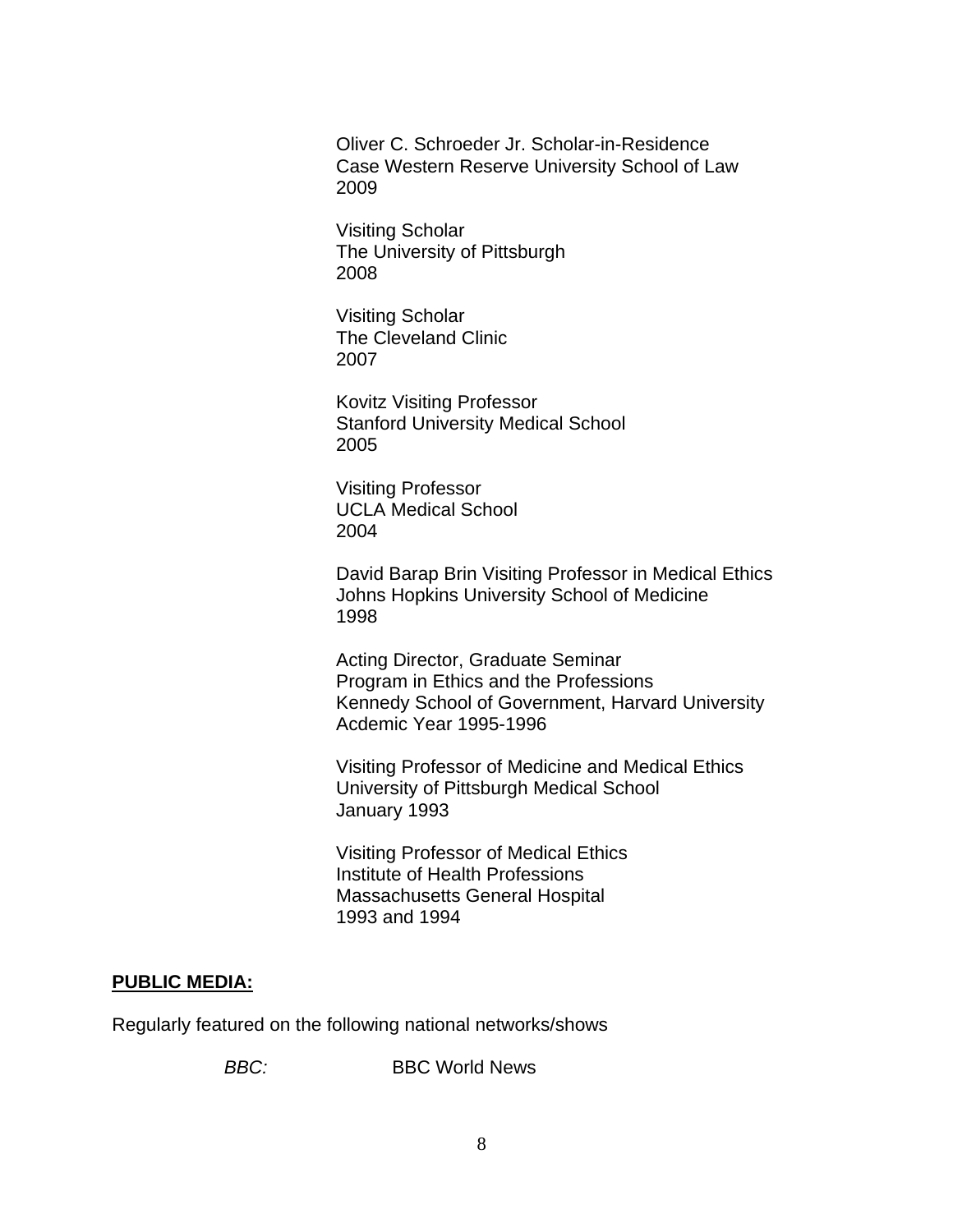Oliver C. Schroeder Jr. Scholar-in-Residence
Case Western Reserve University School of Law
2009

Visiting Scholar
The University of Pittsburgh
2008

Visiting Scholar
The Cleveland Clinic
2007

Kovitz Visiting Professor
Stanford University Medical School
2005

Visiting Professor
UCLA Medical School
2004

David Barap Brin Visiting Professor in Medical Ethics
Johns Hopkins University School of Medicine
1998

Acting Director, Graduate Seminar
Program in Ethics and the Professions
Kennedy School of Government, Harvard University
Acdemic Year 1995-1996

Visiting Professor of Medicine and Medical Ethics
University of Pittsburgh Medical School
January 1993

Visiting Professor of Medical Ethics
Institute of Health Professions
Massachusetts General Hospital
1993 and 1994

**PUBLIC MEDIA:**

Regularly featured on the following national networks/shows

*BBC:* BBC World News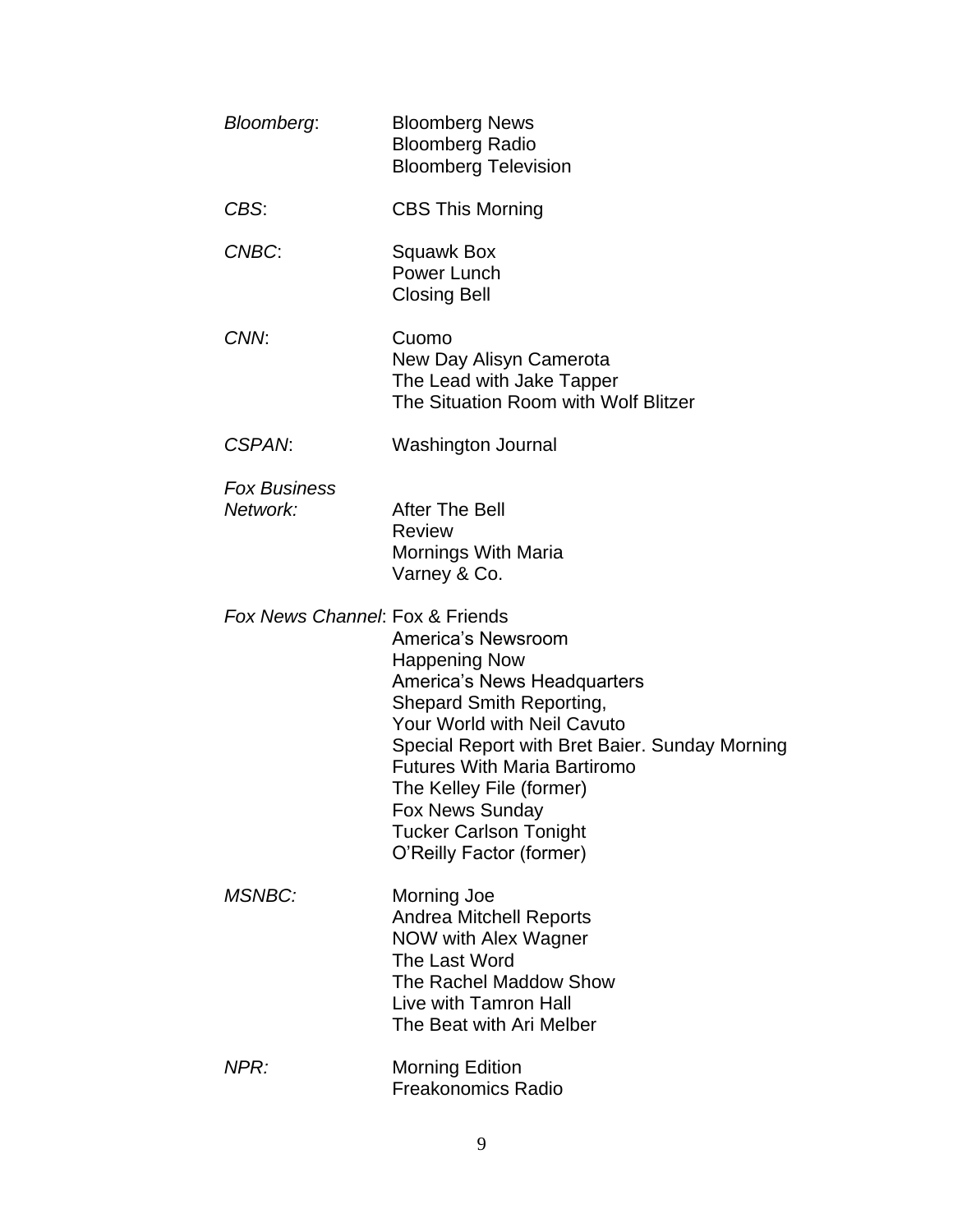| | |
|---|---|
| *Bloomberg*: | Bloomberg News<br>Bloomberg Radio<br>Bloomberg Television |
| *CBS*: | CBS This Morning |
| *CNBC*: | Squawk Box<br>Power Lunch<br>Closing Bell |
| *CNN*: | Cuomo<br>New Day Alisyn Camerota<br>The Lead with Jake Tapper<br>The Situation Room with Wolf Blitzer |
| *CSPAN*: | Washington Journal |
| *Fox Business Network:* | After The Bell<br>Review<br>Mornings With Maria<br>Varney & Co. |
| *Fox News Channel*: | Fox & Friends<br>America's Newsroom<br>Happening Now<br>America's News Headquarters<br>Shepard Smith Reporting,<br>Your World with Neil Cavuto<br>Special Report with Bret Baier. Sunday Morning<br>Futures With Maria Bartiromo<br>The Kelley File (former)<br>Fox News Sunday<br>Tucker Carlson Tonight<br>O'Reilly Factor (former) |
| *MSNBC:* | Morning Joe<br>Andrea Mitchell Reports<br>NOW with Alex Wagner<br>The Last Word<br>The Rachel Maddow Show<br>Live with Tamron Hall<br>The Beat with Ari Melber |
| *NPR:* | Morning Edition<br>Freakonomics Radio |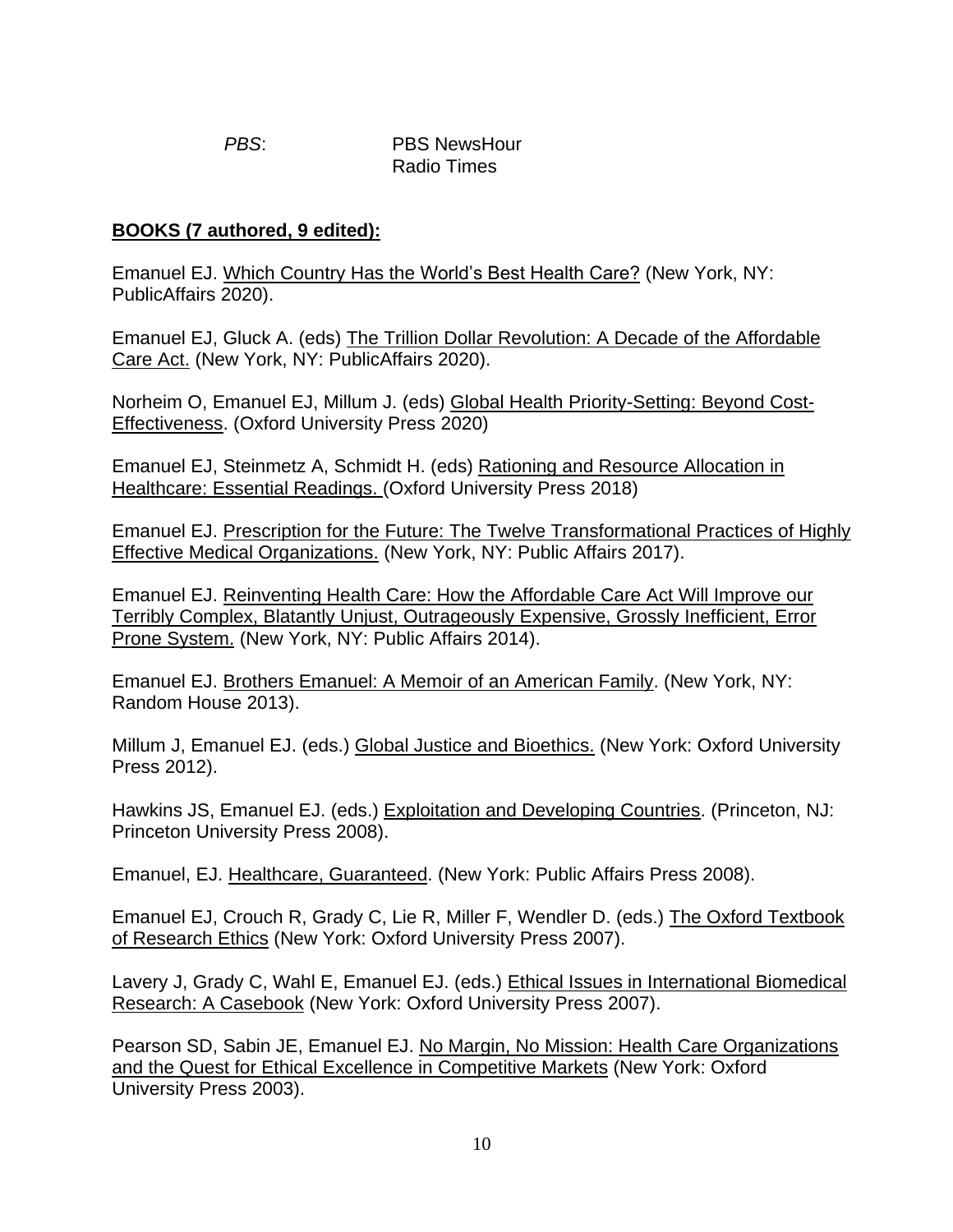*PBS*: PBS NewsHour
Radio Times

**BOOKS (7 authored, 9 edited):**

Emanuel EJ. Which Country Has the World's Best Health Care? (New York, NY: PublicAffairs 2020).

Emanuel EJ, Gluck A. (eds) The Trillion Dollar Revolution: A Decade of the Affordable Care Act. (New York, NY: PublicAffairs 2020).

Norheim O, Emanuel EJ, Millum J. (eds) Global Health Priority-Setting: Beyond Cost-Effectiveness. (Oxford University Press 2020)

Emanuel EJ, Steinmetz A, Schmidt H. (eds) Rationing and Resource Allocation in Healthcare: Essential Readings. (Oxford University Press 2018)

Emanuel EJ. Prescription for the Future: The Twelve Transformational Practices of Highly Effective Medical Organizations. (New York, NY: Public Affairs 2017).

Emanuel EJ. Reinventing Health Care: How the Affordable Care Act Will Improve our Terribly Complex, Blatantly Unjust, Outrageously Expensive, Grossly Inefficient, Error Prone System. (New York, NY: Public Affairs 2014).

Emanuel EJ. Brothers Emanuel: A Memoir of an American Family. (New York, NY: Random House 2013).

Millum J, Emanuel EJ. (eds.) Global Justice and Bioethics. (New York: Oxford University Press 2012).

Hawkins JS, Emanuel EJ. (eds.) Exploitation and Developing Countries. (Princeton, NJ: Princeton University Press 2008).

Emanuel, EJ. Healthcare, Guaranteed. (New York: Public Affairs Press 2008).

Emanuel EJ, Crouch R, Grady C, Lie R, Miller F, Wendler D. (eds.) The Oxford Textbook of Research Ethics (New York: Oxford University Press 2007).

Lavery J, Grady C, Wahl E, Emanuel EJ. (eds.) Ethical Issues in International Biomedical Research: A Casebook (New York: Oxford University Press 2007).

Pearson SD, Sabin JE, Emanuel EJ. No Margin, No Mission: Health Care Organizations and the Quest for Ethical Excellence in Competitive Markets (New York: Oxford University Press 2003).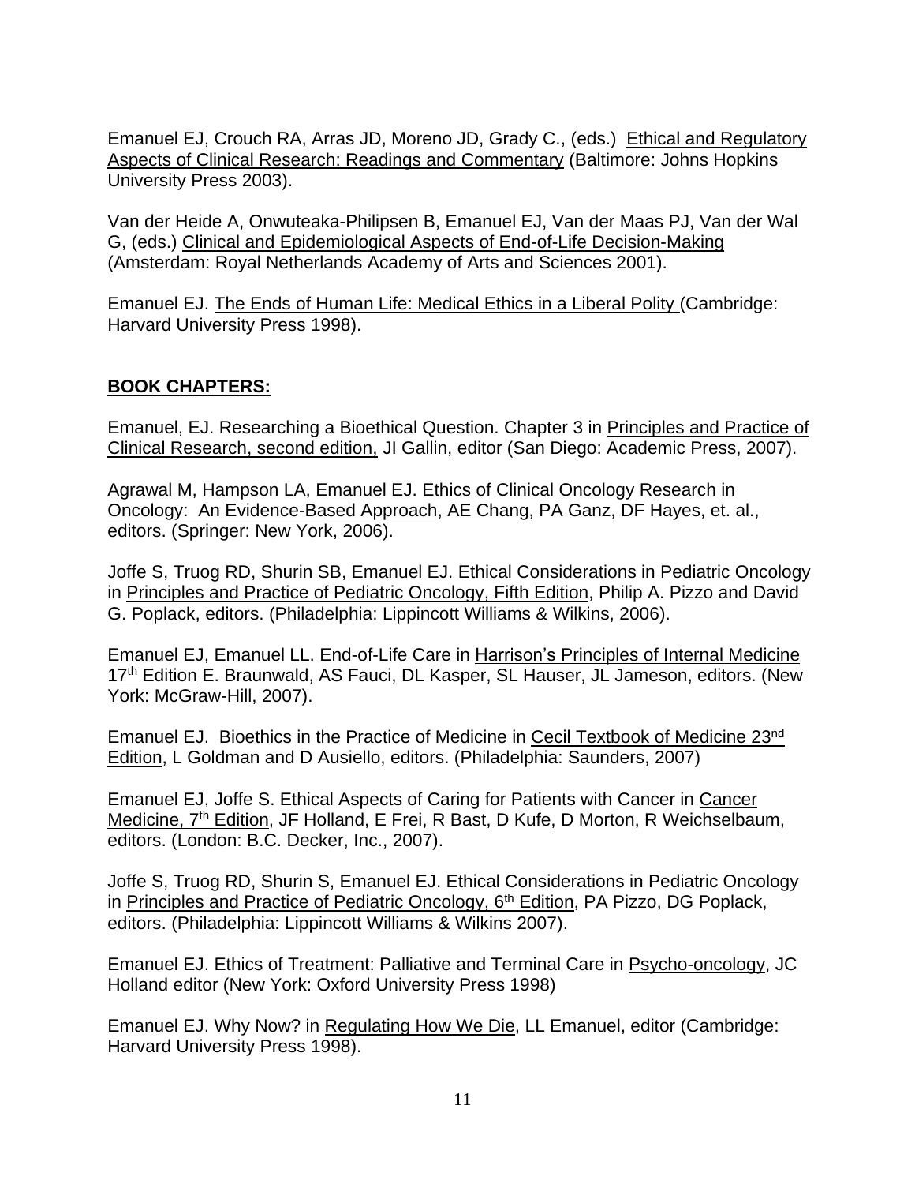Emanuel EJ, Crouch RA, Arras JD, Moreno JD, Grady C., (eds.) Ethical and Regulatory Aspects of Clinical Research: Readings and Commentary (Baltimore: Johns Hopkins University Press 2003).

Van der Heide A, Onwuteaka-Philipsen B, Emanuel EJ, Van der Maas PJ, Van der Wal G, (eds.) Clinical and Epidemiological Aspects of End-of-Life Decision-Making (Amsterdam: Royal Netherlands Academy of Arts and Sciences 2001).

Emanuel EJ. The Ends of Human Life: Medical Ethics in a Liberal Polity (Cambridge: Harvard University Press 1998).

**BOOK CHAPTERS:**

Emanuel, EJ. Researching a Bioethical Question. Chapter 3 in Principles and Practice of Clinical Research, second edition, JI Gallin, editor (San Diego: Academic Press, 2007).

Agrawal M, Hampson LA, Emanuel EJ. Ethics of Clinical Oncology Research in Oncology: An Evidence-Based Approach, AE Chang, PA Ganz, DF Hayes, et. al., editors. (Springer: New York, 2006).

Joffe S, Truog RD, Shurin SB, Emanuel EJ. Ethical Considerations in Pediatric Oncology in Principles and Practice of Pediatric Oncology, Fifth Edition, Philip A. Pizzo and David G. Poplack, editors. (Philadelphia: Lippincott Williams & Wilkins, 2006).

Emanuel EJ, Emanuel LL. End-of-Life Care in Harrison's Principles of Internal Medicine 17th Edition E. Braunwald, AS Fauci, DL Kasper, SL Hauser, JL Jameson, editors. (New York: McGraw-Hill, 2007).

Emanuel EJ. Bioethics in the Practice of Medicine in Cecil Textbook of Medicine 23nd Edition, L Goldman and D Ausiello, editors. (Philadelphia: Saunders, 2007)

Emanuel EJ, Joffe S. Ethical Aspects of Caring for Patients with Cancer in Cancer Medicine, 7th Edition, JF Holland, E Frei, R Bast, D Kufe, D Morton, R Weichselbaum, editors. (London: B.C. Decker, Inc., 2007).

Joffe S, Truog RD, Shurin S, Emanuel EJ. Ethical Considerations in Pediatric Oncology in Principles and Practice of Pediatric Oncology, 6th Edition, PA Pizzo, DG Poplack, editors. (Philadelphia: Lippincott Williams & Wilkins 2007).

Emanuel EJ. Ethics of Treatment: Palliative and Terminal Care in Psycho-oncology, JC Holland editor (New York: Oxford University Press 1998)

Emanuel EJ. Why Now? in Regulating How We Die, LL Emanuel, editor (Cambridge: Harvard University Press 1998).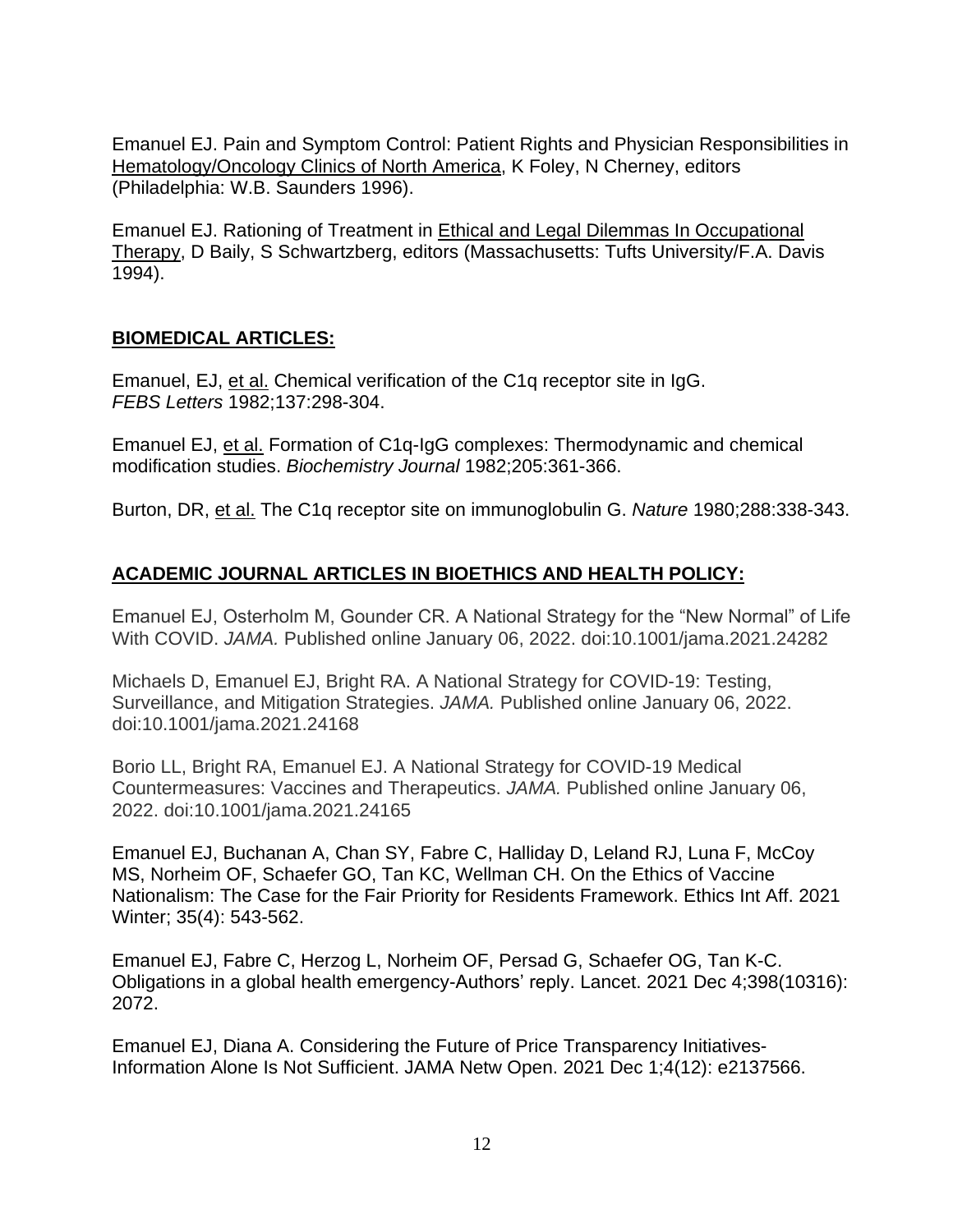Emanuel EJ. Pain and Symptom Control: Patient Rights and Physician Responsibilities in Hematology/Oncology Clinics of North America, K Foley, N Cherney, editors (Philadelphia: W.B. Saunders 1996).

Emanuel EJ. Rationing of Treatment in Ethical and Legal Dilemmas In Occupational Therapy, D Baily, S Schwartzberg, editors (Massachusetts: Tufts University/F.A. Davis 1994).

## **BIOMEDICAL ARTICLES:**

Emanuel, EJ, et al. Chemical verification of the C1q receptor site in IgG. *FEBS Letters* 1982;137:298-304.

Emanuel EJ, et al. Formation of C1q-IgG complexes: Thermodynamic and chemical modification studies. *Biochemistry Journal* 1982;205:361-366.

Burton, DR, et al. The C1q receptor site on immunoglobulin G. *Nature* 1980;288:338-343.

## **ACADEMIC JOURNAL ARTICLES IN BIOETHICS AND HEALTH POLICY:**

Emanuel EJ, Osterholm M, Gounder CR. A National Strategy for the "New Normal" of Life With COVID. *JAMA.* Published online January 06, 2022. doi:10.1001/jama.2021.24282

Michaels D, Emanuel EJ, Bright RA. A National Strategy for COVID-19: Testing, Surveillance, and Mitigation Strategies. *JAMA.* Published online January 06, 2022. doi:10.1001/jama.2021.24168

Borio LL, Bright RA, Emanuel EJ. A National Strategy for COVID-19 Medical Countermeasures: Vaccines and Therapeutics. *JAMA.* Published online January 06, 2022. doi:10.1001/jama.2021.24165

Emanuel EJ, Buchanan A, Chan SY, Fabre C, Halliday D, Leland RJ, Luna F, McCoy MS, Norheim OF, Schaefer GO, Tan KC, Wellman CH. On the Ethics of Vaccine Nationalism: The Case for the Fair Priority for Residents Framework. Ethics Int Aff. 2021 Winter; 35(4): 543-562.

Emanuel EJ, Fabre C, Herzog L, Norheim OF, Persad G, Schaefer OG, Tan K-C. Obligations in a global health emergency-Authors' reply. Lancet. 2021 Dec 4;398(10316): 2072.

Emanuel EJ, Diana A. Considering the Future of Price Transparency Initiatives-Information Alone Is Not Sufficient. JAMA Netw Open. 2021 Dec 1;4(12): e2137566.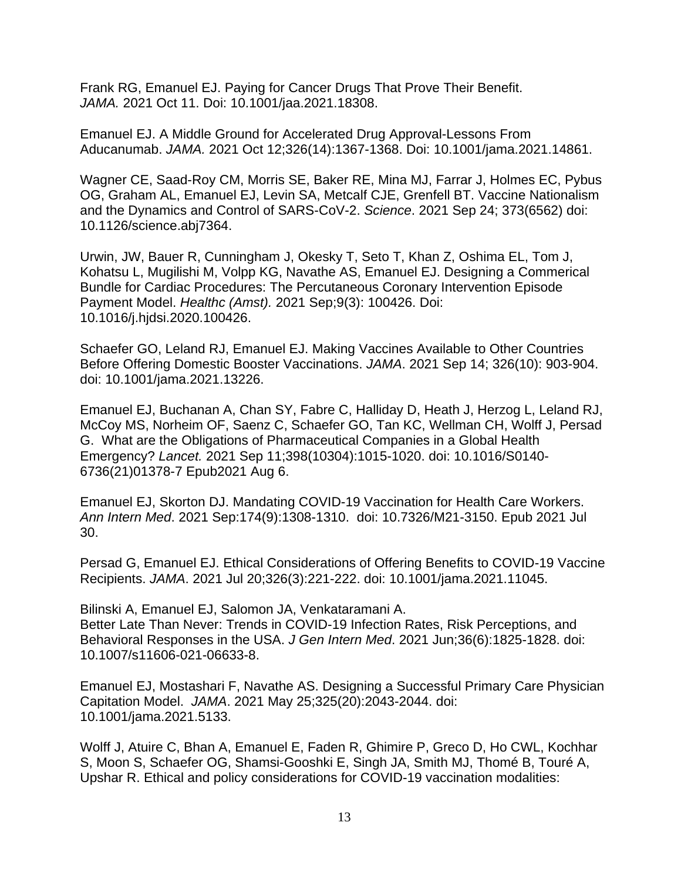Frank RG, Emanuel EJ. Paying for Cancer Drugs That Prove Their Benefit. *JAMA.* 2021 Oct 11. Doi: 10.1001/jaa.2021.18308.

Emanuel EJ. A Middle Ground for Accelerated Drug Approval-Lessons From Aducanumab. *JAMA.* 2021 Oct 12;326(14):1367-1368. Doi: 10.1001/jama.2021.14861.

Wagner CE, Saad-Roy CM, Morris SE, Baker RE, Mina MJ, Farrar J, Holmes EC, Pybus OG, Graham AL, Emanuel EJ, Levin SA, Metcalf CJE, Grenfell BT. Vaccine Nationalism and the Dynamics and Control of SARS-CoV-2. *Science*. 2021 Sep 24; 373(6562) doi: 10.1126/science.abj7364.

Urwin, JW, Bauer R, Cunningham J, Okesky T, Seto T, Khan Z, Oshima EL, Tom J, Kohatsu L, Mugilishi M, Volpp KG, Navathe AS, Emanuel EJ. Designing a Commerical Bundle for Cardiac Procedures: The Percutaneous Coronary Intervention Episode Payment Model. *Healthc (Amst).* 2021 Sep;9(3): 100426. Doi: 10.1016/j.hjdsi.2020.100426.

Schaefer GO, Leland RJ, Emanuel EJ. Making Vaccines Available to Other Countries Before Offering Domestic Booster Vaccinations. *JAMA*. 2021 Sep 14; 326(10): 903-904. doi: 10.1001/jama.2021.13226.

Emanuel EJ, Buchanan A, Chan SY, Fabre C, Halliday D, Heath J, Herzog L, Leland RJ, McCoy MS, Norheim OF, Saenz C, Schaefer GO, Tan KC, Wellman CH, Wolff J, Persad G. What are the Obligations of Pharmaceutical Companies in a Global Health Emergency? *Lancet.* 2021 Sep 11;398(10304):1015-1020. doi: 10.1016/S0140-6736(21)01378-7 Epub2021 Aug 6.

Emanuel EJ, Skorton DJ. Mandating COVID-19 Vaccination for Health Care Workers. *Ann Intern Med*. 2021 Sep:174(9):1308-1310. doi: 10.7326/M21-3150. Epub 2021 Jul 30.

Persad G, Emanuel EJ. Ethical Considerations of Offering Benefits to COVID-19 Vaccine Recipients. *JAMA*. 2021 Jul 20;326(3):221-222. doi: 10.1001/jama.2021.11045.

Bilinski A, Emanuel EJ, Salomon JA, Venkataramani A.
Better Late Than Never: Trends in COVID-19 Infection Rates, Risk Perceptions, and Behavioral Responses in the USA. *J Gen Intern Med*. 2021 Jun;36(6):1825-1828. doi: 10.1007/s11606-021-06633-8.

Emanuel EJ, Mostashari F, Navathe AS. Designing a Successful Primary Care Physician Capitation Model. *JAMA*. 2021 May 25;325(20):2043-2044. doi: 10.1001/jama.2021.5133.

Wolff J, Atuire C, Bhan A, Emanuel E, Faden R, Ghimire P, Greco D, Ho CWL, Kochhar S, Moon S, Schaefer OG, Shamsi-Gooshki E, Singh JA, Smith MJ, Thomé B, Touré A, Upshar R. Ethical and policy considerations for COVID-19 vaccination modalities: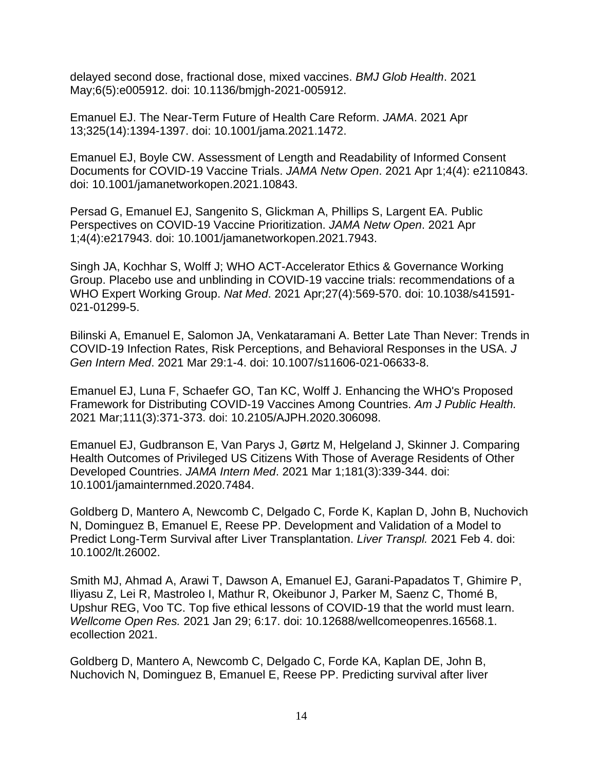delayed second dose, fractional dose, mixed vaccines. *BMJ Glob Health*. 2021 May;6(5):e005912. doi: 10.1136/bmjgh-2021-005912.

Emanuel EJ. The Near-Term Future of Health Care Reform. *JAMA*. 2021 Apr 13;325(14):1394-1397. doi: 10.1001/jama.2021.1472.

Emanuel EJ, Boyle CW. Assessment of Length and Readability of Informed Consent Documents for COVID-19 Vaccine Trials. *JAMA Netw Open*. 2021 Apr 1;4(4): e2110843. doi: 10.1001/jamanetworkopen.2021.10843.

Persad G, Emanuel EJ, Sangenito S, Glickman A, Phillips S, Largent EA. Public Perspectives on COVID-19 Vaccine Prioritization. *JAMA Netw Open*. 2021 Apr 1;4(4):e217943. doi: 10.1001/jamanetworkopen.2021.7943.

Singh JA, Kochhar S, Wolff J; WHO ACT-Accelerator Ethics & Governance Working Group. Placebo use and unblinding in COVID-19 vaccine trials: recommendations of a WHO Expert Working Group. *Nat Med*. 2021 Apr;27(4):569-570. doi: 10.1038/s41591-021-01299-5.

Bilinski A, Emanuel E, Salomon JA, Venkataramani A. Better Late Than Never: Trends in COVID-19 Infection Rates, Risk Perceptions, and Behavioral Responses in the USA. *J Gen Intern Med*. 2021 Mar 29:1-4. doi: 10.1007/s11606-021-06633-8.

Emanuel EJ, Luna F, Schaefer GO, Tan KC, Wolff J. Enhancing the WHO's Proposed Framework for Distributing COVID-19 Vaccines Among Countries. *Am J Public Health.* 2021 Mar;111(3):371-373. doi: 10.2105/AJPH.2020.306098.

Emanuel EJ, Gudbranson E, Van Parys J, Gørtz M, Helgeland J, Skinner J. Comparing Health Outcomes of Privileged US Citizens With Those of Average Residents of Other Developed Countries. *JAMA Intern Med*. 2021 Mar 1;181(3):339-344. doi: 10.1001/jamainternmed.2020.7484.

Goldberg D, Mantero A, Newcomb C, Delgado C, Forde K, Kaplan D, John B, Nuchovich N, Dominguez B, Emanuel E, Reese PP. Development and Validation of a Model to Predict Long-Term Survival after Liver Transplantation. *Liver Transpl.* 2021 Feb 4. doi: 10.1002/lt.26002.

Smith MJ, Ahmad A, Arawi T, Dawson A, Emanuel EJ, Garani-Papadatos T, Ghimire P, Iliyasu Z, Lei R, Mastroleo I, Mathur R, Okeibunor J, Parker M, Saenz C, Thomé B, Upshur REG, Voo TC. Top five ethical lessons of COVID-19 that the world must learn. *Wellcome Open Res.* 2021 Jan 29; 6:17. doi: 10.12688/wellcomeopenres.16568.1. ecollection 2021.

Goldberg D, Mantero A, Newcomb C, Delgado C, Forde KA, Kaplan DE, John B, Nuchovich N, Dominguez B, Emanuel E, Reese PP. Predicting survival after liver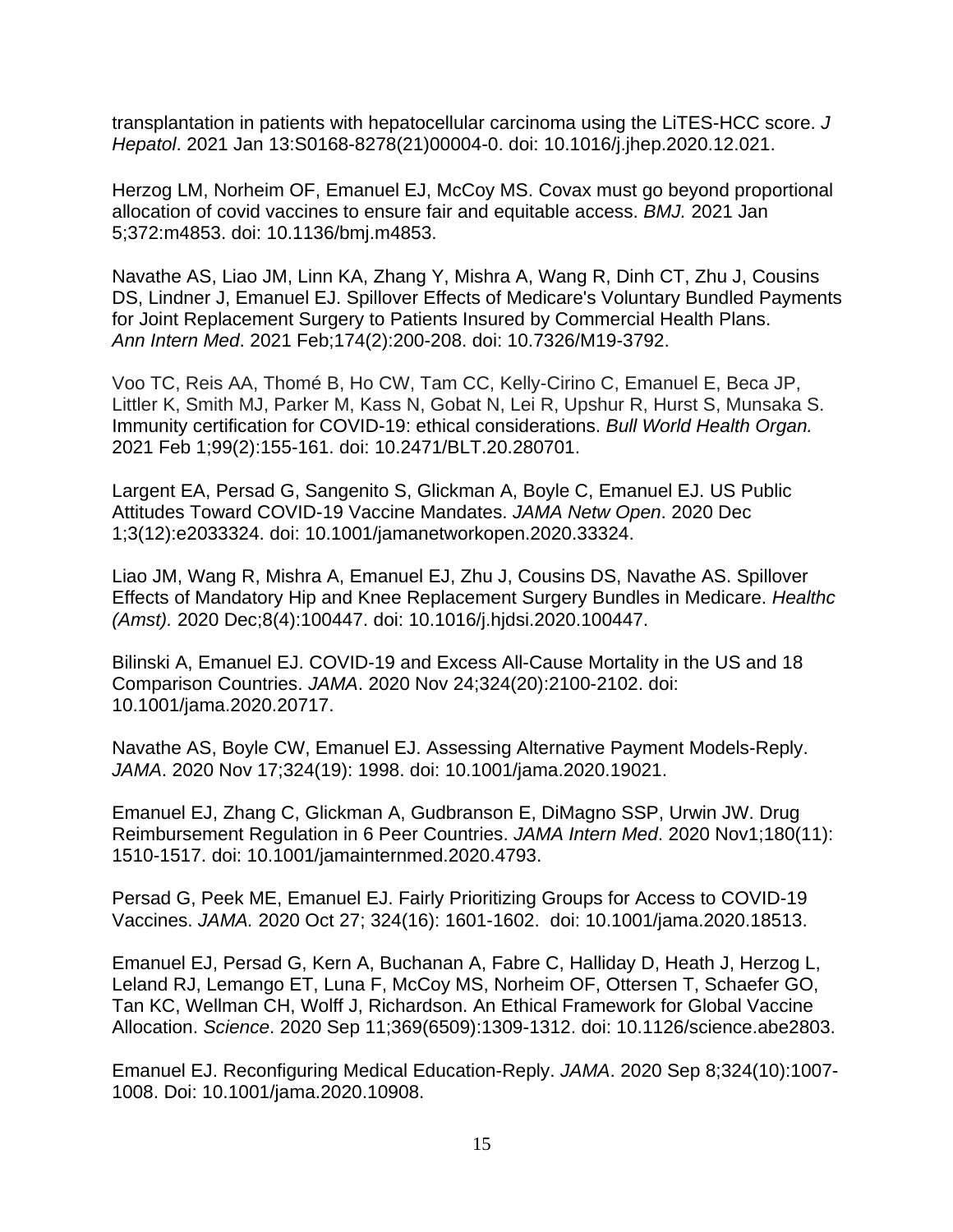transplantation in patients with hepatocellular carcinoma using the LiTES-HCC score. *J Hepatol*. 2021 Jan 13:S0168-8278(21)00004-0. doi: 10.1016/j.jhep.2020.12.021.

Herzog LM, Norheim OF, Emanuel EJ, McCoy MS. Covax must go beyond proportional allocation of covid vaccines to ensure fair and equitable access. *BMJ.* 2021 Jan 5;372:m4853. doi: 10.1136/bmj.m4853.

Navathe AS, Liao JM, Linn KA, Zhang Y, Mishra A, Wang R, Dinh CT, Zhu J, Cousins DS, Lindner J, Emanuel EJ. Spillover Effects of Medicare's Voluntary Bundled Payments for Joint Replacement Surgery to Patients Insured by Commercial Health Plans. *Ann Intern Med*. 2021 Feb;174(2):200-208. doi: 10.7326/M19-3792.

Voo TC, Reis AA, Thomé B, Ho CW, Tam CC, Kelly-Cirino C, Emanuel E, Beca JP, Littler K, Smith MJ, Parker M, Kass N, Gobat N, Lei R, Upshur R, Hurst S, Munsaka S. Immunity certification for COVID-19: ethical considerations. *Bull World Health Organ.* 2021 Feb 1;99(2):155-161. doi: 10.2471/BLT.20.280701.

Largent EA, Persad G, Sangenito S, Glickman A, Boyle C, Emanuel EJ. US Public Attitudes Toward COVID-19 Vaccine Mandates. *JAMA Netw Open*. 2020 Dec 1;3(12):e2033324. doi: 10.1001/jamanetworkopen.2020.33324.

Liao JM, Wang R, Mishra A, Emanuel EJ, Zhu J, Cousins DS, Navathe AS. Spillover Effects of Mandatory Hip and Knee Replacement Surgery Bundles in Medicare. *Healthc (Amst).* 2020 Dec;8(4):100447. doi: 10.1016/j.hjdsi.2020.100447.

Bilinski A, Emanuel EJ. COVID-19 and Excess All-Cause Mortality in the US and 18 Comparison Countries. *JAMA*. 2020 Nov 24;324(20):2100-2102. doi: 10.1001/jama.2020.20717.

Navathe AS, Boyle CW, Emanuel EJ. Assessing Alternative Payment Models-Reply. *JAMA*. 2020 Nov 17;324(19): 1998. doi: 10.1001/jama.2020.19021.

Emanuel EJ, Zhang C, Glickman A, Gudbranson E, DiMagno SSP, Urwin JW. Drug Reimbursement Regulation in 6 Peer Countries. *JAMA Intern Med*. 2020 Nov1;180(11): 1510-1517. doi: 10.1001/jamainternmed.2020.4793.

Persad G, Peek ME, Emanuel EJ. Fairly Prioritizing Groups for Access to COVID-19 Vaccines. *JAMA.* 2020 Oct 27; 324(16): 1601-1602. doi: 10.1001/jama.2020.18513.

Emanuel EJ, Persad G, Kern A, Buchanan A, Fabre C, Halliday D, Heath J, Herzog L, Leland RJ, Lemango ET, Luna F, McCoy MS, Norheim OF, Ottersen T, Schaefer GO, Tan KC, Wellman CH, Wolff J, Richardson. An Ethical Framework for Global Vaccine Allocation. *Science*. 2020 Sep 11;369(6509):1309-1312. doi: 10.1126/science.abe2803.

Emanuel EJ. Reconfiguring Medical Education-Reply. *JAMA*. 2020 Sep 8;324(10):1007-1008. Doi: 10.1001/jama.2020.10908.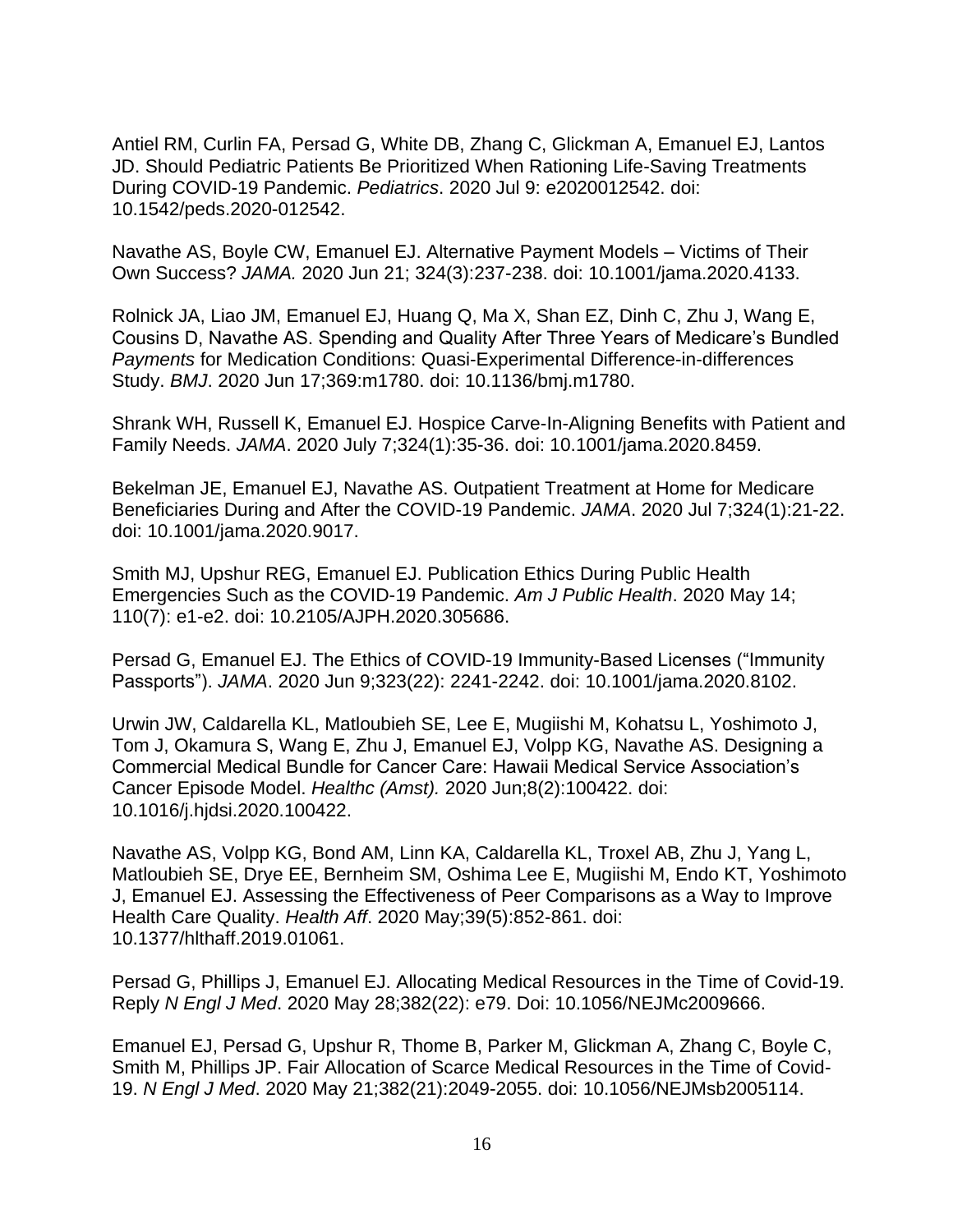Antiel RM, Curlin FA, Persad G, White DB, Zhang C, Glickman A, Emanuel EJ, Lantos JD. Should Pediatric Patients Be Prioritized When Rationing Life-Saving Treatments During COVID-19 Pandemic. *Pediatrics*. 2020 Jul 9: e2020012542. doi: 10.1542/peds.2020-012542.

Navathe AS, Boyle CW, Emanuel EJ. Alternative Payment Models – Victims of Their Own Success? *JAMA.* 2020 Jun 21; 324(3):237-238. doi: 10.1001/jama.2020.4133.

Rolnick JA, Liao JM, Emanuel EJ, Huang Q, Ma X, Shan EZ, Dinh C, Zhu J, Wang E, Cousins D, Navathe AS. Spending and Quality After Three Years of Medicare's Bundled *Payments* for Medication Conditions: Quasi-Experimental Difference-in-differences Study. *BMJ*. 2020 Jun 17;369:m1780. doi: 10.1136/bmj.m1780.

Shrank WH, Russell K, Emanuel EJ. Hospice Carve-In-Aligning Benefits with Patient and Family Needs. *JAMA*. 2020 July 7;324(1):35-36. doi: 10.1001/jama.2020.8459.

Bekelman JE, Emanuel EJ, Navathe AS. Outpatient Treatment at Home for Medicare Beneficiaries During and After the COVID-19 Pandemic. *JAMA*. 2020 Jul 7;324(1):21-22. doi: 10.1001/jama.2020.9017.

Smith MJ, Upshur REG, Emanuel EJ. Publication Ethics During Public Health Emergencies Such as the COVID-19 Pandemic. *Am J Public Health*. 2020 May 14; 110(7): e1-e2. doi: 10.2105/AJPH.2020.305686.

Persad G, Emanuel EJ. The Ethics of COVID-19 Immunity-Based Licenses ("Immunity Passports"). *JAMA*. 2020 Jun 9;323(22): 2241-2242. doi: 10.1001/jama.2020.8102.

Urwin JW, Caldarella KL, Matloubieh SE, Lee E, Mugiishi M, Kohatsu L, Yoshimoto J, Tom J, Okamura S, Wang E, Zhu J, Emanuel EJ, Volpp KG, Navathe AS. Designing a Commercial Medical Bundle for Cancer Care: Hawaii Medical Service Association's Cancer Episode Model. *Healthc (Amst).* 2020 Jun;8(2):100422. doi: 10.1016/j.hjdsi.2020.100422.

Navathe AS, Volpp KG, Bond AM, Linn KA, Caldarella KL, Troxel AB, Zhu J, Yang L, Matloubieh SE, Drye EE, Bernheim SM, Oshima Lee E, Mugiishi M, Endo KT, Yoshimoto J, Emanuel EJ. Assessing the Effectiveness of Peer Comparisons as a Way to Improve Health Care Quality. *Health Aff*. 2020 May;39(5):852-861. doi: 10.1377/hlthaff.2019.01061.

Persad G, Phillips J, Emanuel EJ. Allocating Medical Resources in the Time of Covid-19. Reply *N Engl J Med*. 2020 May 28;382(22): e79. Doi: 10.1056/NEJMc2009666.

Emanuel EJ, Persad G, Upshur R, Thome B, Parker M, Glickman A, Zhang C, Boyle C, Smith M, Phillips JP. Fair Allocation of Scarce Medical Resources in the Time of Covid-19. *N Engl J Med*. 2020 May 21;382(21):2049-2055. doi: 10.1056/NEJMsb2005114.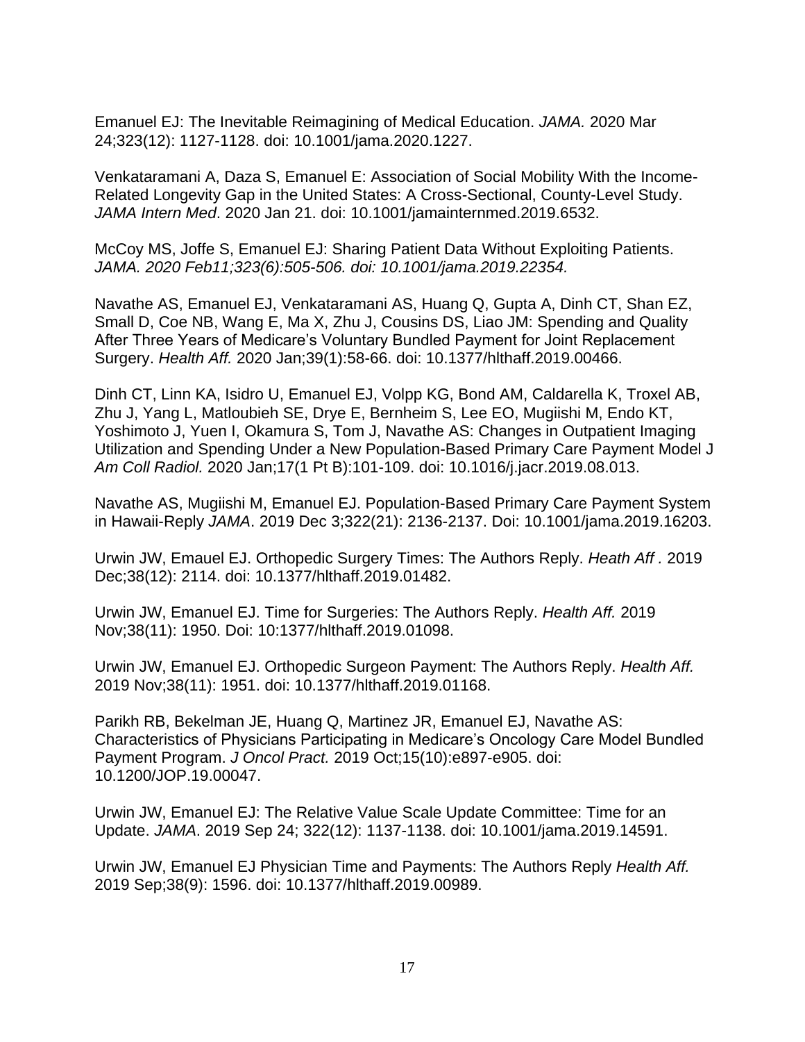Emanuel EJ: The Inevitable Reimagining of Medical Education. *JAMA.* 2020 Mar 24;323(12): 1127-1128. doi: 10.1001/jama.2020.1227.

Venkataramani A, Daza S, Emanuel E: Association of Social Mobility With the Income-Related Longevity Gap in the United States: A Cross-Sectional, County-Level Study. *JAMA Intern Med*. 2020 Jan 21. doi: 10.1001/jamainternmed.2019.6532.

McCoy MS, Joffe S, Emanuel EJ: Sharing Patient Data Without Exploiting Patients. *JAMA. 2020 Feb11;323(6):505-506. doi: 10.1001/jama.2019.22354.*

Navathe AS, Emanuel EJ, Venkataramani AS, Huang Q, Gupta A, Dinh CT, Shan EZ, Small D, Coe NB, Wang E, Ma X, Zhu J, Cousins DS, Liao JM: Spending and Quality After Three Years of Medicare's Voluntary Bundled Payment for Joint Replacement Surgery. *Health Aff.* 2020 Jan;39(1):58-66. doi: 10.1377/hlthaff.2019.00466.

Dinh CT, Linn KA, Isidro U, Emanuel EJ, Volpp KG, Bond AM, Caldarella K, Troxel AB, Zhu J, Yang L, Matloubieh SE, Drye E, Bernheim S, Lee EO, Mugiishi M, Endo KT, Yoshimoto J, Yuen I, Okamura S, Tom J, Navathe AS: Changes in Outpatient Imaging Utilization and Spending Under a New Population-Based Primary Care Payment Model J *Am Coll Radiol.* 2020 Jan;17(1 Pt B):101-109. doi: 10.1016/j.jacr.2019.08.013.

Navathe AS, Mugiishi M, Emanuel EJ. Population-Based Primary Care Payment System in Hawaii-Reply *JAMA*. 2019 Dec 3;322(21): 2136-2137. Doi: 10.1001/jama.2019.16203.

Urwin JW, Emauel EJ. Orthopedic Surgery Times: The Authors Reply. *Heath Aff .* 2019 Dec;38(12): 2114. doi: 10.1377/hlthaff.2019.01482.

Urwin JW, Emanuel EJ. Time for Surgeries: The Authors Reply. *Health Aff.* 2019 Nov;38(11): 1950. Doi: 10:1377/hlthaff.2019.01098.

Urwin JW, Emanuel EJ. Orthopedic Surgeon Payment: The Authors Reply. *Health Aff.* 2019 Nov;38(11): 1951. doi: 10.1377/hlthaff.2019.01168.

Parikh RB, Bekelman JE, Huang Q, Martinez JR, Emanuel EJ, Navathe AS: Characteristics of Physicians Participating in Medicare's Oncology Care Model Bundled Payment Program. *J Oncol Pract.* 2019 Oct;15(10):e897-e905. doi: 10.1200/JOP.19.00047.

Urwin JW, Emanuel EJ: The Relative Value Scale Update Committee: Time for an Update. *JAMA*. 2019 Sep 24; 322(12): 1137-1138. doi: 10.1001/jama.2019.14591.

Urwin JW, Emanuel EJ Physician Time and Payments: The Authors Reply *Health Aff.* 2019 Sep;38(9): 1596. doi: 10.1377/hlthaff.2019.00989.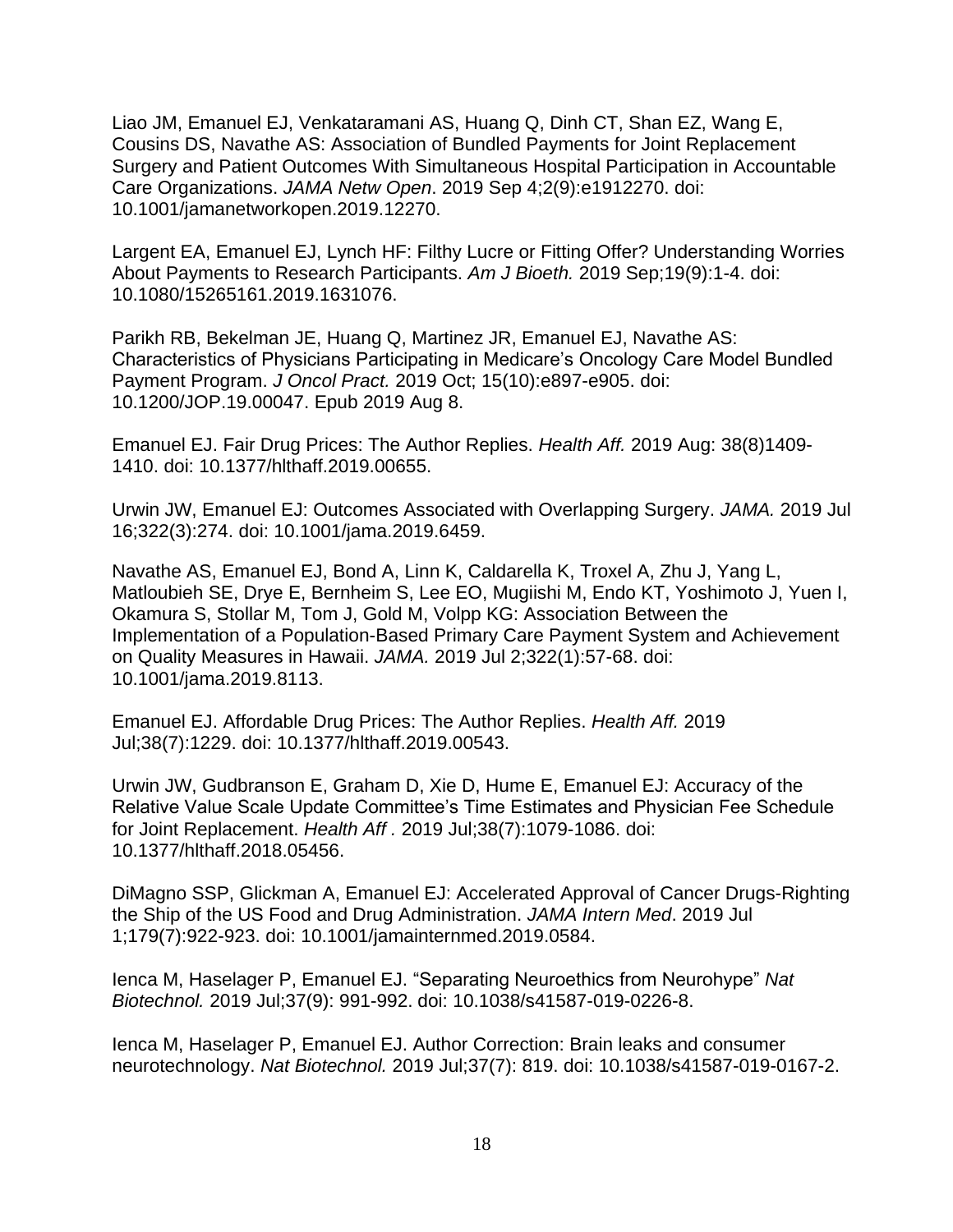Liao JM, Emanuel EJ, Venkataramani AS, Huang Q, Dinh CT, Shan EZ, Wang E, Cousins DS, Navathe AS: Association of Bundled Payments for Joint Replacement Surgery and Patient Outcomes With Simultaneous Hospital Participation in Accountable Care Organizations. *JAMA Netw Open*. 2019 Sep 4;2(9):e1912270. doi: 10.1001/jamanetworkopen.2019.12270.

Largent EA, Emanuel EJ, Lynch HF: Filthy Lucre or Fitting Offer? Understanding Worries About Payments to Research Participants. *Am J Bioeth.* 2019 Sep;19(9):1-4. doi: 10.1080/15265161.2019.1631076.

Parikh RB, Bekelman JE, Huang Q, Martinez JR, Emanuel EJ, Navathe AS: Characteristics of Physicians Participating in Medicare's Oncology Care Model Bundled Payment Program. *J Oncol Pract.* 2019 Oct; 15(10):e897-e905. doi: 10.1200/JOP.19.00047. Epub 2019 Aug 8.

Emanuel EJ. Fair Drug Prices: The Author Replies. *Health Aff.* 2019 Aug: 38(8)1409-1410. doi: 10.1377/hlthaff.2019.00655.

Urwin JW, Emanuel EJ: Outcomes Associated with Overlapping Surgery. *JAMA.* 2019 Jul 16;322(3):274. doi: 10.1001/jama.2019.6459.

Navathe AS, Emanuel EJ, Bond A, Linn K, Caldarella K, Troxel A, Zhu J, Yang L, Matloubieh SE, Drye E, Bernheim S, Lee EO, Mugiishi M, Endo KT, Yoshimoto J, Yuen I, Okamura S, Stollar M, Tom J, Gold M, Volpp KG: Association Between the Implementation of a Population-Based Primary Care Payment System and Achievement on Quality Measures in Hawaii. *JAMA.* 2019 Jul 2;322(1):57-68. doi: 10.1001/jama.2019.8113.

Emanuel EJ. Affordable Drug Prices: The Author Replies. *Health Aff.* 2019 Jul;38(7):1229. doi: 10.1377/hlthaff.2019.00543.

Urwin JW, Gudbranson E, Graham D, Xie D, Hume E, Emanuel EJ: Accuracy of the Relative Value Scale Update Committee's Time Estimates and Physician Fee Schedule for Joint Replacement. *Health Aff .* 2019 Jul;38(7):1079-1086. doi: 10.1377/hlthaff.2018.05456.

DiMagno SSP, Glickman A, Emanuel EJ: Accelerated Approval of Cancer Drugs-Righting the Ship of the US Food and Drug Administration. *JAMA Intern Med*. 2019 Jul 1;179(7):922-923. doi: 10.1001/jamainternmed.2019.0584.

Ienca M, Haselager P, Emanuel EJ. "Separating Neuroethics from Neurohype" *Nat Biotechnol.* 2019 Jul;37(9): 991-992. doi: 10.1038/s41587-019-0226-8.

Ienca M, Haselager P, Emanuel EJ. Author Correction: Brain leaks and consumer neurotechnology. *Nat Biotechnol.* 2019 Jul;37(7): 819. doi: 10.1038/s41587-019-0167-2.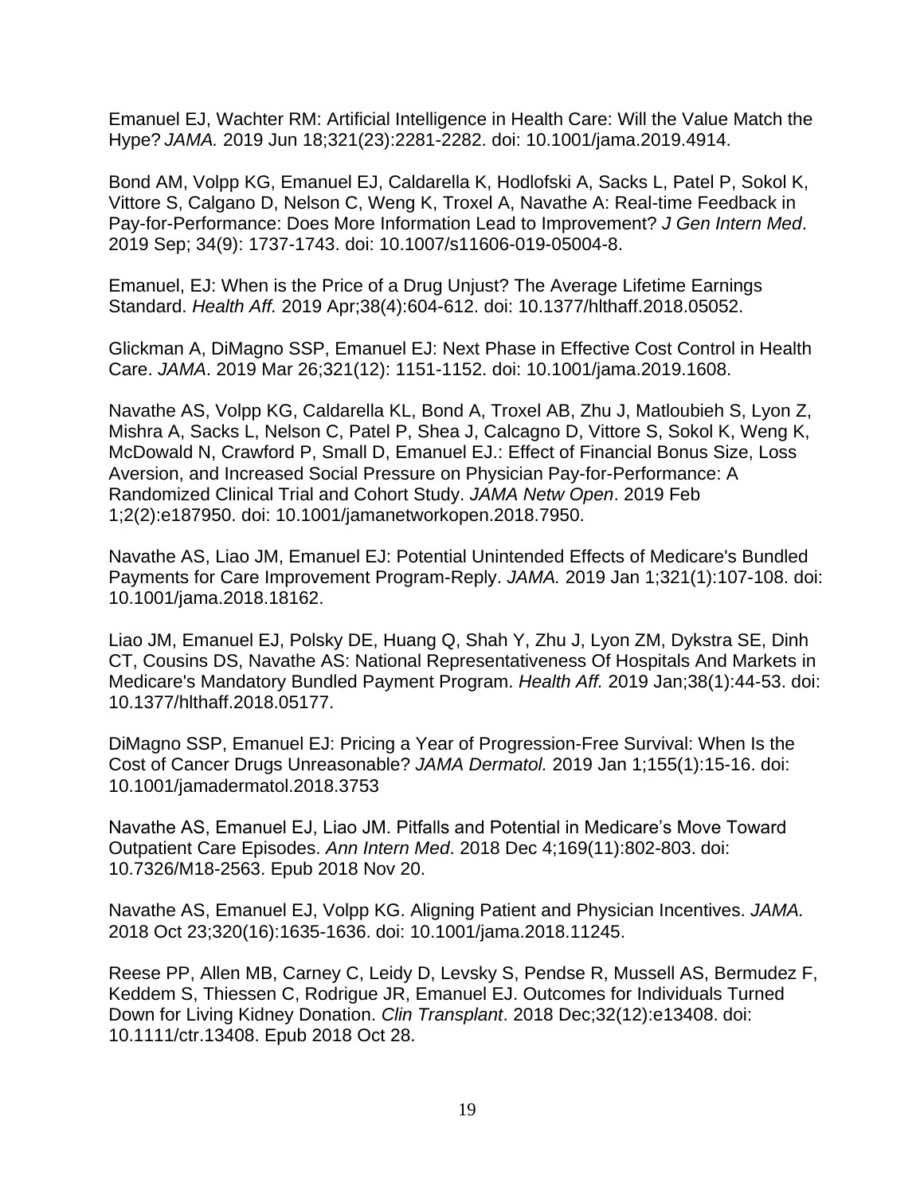Emanuel EJ, Wachter RM: Artificial Intelligence in Health Care: Will the Value Match the Hype? *JAMA.* 2019 Jun 18;321(23):2281-2282. doi: 10.1001/jama.2019.4914.

Bond AM, Volpp KG, Emanuel EJ, Caldarella K, Hodlofski A, Sacks L, Patel P, Sokol K, Vittore S, Calgano D, Nelson C, Weng K, Troxel A, Navathe A: Real-time Feedback in Pay-for-Performance: Does More Information Lead to Improvement? *J Gen Intern Med*. 2019 Sep; 34(9): 1737-1743. doi: 10.1007/s11606-019-05004-8.

Emanuel, EJ: When is the Price of a Drug Unjust? The Average Lifetime Earnings Standard. *Health Aff.* 2019 Apr;38(4):604-612. doi: 10.1377/hlthaff.2018.05052.

Glickman A, DiMagno SSP, Emanuel EJ: Next Phase in Effective Cost Control in Health Care. *JAMA*. 2019 Mar 26;321(12): 1151-1152. doi: 10.1001/jama.2019.1608.

Navathe AS, Volpp KG, Caldarella KL, Bond A, Troxel AB, Zhu J, Matloubieh S, Lyon Z, Mishra A, Sacks L, Nelson C, Patel P, Shea J, Calcagno D, Vittore S, Sokol K, Weng K, McDowald N, Crawford P, Small D, Emanuel EJ.: Effect of Financial Bonus Size, Loss Aversion, and Increased Social Pressure on Physician Pay-for-Performance: A Randomized Clinical Trial and Cohort Study. *JAMA Netw Open*. 2019 Feb 1;2(2):e187950. doi: 10.1001/jamanetworkopen.2018.7950.

Navathe AS, Liao JM, Emanuel EJ: Potential Unintended Effects of Medicare's Bundled Payments for Care Improvement Program-Reply. *JAMA.* 2019 Jan 1;321(1):107-108. doi: 10.1001/jama.2018.18162.

Liao JM, Emanuel EJ, Polsky DE, Huang Q, Shah Y, Zhu J, Lyon ZM, Dykstra SE, Dinh CT, Cousins DS, Navathe AS: National Representativeness Of Hospitals And Markets in Medicare's Mandatory Bundled Payment Program. *Health Aff.* 2019 Jan;38(1):44-53. doi: 10.1377/hlthaff.2018.05177.

DiMagno SSP, Emanuel EJ: Pricing a Year of Progression-Free Survival: When Is the Cost of Cancer Drugs Unreasonable? *JAMA Dermatol.* 2019 Jan 1;155(1):15-16. doi: 10.1001/jamadermatol.2018.3753

Navathe AS, Emanuel EJ, Liao JM. Pitfalls and Potential in Medicare's Move Toward Outpatient Care Episodes. *Ann Intern Med*. 2018 Dec 4;169(11):802-803. doi: 10.7326/M18-2563. Epub 2018 Nov 20.

Navathe AS, Emanuel EJ, Volpp KG. Aligning Patient and Physician Incentives. *JAMA.* 2018 Oct 23;320(16):1635-1636. doi: 10.1001/jama.2018.11245.

Reese PP, Allen MB, Carney C, Leidy D, Levsky S, Pendse R, Mussell AS, Bermudez F, Keddem S, Thiessen C, Rodrigue JR, Emanuel EJ. Outcomes for Individuals Turned Down for Living Kidney Donation. *Clin Transplant*. 2018 Dec;32(12):e13408. doi: 10.1111/ctr.13408. Epub 2018 Oct 28.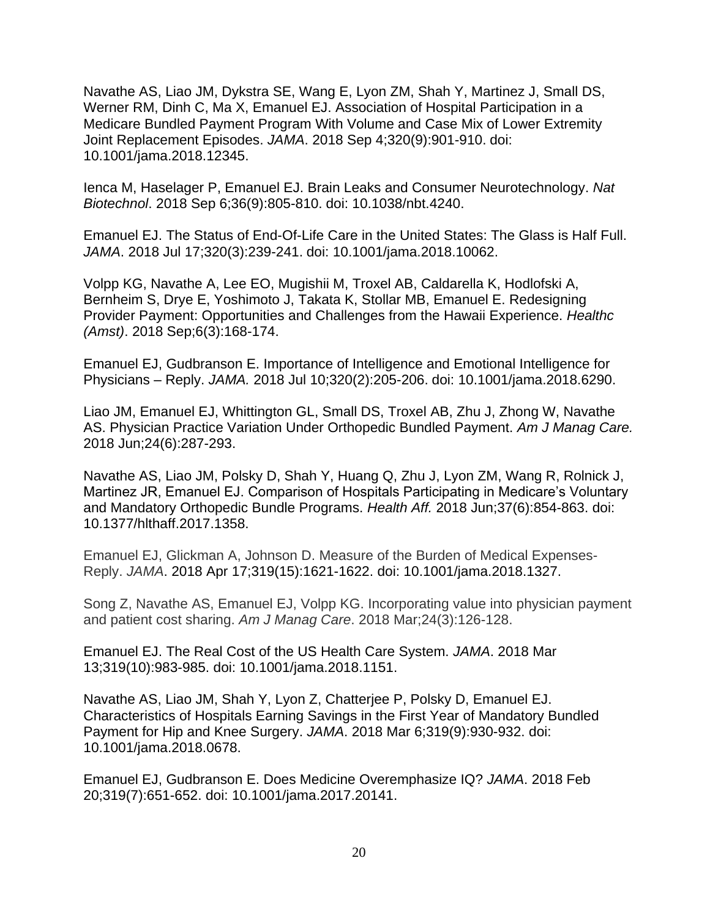Navathe AS, Liao JM, Dykstra SE, Wang E, Lyon ZM, Shah Y, Martinez J, Small DS, Werner RM, Dinh C, Ma X, Emanuel EJ. Association of Hospital Participation in a Medicare Bundled Payment Program With Volume and Case Mix of Lower Extremity Joint Replacement Episodes. *JAMA*. 2018 Sep 4;320(9):901-910. doi: 10.1001/jama.2018.12345.

Ienca M, Haselager P, Emanuel EJ. Brain Leaks and Consumer Neurotechnology. *Nat Biotechnol*. 2018 Sep 6;36(9):805-810. doi: 10.1038/nbt.4240.

Emanuel EJ. The Status of End-Of-Life Care in the United States: The Glass is Half Full. *JAMA*. 2018 Jul 17;320(3):239-241. doi: 10.1001/jama.2018.10062.

Volpp KG, Navathe A, Lee EO, Mugishii M, Troxel AB, Caldarella K, Hodlofski A, Bernheim S, Drye E, Yoshimoto J, Takata K, Stollar MB, Emanuel E. Redesigning Provider Payment: Opportunities and Challenges from the Hawaii Experience. *Healthc (Amst)*. 2018 Sep;6(3):168-174.

Emanuel EJ, Gudbranson E. Importance of Intelligence and Emotional Intelligence for Physicians – Reply. *JAMA.* 2018 Jul 10;320(2):205-206. doi: 10.1001/jama.2018.6290.

Liao JM, Emanuel EJ, Whittington GL, Small DS, Troxel AB, Zhu J, Zhong W, Navathe AS. Physician Practice Variation Under Orthopedic Bundled Payment. *Am J Manag Care.* 2018 Jun;24(6):287-293.

Navathe AS, Liao JM, Polsky D, Shah Y, Huang Q, Zhu J, Lyon ZM, Wang R, Rolnick J, Martinez JR, Emanuel EJ. Comparison of Hospitals Participating in Medicare's Voluntary and Mandatory Orthopedic Bundle Programs. *Health Aff.* 2018 Jun;37(6):854-863. doi: 10.1377/hlthaff.2017.1358.

Emanuel EJ, Glickman A, Johnson D. Measure of the Burden of Medical Expenses-Reply. *JAMA*. 2018 Apr 17;319(15):1621-1622. doi: 10.1001/jama.2018.1327.

Song Z, Navathe AS, Emanuel EJ, Volpp KG. Incorporating value into physician payment and patient cost sharing. *Am J Manag Care*. 2018 Mar;24(3):126-128.

Emanuel EJ. The Real Cost of the US Health Care System. *JAMA*. 2018 Mar 13;319(10):983-985. doi: 10.1001/jama.2018.1151.

Navathe AS, Liao JM, Shah Y, Lyon Z, Chatterjee P, Polsky D, Emanuel EJ. Characteristics of Hospitals Earning Savings in the First Year of Mandatory Bundled Payment for Hip and Knee Surgery. *JAMA*. 2018 Mar 6;319(9):930-932. doi: 10.1001/jama.2018.0678.

Emanuel EJ, Gudbranson E. Does Medicine Overemphasize IQ? *JAMA*. 2018 Feb 20;319(7):651-652. doi: 10.1001/jama.2017.20141.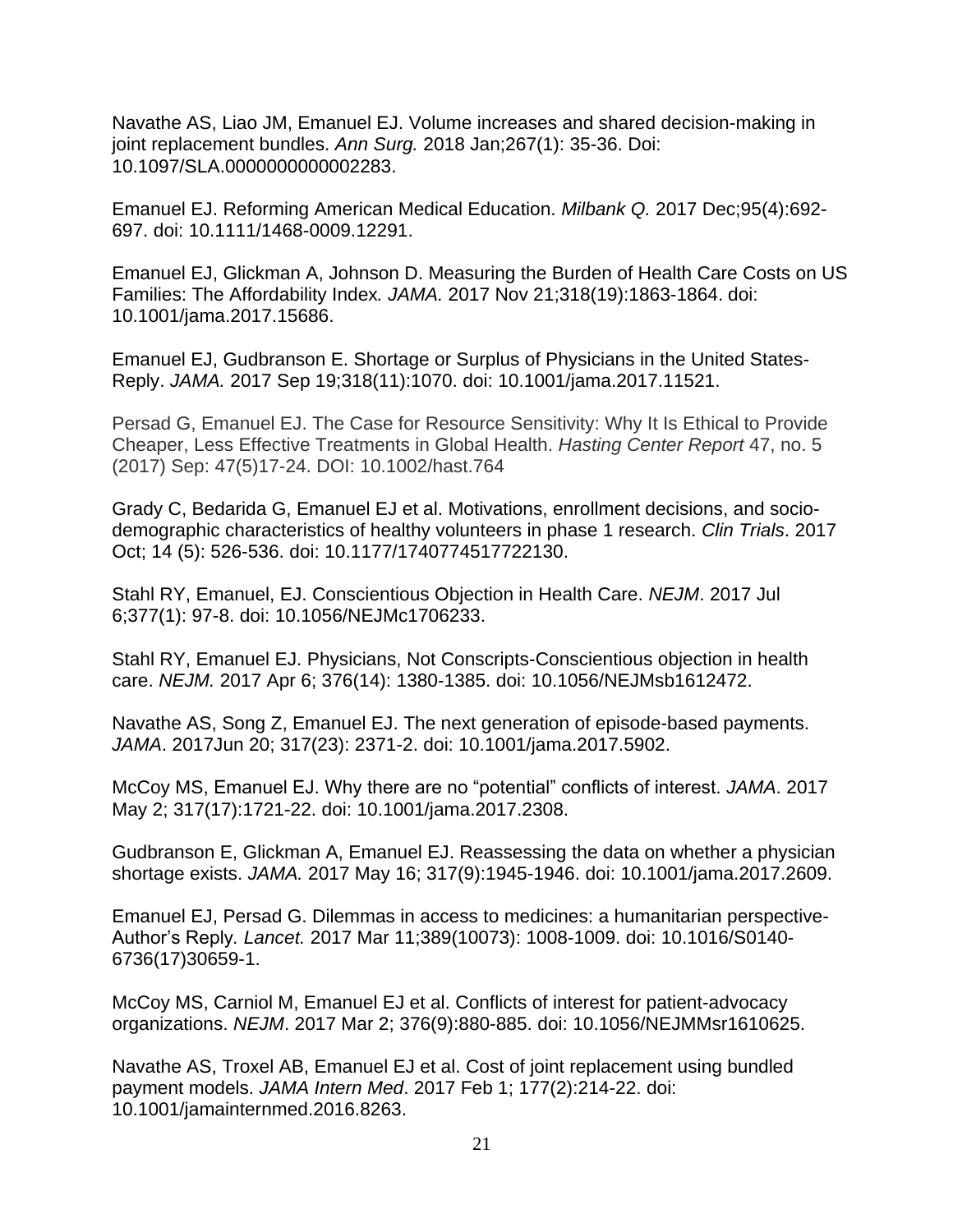Navathe AS, Liao JM, Emanuel EJ. Volume increases and shared decision-making in joint replacement bundles. *Ann Surg.* 2018 Jan;267(1): 35-36. Doi: 10.1097/SLA.0000000000002283.

Emanuel EJ. Reforming American Medical Education. *Milbank Q.* 2017 Dec;95(4):692-697. doi: 10.1111/1468-0009.12291.

Emanuel EJ, Glickman A, Johnson D. Measuring the Burden of Health Care Costs on US Families: The Affordability Index*. JAMA.* 2017 Nov 21;318(19):1863-1864. doi: 10.1001/jama.2017.15686.

Emanuel EJ, Gudbranson E. Shortage or Surplus of Physicians in the United States-Reply. *JAMA.* 2017 Sep 19;318(11):1070. doi: 10.1001/jama.2017.11521.

Persad G, Emanuel EJ. The Case for Resource Sensitivity: Why It Is Ethical to Provide Cheaper, Less Effective Treatments in Global Health. *Hasting Center Report* 47, no. 5 (2017) Sep: 47(5)17-24. DOI: 10.1002/hast.764

Grady C, Bedarida G, Emanuel EJ et al. Motivations, enrollment decisions, and socio-demographic characteristics of healthy volunteers in phase 1 research. *Clin Trials*. 2017 Oct; 14 (5): 526-536. doi: 10.1177/1740774517722130.

Stahl RY, Emanuel, EJ. Conscientious Objection in Health Care. *NEJM*. 2017 Jul 6;377(1): 97-8. doi: 10.1056/NEJMc1706233.

Stahl RY, Emanuel EJ. Physicians, Not Conscripts-Conscientious objection in health care. *NEJM.* 2017 Apr 6; 376(14): 1380-1385. doi: 10.1056/NEJMsb1612472.

Navathe AS, Song Z, Emanuel EJ. The next generation of episode-based payments. *JAMA*. 2017Jun 20; 317(23): 2371-2. doi: 10.1001/jama.2017.5902.

McCoy MS, Emanuel EJ. Why there are no "potential" conflicts of interest. *JAMA*. 2017 May 2; 317(17):1721-22. doi: 10.1001/jama.2017.2308.

Gudbranson E, Glickman A, Emanuel EJ. Reassessing the data on whether a physician shortage exists. *JAMA.* 2017 May 16; 317(9):1945-1946. doi: 10.1001/jama.2017.2609.

Emanuel EJ, Persad G. Dilemmas in access to medicines: a humanitarian perspective-Author's Reply*. Lancet.* 2017 Mar 11;389(10073): 1008-1009. doi: 10.1016/S0140-6736(17)30659-1.

McCoy MS, Carniol M, Emanuel EJ et al. Conflicts of interest for patient-advocacy organizations. *NEJM*. 2017 Mar 2; 376(9):880-885. doi: 10.1056/NEJMMsr1610625.

Navathe AS, Troxel AB, Emanuel EJ et al. Cost of joint replacement using bundled payment models. *JAMA Intern Med*. 2017 Feb 1; 177(2):214-22. doi: 10.1001/jamainternmed.2016.8263.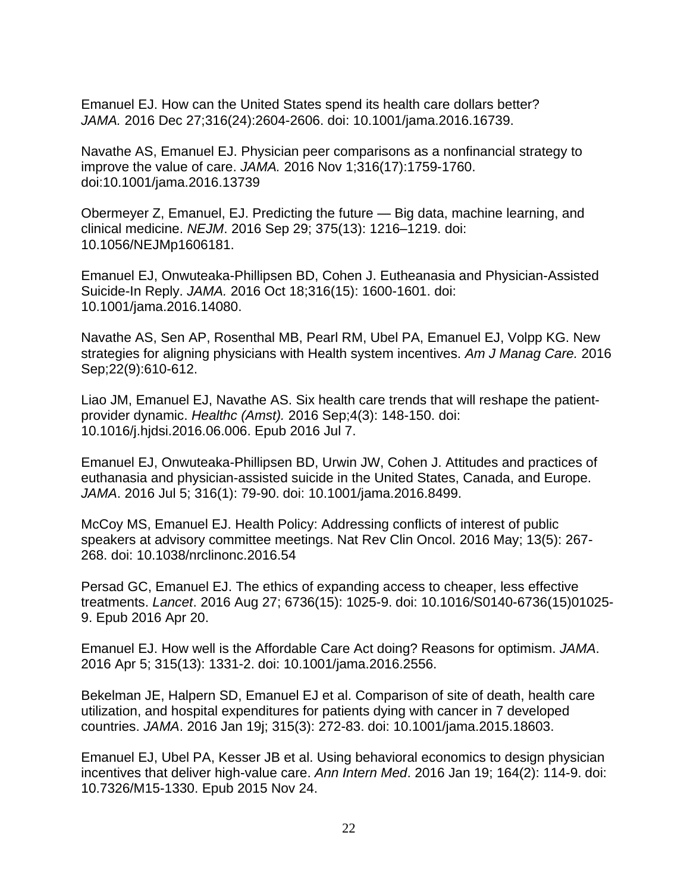Emanuel EJ. How can the United States spend its health care dollars better? *JAMA.* 2016 Dec 27;316(24):2604-2606. doi: 10.1001/jama.2016.16739.

Navathe AS, Emanuel EJ. Physician peer comparisons as a nonfinancial strategy to improve the value of care. *JAMA.* 2016 Nov 1;316(17):1759-1760. doi:10.1001/jama.2016.13739

Obermeyer Z, Emanuel, EJ. Predicting the future — Big data, machine learning, and clinical medicine. *NEJM*. 2016 Sep 29; 375(13): 1216–1219. doi: 10.1056/NEJMp1606181.

Emanuel EJ, Onwuteaka-Phillipsen BD, Cohen J. Eutheanasia and Physician-Assisted Suicide-In Reply. *JAMA.* 2016 Oct 18;316(15): 1600-1601. doi: 10.1001/jama.2016.14080.

Navathe AS, Sen AP, Rosenthal MB, Pearl RM, Ubel PA, Emanuel EJ, Volpp KG. New strategies for aligning physicians with Health system incentives. *Am J Manag Care.* 2016 Sep;22(9):610-612.

Liao JM, Emanuel EJ, Navathe AS. Six health care trends that will reshape the patient-provider dynamic. *Healthc (Amst).* 2016 Sep;4(3): 148-150. doi: 10.1016/j.hjdsi.2016.06.006. Epub 2016 Jul 7.

Emanuel EJ, Onwuteaka-Phillipsen BD, Urwin JW, Cohen J. Attitudes and practices of euthanasia and physician-assisted suicide in the United States, Canada, and Europe. *JAMA*. 2016 Jul 5; 316(1): 79-90. doi: 10.1001/jama.2016.8499.

McCoy MS, Emanuel EJ. Health Policy: Addressing conflicts of interest of public speakers at advisory committee meetings. Nat Rev Clin Oncol. 2016 May; 13(5): 267-268. doi: 10.1038/nrclinonc.2016.54

Persad GC, Emanuel EJ. The ethics of expanding access to cheaper, less effective treatments. *Lancet*. 2016 Aug 27; 6736(15): 1025-9. doi: 10.1016/S0140-6736(15)01025-9. Epub 2016 Apr 20.

Emanuel EJ. How well is the Affordable Care Act doing? Reasons for optimism. *JAMA*. 2016 Apr 5; 315(13): 1331-2. doi: 10.1001/jama.2016.2556.

Bekelman JE, Halpern SD, Emanuel EJ et al. Comparison of site of death, health care utilization, and hospital expenditures for patients dying with cancer in 7 developed countries. *JAMA*. 2016 Jan 19j; 315(3): 272-83. doi: 10.1001/jama.2015.18603.

Emanuel EJ, Ubel PA, Kesser JB et al. Using behavioral economics to design physician incentives that deliver high-value care. *Ann Intern Med*. 2016 Jan 19; 164(2): 114-9. doi: 10.7326/M15-1330. Epub 2015 Nov 24.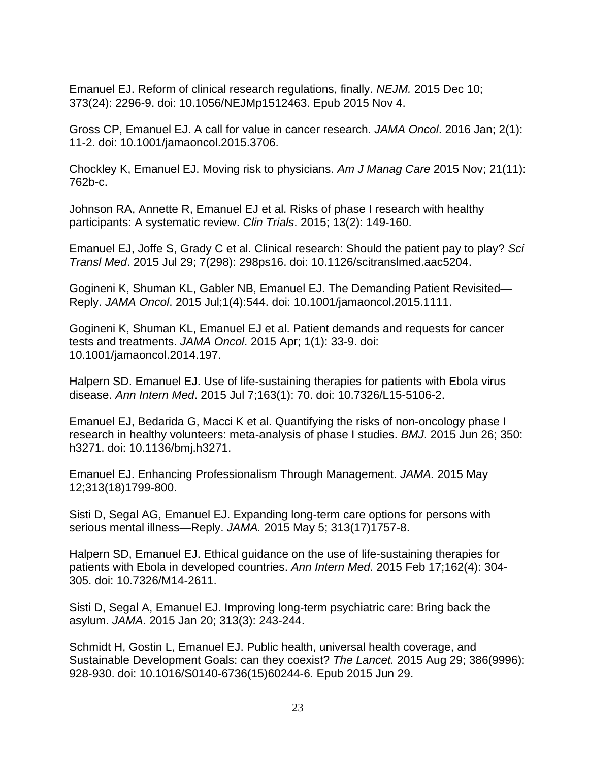Emanuel EJ. Reform of clinical research regulations, finally. *NEJM.* 2015 Dec 10; 373(24): 2296-9. doi: 10.1056/NEJMp1512463. Epub 2015 Nov 4.

Gross CP, Emanuel EJ. A call for value in cancer research. *JAMA Oncol*. 2016 Jan; 2(1): 11-2. doi: 10.1001/jamaoncol.2015.3706.

Chockley K, Emanuel EJ. Moving risk to physicians. *Am J Manag Care* 2015 Nov; 21(11): 762b-c.

Johnson RA, Annette R, Emanuel EJ et al. Risks of phase I research with healthy participants: A systematic review. *Clin Trials*. 2015; 13(2): 149-160.

Emanuel EJ, Joffe S, Grady C et al. Clinical research: Should the patient pay to play? *Sci Transl Med*. 2015 Jul 29; 7(298): 298ps16. doi: 10.1126/scitranslmed.aac5204.

Gogineni K, Shuman KL, Gabler NB, Emanuel EJ. The Demanding Patient Revisited—Reply. *JAMA Oncol*. 2015 Jul;1(4):544. doi: 10.1001/jamaoncol.2015.1111.

Gogineni K, Shuman KL, Emanuel EJ et al. Patient demands and requests for cancer tests and treatments. *JAMA Oncol*. 2015 Apr; 1(1): 33-9. doi: 10.1001/jamaoncol.2014.197.

Halpern SD. Emanuel EJ. Use of life-sustaining therapies for patients with Ebola virus disease. *Ann Intern Med*. 2015 Jul 7;163(1): 70. doi: 10.7326/L15-5106-2.

Emanuel EJ, Bedarida G, Macci K et al. Quantifying the risks of non-oncology phase I research in healthy volunteers: meta-analysis of phase I studies. *BMJ*. 2015 Jun 26; 350: h3271. doi: 10.1136/bmj.h3271.

Emanuel EJ. Enhancing Professionalism Through Management. *JAMA.* 2015 May 12;313(18)1799-800.

Sisti D, Segal AG, Emanuel EJ. Expanding long-term care options for persons with serious mental illness—Reply. *JAMA.* 2015 May 5; 313(17)1757-8.

Halpern SD, Emanuel EJ. Ethical guidance on the use of life-sustaining therapies for patients with Ebola in developed countries. *Ann Intern Med*. 2015 Feb 17;162(4): 304-305. doi: 10.7326/M14-2611.

Sisti D, Segal A, Emanuel EJ. Improving long-term psychiatric care: Bring back the asylum. *JAMA*. 2015 Jan 20; 313(3): 243-244.

Schmidt H, Gostin L, Emanuel EJ. Public health, universal health coverage, and Sustainable Development Goals: can they coexist? *The Lancet.* 2015 Aug 29; 386(9996): 928-930. doi: 10.1016/S0140-6736(15)60244-6. Epub 2015 Jun 29.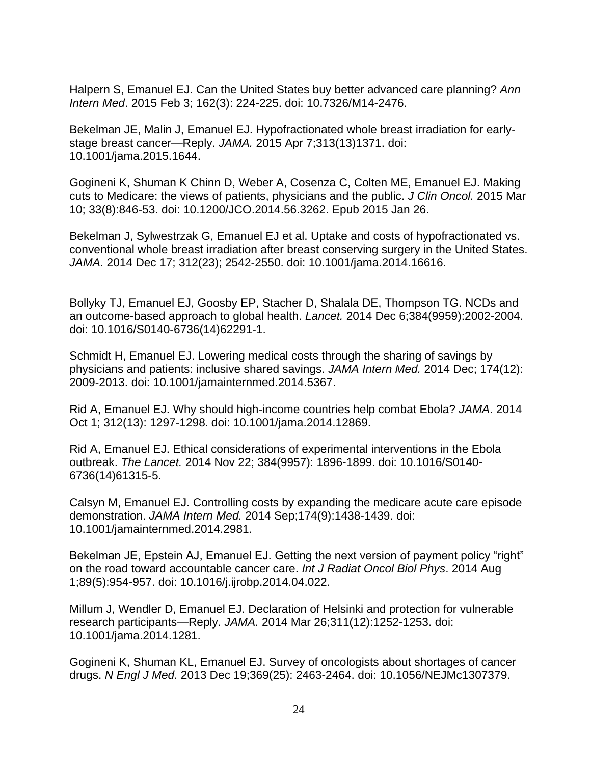Halpern S, Emanuel EJ. Can the United States buy better advanced care planning? *Ann Intern Med*. 2015 Feb 3; 162(3): 224-225. doi: 10.7326/M14-2476.

Bekelman JE, Malin J, Emanuel EJ. Hypofractionated whole breast irradiation for early-stage breast cancer—Reply. *JAMA.* 2015 Apr 7;313(13)1371. doi: 10.1001/jama.2015.1644.

Gogineni K, Shuman K Chinn D, Weber A, Cosenza C, Colten ME, Emanuel EJ. Making cuts to Medicare: the views of patients, physicians and the public. *J Clin Oncol.* 2015 Mar 10; 33(8):846-53. doi: 10.1200/JCO.2014.56.3262. Epub 2015 Jan 26.

Bekelman J, Sylwestrzak G, Emanuel EJ et al. Uptake and costs of hypofractionated vs. conventional whole breast irradiation after breast conserving surgery in the United States. *JAMA*. 2014 Dec 17; 312(23); 2542-2550. doi: 10.1001/jama.2014.16616.

Bollyky TJ, Emanuel EJ, Goosby EP, Stacher D, Shalala DE, Thompson TG. NCDs and an outcome-based approach to global health. *Lancet.* 2014 Dec 6;384(9959):2002-2004. doi: 10.1016/S0140-6736(14)62291-1.

Schmidt H, Emanuel EJ. Lowering medical costs through the sharing of savings by physicians and patients: inclusive shared savings. *JAMA Intern Med.* 2014 Dec; 174(12): 2009-2013. doi: 10.1001/jamainternmed.2014.5367.

Rid A, Emanuel EJ. Why should high-income countries help combat Ebola? *JAMA*. 2014 Oct 1; 312(13): 1297-1298. doi: 10.1001/jama.2014.12869.

Rid A, Emanuel EJ. Ethical considerations of experimental interventions in the Ebola outbreak. *The Lancet.* 2014 Nov 22; 384(9957): 1896-1899. doi: 10.1016/S0140-6736(14)61315-5.

Calsyn M, Emanuel EJ. Controlling costs by expanding the medicare acute care episode demonstration. *JAMA Intern Med.* 2014 Sep;174(9):1438-1439. doi: 10.1001/jamainternmed.2014.2981.

Bekelman JE, Epstein AJ, Emanuel EJ. Getting the next version of payment policy "right" on the road toward accountable cancer care. *Int J Radiat Oncol Biol Phys*. 2014 Aug 1;89(5):954-957. doi: 10.1016/j.ijrobp.2014.04.022.

Millum J, Wendler D, Emanuel EJ. Declaration of Helsinki and protection for vulnerable research participants—Reply. *JAMA.* 2014 Mar 26;311(12):1252-1253. doi: 10.1001/jama.2014.1281.

Gogineni K, Shuman KL, Emanuel EJ. Survey of oncologists about shortages of cancer drugs. *N Engl J Med.* 2013 Dec 19;369(25): 2463-2464. doi: 10.1056/NEJMc1307379.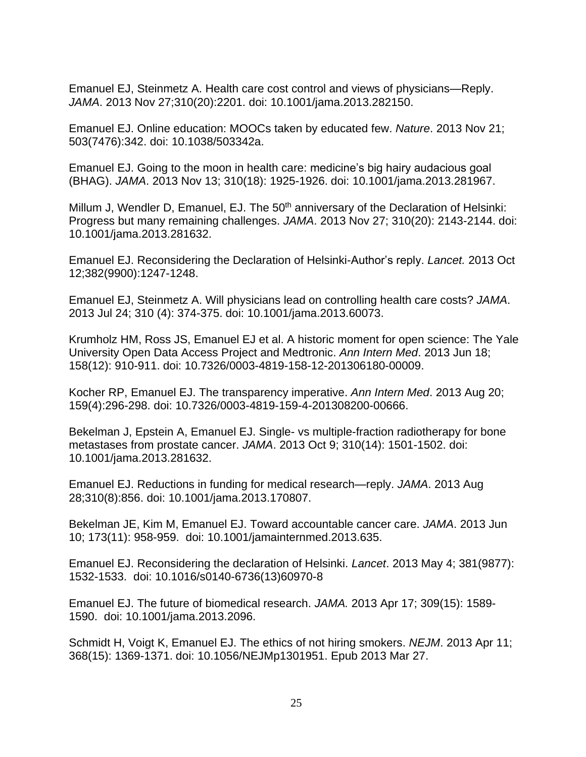Emanuel EJ, Steinmetz A. Health care cost control and views of physicians—Reply. *JAMA*. 2013 Nov 27;310(20):2201. doi: 10.1001/jama.2013.282150.

Emanuel EJ. Online education: MOOCs taken by educated few. *Nature*. 2013 Nov 21; 503(7476):342. doi: 10.1038/503342a.

Emanuel EJ. Going to the moon in health care: medicine's big hairy audacious goal (BHAG). *JAMA*. 2013 Nov 13; 310(18): 1925-1926. doi: 10.1001/jama.2013.281967.

Millum J, Wendler D, Emanuel, EJ. The 50th anniversary of the Declaration of Helsinki: Progress but many remaining challenges. *JAMA*. 2013 Nov 27; 310(20): 2143-2144. doi: 10.1001/jama.2013.281632.

Emanuel EJ. Reconsidering the Declaration of Helsinki-Author's reply. *Lancet.* 2013 Oct 12;382(9900):1247-1248.

Emanuel EJ, Steinmetz A. Will physicians lead on controlling health care costs? *JAMA*. 2013 Jul 24; 310 (4): 374-375. doi: 10.1001/jama.2013.60073.

Krumholz HM, Ross JS, Emanuel EJ et al. A historic moment for open science: The Yale University Open Data Access Project and Medtronic. *Ann Intern Med*. 2013 Jun 18; 158(12): 910-911. doi: 10.7326/0003-4819-158-12-201306180-00009.

Kocher RP, Emanuel EJ. The transparency imperative. *Ann Intern Med*. 2013 Aug 20; 159(4):296-298. doi: 10.7326/0003-4819-159-4-201308200-00666.

Bekelman J, Epstein A, Emanuel EJ. Single- vs multiple-fraction radiotherapy for bone metastases from prostate cancer. *JAMA*. 2013 Oct 9; 310(14): 1501-1502. doi: 10.1001/jama.2013.281632.

Emanuel EJ. Reductions in funding for medical research—reply. *JAMA*. 2013 Aug 28;310(8):856. doi: 10.1001/jama.2013.170807.

Bekelman JE, Kim M, Emanuel EJ. Toward accountable cancer care. *JAMA*. 2013 Jun 10; 173(11): 958-959. doi: 10.1001/jamainternmed.2013.635.

Emanuel EJ. Reconsidering the declaration of Helsinki. *Lancet*. 2013 May 4; 381(9877): 1532-1533. doi: 10.1016/s0140-6736(13)60970-8

Emanuel EJ. The future of biomedical research. *JAMA.* 2013 Apr 17; 309(15): 1589-1590. doi: 10.1001/jama.2013.2096.

Schmidt H, Voigt K, Emanuel EJ. The ethics of not hiring smokers. *NEJM*. 2013 Apr 11; 368(15): 1369-1371. doi: 10.1056/NEJMp1301951. Epub 2013 Mar 27.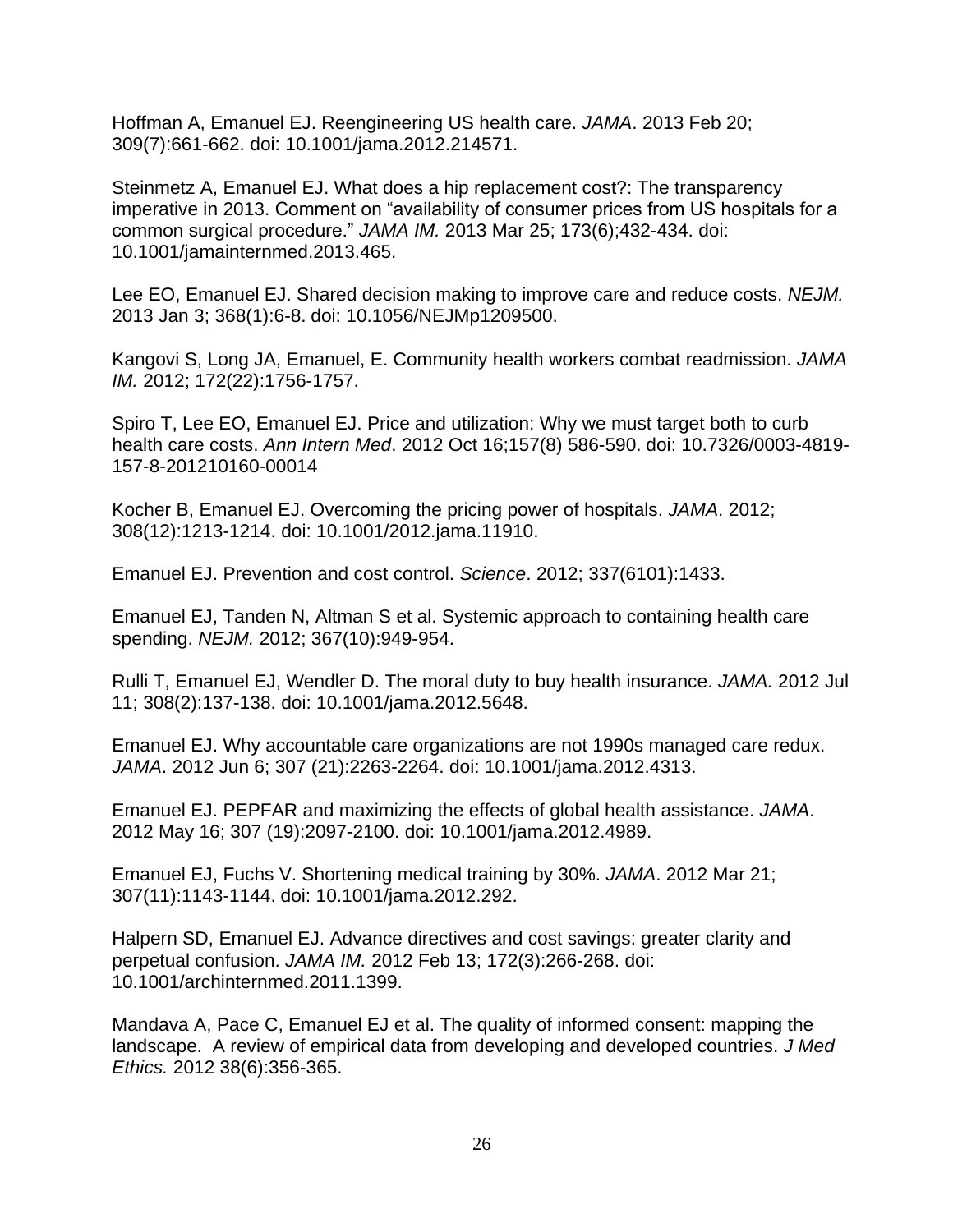Hoffman A, Emanuel EJ. Reengineering US health care. *JAMA*. 2013 Feb 20; 309(7):661-662. doi: 10.1001/jama.2012.214571.

Steinmetz A, Emanuel EJ. What does a hip replacement cost?: The transparency imperative in 2013. Comment on "availability of consumer prices from US hospitals for a common surgical procedure." *JAMA IM.* 2013 Mar 25; 173(6);432-434. doi: 10.1001/jamainternmed.2013.465.

Lee EO, Emanuel EJ. Shared decision making to improve care and reduce costs. *NEJM.* 2013 Jan 3; 368(1):6-8. doi: 10.1056/NEJMp1209500.

Kangovi S, Long JA, Emanuel, E. Community health workers combat readmission. *JAMA IM.* 2012; 172(22):1756-1757.

Spiro T, Lee EO, Emanuel EJ. Price and utilization: Why we must target both to curb health care costs. *Ann Intern Med*. 2012 Oct 16;157(8) 586-590. doi: 10.7326/0003-4819-157-8-201210160-00014

Kocher B, Emanuel EJ. Overcoming the pricing power of hospitals. *JAMA*. 2012; 308(12):1213-1214. doi: 10.1001/2012.jama.11910.

Emanuel EJ. Prevention and cost control. *Science*. 2012; 337(6101):1433.

Emanuel EJ, Tanden N, Altman S et al. Systemic approach to containing health care spending. *NEJM.* 2012; 367(10):949-954.

Rulli T, Emanuel EJ, Wendler D. The moral duty to buy health insurance. *JAMA.* 2012 Jul 11; 308(2):137-138. doi: 10.1001/jama.2012.5648.

Emanuel EJ. Why accountable care organizations are not 1990s managed care redux. *JAMA*. 2012 Jun 6; 307 (21):2263-2264. doi: 10.1001/jama.2012.4313.

Emanuel EJ. PEPFAR and maximizing the effects of global health assistance. *JAMA*. 2012 May 16; 307 (19):2097-2100. doi: 10.1001/jama.2012.4989.

Emanuel EJ, Fuchs V. Shortening medical training by 30%. *JAMA*. 2012 Mar 21; 307(11):1143-1144. doi: 10.1001/jama.2012.292.

Halpern SD, Emanuel EJ. Advance directives and cost savings: greater clarity and perpetual confusion. *JAMA IM.* 2012 Feb 13; 172(3):266-268. doi: 10.1001/archinternmed.2011.1399.

Mandava A, Pace C, Emanuel EJ et al. The quality of informed consent: mapping the landscape. A review of empirical data from developing and developed countries. *J Med Ethics.* 2012 38(6):356-365.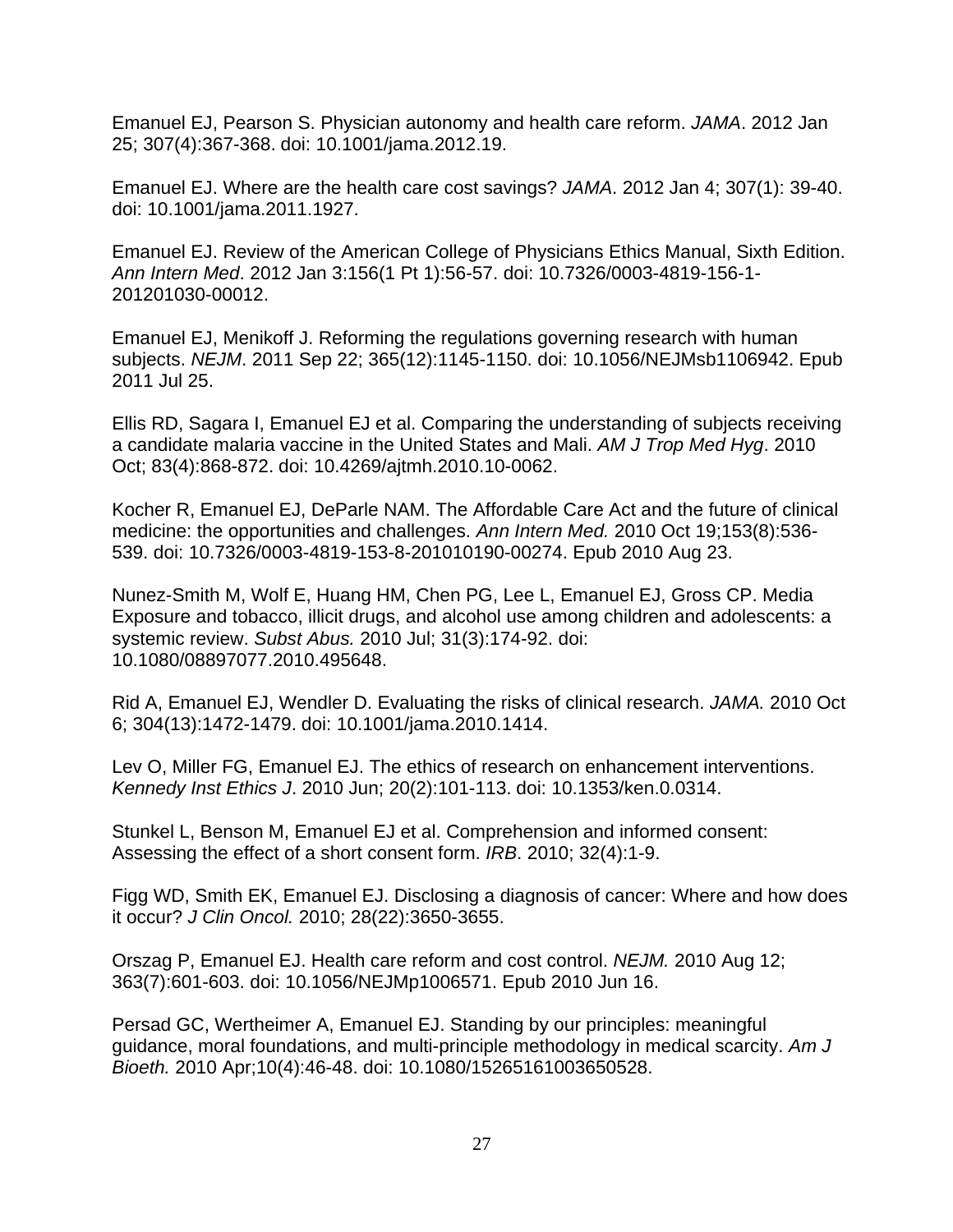Emanuel EJ, Pearson S. Physician autonomy and health care reform. *JAMA*. 2012 Jan 25; 307(4):367-368. doi: 10.1001/jama.2012.19.

Emanuel EJ. Where are the health care cost savings? *JAMA*. 2012 Jan 4; 307(1): 39-40. doi: 10.1001/jama.2011.1927.

Emanuel EJ. Review of the American College of Physicians Ethics Manual, Sixth Edition. *Ann Intern Med*. 2012 Jan 3:156(1 Pt 1):56-57. doi: 10.7326/0003-4819-156-1-201201030-00012.

Emanuel EJ, Menikoff J. Reforming the regulations governing research with human subjects. *NEJM*. 2011 Sep 22; 365(12):1145-1150. doi: 10.1056/NEJMsb1106942. Epub 2011 Jul 25.

Ellis RD, Sagara I, Emanuel EJ et al. Comparing the understanding of subjects receiving a candidate malaria vaccine in the United States and Mali. *AM J Trop Med Hyg*. 2010 Oct; 83(4):868-872. doi: 10.4269/ajtmh.2010.10-0062.

Kocher R, Emanuel EJ, DeParle NAM. The Affordable Care Act and the future of clinical medicine: the opportunities and challenges. *Ann Intern Med.* 2010 Oct 19;153(8):536-539. doi: 10.7326/0003-4819-153-8-201010190-00274. Epub 2010 Aug 23.

Nunez-Smith M, Wolf E, Huang HM, Chen PG, Lee L, Emanuel EJ, Gross CP. Media Exposure and tobacco, illicit drugs, and alcohol use among children and adolescents: a systemic review. *Subst Abus.* 2010 Jul; 31(3):174-92. doi: 10.1080/08897077.2010.495648.

Rid A, Emanuel EJ, Wendler D. Evaluating the risks of clinical research. *JAMA.* 2010 Oct 6; 304(13):1472-1479. doi: 10.1001/jama.2010.1414.

Lev O, Miller FG, Emanuel EJ. The ethics of research on enhancement interventions. *Kennedy Inst Ethics J*. 2010 Jun; 20(2):101-113. doi: 10.1353/ken.0.0314.

Stunkel L, Benson M, Emanuel EJ et al. Comprehension and informed consent: Assessing the effect of a short consent form. *IRB*. 2010; 32(4):1-9.

Figg WD, Smith EK, Emanuel EJ. Disclosing a diagnosis of cancer: Where and how does it occur? *J Clin Oncol.* 2010; 28(22):3650-3655.

Orszag P, Emanuel EJ. Health care reform and cost control. *NEJM.* 2010 Aug 12; 363(7):601-603. doi: 10.1056/NEJMp1006571. Epub 2010 Jun 16.

Persad GC, Wertheimer A, Emanuel EJ. Standing by our principles: meaningful guidance, moral foundations, and multi-principle methodology in medical scarcity. *Am J Bioeth.* 2010 Apr;10(4):46-48. doi: 10.1080/15265161003650528.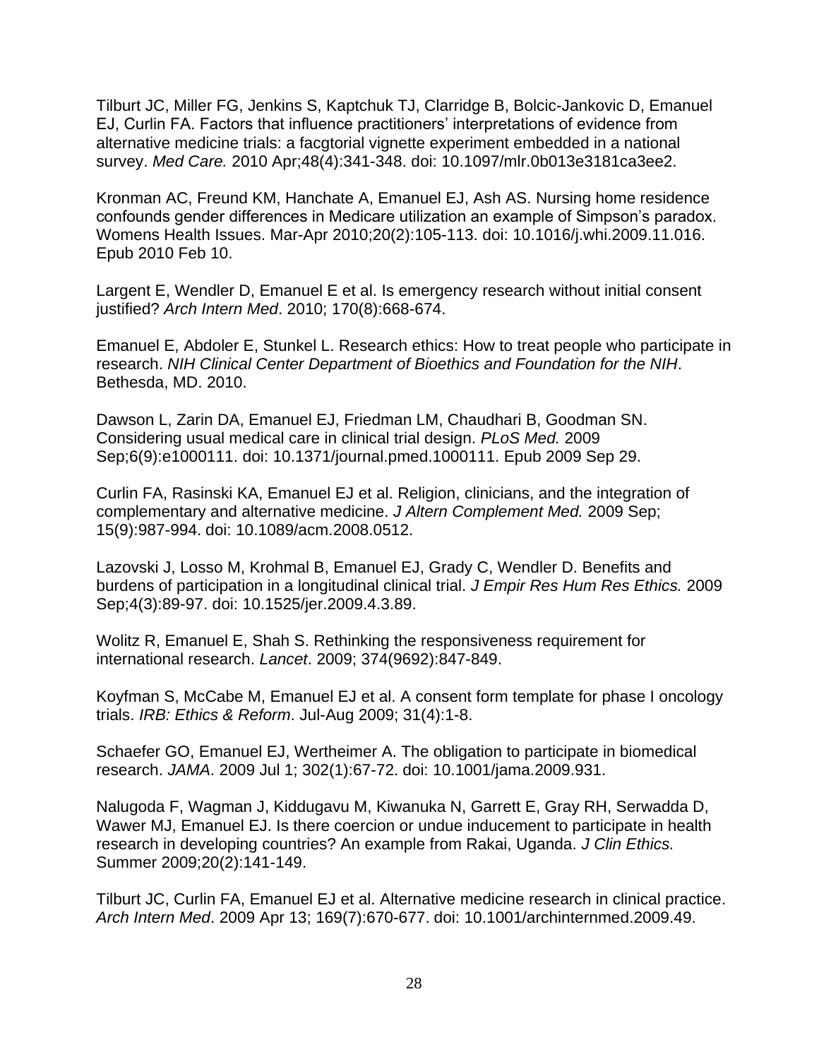Tilburt JC, Miller FG, Jenkins S, Kaptchuk TJ, Clarridge B, Bolcic-Jankovic D, Emanuel EJ, Curlin FA. Factors that influence practitioners' interpretations of evidence from alternative medicine trials: a facgtorial vignette experiment embedded in a national survey. *Med Care.* 2010 Apr;48(4):341-348. doi: 10.1097/mlr.0b013e3181ca3ee2.

Kronman AC, Freund KM, Hanchate A, Emanuel EJ, Ash AS. Nursing home residence confounds gender differences in Medicare utilization an example of Simpson's paradox. Womens Health Issues. Mar-Apr 2010;20(2):105-113. doi: 10.1016/j.whi.2009.11.016. Epub 2010 Feb 10.

Largent E, Wendler D, Emanuel E et al. Is emergency research without initial consent justified? *Arch Intern Med*. 2010; 170(8):668-674.

Emanuel E, Abdoler E, Stunkel L. Research ethics: How to treat people who participate in research. *NIH Clinical Center Department of Bioethics and Foundation for the NIH*. Bethesda, MD. 2010.

Dawson L, Zarin DA, Emanuel EJ, Friedman LM, Chaudhari B, Goodman SN. Considering usual medical care in clinical trial design. *PLoS Med.* 2009 Sep;6(9):e1000111. doi: 10.1371/journal.pmed.1000111. Epub 2009 Sep 29.

Curlin FA, Rasinski KA, Emanuel EJ et al. Religion, clinicians, and the integration of complementary and alternative medicine. *J Altern Complement Med.* 2009 Sep; 15(9):987-994. doi: 10.1089/acm.2008.0512.

Lazovski J, Losso M, Krohmal B, Emanuel EJ, Grady C, Wendler D. Benefits and burdens of participation in a longitudinal clinical trial. *J Empir Res Hum Res Ethics.* 2009 Sep;4(3):89-97. doi: 10.1525/jer.2009.4.3.89.

Wolitz R, Emanuel E, Shah S. Rethinking the responsiveness requirement for international research. *Lancet*. 2009; 374(9692):847-849.

Koyfman S, McCabe M, Emanuel EJ et al. A consent form template for phase I oncology trials. *IRB: Ethics & Reform*. Jul-Aug 2009; 31(4):1-8.

Schaefer GO, Emanuel EJ, Wertheimer A. The obligation to participate in biomedical research. *JAMA*. 2009 Jul 1; 302(1):67-72. doi: 10.1001/jama.2009.931.

Nalugoda F, Wagman J, Kiddugavu M, Kiwanuka N, Garrett E, Gray RH, Serwadda D, Wawer MJ, Emanuel EJ. Is there coercion or undue inducement to participate in health research in developing countries? An example from Rakai, Uganda. *J Clin Ethics.* Summer 2009;20(2):141-149.

Tilburt JC, Curlin FA, Emanuel EJ et al. Alternative medicine research in clinical practice. *Arch Intern Med*. 2009 Apr 13; 169(7):670-677. doi: 10.1001/archinternmed.2009.49.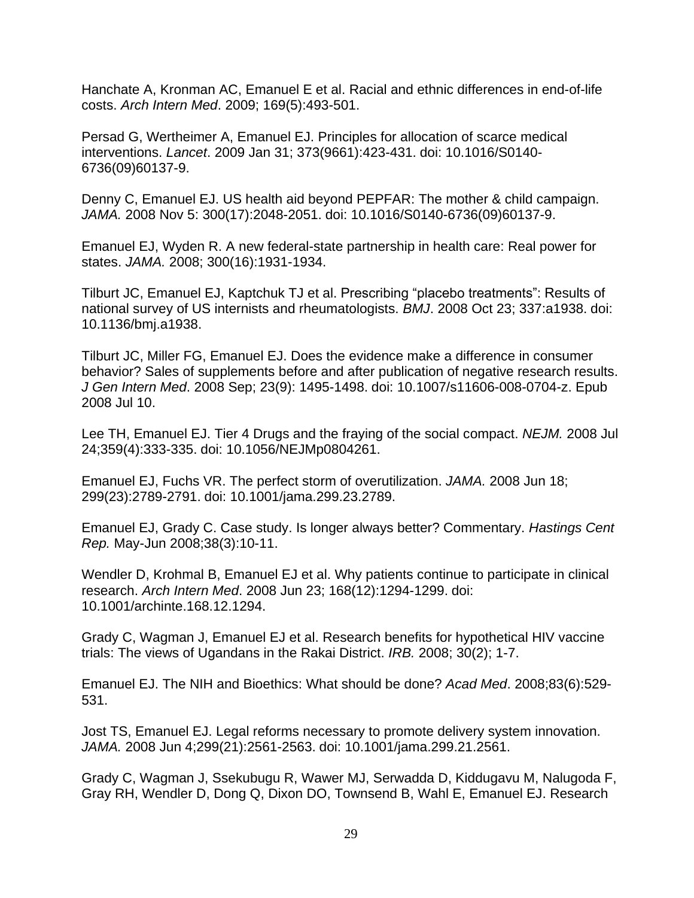Hanchate A, Kronman AC, Emanuel E et al. Racial and ethnic differences in end-of-life costs. *Arch Intern Med*. 2009; 169(5):493-501.

Persad G, Wertheimer A, Emanuel EJ. Principles for allocation of scarce medical interventions. *Lancet*. 2009 Jan 31; 373(9661):423-431. doi: 10.1016/S0140-6736(09)60137-9.

Denny C, Emanuel EJ. US health aid beyond PEPFAR: The mother & child campaign. *JAMA.* 2008 Nov 5: 300(17):2048-2051. doi: 10.1016/S0140-6736(09)60137-9.

Emanuel EJ, Wyden R. A new federal-state partnership in health care: Real power for states. *JAMA.* 2008; 300(16):1931-1934.

Tilburt JC, Emanuel EJ, Kaptchuk TJ et al. Prescribing "placebo treatments": Results of national survey of US internists and rheumatologists. *BMJ*. 2008 Oct 23; 337:a1938. doi: 10.1136/bmj.a1938.

Tilburt JC, Miller FG, Emanuel EJ. Does the evidence make a difference in consumer behavior? Sales of supplements before and after publication of negative research results. *J Gen Intern Med*. 2008 Sep; 23(9): 1495-1498. doi: 10.1007/s11606-008-0704-z. Epub 2008 Jul 10.

Lee TH, Emanuel EJ. Tier 4 Drugs and the fraying of the social compact. *NEJM.* 2008 Jul 24;359(4):333-335. doi: 10.1056/NEJMp0804261.

Emanuel EJ, Fuchs VR. The perfect storm of overutilization. *JAMA.* 2008 Jun 18; 299(23):2789-2791. doi: 10.1001/jama.299.23.2789.

Emanuel EJ, Grady C. Case study. Is longer always better? Commentary. *Hastings Cent Rep.* May-Jun 2008;38(3):10-11.

Wendler D, Krohmal B, Emanuel EJ et al. Why patients continue to participate in clinical research. *Arch Intern Med*. 2008 Jun 23; 168(12):1294-1299. doi: 10.1001/archinte.168.12.1294.

Grady C, Wagman J, Emanuel EJ et al. Research benefits for hypothetical HIV vaccine trials: The views of Ugandans in the Rakai District. *IRB.* 2008; 30(2); 1-7.

Emanuel EJ. The NIH and Bioethics: What should be done? *Acad Med*. 2008;83(6):529-531.

Jost TS, Emanuel EJ. Legal reforms necessary to promote delivery system innovation. *JAMA.* 2008 Jun 4;299(21):2561-2563. doi: 10.1001/jama.299.21.2561.

Grady C, Wagman J, Ssekubugu R, Wawer MJ, Serwadda D, Kiddugavu M, Nalugoda F, Gray RH, Wendler D, Dong Q, Dixon DO, Townsend B, Wahl E, Emanuel EJ. Research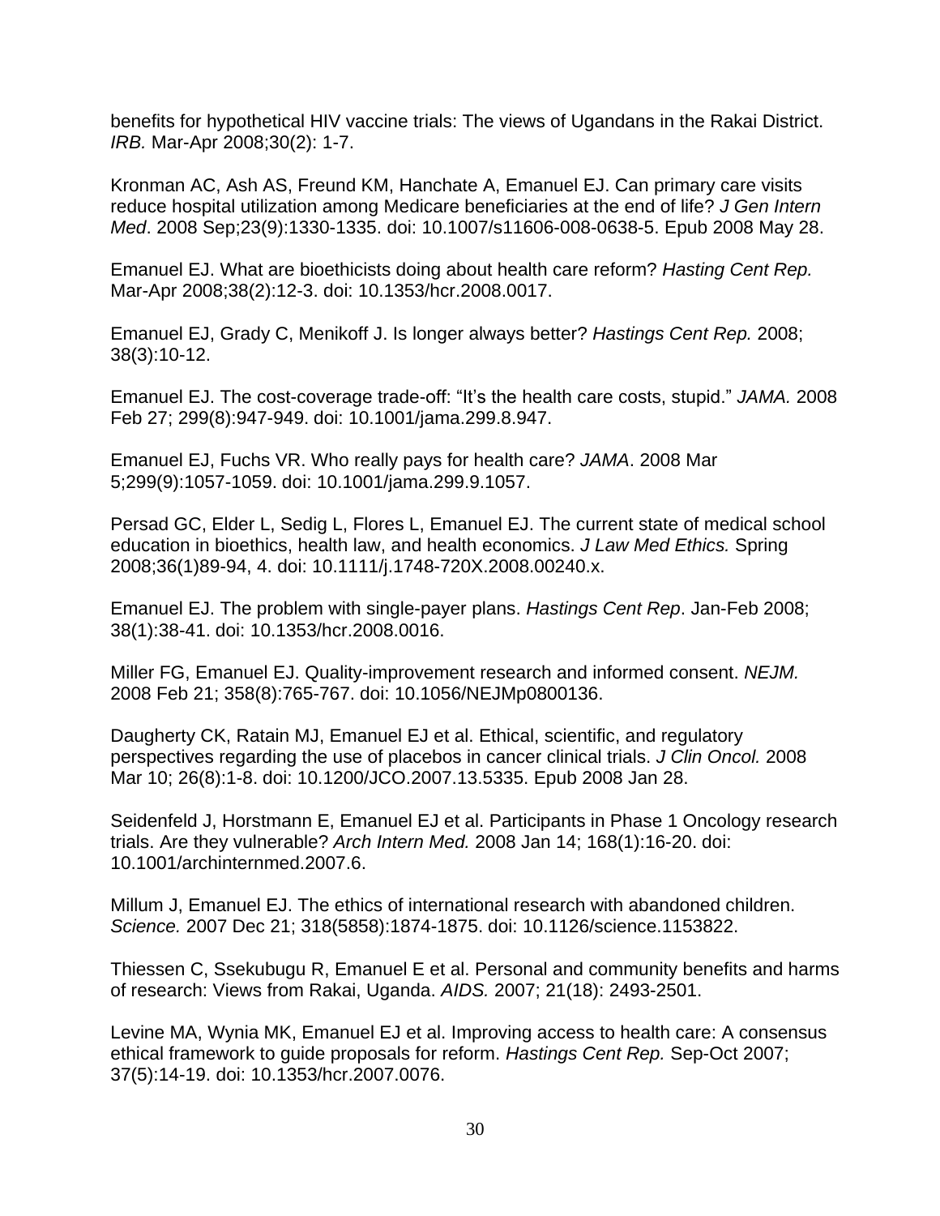benefits for hypothetical HIV vaccine trials: The views of Ugandans in the Rakai District. *IRB.* Mar-Apr 2008;30(2): 1-7.

Kronman AC, Ash AS, Freund KM, Hanchate A, Emanuel EJ. Can primary care visits reduce hospital utilization among Medicare beneficiaries at the end of life? *J Gen Intern Med*. 2008 Sep;23(9):1330-1335. doi: 10.1007/s11606-008-0638-5. Epub 2008 May 28.

Emanuel EJ. What are bioethicists doing about health care reform? *Hasting Cent Rep.* Mar-Apr 2008;38(2):12-3. doi: 10.1353/hcr.2008.0017.

Emanuel EJ, Grady C, Menikoff J. Is longer always better? *Hastings Cent Rep.* 2008; 38(3):10-12.

Emanuel EJ. The cost-coverage trade-off: "It's the health care costs, stupid." *JAMA.* 2008 Feb 27; 299(8):947-949. doi: 10.1001/jama.299.8.947.

Emanuel EJ, Fuchs VR. Who really pays for health care? *JAMA*. 2008 Mar 5;299(9):1057-1059. doi: 10.1001/jama.299.9.1057.

Persad GC, Elder L, Sedig L, Flores L, Emanuel EJ. The current state of medical school education in bioethics, health law, and health economics. *J Law Med Ethics.* Spring 2008;36(1)89-94, 4. doi: 10.1111/j.1748-720X.2008.00240.x.

Emanuel EJ. The problem with single-payer plans. *Hastings Cent Rep*. Jan-Feb 2008; 38(1):38-41. doi: 10.1353/hcr.2008.0016.

Miller FG, Emanuel EJ. Quality-improvement research and informed consent. *NEJM.* 2008 Feb 21; 358(8):765-767. doi: 10.1056/NEJMp0800136.

Daugherty CK, Ratain MJ, Emanuel EJ et al. Ethical, scientific, and regulatory perspectives regarding the use of placebos in cancer clinical trials. *J Clin Oncol.* 2008 Mar 10; 26(8):1-8. doi: 10.1200/JCO.2007.13.5335. Epub 2008 Jan 28.

Seidenfeld J, Horstmann E, Emanuel EJ et al. Participants in Phase 1 Oncology research trials. Are they vulnerable? *Arch Intern Med.* 2008 Jan 14; 168(1):16-20. doi: 10.1001/archinternmed.2007.6.

Millum J, Emanuel EJ. The ethics of international research with abandoned children. *Science.* 2007 Dec 21; 318(5858):1874-1875. doi: 10.1126/science.1153822.

Thiessen C, Ssekubugu R, Emanuel E et al. Personal and community benefits and harms of research: Views from Rakai, Uganda. *AIDS.* 2007; 21(18): 2493-2501.

Levine MA, Wynia MK, Emanuel EJ et al. Improving access to health care: A consensus ethical framework to guide proposals for reform. *Hastings Cent Rep.* Sep-Oct 2007; 37(5):14-19. doi: 10.1353/hcr.2007.0076.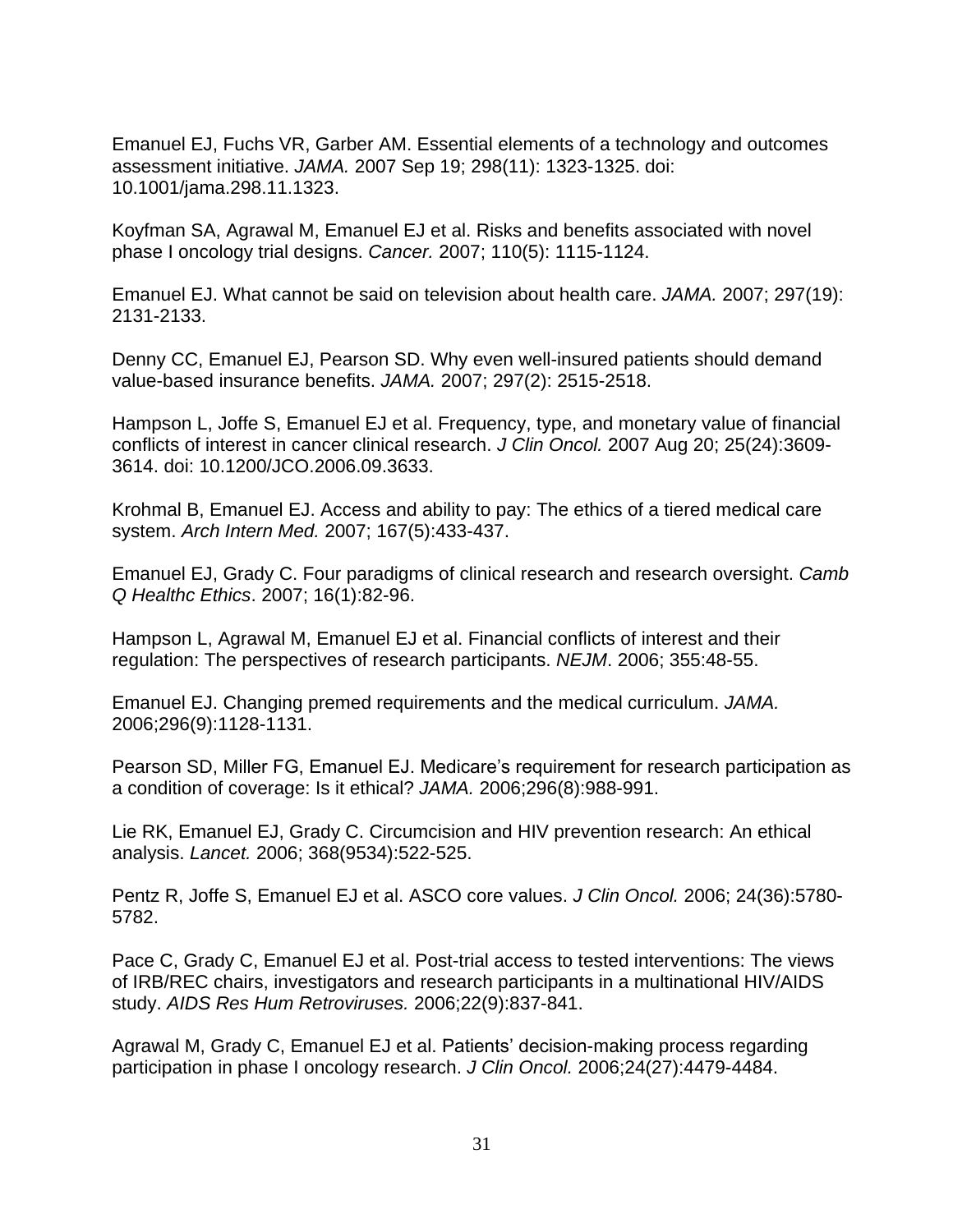Emanuel EJ, Fuchs VR, Garber AM. Essential elements of a technology and outcomes assessment initiative. *JAMA.* 2007 Sep 19; 298(11): 1323-1325. doi: 10.1001/jama.298.11.1323.

Koyfman SA, Agrawal M, Emanuel EJ et al. Risks and benefits associated with novel phase I oncology trial designs. *Cancer.* 2007; 110(5): 1115-1124.

Emanuel EJ. What cannot be said on television about health care. *JAMA.* 2007; 297(19): 2131-2133.

Denny CC, Emanuel EJ, Pearson SD. Why even well-insured patients should demand value-based insurance benefits. *JAMA.* 2007; 297(2): 2515-2518.

Hampson L, Joffe S, Emanuel EJ et al. Frequency, type, and monetary value of financial conflicts of interest in cancer clinical research. *J Clin Oncol.* 2007 Aug 20; 25(24):3609-3614. doi: 10.1200/JCO.2006.09.3633.

Krohmal B, Emanuel EJ. Access and ability to pay: The ethics of a tiered medical care system. *Arch Intern Med.* 2007; 167(5):433-437.

Emanuel EJ, Grady C. Four paradigms of clinical research and research oversight. *Camb Q Healthc Ethics*. 2007; 16(1):82-96.

Hampson L, Agrawal M, Emanuel EJ et al. Financial conflicts of interest and their regulation: The perspectives of research participants. *NEJM*. 2006; 355:48-55.

Emanuel EJ. Changing premed requirements and the medical curriculum. *JAMA.* 2006;296(9):1128-1131.

Pearson SD, Miller FG, Emanuel EJ. Medicare's requirement for research participation as a condition of coverage: Is it ethical? *JAMA.* 2006;296(8):988-991.

Lie RK, Emanuel EJ, Grady C. Circumcision and HIV prevention research: An ethical analysis. *Lancet.* 2006; 368(9534):522-525.

Pentz R, Joffe S, Emanuel EJ et al. ASCO core values. *J Clin Oncol.* 2006; 24(36):5780-5782.

Pace C, Grady C, Emanuel EJ et al. Post-trial access to tested interventions: The views of IRB/REC chairs, investigators and research participants in a multinational HIV/AIDS study. *AIDS Res Hum Retroviruses.* 2006;22(9):837-841.

Agrawal M, Grady C, Emanuel EJ et al. Patients' decision-making process regarding participation in phase I oncology research. *J Clin Oncol.* 2006;24(27):4479-4484.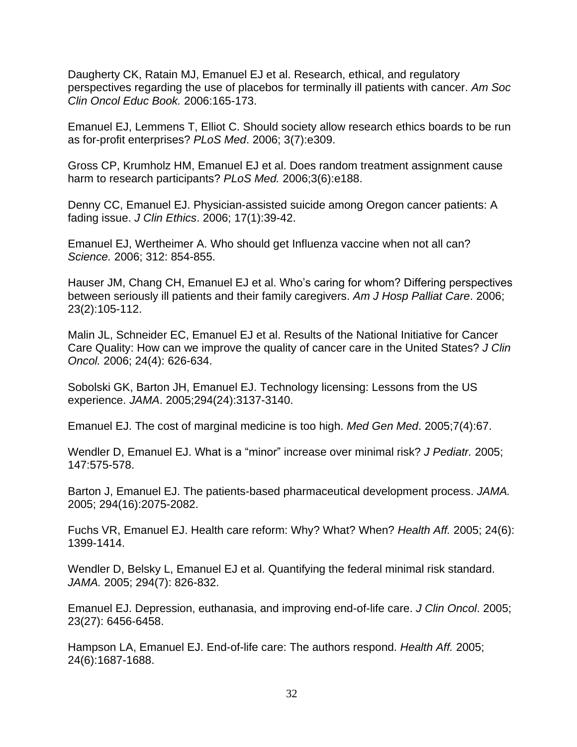Daugherty CK, Ratain MJ, Emanuel EJ et al. Research, ethical, and regulatory perspectives regarding the use of placebos for terminally ill patients with cancer. *Am Soc Clin Oncol Educ Book.* 2006:165-173.

Emanuel EJ, Lemmens T, Elliot C. Should society allow research ethics boards to be run as for-profit enterprises? *PLoS Med*. 2006; 3(7):e309.

Gross CP, Krumholz HM, Emanuel EJ et al. Does random treatment assignment cause harm to research participants? *PLoS Med.* 2006;3(6):e188.

Denny CC, Emanuel EJ. Physician-assisted suicide among Oregon cancer patients: A fading issue. *J Clin Ethics*. 2006; 17(1):39-42.

Emanuel EJ, Wertheimer A. Who should get Influenza vaccine when not all can? *Science.* 2006; 312: 854-855.

Hauser JM, Chang CH, Emanuel EJ et al. Who's caring for whom? Differing perspectives between seriously ill patients and their family caregivers. *Am J Hosp Palliat Care*. 2006; 23(2):105-112.

Malin JL, Schneider EC, Emanuel EJ et al. Results of the National Initiative for Cancer Care Quality: How can we improve the quality of cancer care in the United States? *J Clin Oncol.* 2006; 24(4): 626-634.

Sobolski GK, Barton JH, Emanuel EJ. Technology licensing: Lessons from the US experience. *JAMA*. 2005;294(24):3137-3140.

Emanuel EJ. The cost of marginal medicine is too high. *Med Gen Med*. 2005;7(4):67.

Wendler D, Emanuel EJ. What is a "minor" increase over minimal risk? *J Pediatr.* 2005; 147:575-578.

Barton J, Emanuel EJ. The patients-based pharmaceutical development process. *JAMA.* 2005; 294(16):2075-2082.

Fuchs VR, Emanuel EJ. Health care reform: Why? What? When? *Health Aff.* 2005; 24(6): 1399-1414.

Wendler D, Belsky L, Emanuel EJ et al. Quantifying the federal minimal risk standard. *JAMA.* 2005; 294(7): 826-832.

Emanuel EJ. Depression, euthanasia, and improving end-of-life care. *J Clin Oncol*. 2005; 23(27): 6456-6458.

Hampson LA, Emanuel EJ. End-of-life care: The authors respond. *Health Aff.* 2005; 24(6):1687-1688.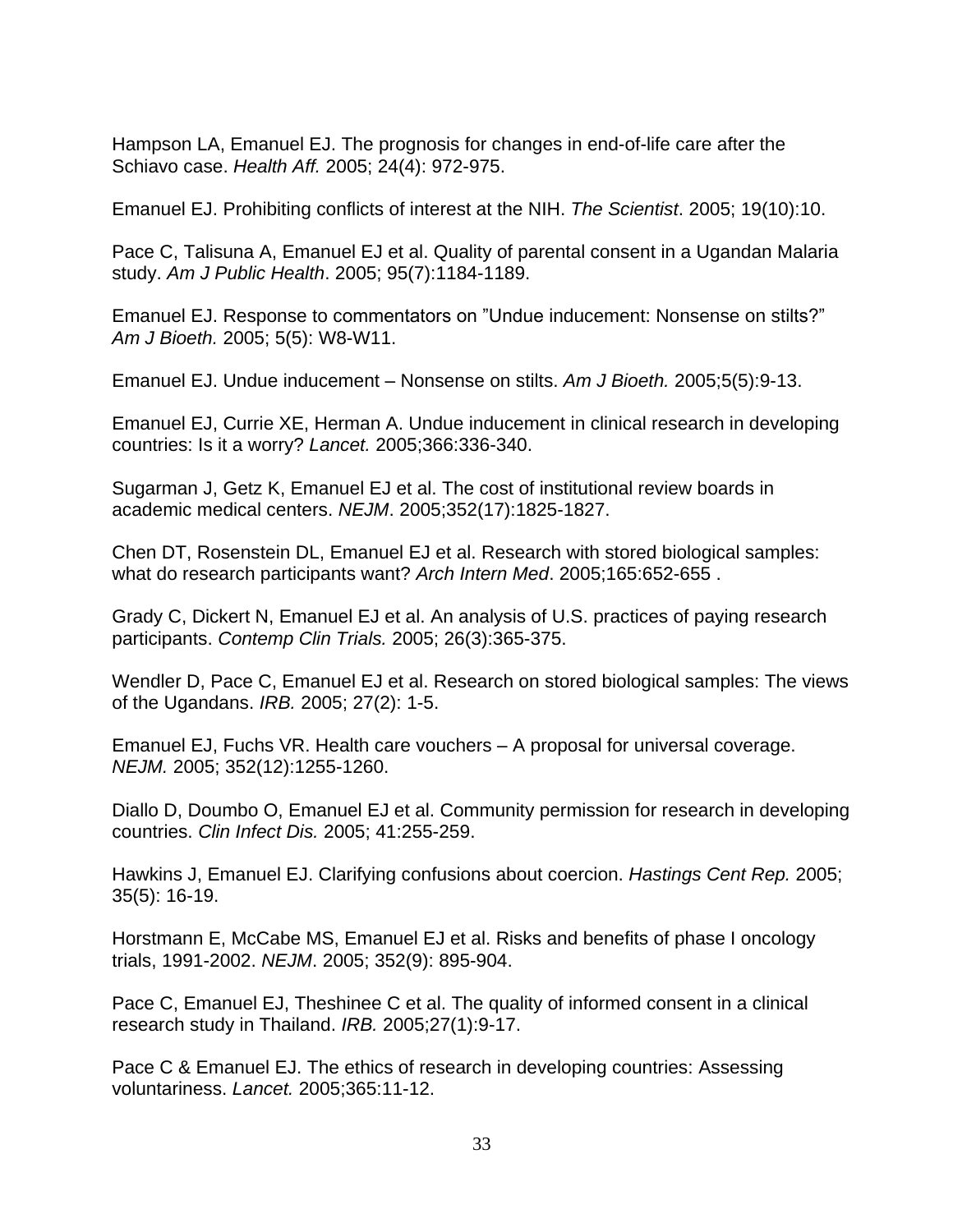Hampson LA, Emanuel EJ. The prognosis for changes in end-of-life care after the Schiavo case. *Health Aff.* 2005; 24(4): 972-975.

Emanuel EJ. Prohibiting conflicts of interest at the NIH. *The Scientist*. 2005; 19(10):10.

Pace C, Talisuna A, Emanuel EJ et al. Quality of parental consent in a Ugandan Malaria study. *Am J Public Health*. 2005; 95(7):1184-1189.

Emanuel EJ. Response to commentators on "Undue inducement: Nonsense on stilts?" *Am J Bioeth.* 2005; 5(5): W8-W11.

Emanuel EJ. Undue inducement – Nonsense on stilts. *Am J Bioeth.* 2005;5(5):9-13.

Emanuel EJ, Currie XE, Herman A. Undue inducement in clinical research in developing countries: Is it a worry? *Lancet.* 2005;366:336-340.

Sugarman J, Getz K, Emanuel EJ et al. The cost of institutional review boards in academic medical centers. *NEJM*. 2005;352(17):1825-1827.

Chen DT, Rosenstein DL, Emanuel EJ et al. Research with stored biological samples: what do research participants want? *Arch Intern Med*. 2005;165:652-655 .

Grady C, Dickert N, Emanuel EJ et al. An analysis of U.S. practices of paying research participants. *Contemp Clin Trials.* 2005; 26(3):365-375.

Wendler D, Pace C, Emanuel EJ et al. Research on stored biological samples: The views of the Ugandans. *IRB.* 2005; 27(2): 1-5.

Emanuel EJ, Fuchs VR. Health care vouchers – A proposal for universal coverage. *NEJM.* 2005; 352(12):1255-1260.

Diallo D, Doumbo O, Emanuel EJ et al. Community permission for research in developing countries. *Clin Infect Dis.* 2005; 41:255-259.

Hawkins J, Emanuel EJ. Clarifying confusions about coercion. *Hastings Cent Rep.* 2005; 35(5): 16-19.

Horstmann E, McCabe MS, Emanuel EJ et al. Risks and benefits of phase I oncology trials, 1991-2002. *NEJM*. 2005; 352(9): 895-904.

Pace C, Emanuel EJ, Theshinee C et al. The quality of informed consent in a clinical research study in Thailand. *IRB.* 2005;27(1):9-17.

Pace C & Emanuel EJ. The ethics of research in developing countries: Assessing voluntariness. *Lancet.* 2005;365:11-12.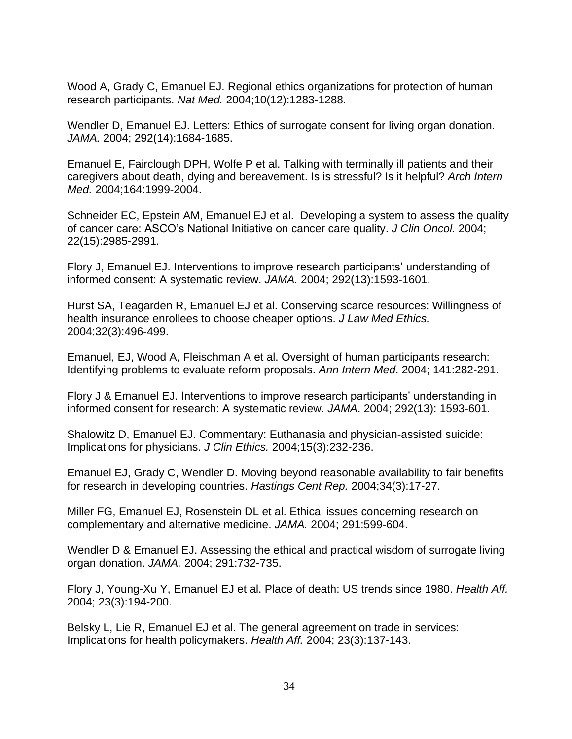Wood A, Grady C, Emanuel EJ. Regional ethics organizations for protection of human research participants. *Nat Med.* 2004;10(12):1283-1288.

Wendler D, Emanuel EJ. Letters: Ethics of surrogate consent for living organ donation. *JAMA.* 2004; 292(14):1684-1685.

Emanuel E, Fairclough DPH, Wolfe P et al. Talking with terminally ill patients and their caregivers about death, dying and bereavement. Is is stressful? Is it helpful? *Arch Intern Med.* 2004;164:1999-2004.

Schneider EC, Epstein AM, Emanuel EJ et al. Developing a system to assess the quality of cancer care: ASCO's National Initiative on cancer care quality. *J Clin Oncol.* 2004; 22(15):2985-2991.

Flory J, Emanuel EJ. Interventions to improve research participants' understanding of informed consent: A systematic review. *JAMA.* 2004; 292(13):1593-1601.

Hurst SA, Teagarden R, Emanuel EJ et al. Conserving scarce resources: Willingness of health insurance enrollees to choose cheaper options. *J Law Med Ethics.* 2004;32(3):496-499.

Emanuel, EJ, Wood A, Fleischman A et al. Oversight of human participants research: Identifying problems to evaluate reform proposals. *Ann Intern Med*. 2004; 141:282-291.

Flory J & Emanuel EJ. Interventions to improve research participants' understanding in informed consent for research: A systematic review. *JAMA*. 2004; 292(13): 1593-601.

Shalowitz D, Emanuel EJ. Commentary: Euthanasia and physician-assisted suicide: Implications for physicians. *J Clin Ethics.* 2004;15(3):232-236.

Emanuel EJ, Grady C, Wendler D. Moving beyond reasonable availability to fair benefits for research in developing countries. *Hastings Cent Rep.* 2004;34(3):17-27.

Miller FG, Emanuel EJ, Rosenstein DL et al. Ethical issues concerning research on complementary and alternative medicine. *JAMA.* 2004; 291:599-604.

Wendler D & Emanuel EJ. Assessing the ethical and practical wisdom of surrogate living organ donation. *JAMA.* 2004; 291:732-735.

Flory J, Young-Xu Y, Emanuel EJ et al. Place of death: US trends since 1980. *Health Aff.* 2004; 23(3):194-200.

Belsky L, Lie R, Emanuel EJ et al. The general agreement on trade in services: Implications for health policymakers. *Health Aff.* 2004; 23(3):137-143.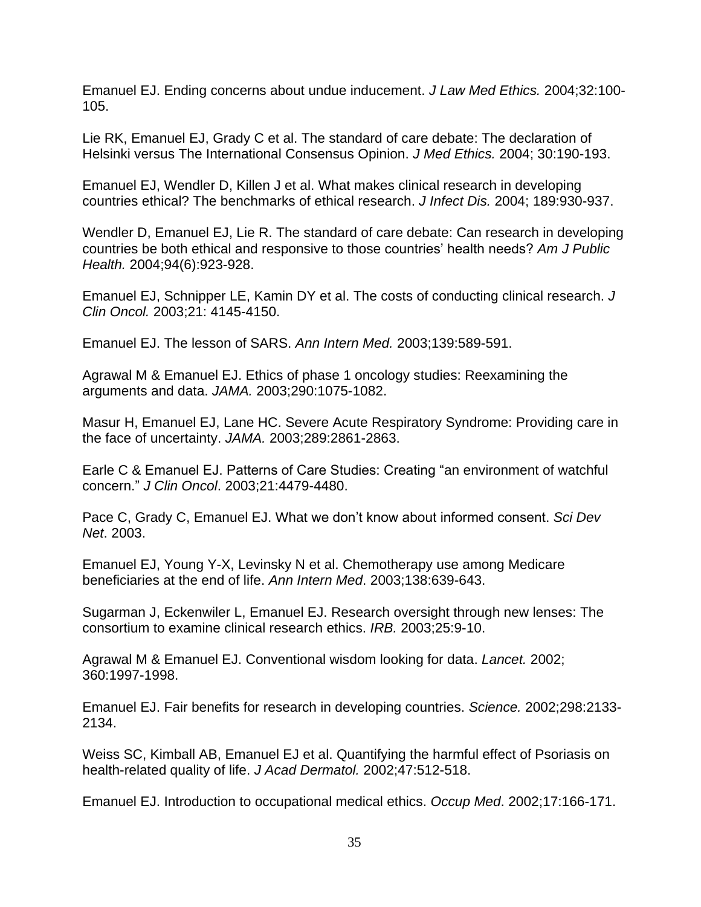Emanuel EJ. Ending concerns about undue inducement. *J Law Med Ethics.* 2004;32:100-105.

Lie RK, Emanuel EJ, Grady C et al. The standard of care debate: The declaration of Helsinki versus The International Consensus Opinion. *J Med Ethics.* 2004; 30:190-193.

Emanuel EJ, Wendler D, Killen J et al. What makes clinical research in developing countries ethical? The benchmarks of ethical research. *J Infect Dis.* 2004; 189:930-937.

Wendler D, Emanuel EJ, Lie R. The standard of care debate: Can research in developing countries be both ethical and responsive to those countries' health needs? *Am J Public Health.* 2004;94(6):923-928.

Emanuel EJ, Schnipper LE, Kamin DY et al. The costs of conducting clinical research. *J Clin Oncol.* 2003;21: 4145-4150.

Emanuel EJ. The lesson of SARS. *Ann Intern Med.* 2003;139:589-591.

Agrawal M & Emanuel EJ. Ethics of phase 1 oncology studies: Reexamining the arguments and data. *JAMA.* 2003;290:1075-1082.

Masur H, Emanuel EJ, Lane HC. Severe Acute Respiratory Syndrome: Providing care in the face of uncertainty. *JAMA.* 2003;289:2861-2863.

Earle C & Emanuel EJ. Patterns of Care Studies: Creating "an environment of watchful concern." *J Clin Oncol*. 2003;21:4479-4480.

Pace C, Grady C, Emanuel EJ. What we don't know about informed consent. *Sci Dev Net*. 2003.

Emanuel EJ, Young Y-X, Levinsky N et al. Chemotherapy use among Medicare beneficiaries at the end of life. *Ann Intern Med*. 2003;138:639-643.

Sugarman J, Eckenwiler L, Emanuel EJ. Research oversight through new lenses: The consortium to examine clinical research ethics. *IRB.* 2003;25:9-10.

Agrawal M & Emanuel EJ. Conventional wisdom looking for data. *Lancet.* 2002; 360:1997-1998.

Emanuel EJ. Fair benefits for research in developing countries. *Science.* 2002;298:2133-2134.

Weiss SC, Kimball AB, Emanuel EJ et al. Quantifying the harmful effect of Psoriasis on health-related quality of life. *J Acad Dermatol.* 2002;47:512-518.

Emanuel EJ. Introduction to occupational medical ethics. *Occup Med*. 2002;17:166-171.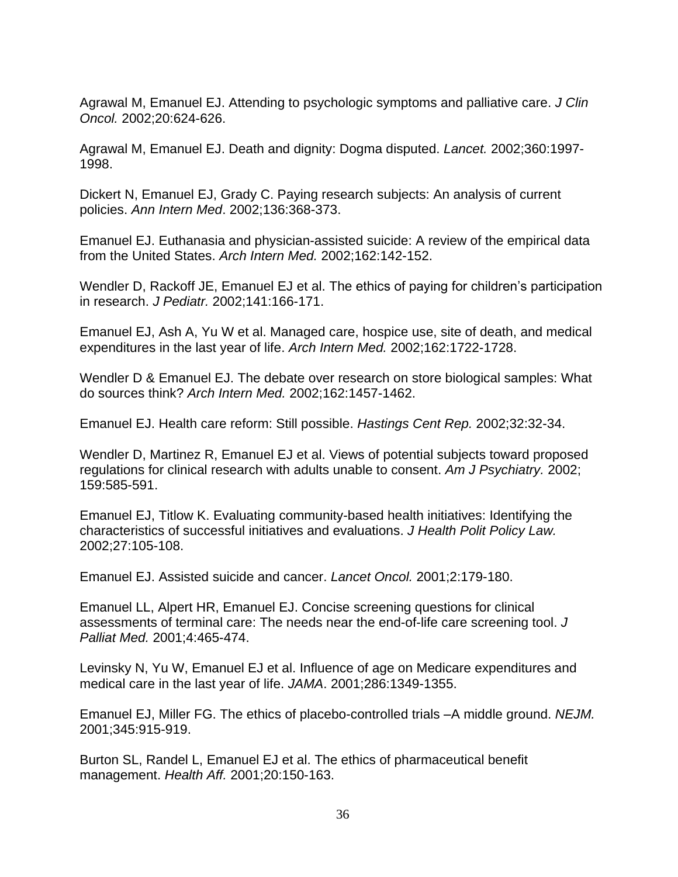Agrawal M, Emanuel EJ. Attending to psychologic symptoms and palliative care. *J Clin Oncol.* 2002;20:624-626.

Agrawal M, Emanuel EJ. Death and dignity: Dogma disputed. *Lancet.* 2002;360:1997-1998.

Dickert N, Emanuel EJ, Grady C. Paying research subjects: An analysis of current policies. *Ann Intern Med*. 2002;136:368-373.

Emanuel EJ. Euthanasia and physician-assisted suicide: A review of the empirical data from the United States. *Arch Intern Med.* 2002;162:142-152.

Wendler D, Rackoff JE, Emanuel EJ et al. The ethics of paying for children's participation in research. *J Pediatr.* 2002;141:166-171.

Emanuel EJ, Ash A, Yu W et al. Managed care, hospice use, site of death, and medical expenditures in the last year of life. *Arch Intern Med.* 2002;162:1722-1728.

Wendler D & Emanuel EJ. The debate over research on store biological samples: What do sources think? *Arch Intern Med.* 2002;162:1457-1462.

Emanuel EJ. Health care reform: Still possible. *Hastings Cent Rep.* 2002;32:32-34.

Wendler D, Martinez R, Emanuel EJ et al. Views of potential subjects toward proposed regulations for clinical research with adults unable to consent. *Am J Psychiatry.* 2002; 159:585-591.

Emanuel EJ, Titlow K. Evaluating community-based health initiatives: Identifying the characteristics of successful initiatives and evaluations. *J Health Polit Policy Law.* 2002;27:105-108.

Emanuel EJ. Assisted suicide and cancer. *Lancet Oncol.* 2001;2:179-180.

Emanuel LL, Alpert HR, Emanuel EJ. Concise screening questions for clinical assessments of terminal care: The needs near the end-of-life care screening tool. *J Palliat Med.* 2001;4:465-474.

Levinsky N, Yu W, Emanuel EJ et al. Influence of age on Medicare expenditures and medical care in the last year of life. *JAMA*. 2001;286:1349-1355.

Emanuel EJ, Miller FG. The ethics of placebo-controlled trials –A middle ground. *NEJM.* 2001;345:915-919.

Burton SL, Randel L, Emanuel EJ et al. The ethics of pharmaceutical benefit management. *Health Aff.* 2001;20:150-163.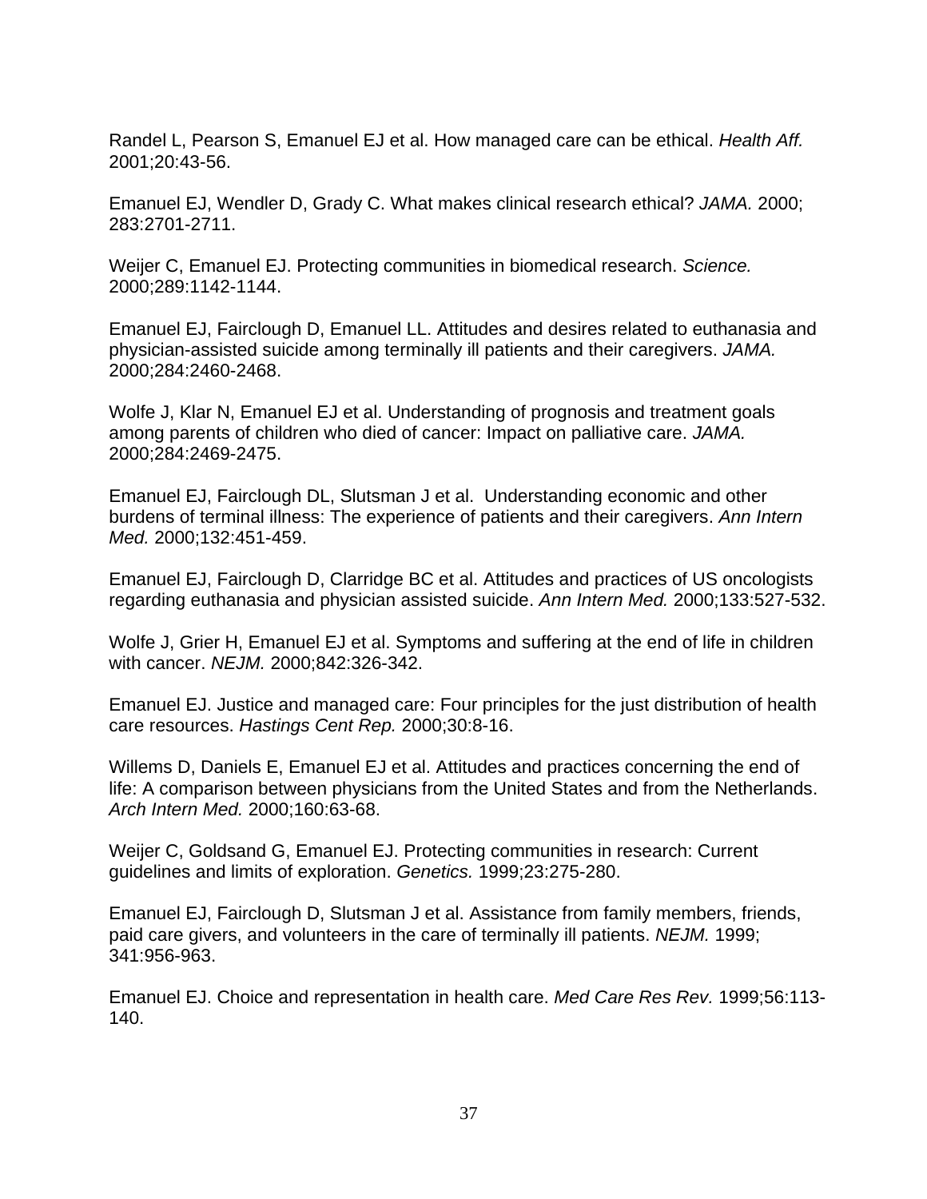Randel L, Pearson S, Emanuel EJ et al. How managed care can be ethical. *Health Aff.* 2001;20:43-56.

Emanuel EJ, Wendler D, Grady C. What makes clinical research ethical? *JAMA.* 2000; 283:2701-2711.

Weijer C, Emanuel EJ. Protecting communities in biomedical research. *Science.* 2000;289:1142-1144.

Emanuel EJ, Fairclough D, Emanuel LL. Attitudes and desires related to euthanasia and physician-assisted suicide among terminally ill patients and their caregivers. *JAMA.* 2000;284:2460-2468.

Wolfe J, Klar N, Emanuel EJ et al. Understanding of prognosis and treatment goals among parents of children who died of cancer: Impact on palliative care. *JAMA.* 2000;284:2469-2475.

Emanuel EJ, Fairclough DL, Slutsman J et al. Understanding economic and other burdens of terminal illness: The experience of patients and their caregivers. *Ann Intern Med.* 2000;132:451-459.

Emanuel EJ, Fairclough D, Clarridge BC et al. Attitudes and practices of US oncologists regarding euthanasia and physician assisted suicide. *Ann Intern Med.* 2000;133:527-532.

Wolfe J, Grier H, Emanuel EJ et al. Symptoms and suffering at the end of life in children with cancer. *NEJM.* 2000;842:326-342.

Emanuel EJ. Justice and managed care: Four principles for the just distribution of health care resources. *Hastings Cent Rep.* 2000;30:8-16.

Willems D, Daniels E, Emanuel EJ et al. Attitudes and practices concerning the end of life: A comparison between physicians from the United States and from the Netherlands. *Arch Intern Med.* 2000;160:63-68.

Weijer C, Goldsand G, Emanuel EJ. Protecting communities in research: Current guidelines and limits of exploration. *Genetics.* 1999;23:275-280.

Emanuel EJ, Fairclough D, Slutsman J et al. Assistance from family members, friends, paid care givers, and volunteers in the care of terminally ill patients. *NEJM.* 1999; 341:956-963.

Emanuel EJ. Choice and representation in health care. *Med Care Res Rev.* 1999;56:113-140.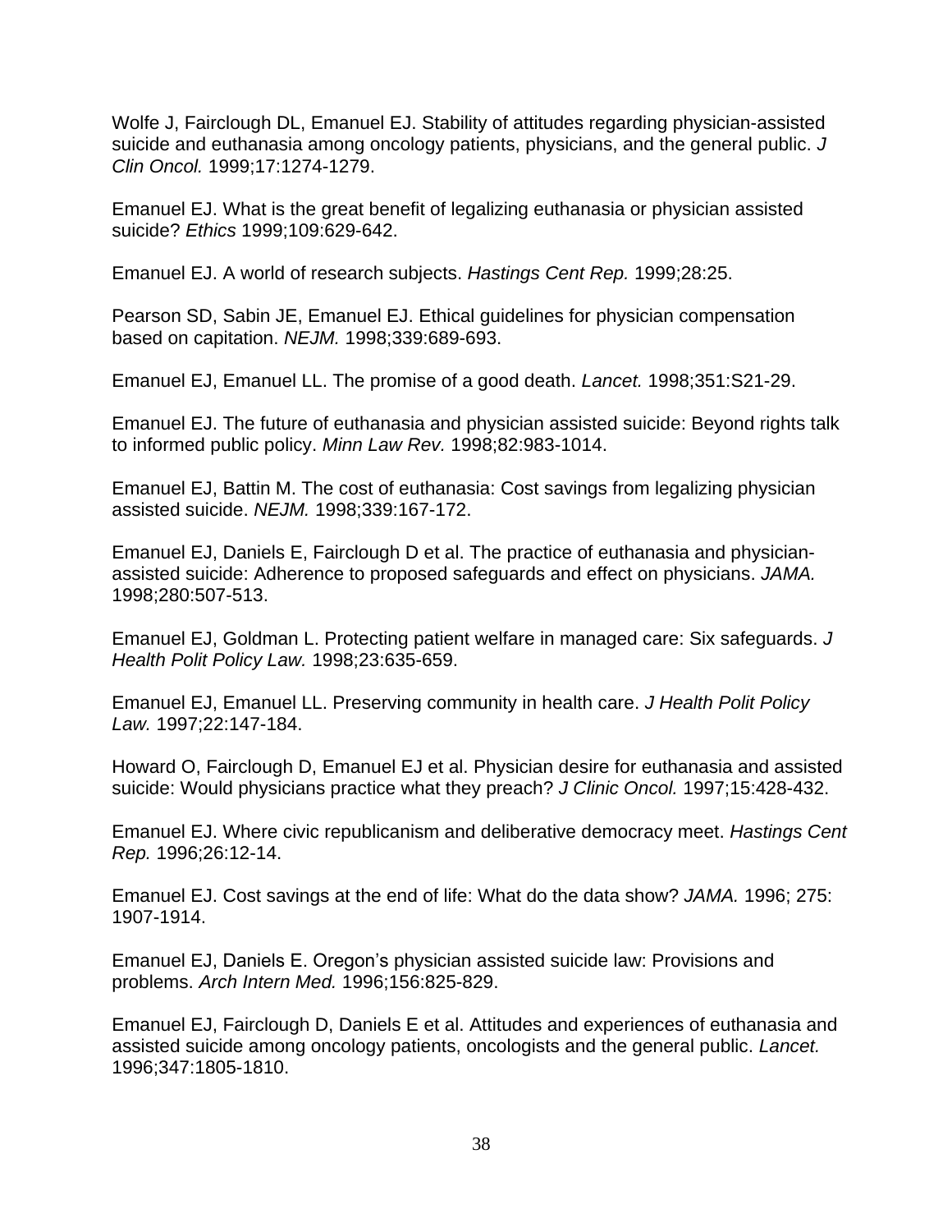Wolfe J, Fairclough DL, Emanuel EJ. Stability of attitudes regarding physician-assisted suicide and euthanasia among oncology patients, physicians, and the general public. *J Clin Oncol.* 1999;17:1274-1279.

Emanuel EJ. What is the great benefit of legalizing euthanasia or physician assisted suicide? *Ethics* 1999;109:629-642.

Emanuel EJ. A world of research subjects. *Hastings Cent Rep.* 1999;28:25.

Pearson SD, Sabin JE, Emanuel EJ. Ethical guidelines for physician compensation based on capitation. *NEJM.* 1998;339:689-693.

Emanuel EJ, Emanuel LL. The promise of a good death. *Lancet.* 1998;351:S21-29.

Emanuel EJ. The future of euthanasia and physician assisted suicide: Beyond rights talk to informed public policy. *Minn Law Rev.* 1998;82:983-1014.

Emanuel EJ, Battin M. The cost of euthanasia: Cost savings from legalizing physician assisted suicide. *NEJM.* 1998;339:167-172.

Emanuel EJ, Daniels E, Fairclough D et al. The practice of euthanasia and physician-assisted suicide: Adherence to proposed safeguards and effect on physicians. *JAMA.* 1998;280:507-513.

Emanuel EJ, Goldman L. Protecting patient welfare in managed care: Six safeguards. *J Health Polit Policy Law.* 1998;23:635-659.

Emanuel EJ, Emanuel LL. Preserving community in health care. *J Health Polit Policy Law.* 1997;22:147-184.

Howard O, Fairclough D, Emanuel EJ et al. Physician desire for euthanasia and assisted suicide: Would physicians practice what they preach? *J Clinic Oncol.* 1997;15:428-432.

Emanuel EJ. Where civic republicanism and deliberative democracy meet. *Hastings Cent Rep.* 1996;26:12-14.

Emanuel EJ. Cost savings at the end of life: What do the data show? *JAMA.* 1996; 275: 1907-1914.

Emanuel EJ, Daniels E. Oregon's physician assisted suicide law: Provisions and problems. *Arch Intern Med.* 1996;156:825-829.

Emanuel EJ, Fairclough D, Daniels E et al. Attitudes and experiences of euthanasia and assisted suicide among oncology patients, oncologists and the general public. *Lancet.* 1996;347:1805-1810.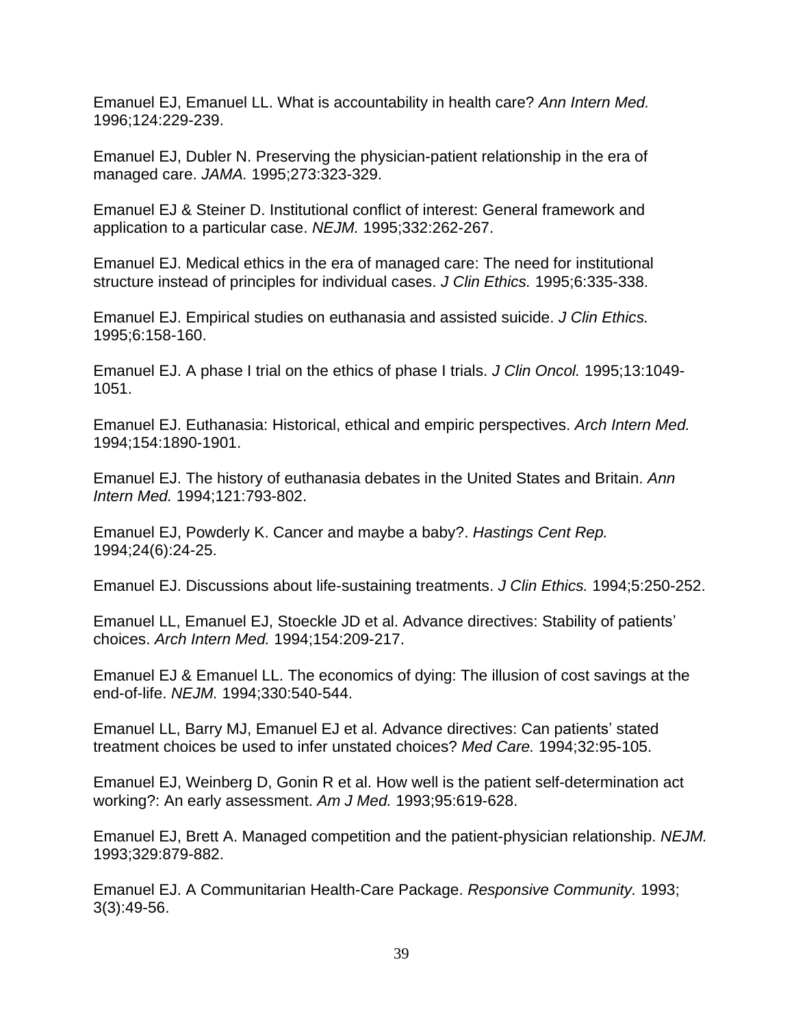Emanuel EJ, Emanuel LL. What is accountability in health care? *Ann Intern Med.* 1996;124:229-239.

Emanuel EJ, Dubler N. Preserving the physician-patient relationship in the era of managed care. *JAMA.* 1995;273:323-329.

Emanuel EJ & Steiner D. Institutional conflict of interest: General framework and application to a particular case. *NEJM.* 1995;332:262-267.

Emanuel EJ. Medical ethics in the era of managed care: The need for institutional structure instead of principles for individual cases. *J Clin Ethics.* 1995;6:335-338.

Emanuel EJ. Empirical studies on euthanasia and assisted suicide. *J Clin Ethics.* 1995;6:158-160.

Emanuel EJ. A phase I trial on the ethics of phase I trials. *J Clin Oncol.* 1995;13:1049-1051.

Emanuel EJ. Euthanasia: Historical, ethical and empiric perspectives. *Arch Intern Med.* 1994;154:1890-1901.

Emanuel EJ. The history of euthanasia debates in the United States and Britain. *Ann Intern Med.* 1994;121:793-802.

Emanuel EJ, Powderly K. Cancer and maybe a baby?. *Hastings Cent Rep.* 1994;24(6):24-25.

Emanuel EJ. Discussions about life-sustaining treatments. *J Clin Ethics.* 1994;5:250-252.

Emanuel LL, Emanuel EJ, Stoeckle JD et al. Advance directives: Stability of patients' choices. *Arch Intern Med.* 1994;154:209-217.

Emanuel EJ & Emanuel LL. The economics of dying: The illusion of cost savings at the end-of-life. *NEJM.* 1994;330:540-544.

Emanuel LL, Barry MJ, Emanuel EJ et al. Advance directives: Can patients' stated treatment choices be used to infer unstated choices? *Med Care.* 1994;32:95-105.

Emanuel EJ, Weinberg D, Gonin R et al. How well is the patient self-determination act working?: An early assessment. *Am J Med.* 1993;95:619-628.

Emanuel EJ, Brett A. Managed competition and the patient-physician relationship. *NEJM.* 1993;329:879-882.

Emanuel EJ. A Communitarian Health-Care Package. *Responsive Community.* 1993; 3(3):49-56.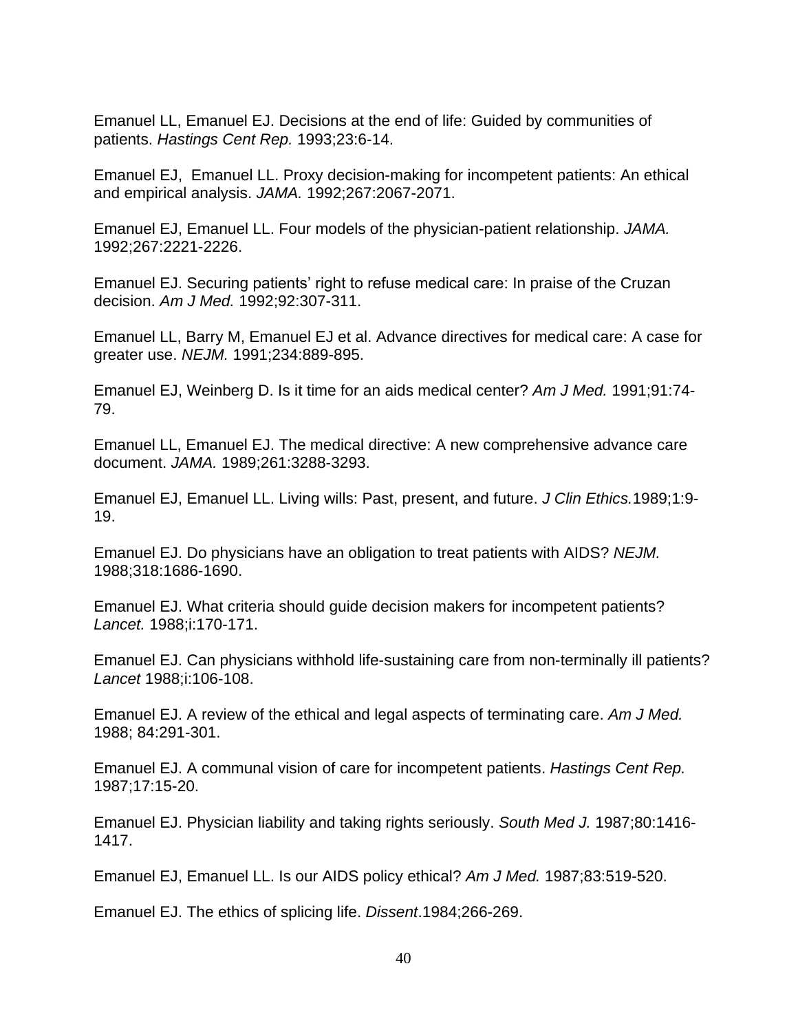Emanuel LL, Emanuel EJ. Decisions at the end of life: Guided by communities of patients. *Hastings Cent Rep.* 1993;23:6-14.

Emanuel EJ, Emanuel LL. Proxy decision-making for incompetent patients: An ethical and empirical analysis. *JAMA.* 1992;267:2067-2071.

Emanuel EJ, Emanuel LL. Four models of the physician-patient relationship. *JAMA.* 1992;267:2221-2226.

Emanuel EJ. Securing patients' right to refuse medical care: In praise of the Cruzan decision. *Am J Med.* 1992;92:307-311.

Emanuel LL, Barry M, Emanuel EJ et al. Advance directives for medical care: A case for greater use. *NEJM.* 1991;234:889-895.

Emanuel EJ, Weinberg D. Is it time for an aids medical center? *Am J Med.* 1991;91:74-79.

Emanuel LL, Emanuel EJ. The medical directive: A new comprehensive advance care document. *JAMA.* 1989;261:3288-3293.

Emanuel EJ, Emanuel LL. Living wills: Past, present, and future. *J Clin Ethics.*1989;1:9-19.

Emanuel EJ. Do physicians have an obligation to treat patients with AIDS? *NEJM.* 1988;318:1686-1690.

Emanuel EJ. What criteria should guide decision makers for incompetent patients? *Lancet.* 1988;i:170-171.

Emanuel EJ. Can physicians withhold life-sustaining care from non-terminally ill patients? *Lancet* 1988;i:106-108.

Emanuel EJ. A review of the ethical and legal aspects of terminating care. *Am J Med.* 1988; 84:291-301.

Emanuel EJ. A communal vision of care for incompetent patients. *Hastings Cent Rep.* 1987;17:15-20.

Emanuel EJ. Physician liability and taking rights seriously. *South Med J.* 1987;80:1416-1417.

Emanuel EJ, Emanuel LL. Is our AIDS policy ethical? *Am J Med.* 1987;83:519-520.

Emanuel EJ. The ethics of splicing life. *Dissent*.1984;266-269.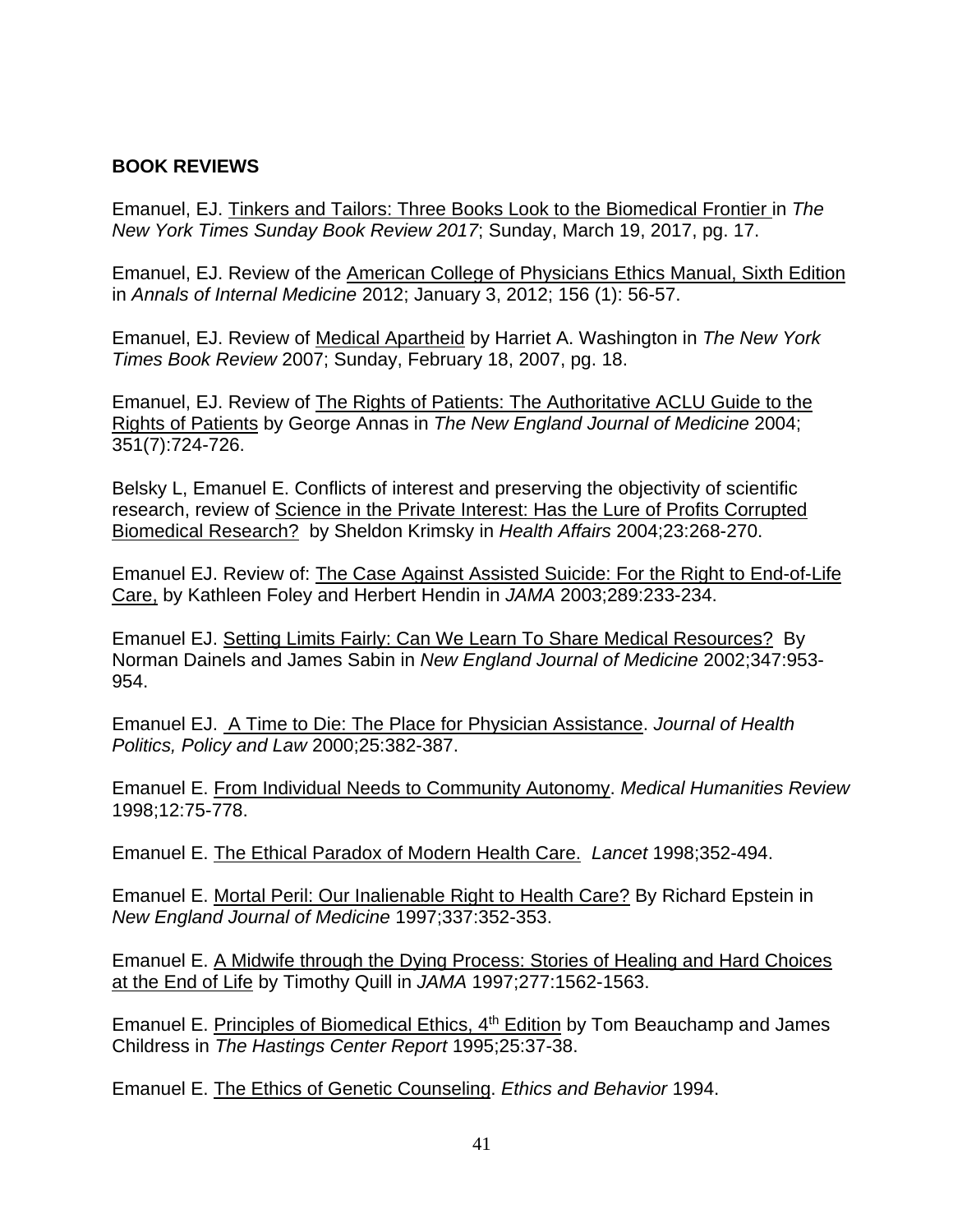## BOOK REVIEWS

Emanuel, EJ. Tinkers and Tailors: Three Books Look to the Biomedical Frontier in *The New York Times Sunday Book Review 2017*; Sunday, March 19, 2017, pg. 17.

Emanuel, EJ. Review of the American College of Physicians Ethics Manual, Sixth Edition in *Annals of Internal Medicine* 2012; January 3, 2012; 156 (1): 56-57.

Emanuel, EJ. Review of Medical Apartheid by Harriet A. Washington in *The New York Times Book Review* 2007; Sunday, February 18, 2007, pg. 18.

Emanuel, EJ. Review of The Rights of Patients: The Authoritative ACLU Guide to the Rights of Patients by George Annas in *The New England Journal of Medicine* 2004; 351(7):724-726.

Belsky L, Emanuel E. Conflicts of interest and preserving the objectivity of scientific research, review of Science in the Private Interest: Has the Lure of Profits Corrupted Biomedical Research? by Sheldon Krimsky in *Health Affairs* 2004;23:268-270.

Emanuel EJ. Review of: The Case Against Assisted Suicide: For the Right to End-of-Life Care, by Kathleen Foley and Herbert Hendin in *JAMA* 2003;289:233-234.

Emanuel EJ. Setting Limits Fairly: Can We Learn To Share Medical Resources? By Norman Dainels and James Sabin in *New England Journal of Medicine* 2002;347:953-954.

Emanuel EJ. A Time to Die: The Place for Physician Assistance. *Journal of Health Politics, Policy and Law* 2000;25:382-387.

Emanuel E. From Individual Needs to Community Autonomy. *Medical Humanities Review* 1998;12:75-778.

Emanuel E. The Ethical Paradox of Modern Health Care. *Lancet* 1998;352-494.

Emanuel E. Mortal Peril: Our Inalienable Right to Health Care? By Richard Epstein in *New England Journal of Medicine* 1997;337:352-353.

Emanuel E. A Midwife through the Dying Process: Stories of Healing and Hard Choices at the End of Life by Timothy Quill in *JAMA* 1997;277:1562-1563.

Emanuel E. Principles of Biomedical Ethics, 4th Edition by Tom Beauchamp and James Childress in *The Hastings Center Report* 1995;25:37-38.

Emanuel E. The Ethics of Genetic Counseling. *Ethics and Behavior* 1994.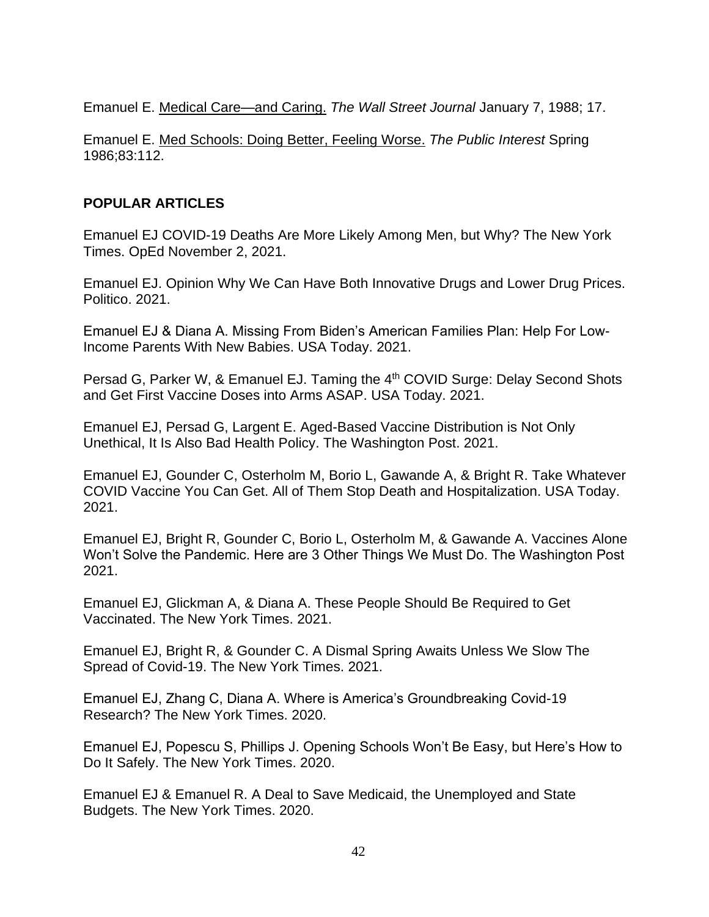Emanuel E. Medical Care—and Caring. *The Wall Street Journal* January 7, 1988; 17.

Emanuel E. Med Schools: Doing Better, Feeling Worse. *The Public Interest* Spring 1986;83:112.

**POPULAR ARTICLES**

Emanuel EJ COVID-19 Deaths Are More Likely Among Men, but Why? The New York Times. OpEd November 2, 2021.

Emanuel EJ. Opinion Why We Can Have Both Innovative Drugs and Lower Drug Prices. Politico. 2021.

Emanuel EJ & Diana A. Missing From Biden's American Families Plan: Help For Low-Income Parents With New Babies. USA Today. 2021.

Persad G, Parker W, & Emanuel EJ. Taming the 4th COVID Surge: Delay Second Shots and Get First Vaccine Doses into Arms ASAP. USA Today. 2021.

Emanuel EJ, Persad G, Largent E. Aged-Based Vaccine Distribution is Not Only Unethical, It Is Also Bad Health Policy. The Washington Post. 2021.

Emanuel EJ, Gounder C, Osterholm M, Borio L, Gawande A, & Bright R. Take Whatever COVID Vaccine You Can Get. All of Them Stop Death and Hospitalization. USA Today. 2021.

Emanuel EJ, Bright R, Gounder C, Borio L, Osterholm M, & Gawande A. Vaccines Alone Won't Solve the Pandemic. Here are 3 Other Things We Must Do. The Washington Post 2021.

Emanuel EJ, Glickman A, & Diana A. These People Should Be Required to Get Vaccinated. The New York Times. 2021.

Emanuel EJ, Bright R, & Gounder C. A Dismal Spring Awaits Unless We Slow The Spread of Covid-19. The New York Times. 2021.

Emanuel EJ, Zhang C, Diana A. Where is America's Groundbreaking Covid-19 Research? The New York Times. 2020.

Emanuel EJ, Popescu S, Phillips J. Opening Schools Won't Be Easy, but Here's How to Do It Safely. The New York Times. 2020.

Emanuel EJ & Emanuel R. A Deal to Save Medicaid, the Unemployed and State Budgets. The New York Times. 2020.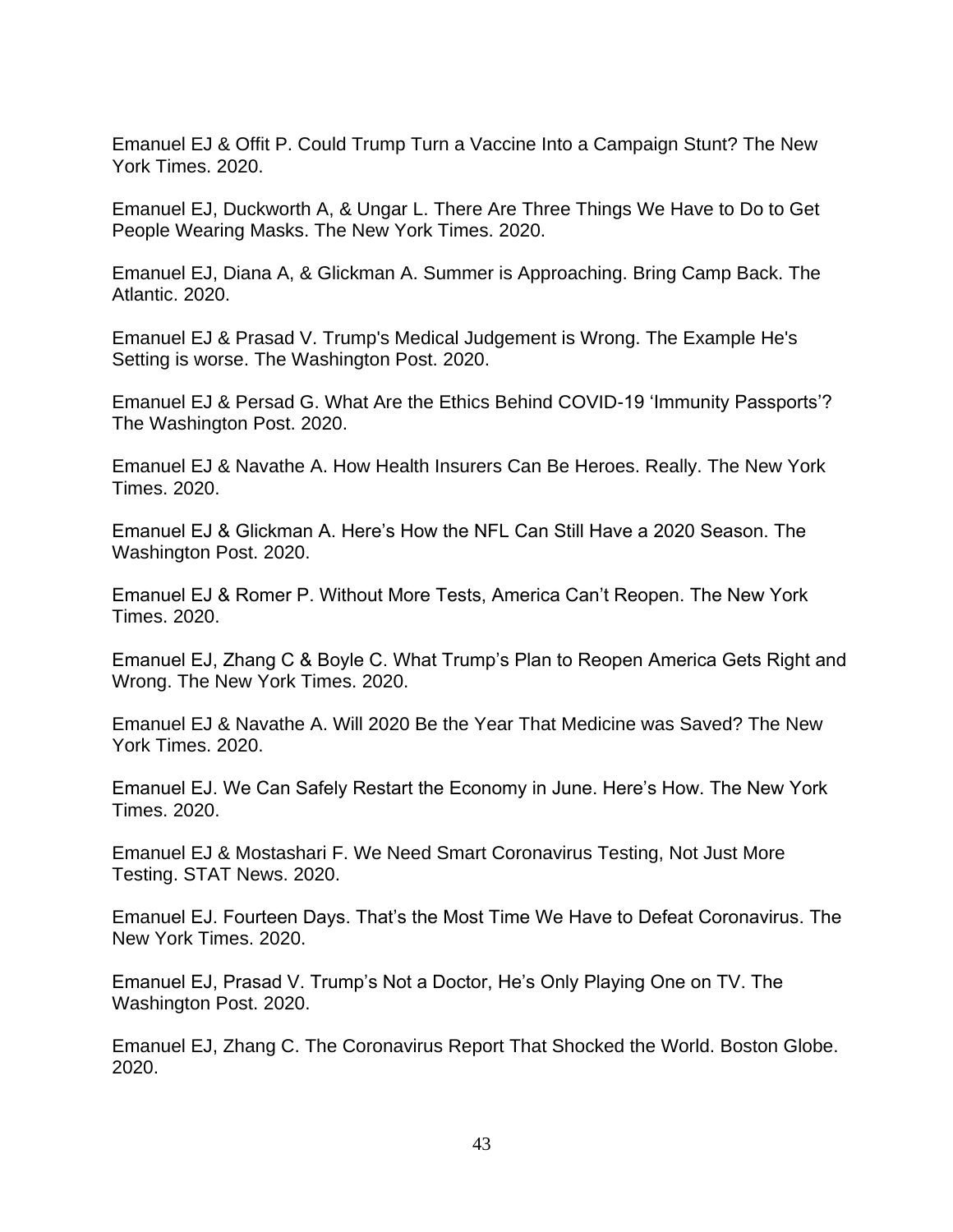Emanuel EJ & Offit P. Could Trump Turn a Vaccine Into a Campaign Stunt? The New York Times. 2020.

Emanuel EJ, Duckworth A, & Ungar L. There Are Three Things We Have to Do to Get People Wearing Masks. The New York Times. 2020.

Emanuel EJ, Diana A, & Glickman A. Summer is Approaching. Bring Camp Back. The Atlantic. 2020.

Emanuel EJ & Prasad V. Trump's Medical Judgement is Wrong. The Example He's Setting is worse. The Washington Post. 2020.

Emanuel EJ & Persad G. What Are the Ethics Behind COVID-19 'Immunity Passports'? The Washington Post. 2020.

Emanuel EJ & Navathe A. How Health Insurers Can Be Heroes. Really. The New York Times. 2020.

Emanuel EJ & Glickman A. Here's How the NFL Can Still Have a 2020 Season. The Washington Post. 2020.

Emanuel EJ & Romer P. Without More Tests, America Can't Reopen. The New York Times. 2020.

Emanuel EJ, Zhang C & Boyle C. What Trump's Plan to Reopen America Gets Right and Wrong. The New York Times. 2020.

Emanuel EJ & Navathe A. Will 2020 Be the Year That Medicine was Saved? The New York Times. 2020.

Emanuel EJ. We Can Safely Restart the Economy in June. Here's How. The New York Times. 2020.

Emanuel EJ & Mostashari F. We Need Smart Coronavirus Testing, Not Just More Testing. STAT News. 2020.

Emanuel EJ. Fourteen Days. That's the Most Time We Have to Defeat Coronavirus. The New York Times. 2020.

Emanuel EJ, Prasad V. Trump's Not a Doctor, He's Only Playing One on TV. The Washington Post. 2020.

Emanuel EJ, Zhang C. The Coronavirus Report That Shocked the World. Boston Globe. 2020.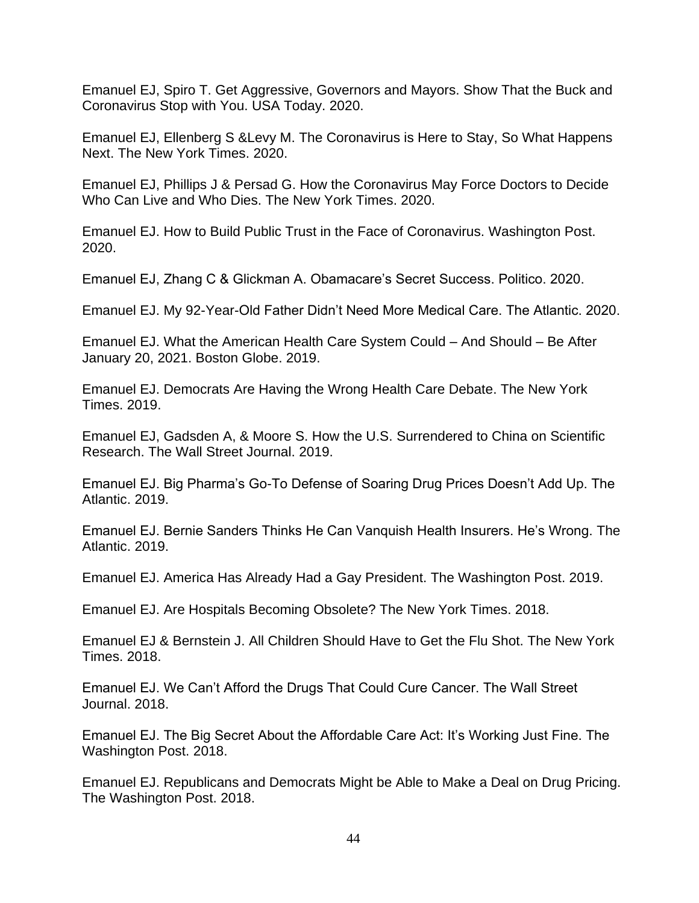Emanuel EJ, Spiro T. Get Aggressive, Governors and Mayors. Show That the Buck and Coronavirus Stop with You. USA Today. 2020.

Emanuel EJ, Ellenberg S &Levy M. The Coronavirus is Here to Stay, So What Happens Next. The New York Times. 2020.

Emanuel EJ, Phillips J & Persad G. How the Coronavirus May Force Doctors to Decide Who Can Live and Who Dies. The New York Times. 2020.

Emanuel EJ. How to Build Public Trust in the Face of Coronavirus. Washington Post. 2020.

Emanuel EJ, Zhang C & Glickman A. Obamacare's Secret Success. Politico. 2020.

Emanuel EJ. My 92-Year-Old Father Didn't Need More Medical Care. The Atlantic. 2020.

Emanuel EJ. What the American Health Care System Could – And Should – Be After January 20, 2021. Boston Globe. 2019.

Emanuel EJ. Democrats Are Having the Wrong Health Care Debate. The New York Times. 2019.

Emanuel EJ, Gadsden A, & Moore S. How the U.S. Surrendered to China on Scientific Research. The Wall Street Journal. 2019.

Emanuel EJ. Big Pharma's Go-To Defense of Soaring Drug Prices Doesn't Add Up. The Atlantic. 2019.

Emanuel EJ. Bernie Sanders Thinks He Can Vanquish Health Insurers. He's Wrong. The Atlantic. 2019.

Emanuel EJ. America Has Already Had a Gay President. The Washington Post. 2019.

Emanuel EJ. Are Hospitals Becoming Obsolete? The New York Times. 2018.

Emanuel EJ & Bernstein J. All Children Should Have to Get the Flu Shot. The New York Times. 2018.

Emanuel EJ. We Can't Afford the Drugs That Could Cure Cancer. The Wall Street Journal. 2018.

Emanuel EJ. The Big Secret About the Affordable Care Act: It's Working Just Fine. The Washington Post. 2018.

Emanuel EJ. Republicans and Democrats Might be Able to Make a Deal on Drug Pricing. The Washington Post. 2018.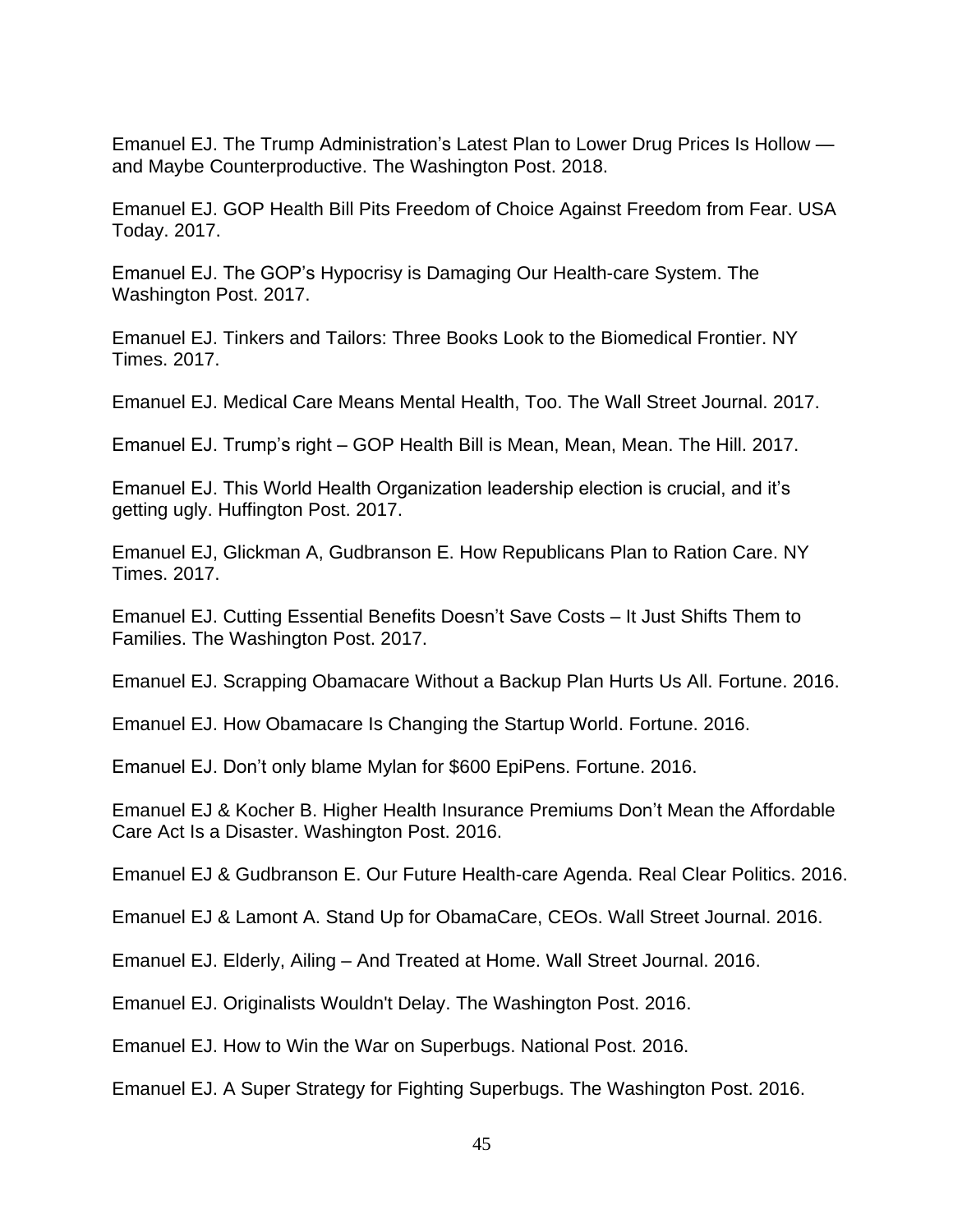Emanuel EJ. The Trump Administration's Latest Plan to Lower Drug Prices Is Hollow — and Maybe Counterproductive. The Washington Post. 2018.

Emanuel EJ. GOP Health Bill Pits Freedom of Choice Against Freedom from Fear. USA Today. 2017.

Emanuel EJ. The GOP's Hypocrisy is Damaging Our Health-care System. The Washington Post. 2017.

Emanuel EJ. Tinkers and Tailors: Three Books Look to the Biomedical Frontier. NY Times. 2017.

Emanuel EJ. Medical Care Means Mental Health, Too. The Wall Street Journal. 2017.

Emanuel EJ. Trump's right – GOP Health Bill is Mean, Mean, Mean. The Hill. 2017.

Emanuel EJ. This World Health Organization leadership election is crucial, and it's getting ugly. Huffington Post. 2017.

Emanuel EJ, Glickman A, Gudbranson E. How Republicans Plan to Ration Care. NY Times. 2017.

Emanuel EJ. Cutting Essential Benefits Doesn't Save Costs – It Just Shifts Them to Families. The Washington Post. 2017.

Emanuel EJ. Scrapping Obamacare Without a Backup Plan Hurts Us All. Fortune. 2016.

Emanuel EJ. How Obamacare Is Changing the Startup World. Fortune. 2016.

Emanuel EJ. Don't only blame Mylan for $600 EpiPens. Fortune. 2016.

Emanuel EJ & Kocher B. Higher Health Insurance Premiums Don't Mean the Affordable Care Act Is a Disaster. Washington Post. 2016.

Emanuel EJ & Gudbranson E. Our Future Health-care Agenda. Real Clear Politics. 2016.

Emanuel EJ & Lamont A. Stand Up for ObamaCare, CEOs. Wall Street Journal. 2016.

Emanuel EJ. Elderly, Ailing – And Treated at Home. Wall Street Journal. 2016.

Emanuel EJ. Originalists Wouldn't Delay. The Washington Post. 2016.

Emanuel EJ. How to Win the War on Superbugs. National Post. 2016.

Emanuel EJ. A Super Strategy for Fighting Superbugs. The Washington Post. 2016.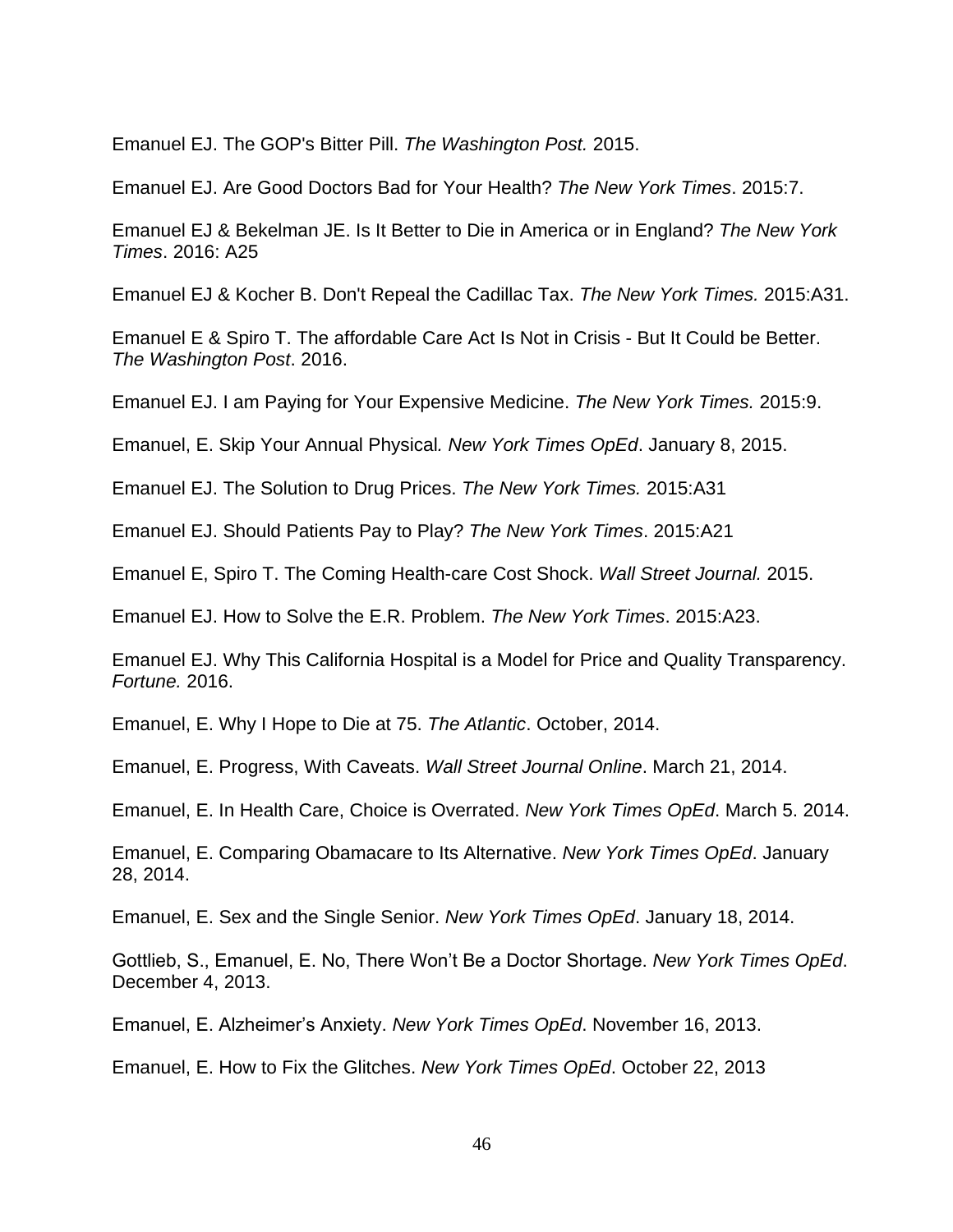Emanuel EJ. The GOP's Bitter Pill. *The Washington Post.* 2015.

Emanuel EJ. Are Good Doctors Bad for Your Health? *The New York Times*. 2015:7.

Emanuel EJ & Bekelman JE. Is It Better to Die in America or in England? *The New York Times*. 2016: A25

Emanuel EJ & Kocher B. Don't Repeal the Cadillac Tax. *The New York Times.* 2015:A31.

Emanuel E & Spiro T. The affordable Care Act Is Not in Crisis - But It Could be Better. *The Washington Post*. 2016.

Emanuel EJ. I am Paying for Your Expensive Medicine. *The New York Times.* 2015:9.

Emanuel, E. Skip Your Annual Physical*. New York Times OpEd*. January 8, 2015.

Emanuel EJ. The Solution to Drug Prices. *The New York Times.* 2015:A31

Emanuel EJ. Should Patients Pay to Play? *The New York Times*. 2015:A21

Emanuel E, Spiro T. The Coming Health-care Cost Shock. *Wall Street Journal.* 2015.

Emanuel EJ. How to Solve the E.R. Problem. *The New York Times*. 2015:A23.

Emanuel EJ. Why This California Hospital is a Model for Price and Quality Transparency. *Fortune.* 2016.

Emanuel, E. Why I Hope to Die at 75. *The Atlantic*. October, 2014.

Emanuel, E. Progress, With Caveats. *Wall Street Journal Online*. March 21, 2014.

Emanuel, E. In Health Care, Choice is Overrated. *New York Times OpEd*. March 5. 2014.

Emanuel, E. Comparing Obamacare to Its Alternative. *New York Times OpEd*. January 28, 2014.

Emanuel, E. Sex and the Single Senior. *New York Times OpEd*. January 18, 2014.

Gottlieb, S., Emanuel, E. No, There Won't Be a Doctor Shortage. *New York Times OpEd*. December 4, 2013.

Emanuel, E. Alzheimer's Anxiety. *New York Times OpEd*. November 16, 2013.

Emanuel, E. How to Fix the Glitches. *New York Times OpEd*. October 22, 2013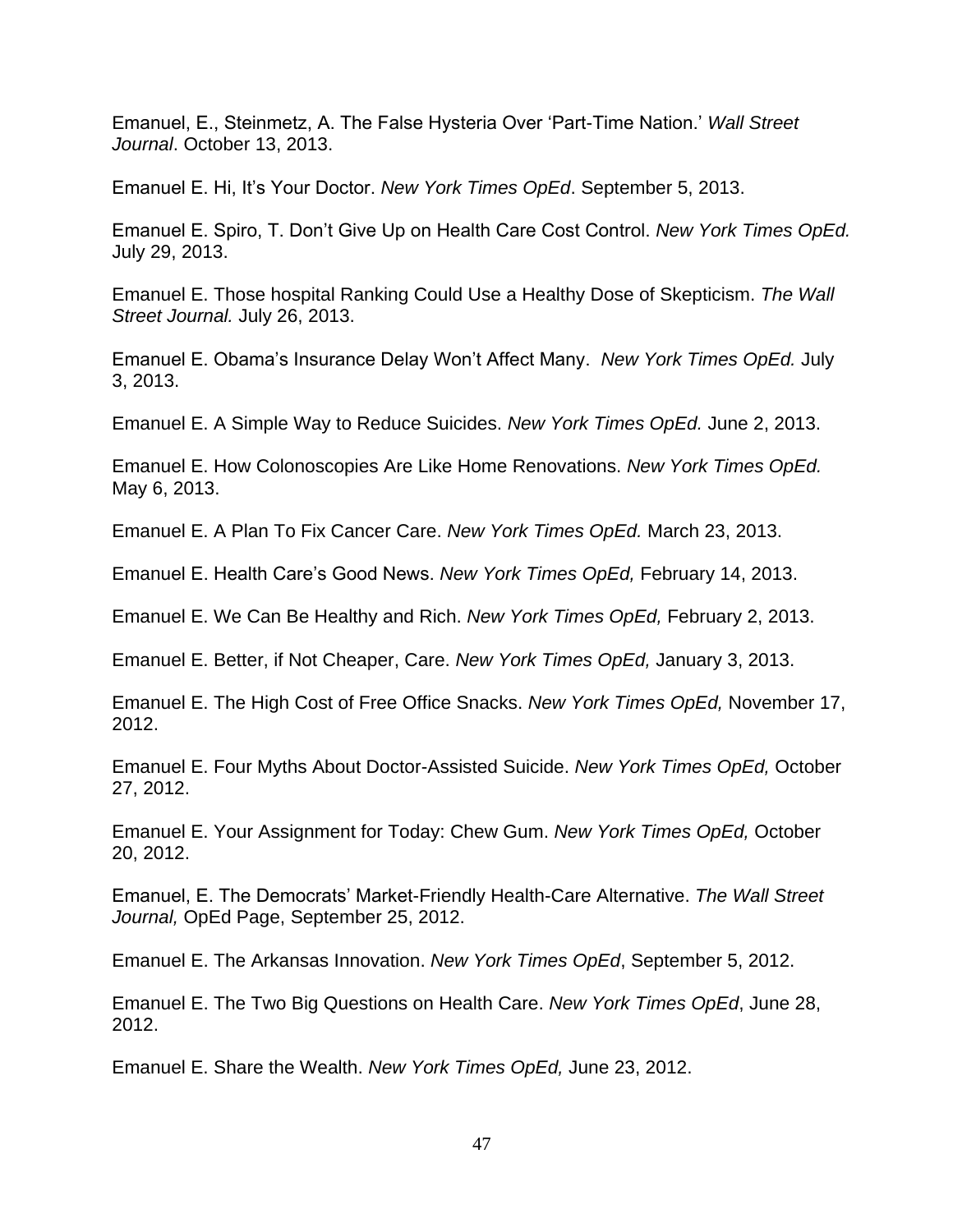Emanuel, E., Steinmetz, A. The False Hysteria Over 'Part-Time Nation.' *Wall Street Journal*. October 13, 2013.

Emanuel E. Hi, It's Your Doctor. *New York Times OpEd*. September 5, 2013.

Emanuel E. Spiro, T. Don't Give Up on Health Care Cost Control. *New York Times OpEd.* July 29, 2013.

Emanuel E. Those hospital Ranking Could Use a Healthy Dose of Skepticism. *The Wall Street Journal.* July 26, 2013.

Emanuel E. Obama's Insurance Delay Won't Affect Many. *New York Times OpEd.* July 3, 2013.

Emanuel E. A Simple Way to Reduce Suicides. *New York Times OpEd.* June 2, 2013.

Emanuel E. How Colonoscopies Are Like Home Renovations. *New York Times OpEd.* May 6, 2013.

Emanuel E. A Plan To Fix Cancer Care. *New York Times OpEd.* March 23, 2013.

Emanuel E. Health Care's Good News. *New York Times OpEd,* February 14, 2013.

Emanuel E. We Can Be Healthy and Rich. *New York Times OpEd,* February 2, 2013.

Emanuel E. Better, if Not Cheaper, Care. *New York Times OpEd,* January 3, 2013.

Emanuel E. The High Cost of Free Office Snacks. *New York Times OpEd,* November 17, 2012.

Emanuel E. Four Myths About Doctor-Assisted Suicide. *New York Times OpEd,* October 27, 2012.

Emanuel E. Your Assignment for Today: Chew Gum. *New York Times OpEd,* October 20, 2012.

Emanuel, E. The Democrats' Market-Friendly Health-Care Alternative. *The Wall Street Journal,* OpEd Page, September 25, 2012.

Emanuel E. The Arkansas Innovation. *New York Times OpEd*, September 5, 2012.

Emanuel E. The Two Big Questions on Health Care. *New York Times OpEd*, June 28, 2012.

Emanuel E. Share the Wealth. *New York Times OpEd,* June 23, 2012.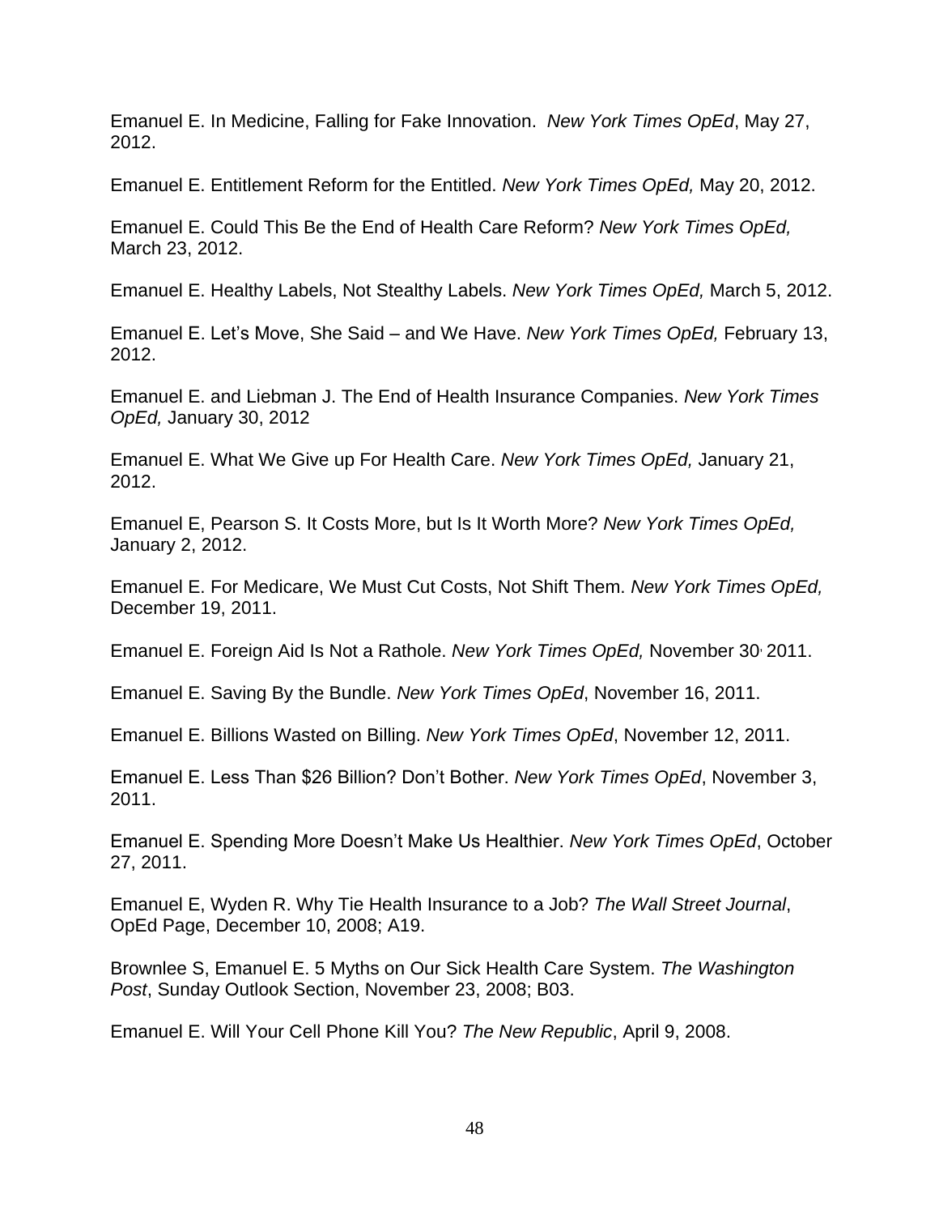Emanuel E. In Medicine, Falling for Fake Innovation. *New York Times OpEd*, May 27, 2012.

Emanuel E. Entitlement Reform for the Entitled. *New York Times OpEd,* May 20, 2012.

Emanuel E. Could This Be the End of Health Care Reform? *New York Times OpEd,* March 23, 2012.

Emanuel E. Healthy Labels, Not Stealthy Labels. *New York Times OpEd,* March 5, 2012.

Emanuel E. Let's Move, She Said – and We Have. *New York Times OpEd,* February 13, 2012.

Emanuel E. and Liebman J. The End of Health Insurance Companies. *New York Times OpEd,* January 30, 2012

Emanuel E. What We Give up For Health Care. *New York Times OpEd,* January 21, 2012.

Emanuel E, Pearson S. It Costs More, but Is It Worth More? *New York Times OpEd,* January 2, 2012.

Emanuel E. For Medicare, We Must Cut Costs, Not Shift Them. *New York Times OpEd,* December 19, 2011.

Emanuel E. Foreign Aid Is Not a Rathole. *New York Times OpEd,* November 30, 2011.

Emanuel E. Saving By the Bundle. *New York Times OpEd*, November 16, 2011.

Emanuel E. Billions Wasted on Billing. *New York Times OpEd*, November 12, 2011.

Emanuel E. Less Than $26 Billion? Don't Bother. *New York Times OpEd*, November 3, 2011.

Emanuel E. Spending More Doesn't Make Us Healthier. *New York Times OpEd*, October 27, 2011.

Emanuel E, Wyden R. Why Tie Health Insurance to a Job? *The Wall Street Journal*, OpEd Page, December 10, 2008; A19.

Brownlee S, Emanuel E. 5 Myths on Our Sick Health Care System. *The Washington Post*, Sunday Outlook Section, November 23, 2008; B03.

Emanuel E. Will Your Cell Phone Kill You? *The New Republic*, April 9, 2008.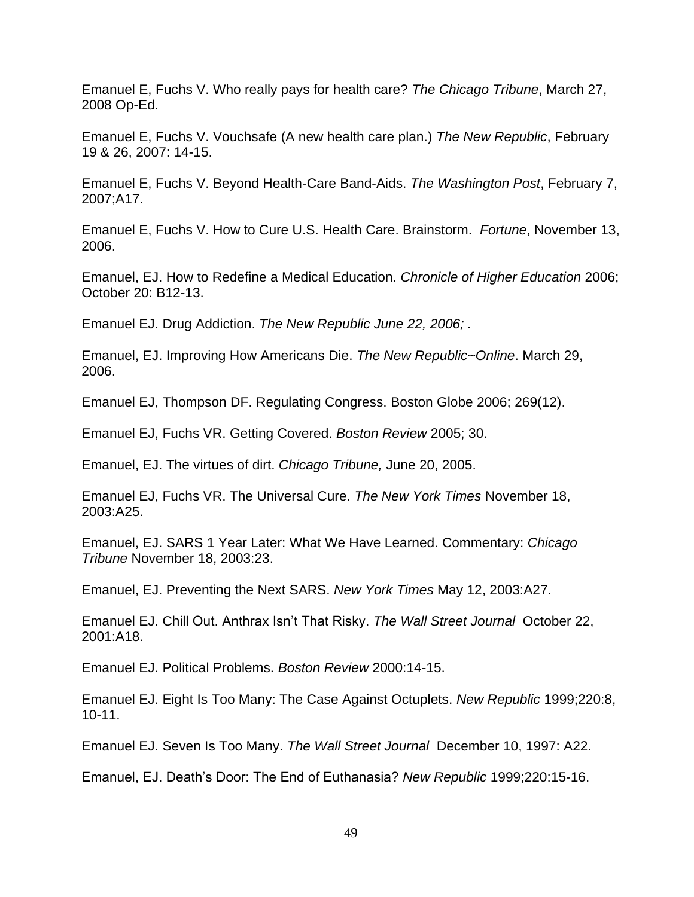Emanuel E, Fuchs V. Who really pays for health care? *The Chicago Tribune*, March 27, 2008 Op-Ed.

Emanuel E, Fuchs V. Vouchsafe (A new health care plan.) *The New Republic*, February 19 & 26, 2007: 14-15.

Emanuel E, Fuchs V. Beyond Health-Care Band-Aids. *The Washington Post*, February 7, 2007;A17.

Emanuel E, Fuchs V. How to Cure U.S. Health Care. Brainstorm. *Fortune*, November 13, 2006.

Emanuel, EJ. How to Redefine a Medical Education. *Chronicle of Higher Education* 2006; October 20: B12-13.

Emanuel EJ. Drug Addiction. *The New Republic June 22, 2006; .*

Emanuel, EJ. Improving How Americans Die. *The New Republic~Online*. March 29, 2006.

Emanuel EJ, Thompson DF. Regulating Congress. Boston Globe 2006; 269(12).

Emanuel EJ, Fuchs VR. Getting Covered. *Boston Review* 2005; 30.

Emanuel, EJ. The virtues of dirt. *Chicago Tribune,* June 20, 2005.

Emanuel EJ, Fuchs VR. The Universal Cure. *The New York Times* November 18, 2003:A25.

Emanuel, EJ. SARS 1 Year Later: What We Have Learned. Commentary: *Chicago Tribune* November 18, 2003:23.

Emanuel, EJ. Preventing the Next SARS. *New York Times* May 12, 2003:A27.

Emanuel EJ. Chill Out. Anthrax Isn't That Risky. *The Wall Street Journal* October 22, 2001:A18.

Emanuel EJ. Political Problems. *Boston Review* 2000:14-15.

Emanuel EJ. Eight Is Too Many: The Case Against Octuplets. *New Republic* 1999;220:8, 10-11.

Emanuel EJ. Seven Is Too Many. *The Wall Street Journal* December 10, 1997: A22.

Emanuel, EJ. Death's Door: The End of Euthanasia? *New Republic* 1999;220:15-16.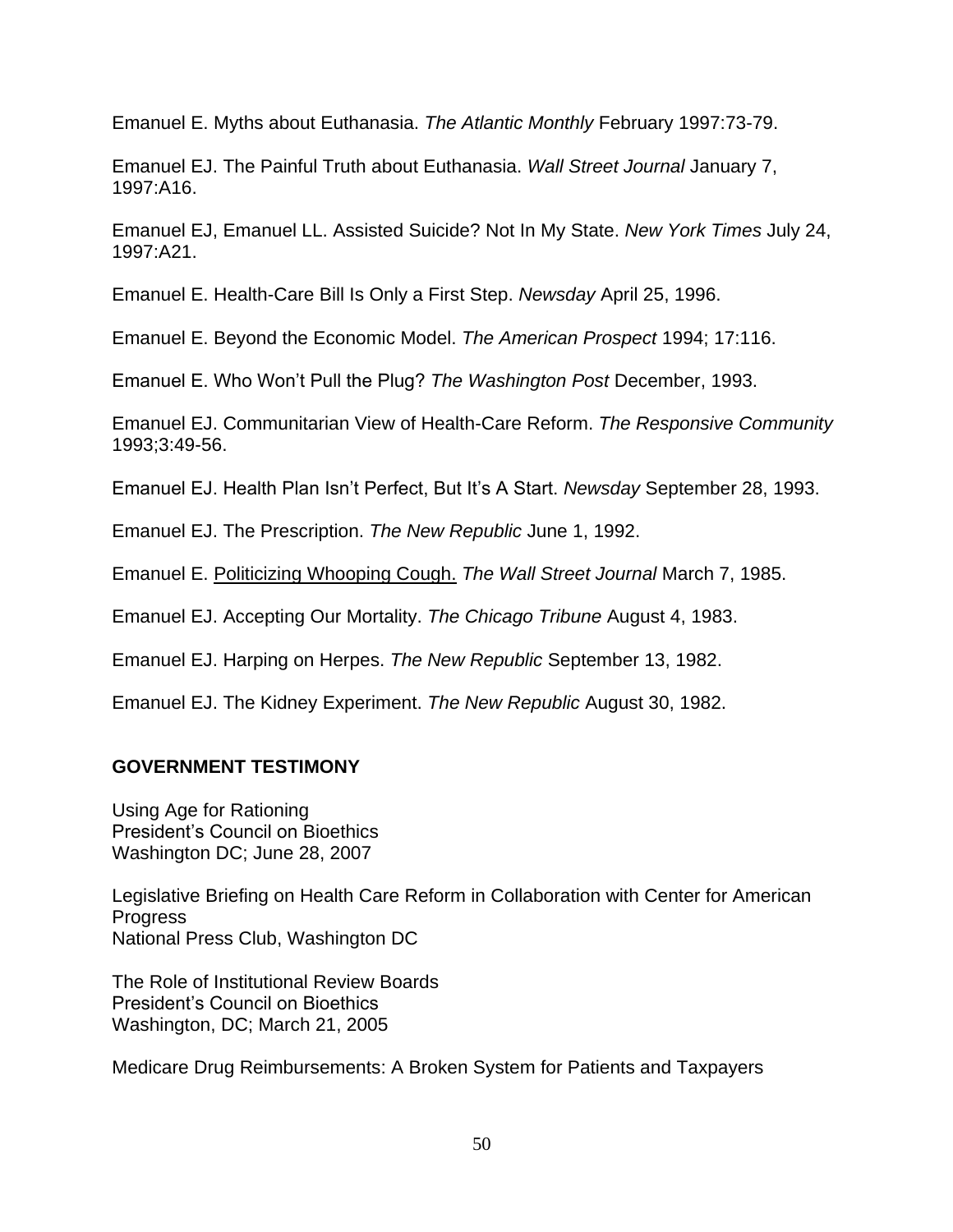Emanuel E. Myths about Euthanasia. *The Atlantic Monthly* February 1997:73-79.

Emanuel EJ. The Painful Truth about Euthanasia. *Wall Street Journal* January 7, 1997:A16.

Emanuel EJ, Emanuel LL. Assisted Suicide? Not In My State. *New York Times* July 24, 1997:A21.

Emanuel E. Health-Care Bill Is Only a First Step. *Newsday* April 25, 1996.

Emanuel E. Beyond the Economic Model. *The American Prospect* 1994; 17:116.

Emanuel E. Who Won't Pull the Plug? *The Washington Post* December, 1993.

Emanuel EJ. Communitarian View of Health-Care Reform. *The Responsive Community* 1993;3:49-56.

Emanuel EJ. Health Plan Isn't Perfect, But It's A Start. *Newsday* September 28, 1993.

Emanuel EJ. The Prescription. *The New Republic* June 1, 1992.

Emanuel E. <u>Politicizing Whooping Cough.</u> *The Wall Street Journal* March 7, 1985.

Emanuel EJ. Accepting Our Mortality. *The Chicago Tribune* August 4, 1983.

Emanuel EJ. Harping on Herpes. *The New Republic* September 13, 1982.

Emanuel EJ. The Kidney Experiment. *The New Republic* August 30, 1982.

**GOVERNMENT TESTIMONY**

Using Age for Rationing
President's Council on Bioethics
Washington DC; June 28, 2007

Legislative Briefing on Health Care Reform in Collaboration with Center for American Progress
National Press Club, Washington DC

The Role of Institutional Review Boards
President's Council on Bioethics
Washington, DC; March 21, 2005

Medicare Drug Reimbursements: A Broken System for Patients and Taxpayers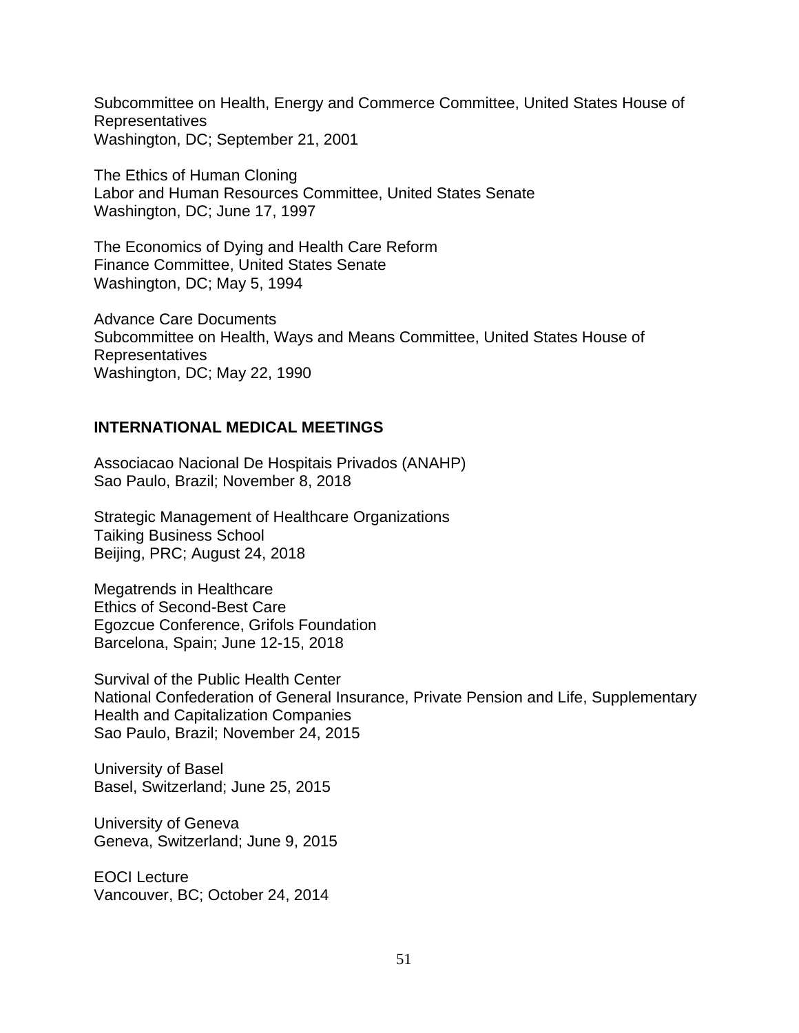Subcommittee on Health, Energy and Commerce Committee, United States House of Representatives
Washington, DC; September 21, 2001

The Ethics of Human Cloning
Labor and Human Resources Committee, United States Senate
Washington, DC; June 17, 1997

The Economics of Dying and Health Care Reform
Finance Committee, United States Senate
Washington, DC; May 5, 1994

Advance Care Documents
Subcommittee on Health, Ways and Means Committee, United States House of Representatives
Washington, DC; May 22, 1990

**INTERNATIONAL MEDICAL MEETINGS**

Associacao Nacional De Hospitais Privados (ANAHP)
Sao Paulo, Brazil; November 8, 2018

Strategic Management of Healthcare Organizations
Taiking Business School
Beijing, PRC; August 24, 2018

Megatrends in Healthcare
Ethics of Second-Best Care
Egozcue Conference, Grifols Foundation
Barcelona, Spain; June 12-15, 2018

Survival of the Public Health Center
National Confederation of General Insurance, Private Pension and Life, Supplementary Health and Capitalization Companies
Sao Paulo, Brazil; November 24, 2015

University of Basel
Basel, Switzerland; June 25, 2015

University of Geneva
Geneva, Switzerland; June 9, 2015

EOCI Lecture
Vancouver, BC; October 24, 2014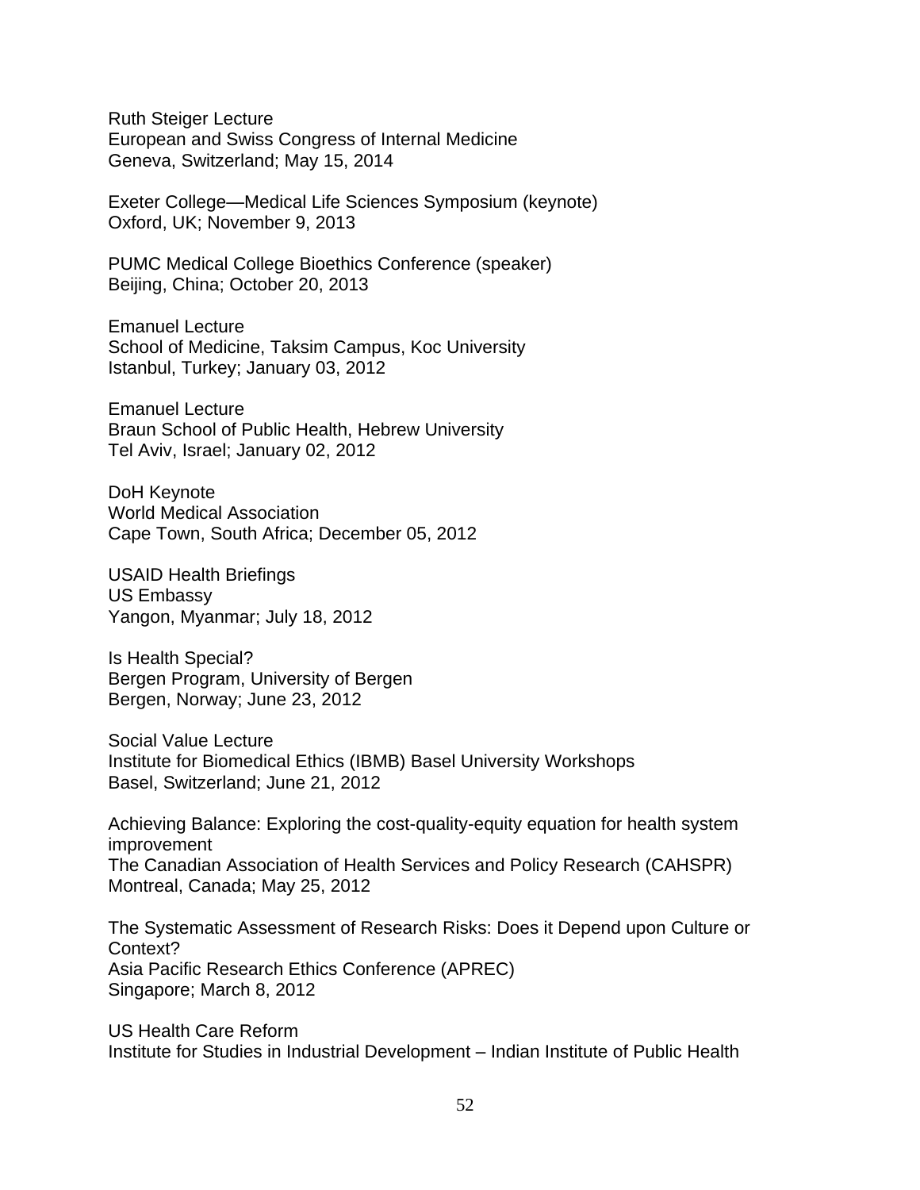Ruth Steiger Lecture
European and Swiss Congress of Internal Medicine
Geneva, Switzerland; May 15, 2014

Exeter College—Medical Life Sciences Symposium (keynote)
Oxford, UK; November 9, 2013

PUMC Medical College Bioethics Conference (speaker)
Beijing, China; October 20, 2013

Emanuel Lecture
School of Medicine, Taksim Campus, Koc University
Istanbul, Turkey; January 03, 2012

Emanuel Lecture
Braun School of Public Health, Hebrew University
Tel Aviv, Israel; January 02, 2012

DoH Keynote
World Medical Association
Cape Town, South Africa; December 05, 2012

USAID Health Briefings
US Embassy
Yangon, Myanmar; July 18, 2012

Is Health Special?
Bergen Program, University of Bergen
Bergen, Norway; June 23, 2012

Social Value Lecture
Institute for Biomedical Ethics (IBMB) Basel University Workshops
Basel, Switzerland; June 21, 2012

Achieving Balance: Exploring the cost-quality-equity equation for health system improvement
The Canadian Association of Health Services and Policy Research (CAHSPR)
Montreal, Canada; May 25, 2012

The Systematic Assessment of Research Risks: Does it Depend upon Culture or Context?
Asia Pacific Research Ethics Conference (APREC)
Singapore; March 8, 2012

US Health Care Reform
Institute for Studies in Industrial Development – Indian Institute of Public Health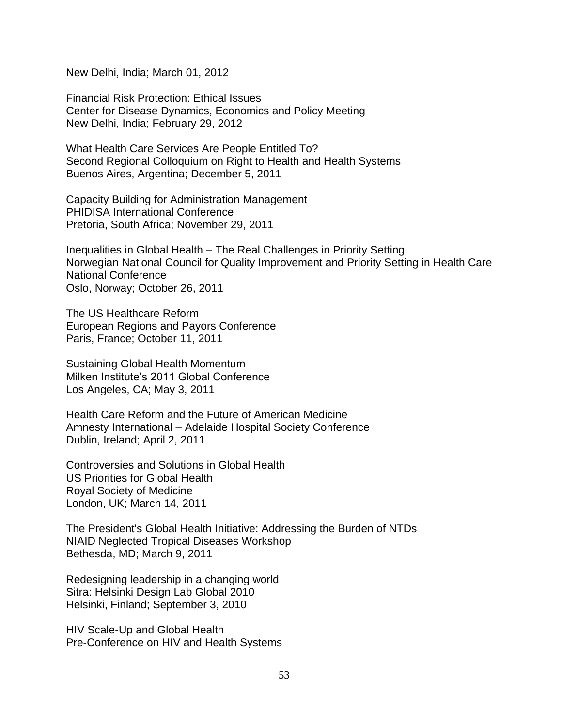New Delhi, India; March 01, 2012

Financial Risk Protection: Ethical Issues
Center for Disease Dynamics, Economics and Policy Meeting
New Delhi, India; February 29, 2012

What Health Care Services Are People Entitled To?
Second Regional Colloquium on Right to Health and Health Systems
Buenos Aires, Argentina; December 5, 2011

Capacity Building for Administration Management
PHIDISA International Conference
Pretoria, South Africa; November 29, 2011

Inequalities in Global Health – The Real Challenges in Priority Setting
Norwegian National Council for Quality Improvement and Priority Setting in Health Care National Conference
Oslo, Norway; October 26, 2011

The US Healthcare Reform
European Regions and Payors Conference
Paris, France; October 11, 2011

Sustaining Global Health Momentum
Milken Institute's 2011 Global Conference
Los Angeles, CA; May 3, 2011

Health Care Reform and the Future of American Medicine
Amnesty International – Adelaide Hospital Society Conference
Dublin, Ireland; April 2, 2011

Controversies and Solutions in Global Health
US Priorities for Global Health
Royal Society of Medicine
London, UK; March 14, 2011

The President's Global Health Initiative: Addressing the Burden of NTDs
NIAID Neglected Tropical Diseases Workshop
Bethesda, MD; March 9, 2011

Redesigning leadership in a changing world
Sitra: Helsinki Design Lab Global 2010
Helsinki, Finland; September 3, 2010

HIV Scale-Up and Global Health
Pre-Conference on HIV and Health Systems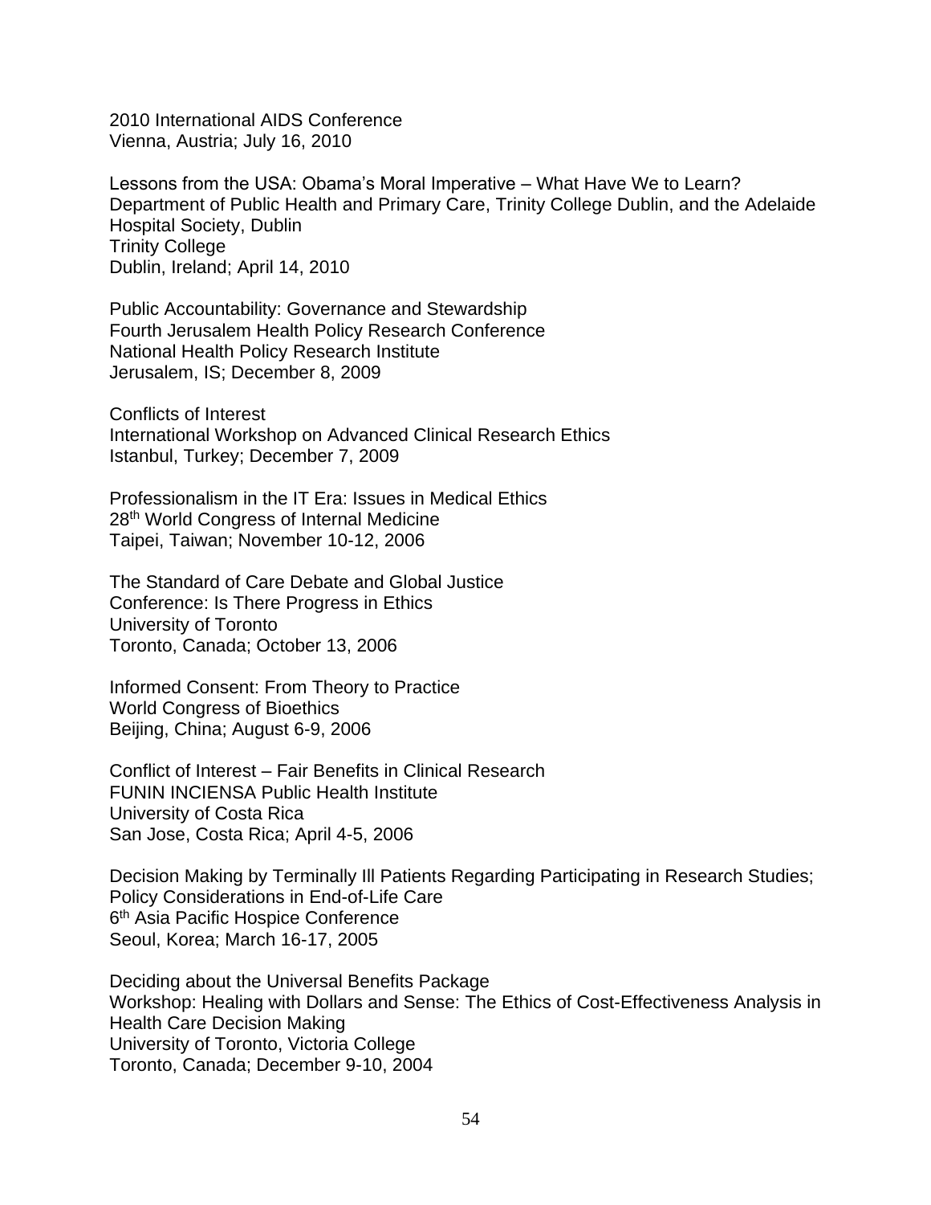2010 International AIDS Conference
Vienna, Austria; July 16, 2010

Lessons from the USA: Obama's Moral Imperative – What Have We to Learn?
Department of Public Health and Primary Care, Trinity College Dublin, and the Adelaide Hospital Society, Dublin
Trinity College
Dublin, Ireland; April 14, 2010

Public Accountability: Governance and Stewardship
Fourth Jerusalem Health Policy Research Conference
National Health Policy Research Institute
Jerusalem, IS; December 8, 2009

Conflicts of Interest
International Workshop on Advanced Clinical Research Ethics
Istanbul, Turkey; December 7, 2009

Professionalism in the IT Era: Issues in Medical Ethics
28th World Congress of Internal Medicine
Taipei, Taiwan; November 10-12, 2006

The Standard of Care Debate and Global Justice
Conference: Is There Progress in Ethics
University of Toronto
Toronto, Canada; October 13, 2006

Informed Consent: From Theory to Practice
World Congress of Bioethics
Beijing, China; August 6-9, 2006

Conflict of Interest – Fair Benefits in Clinical Research
FUNIN INCIENSA Public Health Institute
University of Costa Rica
San Jose, Costa Rica; April 4-5, 2006

Decision Making by Terminally Ill Patients Regarding Participating in Research Studies; Policy Considerations in End-of-Life Care
6th Asia Pacific Hospice Conference
Seoul, Korea; March 16-17, 2005

Deciding about the Universal Benefits Package
Workshop: Healing with Dollars and Sense: The Ethics of Cost-Effectiveness Analysis in Health Care Decision Making
University of Toronto, Victoria College
Toronto, Canada; December 9-10, 2004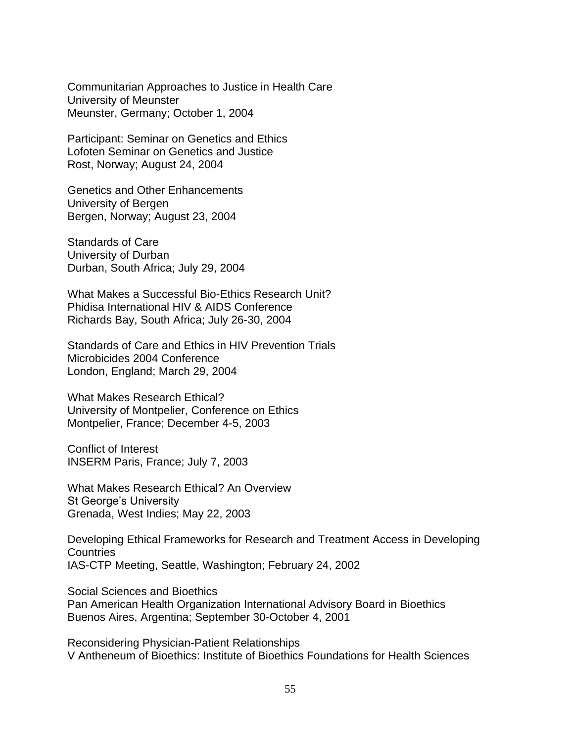Communitarian Approaches to Justice in Health Care
University of Meunster
Meunster, Germany; October 1, 2004

Participant: Seminar on Genetics and Ethics
Lofoten Seminar on Genetics and Justice
Rost, Norway; August 24, 2004

Genetics and Other Enhancements
University of Bergen
Bergen, Norway; August 23, 2004

Standards of Care
University of Durban
Durban, South Africa; July 29, 2004

What Makes a Successful Bio-Ethics Research Unit?
Phidisa International HIV & AIDS Conference
Richards Bay, South Africa; July 26-30, 2004

Standards of Care and Ethics in HIV Prevention Trials
Microbicides 2004 Conference
London, England; March 29, 2004

What Makes Research Ethical?
University of Montpelier, Conference on Ethics
Montpelier, France; December 4-5, 2003

Conflict of Interest
INSERM Paris, France; July 7, 2003

What Makes Research Ethical? An Overview
St George's University
Grenada, West Indies; May 22, 2003

Developing Ethical Frameworks for Research and Treatment Access in Developing Countries
IAS-CTP Meeting, Seattle, Washington; February 24, 2002

Social Sciences and Bioethics
Pan American Health Organization International Advisory Board in Bioethics
Buenos Aires, Argentina; September 30-October 4, 2001

Reconsidering Physician-Patient Relationships
V Antheneum of Bioethics: Institute of Bioethics Foundations for Health Sciences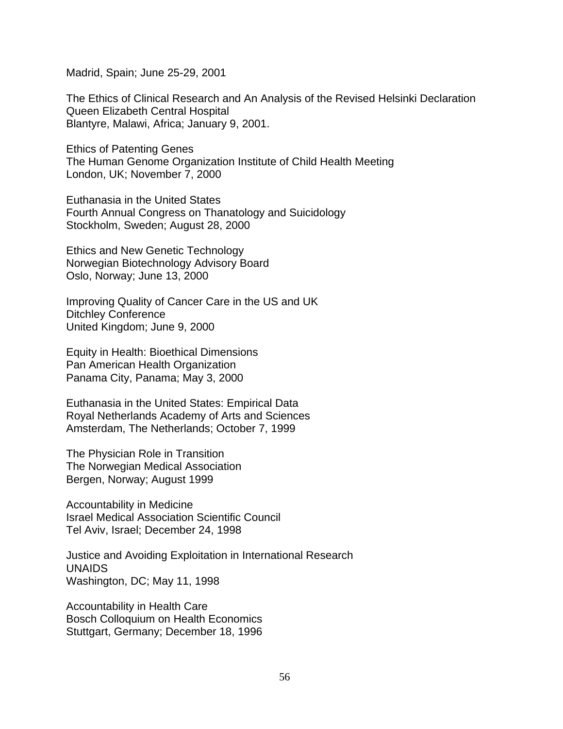Madrid, Spain; June 25-29, 2001

The Ethics of Clinical Research and An Analysis of the Revised Helsinki Declaration
Queen Elizabeth Central Hospital
Blantyre, Malawi, Africa; January 9, 2001.

Ethics of Patenting Genes
The Human Genome Organization Institute of Child Health Meeting
London, UK; November 7, 2000

Euthanasia in the United States
Fourth Annual Congress on Thanatology and Suicidology
Stockholm, Sweden; August 28, 2000

Ethics and New Genetic Technology
Norwegian Biotechnology Advisory Board
Oslo, Norway; June 13, 2000

Improving Quality of Cancer Care in the US and UK
Ditchley Conference
United Kingdom; June 9, 2000

Equity in Health: Bioethical Dimensions
Pan American Health Organization
Panama City, Panama; May 3, 2000

Euthanasia in the United States: Empirical Data
Royal Netherlands Academy of Arts and Sciences
Amsterdam, The Netherlands; October 7, 1999

The Physician Role in Transition
The Norwegian Medical Association
Bergen, Norway; August 1999

Accountability in Medicine
Israel Medical Association Scientific Council
Tel Aviv, Israel; December 24, 1998

Justice and Avoiding Exploitation in International Research
UNAIDS
Washington, DC; May 11, 1998

Accountability in Health Care
Bosch Colloquium on Health Economics
Stuttgart, Germany; December 18, 1996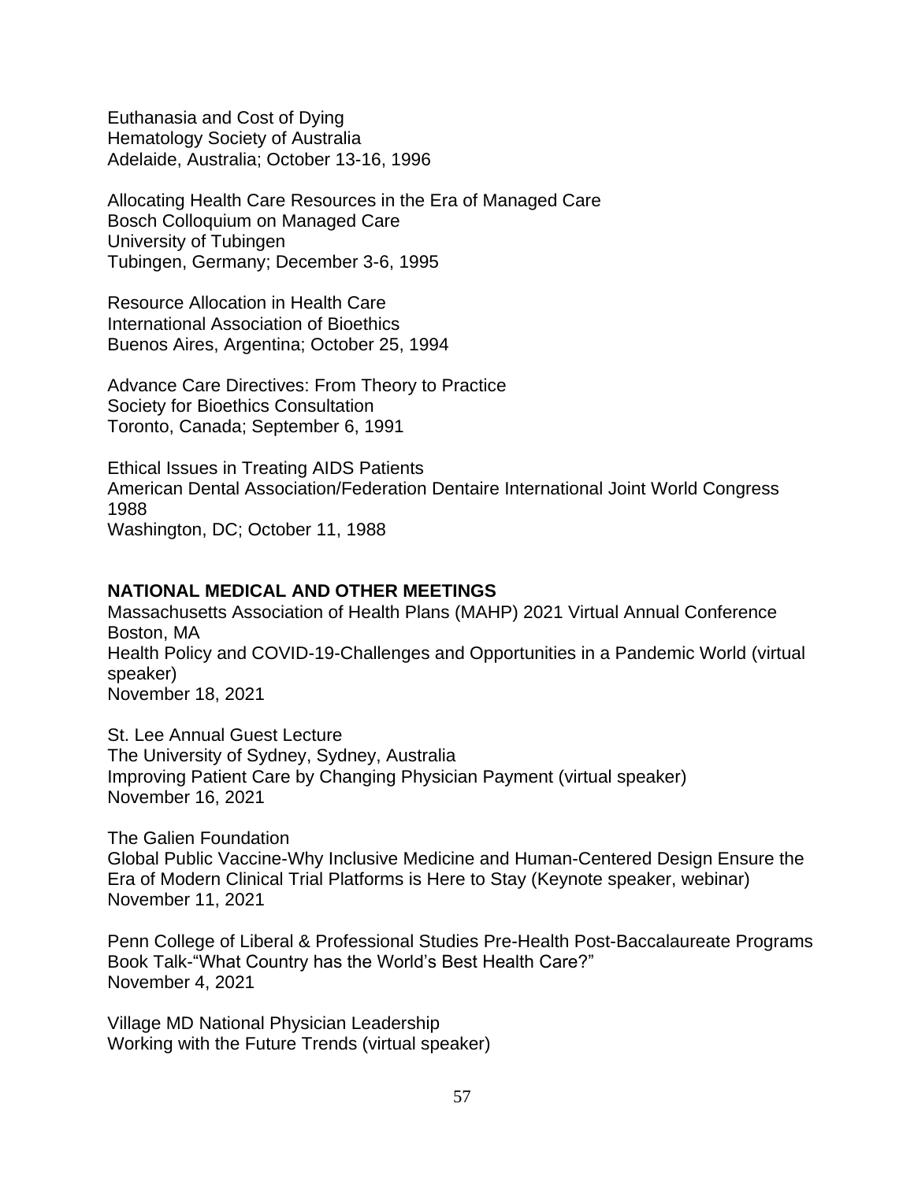Euthanasia and Cost of Dying
Hematology Society of Australia
Adelaide, Australia; October 13-16, 1996

Allocating Health Care Resources in the Era of Managed Care
Bosch Colloquium on Managed Care
University of Tubingen
Tubingen, Germany; December 3-6, 1995

Resource Allocation in Health Care
International Association of Bioethics
Buenos Aires, Argentina; October 25, 1994

Advance Care Directives: From Theory to Practice
Society for Bioethics Consultation
Toronto, Canada; September 6, 1991

Ethical Issues in Treating AIDS Patients
American Dental Association/Federation Dentaire International Joint World Congress 1988
Washington, DC; October 11, 1988

**NATIONAL MEDICAL AND OTHER MEETINGS**

Massachusetts Association of Health Plans (MAHP) 2021 Virtual Annual Conference
Boston, MA
Health Policy and COVID-19-Challenges and Opportunities in a Pandemic World (virtual speaker)
November 18, 2021

St. Lee Annual Guest Lecture
The University of Sydney, Sydney, Australia
Improving Patient Care by Changing Physician Payment (virtual speaker)
November 16, 2021

The Galien Foundation
Global Public Vaccine-Why Inclusive Medicine and Human-Centered Design Ensure the Era of Modern Clinical Trial Platforms is Here to Stay (Keynote speaker, webinar)
November 11, 2021

Penn College of Liberal & Professional Studies Pre-Health Post-Baccalaureate Programs
Book Talk-"What Country has the World's Best Health Care?"
November 4, 2021

Village MD National Physician Leadership
Working with the Future Trends (virtual speaker)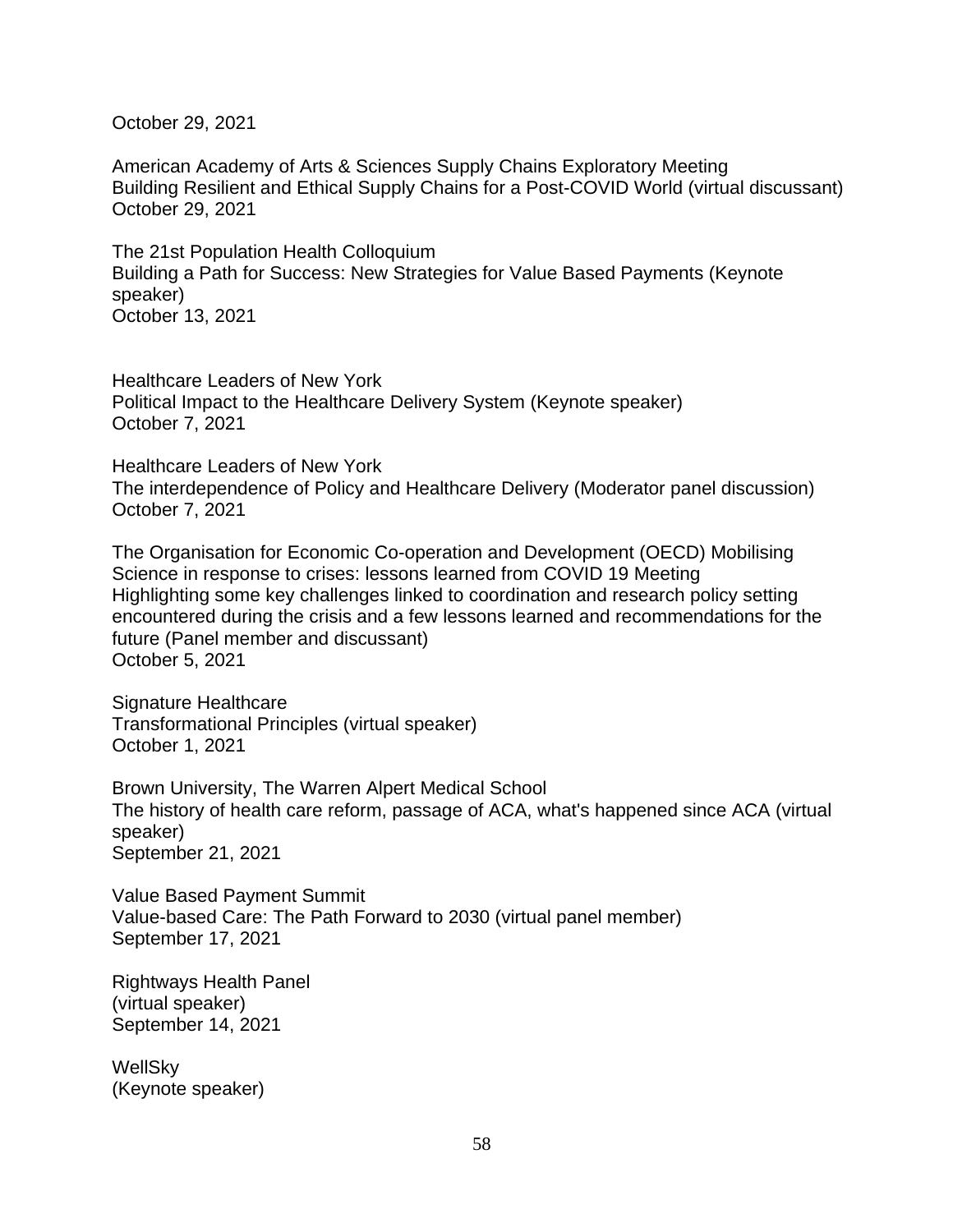October 29, 2021

American Academy of Arts & Sciences Supply Chains Exploratory Meeting
Building Resilient and Ethical Supply Chains for a Post-COVID World (virtual discussant)
October 29, 2021

The 21st Population Health Colloquium
Building a Path for Success: New Strategies for Value Based Payments (Keynote speaker)
October 13, 2021

Healthcare Leaders of New York
Political Impact to the Healthcare Delivery System (Keynote speaker)
October 7, 2021

Healthcare Leaders of New York
The interdependence of Policy and Healthcare Delivery (Moderator panel discussion)
October 7, 2021

The Organisation for Economic Co-operation and Development (OECD) Mobilising Science in response to crises: lessons learned from COVID 19 Meeting
Highlighting some key challenges linked to coordination and research policy setting encountered during the crisis and a few lessons learned and recommendations for the future (Panel member and discussant)
October 5, 2021

Signature Healthcare
Transformational Principles (virtual speaker)
October 1, 2021

Brown University, The Warren Alpert Medical School
The history of health care reform, passage of ACA, what's happened since ACA (virtual speaker)
September 21, 2021

Value Based Payment Summit
Value-based Care: The Path Forward to 2030 (virtual panel member)
September 17, 2021

Rightways Health Panel
(virtual speaker)
September 14, 2021

WellSky
(Keynote speaker)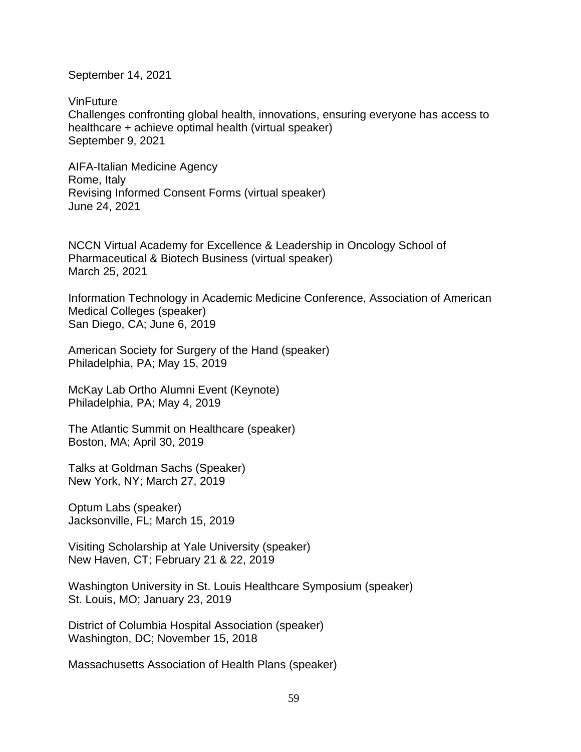September 14, 2021

VinFuture
Challenges confronting global health, innovations, ensuring everyone has access to healthcare + achieve optimal health (virtual speaker)
September 9, 2021

AIFA-Italian Medicine Agency
Rome, Italy
Revising Informed Consent Forms (virtual speaker)
June 24, 2021

NCCN Virtual Academy for Excellence & Leadership in Oncology School of Pharmaceutical & Biotech Business (virtual speaker)
March 25, 2021

Information Technology in Academic Medicine Conference, Association of American Medical Colleges (speaker)
San Diego, CA; June 6, 2019

American Society for Surgery of the Hand (speaker)
Philadelphia, PA; May 15, 2019

McKay Lab Ortho Alumni Event (Keynote)
Philadelphia, PA; May 4, 2019

The Atlantic Summit on Healthcare (speaker)
Boston, MA; April 30, 2019

Talks at Goldman Sachs (Speaker)
New York, NY; March 27, 2019

Optum Labs (speaker)
Jacksonville, FL; March 15, 2019

Visiting Scholarship at Yale University (speaker)
New Haven, CT; February 21 & 22, 2019

Washington University in St. Louis Healthcare Symposium (speaker)
St. Louis, MO; January 23, 2019

District of Columbia Hospital Association (speaker)
Washington, DC; November 15, 2018

Massachusetts Association of Health Plans (speaker)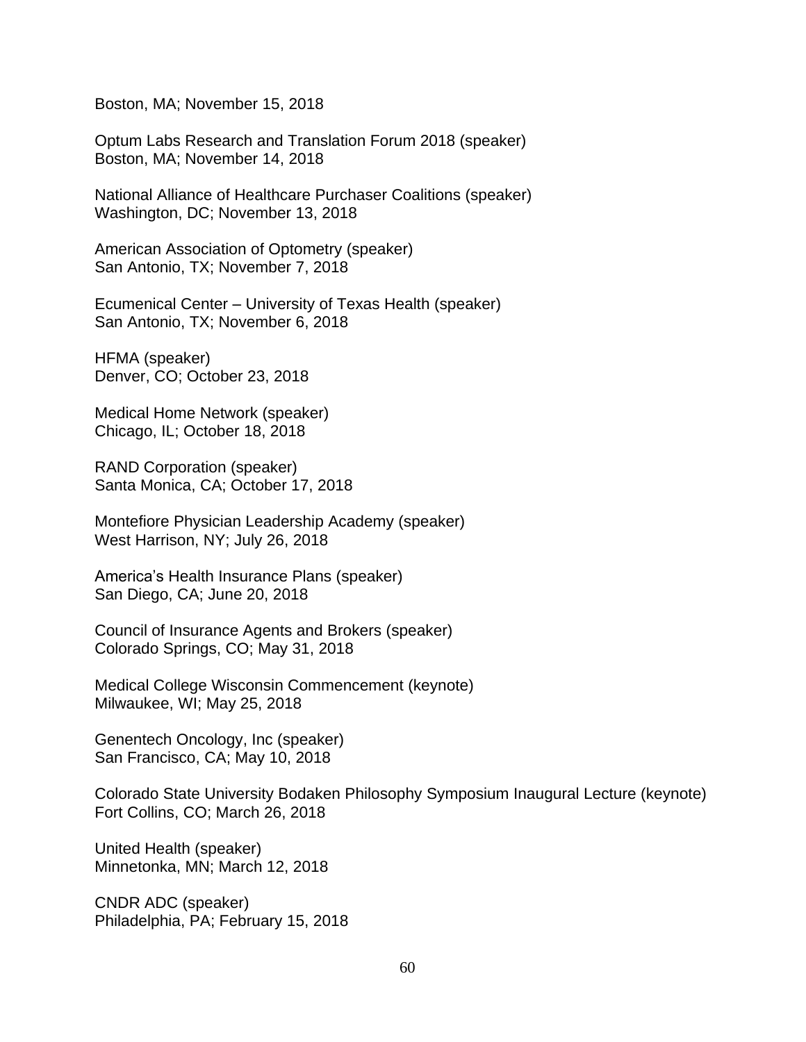Boston, MA; November 15, 2018

Optum Labs Research and Translation Forum 2018 (speaker)
Boston, MA; November 14, 2018

National Alliance of Healthcare Purchaser Coalitions (speaker)
Washington, DC; November 13, 2018

American Association of Optometry (speaker)
San Antonio, TX; November 7, 2018

Ecumenical Center – University of Texas Health (speaker)
San Antonio, TX; November 6, 2018

HFMA (speaker)
Denver, CO; October 23, 2018

Medical Home Network (speaker)
Chicago, IL; October 18, 2018

RAND Corporation (speaker)
Santa Monica, CA; October 17, 2018

Montefiore Physician Leadership Academy (speaker)
West Harrison, NY; July 26, 2018

America's Health Insurance Plans (speaker)
San Diego, CA; June 20, 2018

Council of Insurance Agents and Brokers (speaker)
Colorado Springs, CO; May 31, 2018

Medical College Wisconsin Commencement (keynote)
Milwaukee, WI; May 25, 2018

Genentech Oncology, Inc (speaker)
San Francisco, CA; May 10, 2018

Colorado State University Bodaken Philosophy Symposium Inaugural Lecture (keynote)
Fort Collins, CO; March 26, 2018

United Health (speaker)
Minnetonka, MN; March 12, 2018

CNDR ADC (speaker)
Philadelphia, PA; February 15, 2018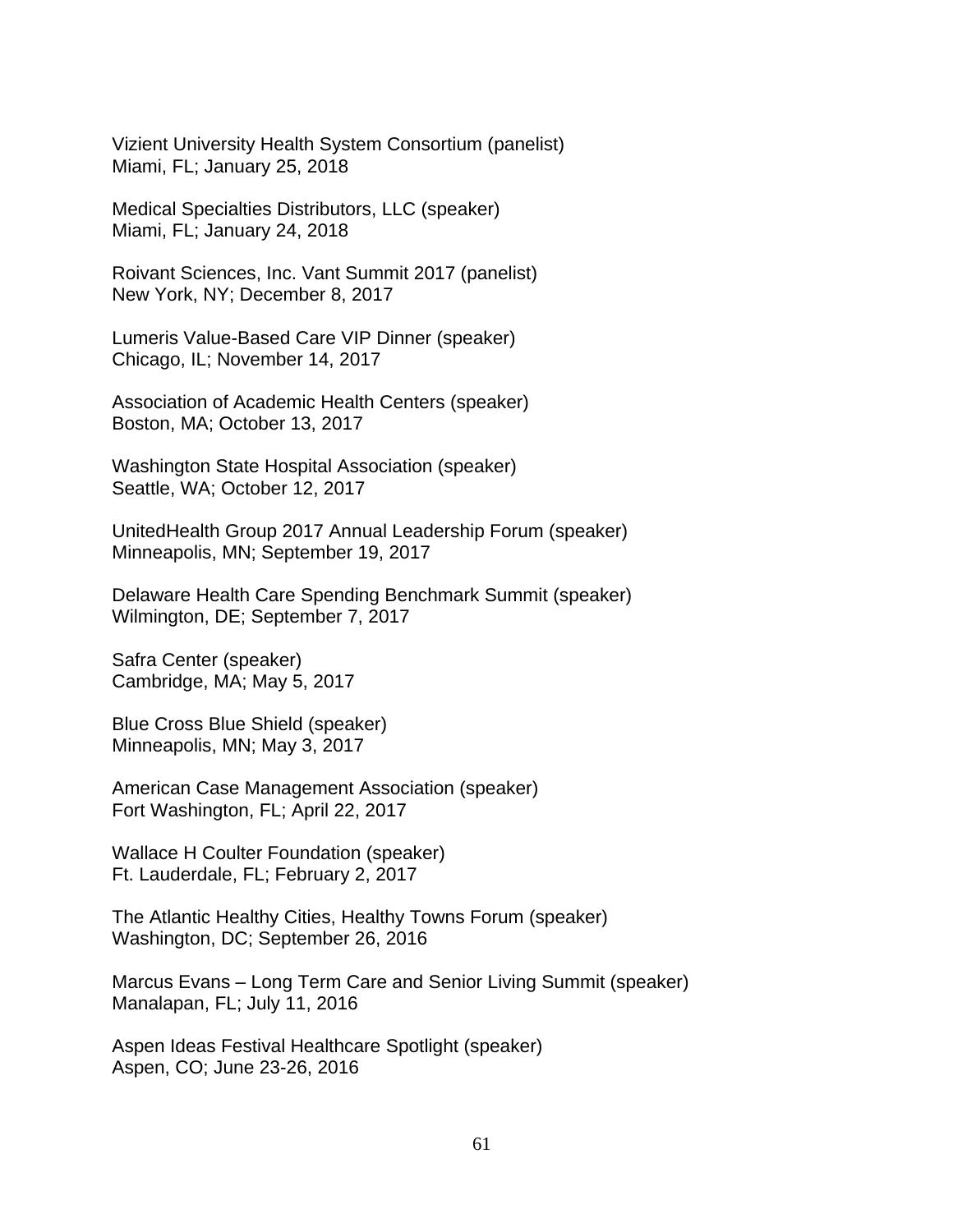Vizient University Health System Consortium (panelist)
Miami, FL; January 25, 2018

Medical Specialties Distributors, LLC (speaker)
Miami, FL; January 24, 2018

Roivant Sciences, Inc. Vant Summit 2017 (panelist)
New York, NY; December 8, 2017

Lumeris Value-Based Care VIP Dinner (speaker)
Chicago, IL; November 14, 2017

Association of Academic Health Centers (speaker)
Boston, MA; October 13, 2017

Washington State Hospital Association (speaker)
Seattle, WA; October 12, 2017

UnitedHealth Group 2017 Annual Leadership Forum (speaker)
Minneapolis, MN; September 19, 2017

Delaware Health Care Spending Benchmark Summit (speaker)
Wilmington, DE; September 7, 2017

Safra Center (speaker)
Cambridge, MA; May 5, 2017

Blue Cross Blue Shield (speaker)
Minneapolis, MN; May 3, 2017

American Case Management Association (speaker)
Fort Washington, FL; April 22, 2017

Wallace H Coulter Foundation (speaker)
Ft. Lauderdale, FL; February 2, 2017

The Atlantic Healthy Cities, Healthy Towns Forum (speaker)
Washington, DC; September 26, 2016

Marcus Evans – Long Term Care and Senior Living Summit (speaker)
Manalapan, FL; July 11, 2016

Aspen Ideas Festival Healthcare Spotlight (speaker)
Aspen, CO; June 23-26, 2016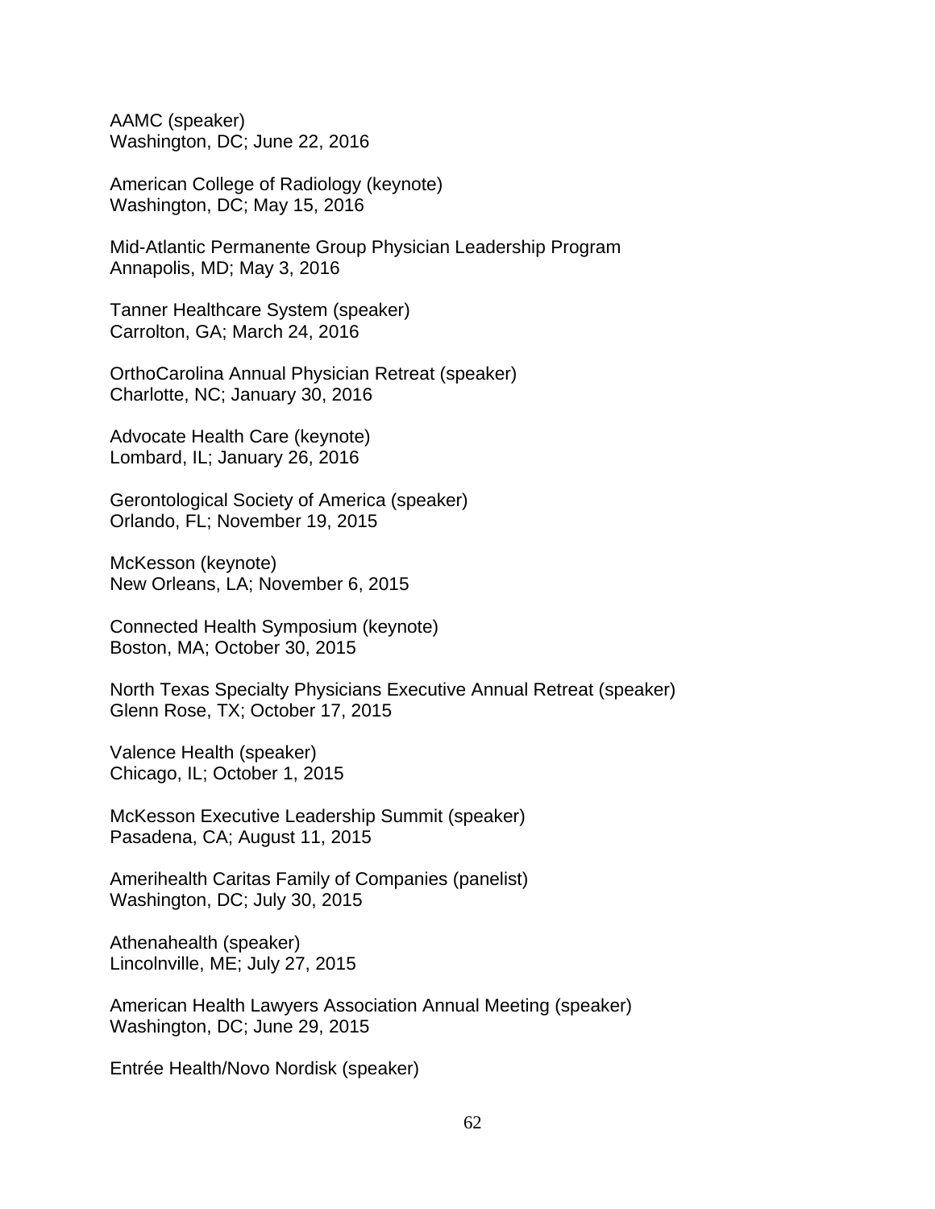AAMC (speaker)
Washington, DC; June 22, 2016

American College of Radiology (keynote)
Washington, DC; May 15, 2016

Mid-Atlantic Permanente Group Physician Leadership Program
Annapolis, MD; May 3, 2016

Tanner Healthcare System (speaker)
Carrolton, GA; March 24, 2016

OrthoCarolina Annual Physician Retreat (speaker)
Charlotte, NC; January 30, 2016

Advocate Health Care (keynote)
Lombard, IL; January 26, 2016

Gerontological Society of America (speaker)
Orlando, FL; November 19, 2015

McKesson (keynote)
New Orleans, LA; November 6, 2015

Connected Health Symposium (keynote)
Boston, MA; October 30, 2015

North Texas Specialty Physicians Executive Annual Retreat (speaker)
Glenn Rose, TX; October 17, 2015

Valence Health (speaker)
Chicago, IL; October 1, 2015

McKesson Executive Leadership Summit (speaker)
Pasadena, CA; August 11, 2015

Amerihealth Caritas Family of Companies (panelist)
Washington, DC; July 30, 2015

Athenahealth (speaker)
Lincolnville, ME; July 27, 2015

American Health Lawyers Association Annual Meeting (speaker)
Washington, DC; June 29, 2015

Entrée Health/Novo Nordisk (speaker)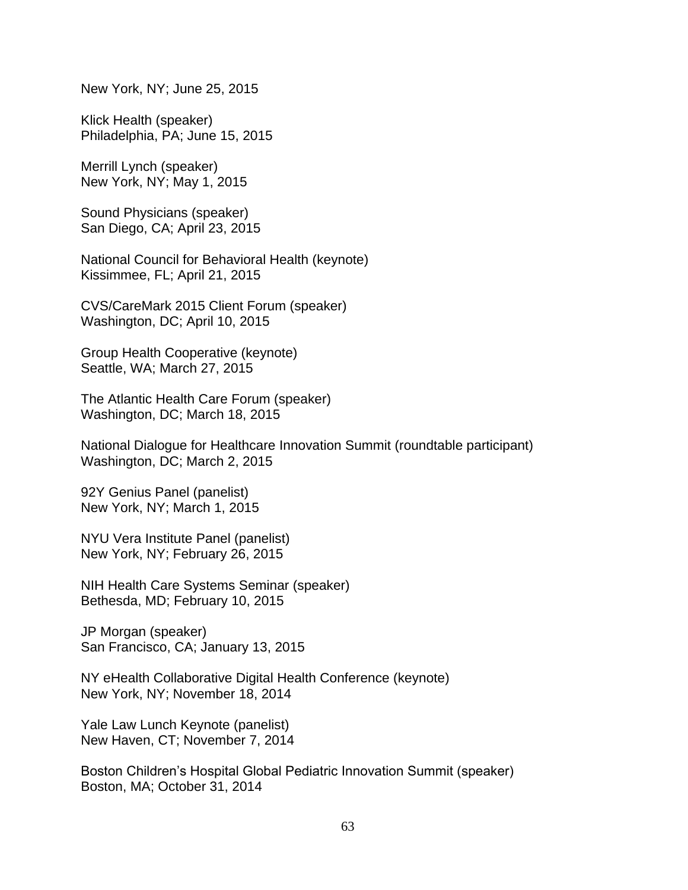New York, NY; June 25, 2015

Klick Health (speaker)
Philadelphia, PA; June 15, 2015

Merrill Lynch (speaker)
New York, NY; May 1, 2015

Sound Physicians (speaker)
San Diego, CA; April 23, 2015

National Council for Behavioral Health (keynote)
Kissimmee, FL; April 21, 2015

CVS/CareMark 2015 Client Forum (speaker)
Washington, DC; April 10, 2015

Group Health Cooperative (keynote)
Seattle, WA; March 27, 2015

The Atlantic Health Care Forum (speaker)
Washington, DC; March 18, 2015

National Dialogue for Healthcare Innovation Summit (roundtable participant)
Washington, DC; March 2, 2015

92Y Genius Panel (panelist)
New York, NY; March 1, 2015

NYU Vera Institute Panel (panelist)
New York, NY; February 26, 2015

NIH Health Care Systems Seminar (speaker)
Bethesda, MD; February 10, 2015

JP Morgan (speaker)
San Francisco, CA; January 13, 2015

NY eHealth Collaborative Digital Health Conference (keynote)
New York, NY; November 18, 2014

Yale Law Lunch Keynote (panelist)
New Haven, CT; November 7, 2014

Boston Children's Hospital Global Pediatric Innovation Summit (speaker)
Boston, MA; October 31, 2014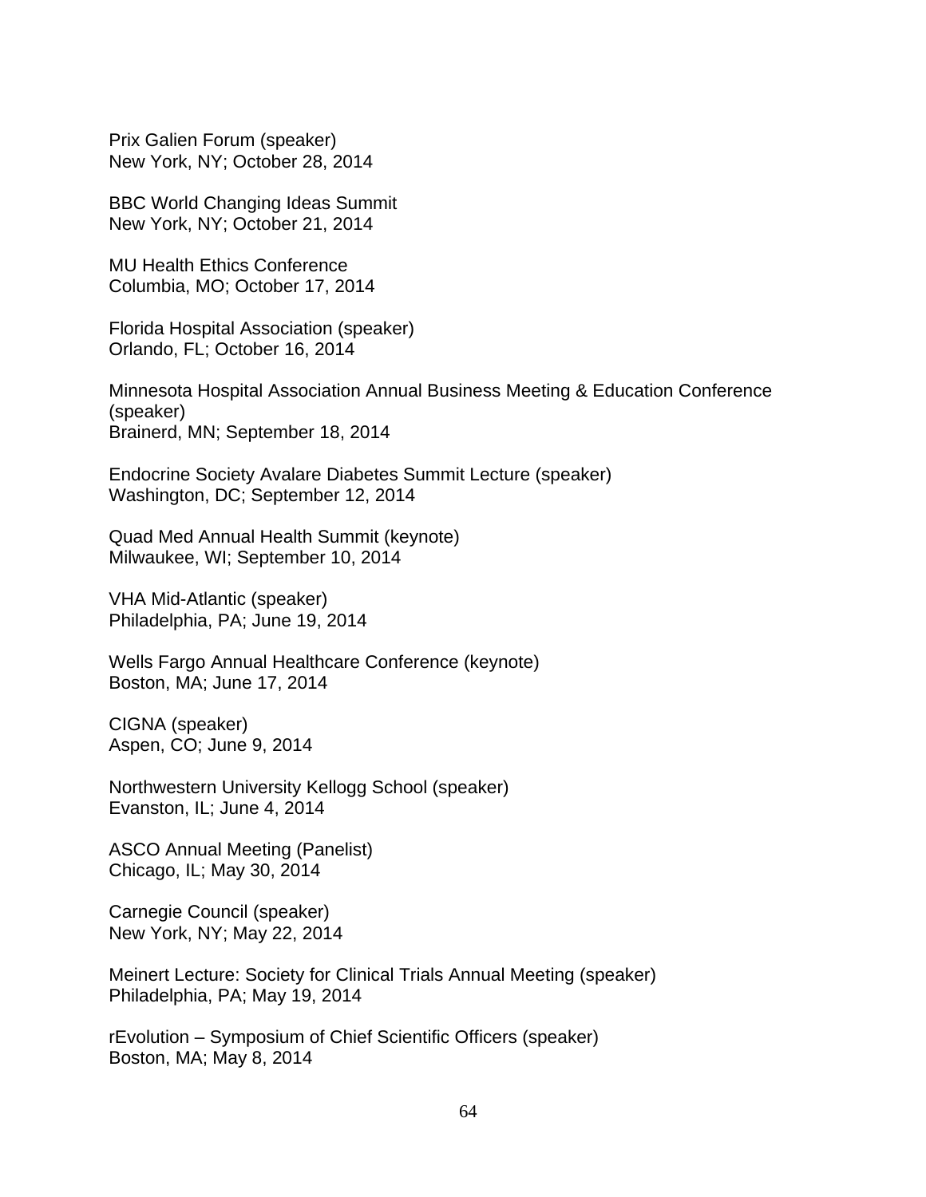Prix Galien Forum (speaker)
New York, NY; October 28, 2014

BBC World Changing Ideas Summit
New York, NY; October 21, 2014

MU Health Ethics Conference
Columbia, MO; October 17, 2014

Florida Hospital Association (speaker)
Orlando, FL; October 16, 2014

Minnesota Hospital Association Annual Business Meeting & Education Conference (speaker)
Brainerd, MN; September 18, 2014

Endocrine Society Avalare Diabetes Summit Lecture (speaker)
Washington, DC; September 12, 2014

Quad Med Annual Health Summit (keynote)
Milwaukee, WI; September 10, 2014

VHA Mid-Atlantic (speaker)
Philadelphia, PA; June 19, 2014

Wells Fargo Annual Healthcare Conference (keynote)
Boston, MA; June 17, 2014

CIGNA (speaker)
Aspen, CO; June 9, 2014

Northwestern University Kellogg School (speaker)
Evanston, IL; June 4, 2014

ASCO Annual Meeting (Panelist)
Chicago, IL; May 30, 2014

Carnegie Council (speaker)
New York, NY; May 22, 2014

Meinert Lecture: Society for Clinical Trials Annual Meeting (speaker)
Philadelphia, PA; May 19, 2014

rEvolution – Symposium of Chief Scientific Officers (speaker)
Boston, MA; May 8, 2014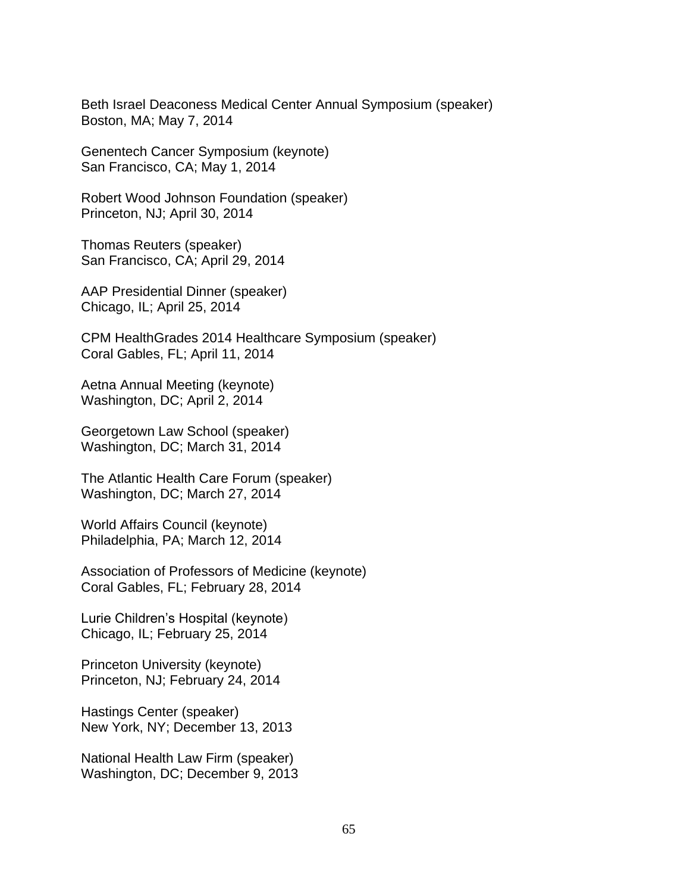Beth Israel Deaconess Medical Center Annual Symposium (speaker)
Boston, MA; May 7, 2014

Genentech Cancer Symposium (keynote)
San Francisco, CA; May 1, 2014

Robert Wood Johnson Foundation (speaker)
Princeton, NJ; April 30, 2014

Thomas Reuters (speaker)
San Francisco, CA; April 29, 2014

AAP Presidential Dinner (speaker)
Chicago, IL; April 25, 2014

CPM HealthGrades 2014 Healthcare Symposium (speaker)
Coral Gables, FL; April 11, 2014

Aetna Annual Meeting (keynote)
Washington, DC; April 2, 2014

Georgetown Law School (speaker)
Washington, DC; March 31, 2014

The Atlantic Health Care Forum (speaker)
Washington, DC; March 27, 2014

World Affairs Council (keynote)
Philadelphia, PA; March 12, 2014

Association of Professors of Medicine (keynote)
Coral Gables, FL; February 28, 2014

Lurie Children's Hospital (keynote)
Chicago, IL; February 25, 2014

Princeton University (keynote)
Princeton, NJ; February 24, 2014

Hastings Center (speaker)
New York, NY; December 13, 2013

National Health Law Firm (speaker)
Washington, DC; December 9, 2013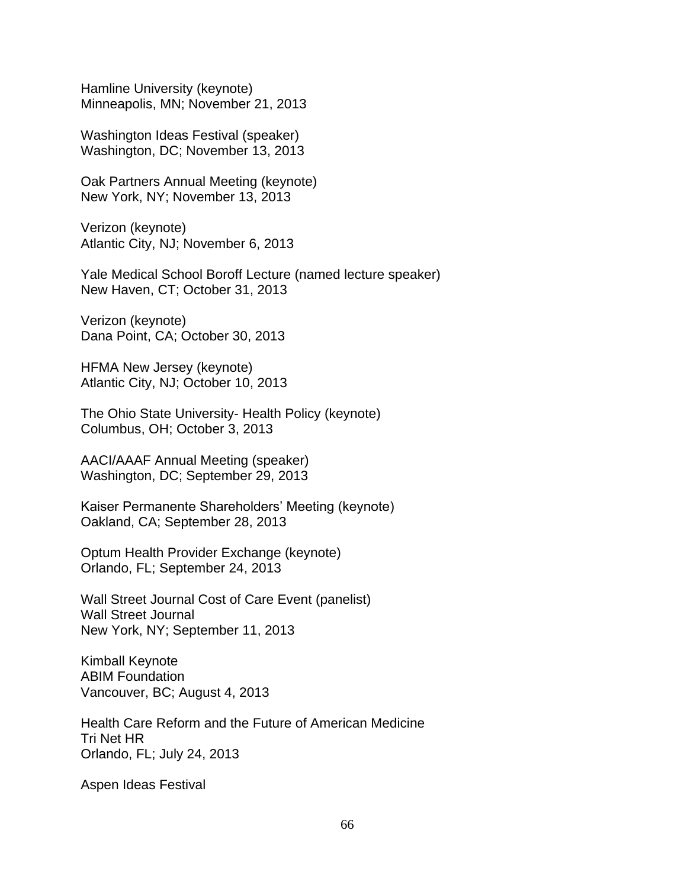Hamline University (keynote)
Minneapolis, MN; November 21, 2013

Washington Ideas Festival (speaker)
Washington, DC; November 13, 2013

Oak Partners Annual Meeting (keynote)
New York, NY; November 13, 2013

Verizon (keynote)
Atlantic City, NJ; November 6, 2013

Yale Medical School Boroff Lecture (named lecture speaker)
New Haven, CT; October 31, 2013

Verizon (keynote)
Dana Point, CA; October 30, 2013

HFMA New Jersey (keynote)
Atlantic City, NJ; October 10, 2013

The Ohio State University- Health Policy (keynote)
Columbus, OH; October 3, 2013

AACI/AAAF Annual Meeting (speaker)
Washington, DC; September 29, 2013

Kaiser Permanente Shareholders' Meeting (keynote)
Oakland, CA; September 28, 2013

Optum Health Provider Exchange (keynote)
Orlando, FL; September 24, 2013

Wall Street Journal Cost of Care Event (panelist)
Wall Street Journal
New York, NY; September 11, 2013

Kimball Keynote
ABIM Foundation
Vancouver, BC; August 4, 2013

Health Care Reform and the Future of American Medicine
Tri Net HR
Orlando, FL; July 24, 2013

Aspen Ideas Festival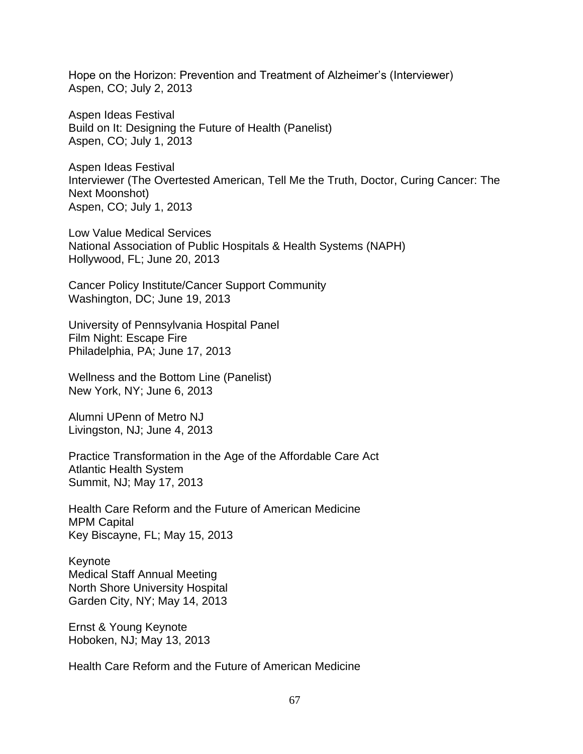Hope on the Horizon: Prevention and Treatment of Alzheimer's (Interviewer)
Aspen, CO; July 2, 2013

Aspen Ideas Festival
Build on It: Designing the Future of Health (Panelist)
Aspen, CO; July 1, 2013

Aspen Ideas Festival
Interviewer (The Overtested American, Tell Me the Truth, Doctor, Curing Cancer: The Next Moonshot)
Aspen, CO; July 1, 2013

Low Value Medical Services
National Association of Public Hospitals & Health Systems (NAPH)
Hollywood, FL; June 20, 2013

Cancer Policy Institute/Cancer Support Community
Washington, DC; June 19, 2013

University of Pennsylvania Hospital Panel
Film Night: Escape Fire
Philadelphia, PA; June 17, 2013

Wellness and the Bottom Line (Panelist)
New York, NY; June 6, 2013

Alumni UPenn of Metro NJ
Livingston, NJ; June 4, 2013

Practice Transformation in the Age of the Affordable Care Act
Atlantic Health System
Summit, NJ; May 17, 2013

Health Care Reform and the Future of American Medicine
MPM Capital
Key Biscayne, FL; May 15, 2013

Keynote
Medical Staff Annual Meeting
North Shore University Hospital
Garden City, NY; May 14, 2013

Ernst & Young Keynote
Hoboken, NJ; May 13, 2013

Health Care Reform and the Future of American Medicine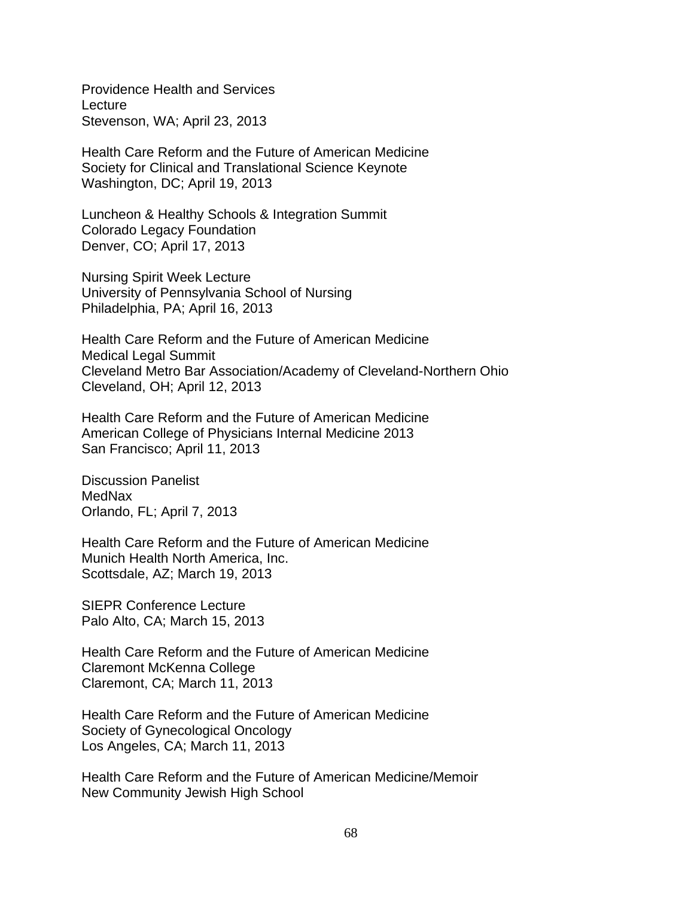Providence Health and Services
Lecture
Stevenson, WA; April 23, 2013

Health Care Reform and the Future of American Medicine
Society for Clinical and Translational Science Keynote
Washington, DC; April 19, 2013

Luncheon & Healthy Schools & Integration Summit
Colorado Legacy Foundation
Denver, CO; April 17, 2013

Nursing Spirit Week Lecture
University of Pennsylvania School of Nursing
Philadelphia, PA; April 16, 2013

Health Care Reform and the Future of American Medicine
Medical Legal Summit
Cleveland Metro Bar Association/Academy of Cleveland-Northern Ohio
Cleveland, OH; April 12, 2013

Health Care Reform and the Future of American Medicine
American College of Physicians Internal Medicine 2013
San Francisco; April 11, 2013

Discussion Panelist
MedNax
Orlando, FL; April 7, 2013

Health Care Reform and the Future of American Medicine
Munich Health North America, Inc.
Scottsdale, AZ; March 19, 2013

SIEPR Conference Lecture
Palo Alto, CA; March 15, 2013

Health Care Reform and the Future of American Medicine
Claremont McKenna College
Claremont, CA; March 11, 2013

Health Care Reform and the Future of American Medicine
Society of Gynecological Oncology
Los Angeles, CA; March 11, 2013

Health Care Reform and the Future of American Medicine/Memoir
New Community Jewish High School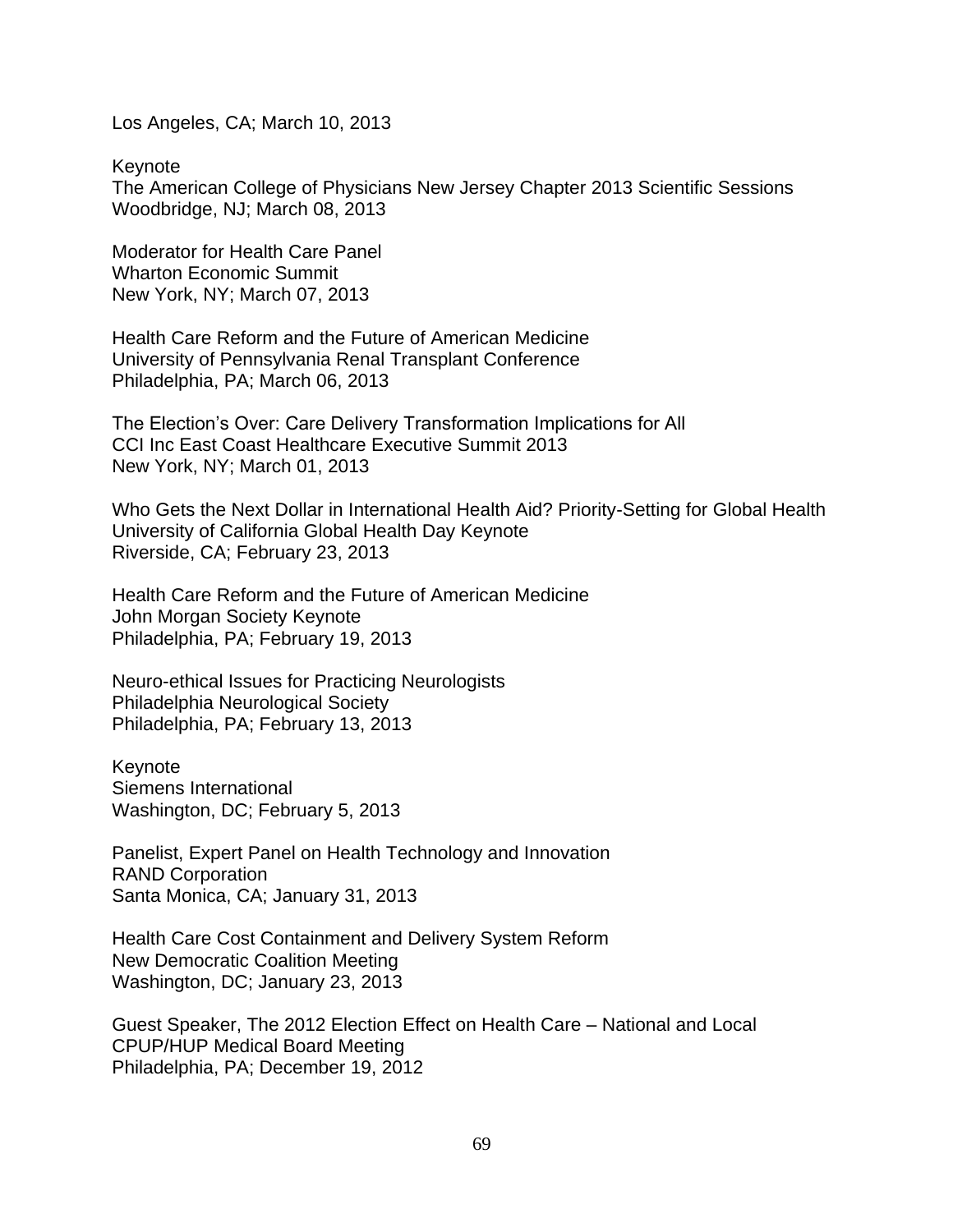Los Angeles, CA; March 10, 2013

Keynote
The American College of Physicians New Jersey Chapter 2013 Scientific Sessions
Woodbridge, NJ; March 08, 2013

Moderator for Health Care Panel
Wharton Economic Summit
New York, NY; March 07, 2013

Health Care Reform and the Future of American Medicine
University of Pennsylvania Renal Transplant Conference
Philadelphia, PA; March 06, 2013

The Election's Over: Care Delivery Transformation Implications for All
CCI Inc East Coast Healthcare Executive Summit 2013
New York, NY; March 01, 2013

Who Gets the Next Dollar in International Health Aid? Priority-Setting for Global Health
University of California Global Health Day Keynote
Riverside, CA; February 23, 2013

Health Care Reform and the Future of American Medicine
John Morgan Society Keynote
Philadelphia, PA; February 19, 2013

Neuro-ethical Issues for Practicing Neurologists
Philadelphia Neurological Society
Philadelphia, PA; February 13, 2013

Keynote
Siemens International
Washington, DC; February 5, 2013

Panelist, Expert Panel on Health Technology and Innovation
RAND Corporation
Santa Monica, CA; January 31, 2013

Health Care Cost Containment and Delivery System Reform
New Democratic Coalition Meeting
Washington, DC; January 23, 2013

Guest Speaker, The 2012 Election Effect on Health Care – National and Local
CPUP/HUP Medical Board Meeting
Philadelphia, PA; December 19, 2012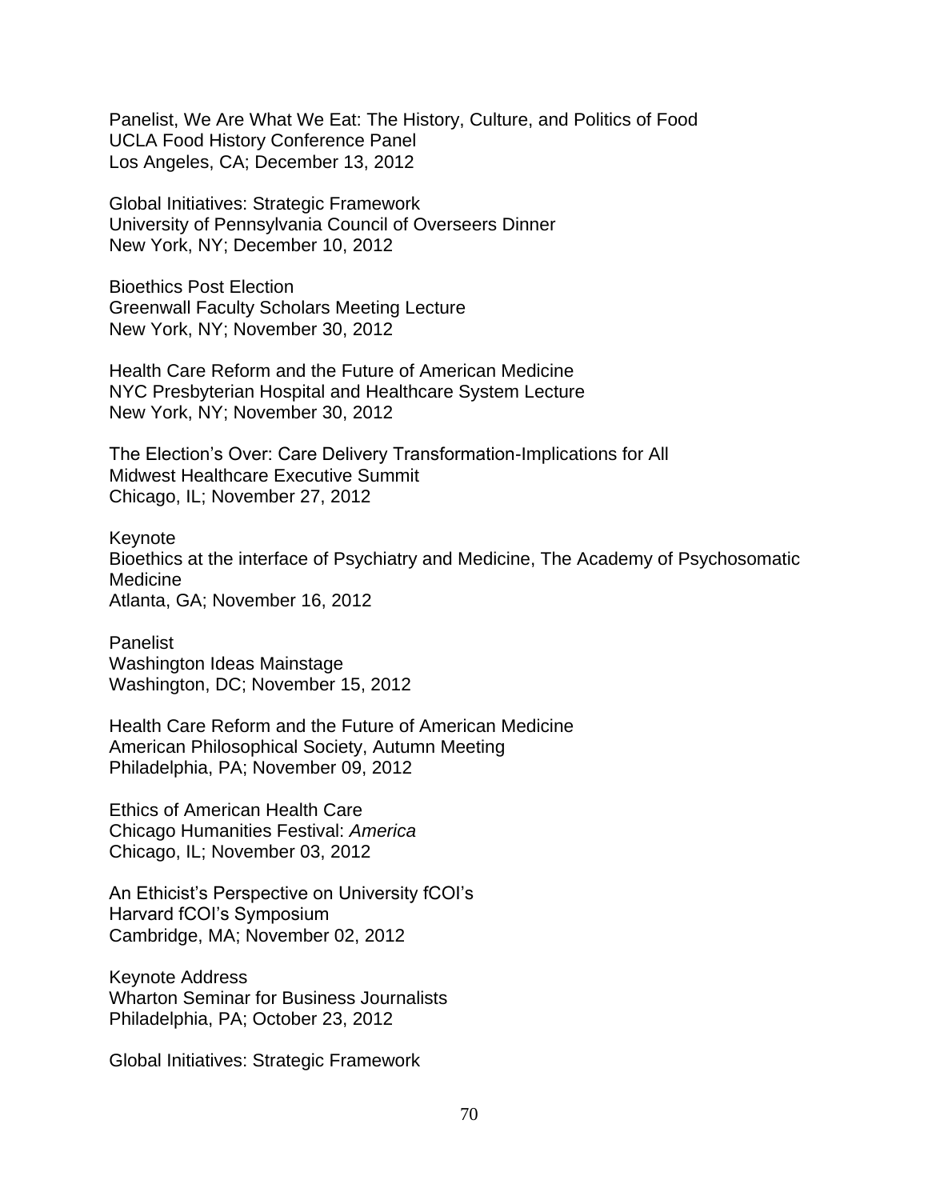Panelist, We Are What We Eat: The History, Culture, and Politics of Food
UCLA Food History Conference Panel
Los Angeles, CA; December 13, 2012

Global Initiatives: Strategic Framework
University of Pennsylvania Council of Overseers Dinner
New York, NY; December 10, 2012

Bioethics Post Election
Greenwall Faculty Scholars Meeting Lecture
New York, NY; November 30, 2012

Health Care Reform and the Future of American Medicine
NYC Presbyterian Hospital and Healthcare System Lecture
New York, NY; November 30, 2012

The Election's Over: Care Delivery Transformation-Implications for All
Midwest Healthcare Executive Summit
Chicago, IL; November 27, 2012

Keynote
Bioethics at the interface of Psychiatry and Medicine, The Academy of Psychosomatic Medicine
Atlanta, GA; November 16, 2012

Panelist
Washington Ideas Mainstage
Washington, DC; November 15, 2012

Health Care Reform and the Future of American Medicine
American Philosophical Society, Autumn Meeting
Philadelphia, PA; November 09, 2012

Ethics of American Health Care
Chicago Humanities Festival: *America*
Chicago, IL; November 03, 2012

An Ethicist's Perspective on University fCOI's
Harvard fCOI's Symposium
Cambridge, MA; November 02, 2012

Keynote Address
Wharton Seminar for Business Journalists
Philadelphia, PA; October 23, 2012

Global Initiatives: Strategic Framework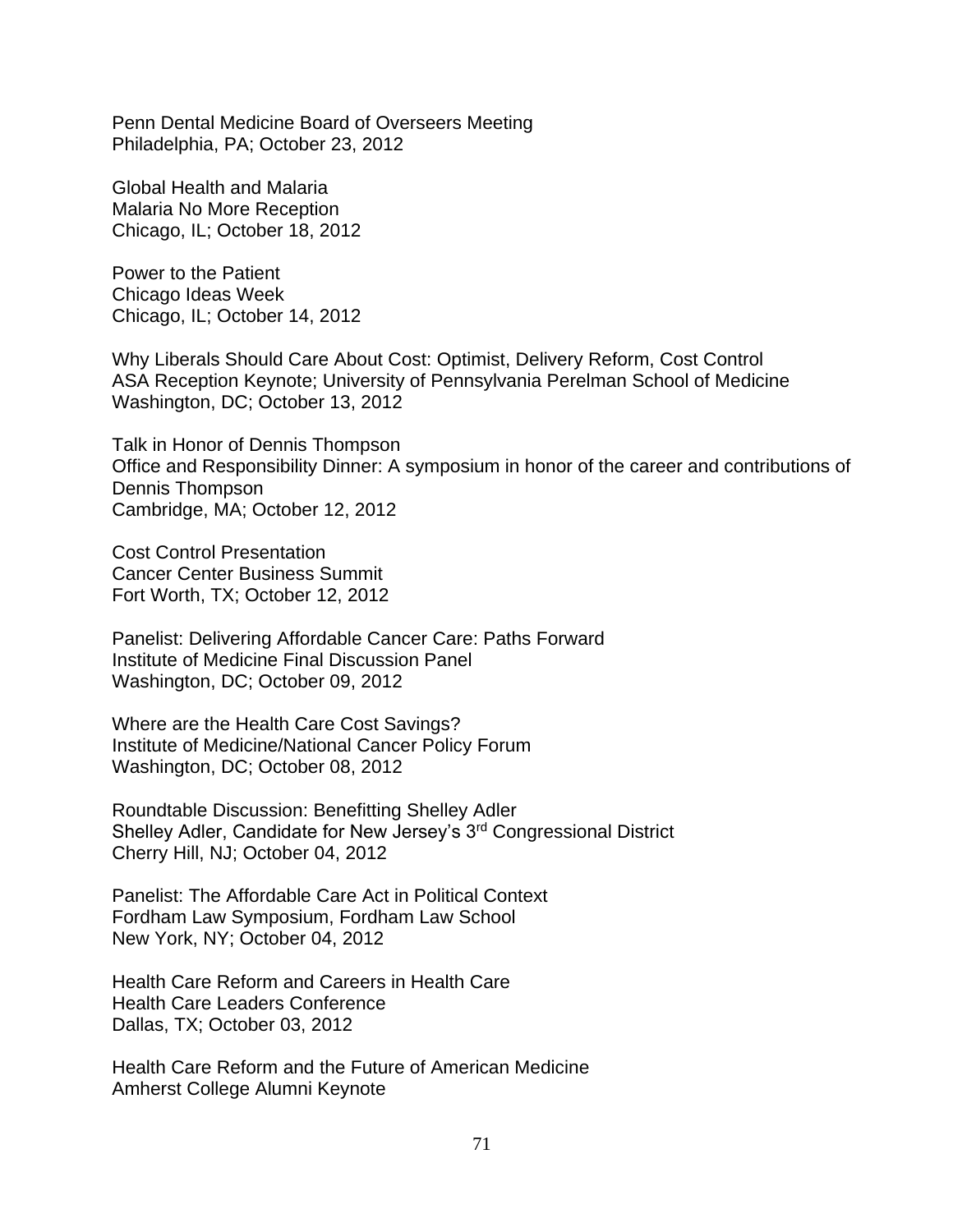Penn Dental Medicine Board of Overseers Meeting
Philadelphia, PA; October 23, 2012

Global Health and Malaria
Malaria No More Reception
Chicago, IL; October 18, 2012

Power to the Patient
Chicago Ideas Week
Chicago, IL; October 14, 2012

Why Liberals Should Care About Cost: Optimist, Delivery Reform, Cost Control
ASA Reception Keynote; University of Pennsylvania Perelman School of Medicine
Washington, DC; October 13, 2012

Talk in Honor of Dennis Thompson
Office and Responsibility Dinner: A symposium in honor of the career and contributions of Dennis Thompson
Cambridge, MA; October 12, 2012

Cost Control Presentation
Cancer Center Business Summit
Fort Worth, TX; October 12, 2012

Panelist: Delivering Affordable Cancer Care: Paths Forward
Institute of Medicine Final Discussion Panel
Washington, DC; October 09, 2012

Where are the Health Care Cost Savings?
Institute of Medicine/National Cancer Policy Forum
Washington, DC; October 08, 2012

Roundtable Discussion: Benefitting Shelley Adler
Shelley Adler, Candidate for New Jersey's 3rd Congressional District
Cherry Hill, NJ; October 04, 2012

Panelist: The Affordable Care Act in Political Context
Fordham Law Symposium, Fordham Law School
New York, NY; October 04, 2012

Health Care Reform and Careers in Health Care
Health Care Leaders Conference
Dallas, TX; October 03, 2012

Health Care Reform and the Future of American Medicine
Amherst College Alumni Keynote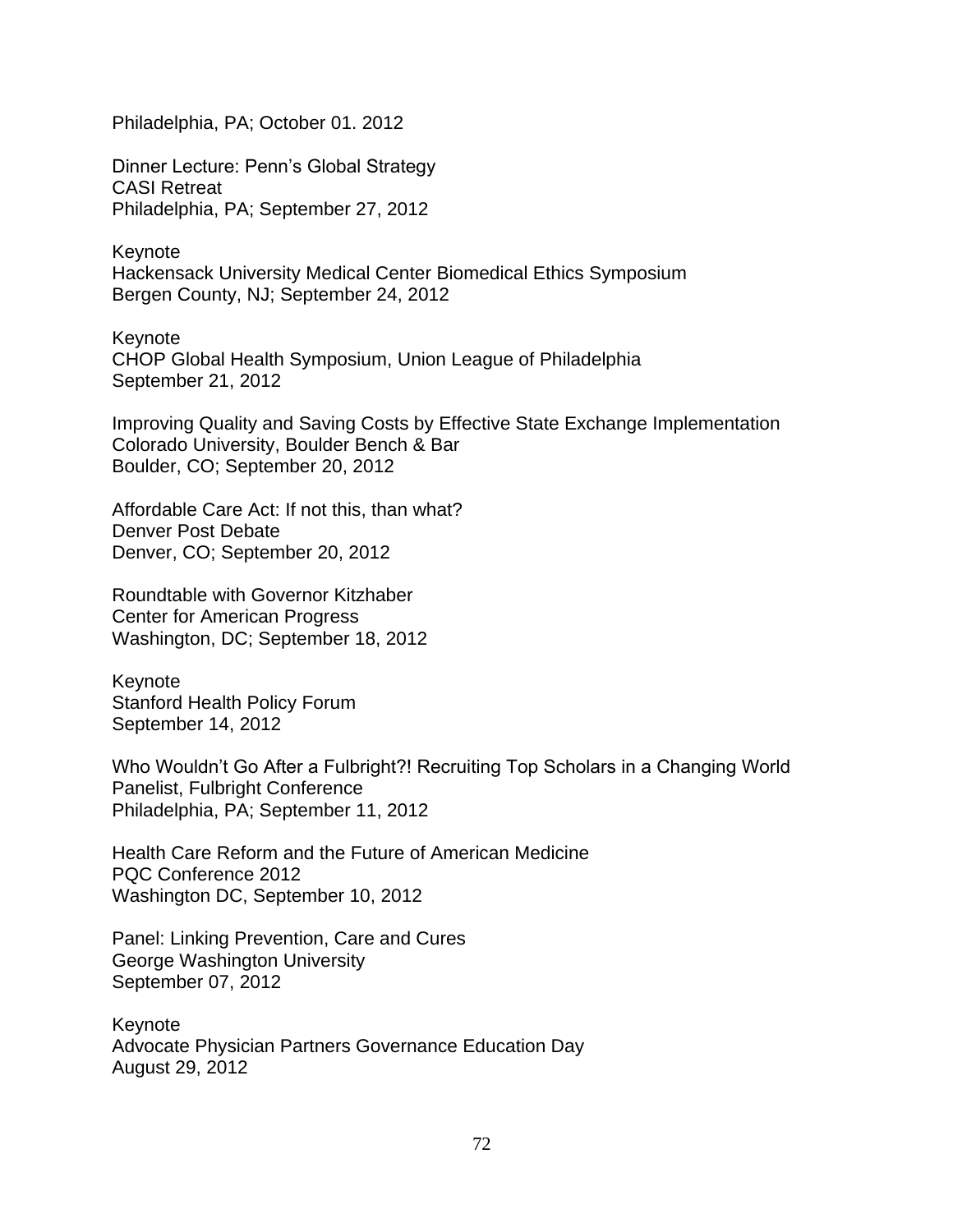Philadelphia, PA; October 01. 2012

Dinner Lecture: Penn's Global Strategy
CASI Retreat
Philadelphia, PA; September 27, 2012

Keynote
Hackensack University Medical Center Biomedical Ethics Symposium
Bergen County, NJ; September 24, 2012

Keynote
CHOP Global Health Symposium, Union League of Philadelphia
September 21, 2012

Improving Quality and Saving Costs by Effective State Exchange Implementation
Colorado University, Boulder Bench & Bar
Boulder, CO; September 20, 2012

Affordable Care Act: If not this, than what?
Denver Post Debate
Denver, CO; September 20, 2012

Roundtable with Governor Kitzhaber
Center for American Progress
Washington, DC; September 18, 2012

Keynote
Stanford Health Policy Forum
September 14, 2012

Who Wouldn't Go After a Fulbright?! Recruiting Top Scholars in a Changing World
Panelist, Fulbright Conference
Philadelphia, PA; September 11, 2012

Health Care Reform and the Future of American Medicine
PQC Conference 2012
Washington DC, September 10, 2012

Panel: Linking Prevention, Care and Cures
George Washington University
September 07, 2012

Keynote
Advocate Physician Partners Governance Education Day
August 29, 2012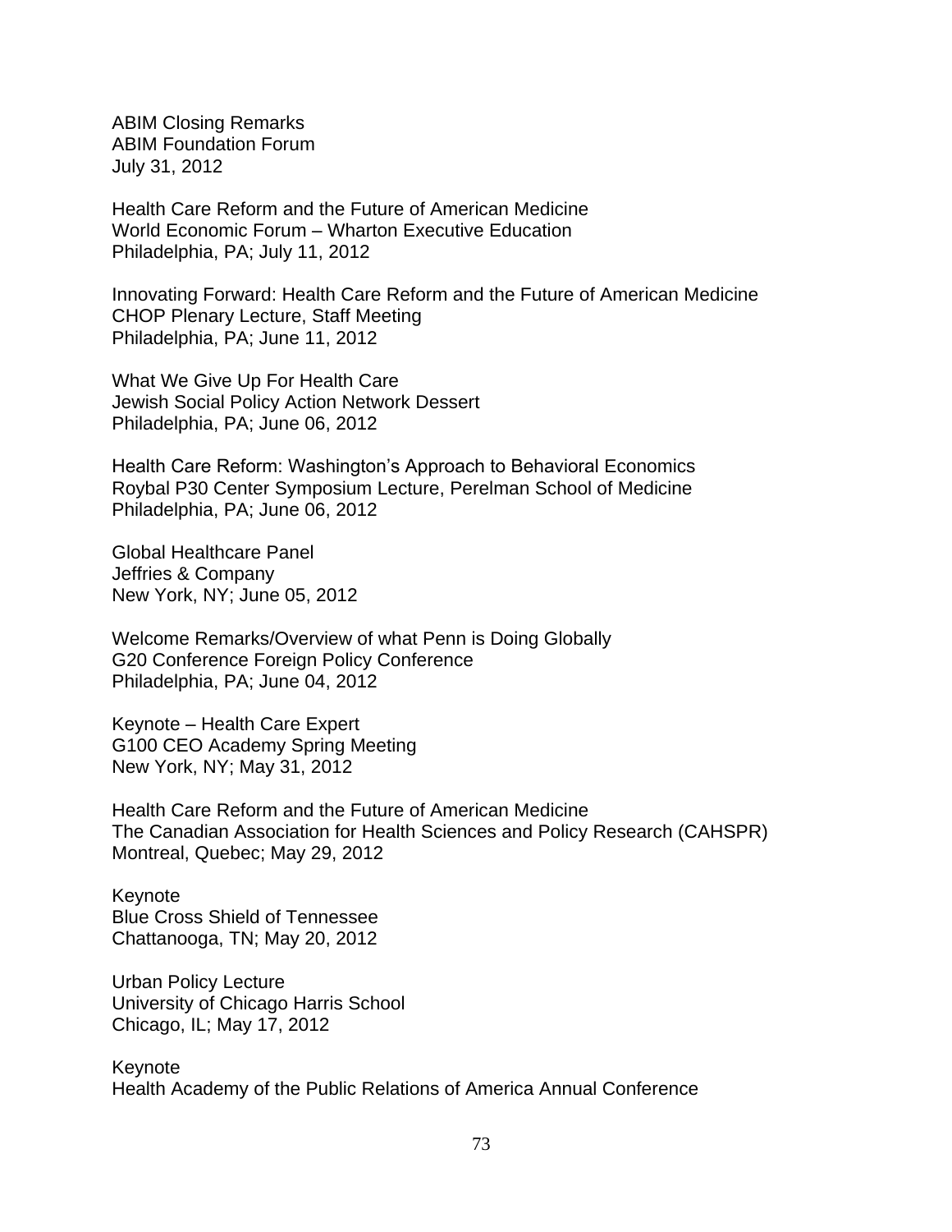ABIM Closing Remarks
ABIM Foundation Forum
July 31, 2012

Health Care Reform and the Future of American Medicine
World Economic Forum – Wharton Executive Education
Philadelphia, PA; July 11, 2012

Innovating Forward: Health Care Reform and the Future of American Medicine
CHOP Plenary Lecture, Staff Meeting
Philadelphia, PA; June 11, 2012

What We Give Up For Health Care
Jewish Social Policy Action Network Dessert
Philadelphia, PA; June 06, 2012

Health Care Reform: Washington's Approach to Behavioral Economics
Roybal P30 Center Symposium Lecture, Perelman School of Medicine
Philadelphia, PA; June 06, 2012

Global Healthcare Panel
Jeffries & Company
New York, NY; June 05, 2012

Welcome Remarks/Overview of what Penn is Doing Globally
G20 Conference Foreign Policy Conference
Philadelphia, PA; June 04, 2012

Keynote – Health Care Expert
G100 CEO Academy Spring Meeting
New York, NY; May 31, 2012

Health Care Reform and the Future of American Medicine
The Canadian Association for Health Sciences and Policy Research (CAHSPR)
Montreal, Quebec; May 29, 2012

Keynote
Blue Cross Shield of Tennessee
Chattanooga, TN; May 20, 2012

Urban Policy Lecture
University of Chicago Harris School
Chicago, IL; May 17, 2012

Keynote
Health Academy of the Public Relations of America Annual Conference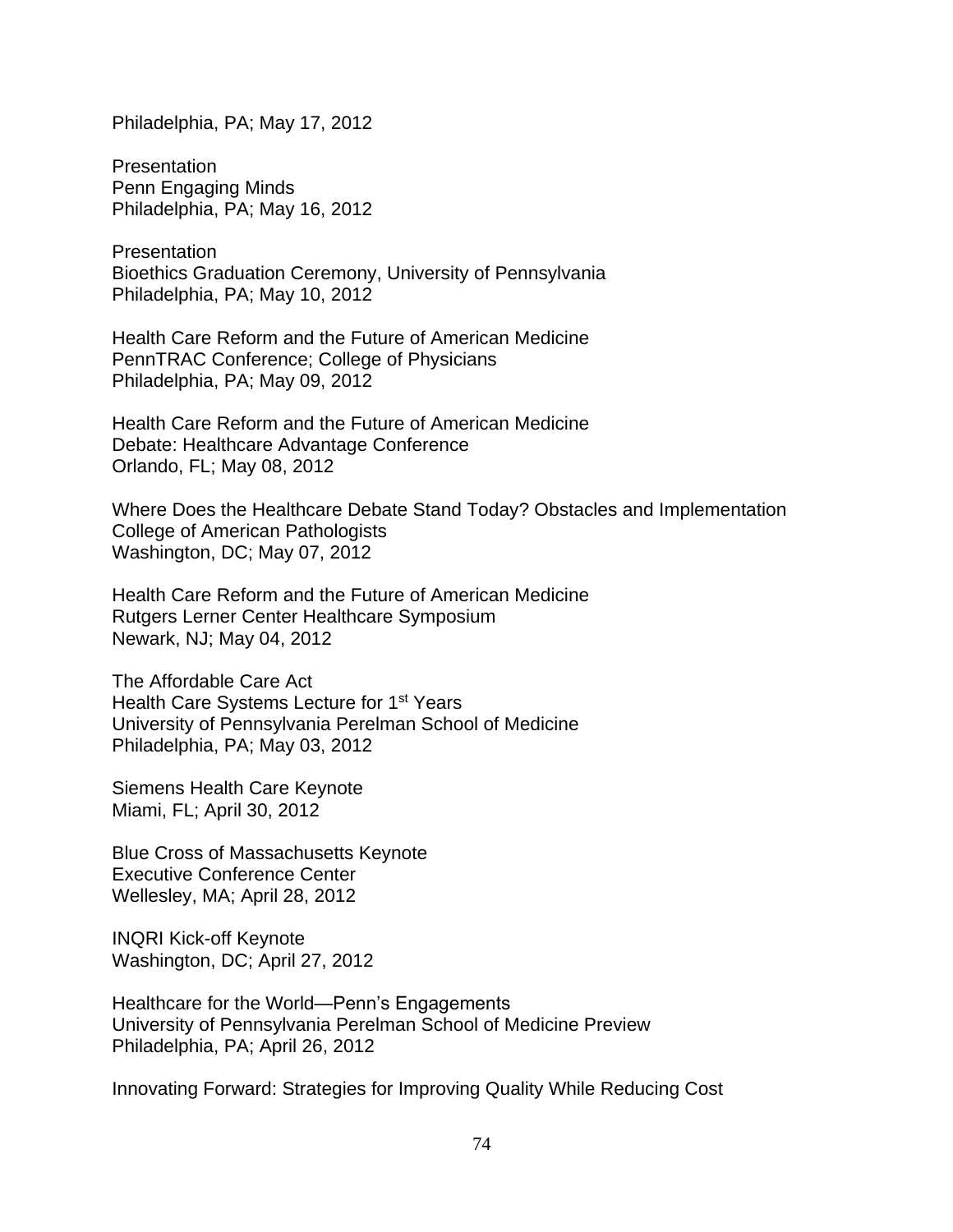Philadelphia, PA; May 17, 2012

Presentation
Penn Engaging Minds
Philadelphia, PA; May 16, 2012

Presentation
Bioethics Graduation Ceremony, University of Pennsylvania
Philadelphia, PA; May 10, 2012

Health Care Reform and the Future of American Medicine
PennTRAC Conference; College of Physicians
Philadelphia, PA; May 09, 2012

Health Care Reform and the Future of American Medicine
Debate: Healthcare Advantage Conference
Orlando, FL; May 08, 2012

Where Does the Healthcare Debate Stand Today? Obstacles and Implementation
College of American Pathologists
Washington, DC; May 07, 2012

Health Care Reform and the Future of American Medicine
Rutgers Lerner Center Healthcare Symposium
Newark, NJ; May 04, 2012

The Affordable Care Act
Health Care Systems Lecture for 1st Years
University of Pennsylvania Perelman School of Medicine
Philadelphia, PA; May 03, 2012

Siemens Health Care Keynote
Miami, FL; April 30, 2012

Blue Cross of Massachusetts Keynote
Executive Conference Center
Wellesley, MA; April 28, 2012

INQRI Kick-off Keynote
Washington, DC; April 27, 2012

Healthcare for the World—Penn's Engagements
University of Pennsylvania Perelman School of Medicine Preview
Philadelphia, PA; April 26, 2012

Innovating Forward: Strategies for Improving Quality While Reducing Cost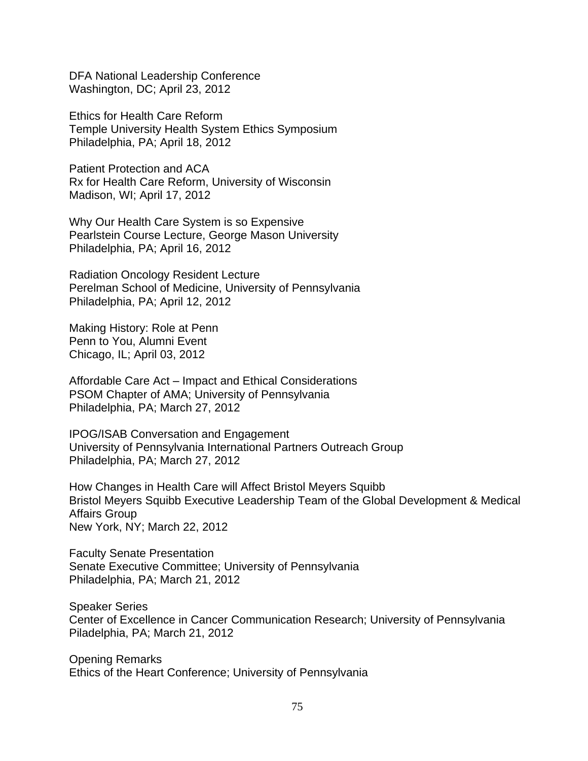DFA National Leadership Conference
Washington, DC; April 23, 2012

Ethics for Health Care Reform
Temple University Health System Ethics Symposium
Philadelphia, PA; April 18, 2012

Patient Protection and ACA
Rx for Health Care Reform, University of Wisconsin
Madison, WI; April 17, 2012

Why Our Health Care System is so Expensive
Pearlstein Course Lecture, George Mason University
Philadelphia, PA; April 16, 2012

Radiation Oncology Resident Lecture
Perelman School of Medicine, University of Pennsylvania
Philadelphia, PA; April 12, 2012

Making History: Role at Penn
Penn to You, Alumni Event
Chicago, IL; April 03, 2012

Affordable Care Act – Impact and Ethical Considerations
PSOM Chapter of AMA; University of Pennsylvania
Philadelphia, PA; March 27, 2012

IPOG/ISAB Conversation and Engagement
University of Pennsylvania International Partners Outreach Group
Philadelphia, PA; March 27, 2012

How Changes in Health Care will Affect Bristol Meyers Squibb
Bristol Meyers Squibb Executive Leadership Team of the Global Development & Medical Affairs Group
New York, NY; March 22, 2012

Faculty Senate Presentation
Senate Executive Committee; University of Pennsylvania
Philadelphia, PA; March 21, 2012

Speaker Series
Center of Excellence in Cancer Communication Research; University of Pennsylvania
Piladelphia, PA; March 21, 2012

Opening Remarks
Ethics of the Heart Conference; University of Pennsylvania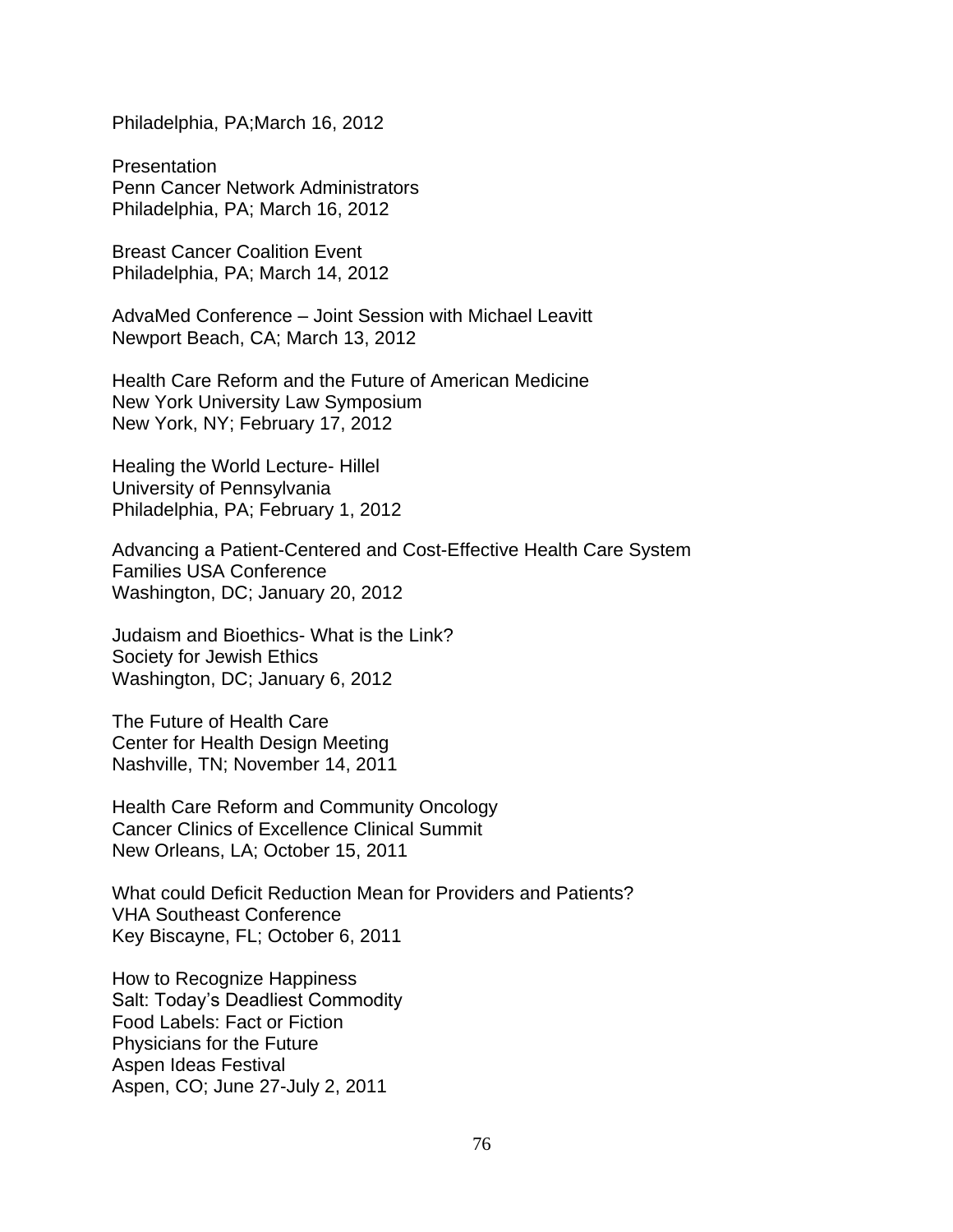Philadelphia, PA;March 16, 2012

Presentation
Penn Cancer Network Administrators
Philadelphia, PA; March 16, 2012

Breast Cancer Coalition Event
Philadelphia, PA; March 14, 2012

AdvaMed Conference – Joint Session with Michael Leavitt
Newport Beach, CA; March 13, 2012

Health Care Reform and the Future of American Medicine
New York University Law Symposium
New York, NY; February 17, 2012

Healing the World Lecture- Hillel
University of Pennsylvania
Philadelphia, PA; February 1, 2012

Advancing a Patient-Centered and Cost-Effective Health Care System
Families USA Conference
Washington, DC; January 20, 2012

Judaism and Bioethics- What is the Link?
Society for Jewish Ethics
Washington, DC; January 6, 2012

The Future of Health Care
Center for Health Design Meeting
Nashville, TN; November 14, 2011

Health Care Reform and Community Oncology
Cancer Clinics of Excellence Clinical Summit
New Orleans, LA; October 15, 2011

What could Deficit Reduction Mean for Providers and Patients?
VHA Southeast Conference
Key Biscayne, FL; October 6, 2011

How to Recognize Happiness
Salt: Today's Deadliest Commodity
Food Labels: Fact or Fiction
Physicians for the Future
Aspen Ideas Festival
Aspen, CO; June 27-July 2, 2011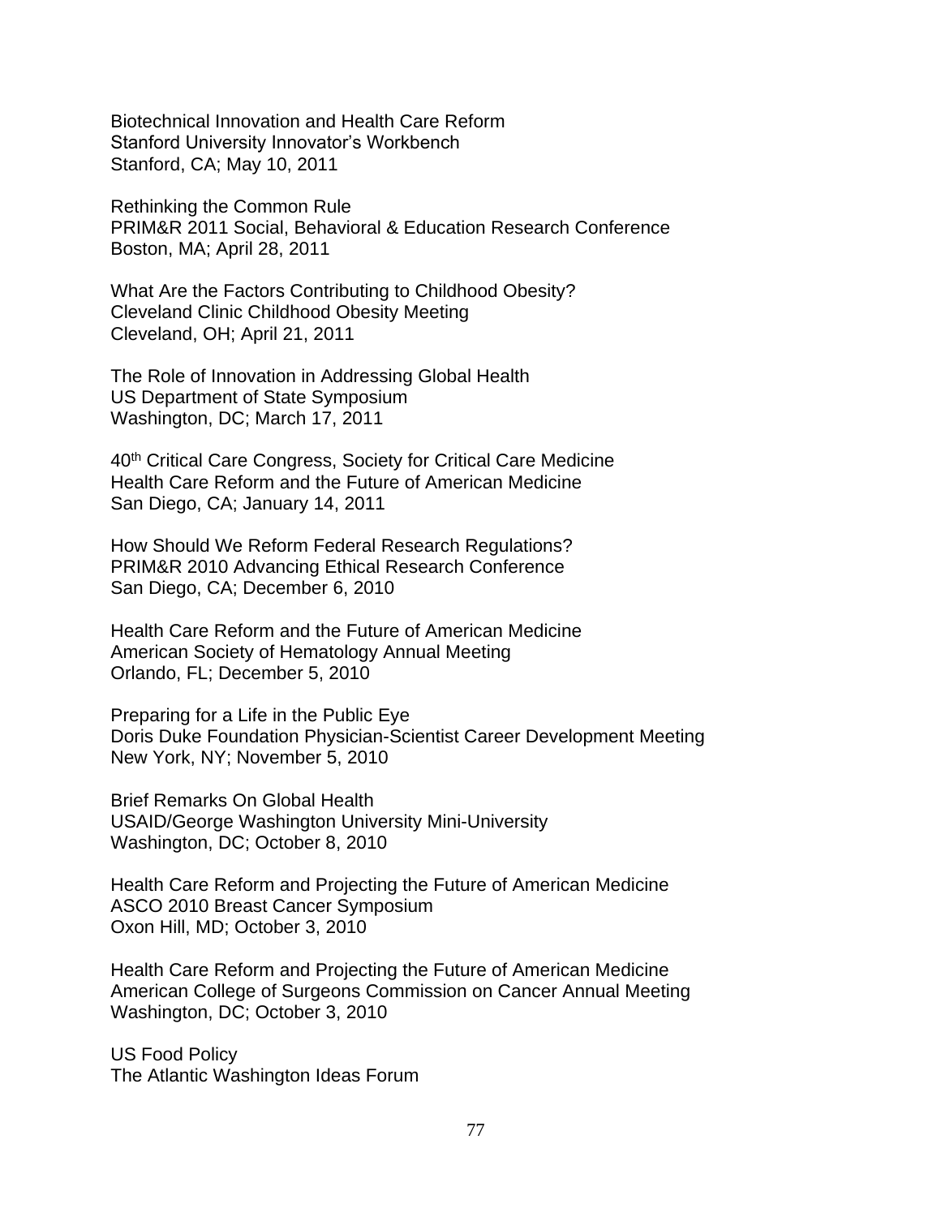Biotechnical Innovation and Health Care Reform
Stanford University Innovator's Workbench
Stanford, CA; May 10, 2011

Rethinking the Common Rule
PRIM&R 2011 Social, Behavioral & Education Research Conference
Boston, MA; April 28, 2011

What Are the Factors Contributing to Childhood Obesity?
Cleveland Clinic Childhood Obesity Meeting
Cleveland, OH; April 21, 2011

The Role of Innovation in Addressing Global Health
US Department of State Symposium
Washington, DC; March 17, 2011

40th Critical Care Congress, Society for Critical Care Medicine
Health Care Reform and the Future of American Medicine
San Diego, CA; January 14, 2011

How Should We Reform Federal Research Regulations?
PRIM&R 2010 Advancing Ethical Research Conference
San Diego, CA; December 6, 2010

Health Care Reform and the Future of American Medicine
American Society of Hematology Annual Meeting
Orlando, FL; December 5, 2010

Preparing for a Life in the Public Eye
Doris Duke Foundation Physician-Scientist Career Development Meeting
New York, NY; November 5, 2010

Brief Remarks On Global Health
USAID/George Washington University Mini-University
Washington, DC; October 8, 2010

Health Care Reform and Projecting the Future of American Medicine
ASCO 2010 Breast Cancer Symposium
Oxon Hill, MD; October 3, 2010

Health Care Reform and Projecting the Future of American Medicine
American College of Surgeons Commission on Cancer Annual Meeting
Washington, DC; October 3, 2010

US Food Policy
The Atlantic Washington Ideas Forum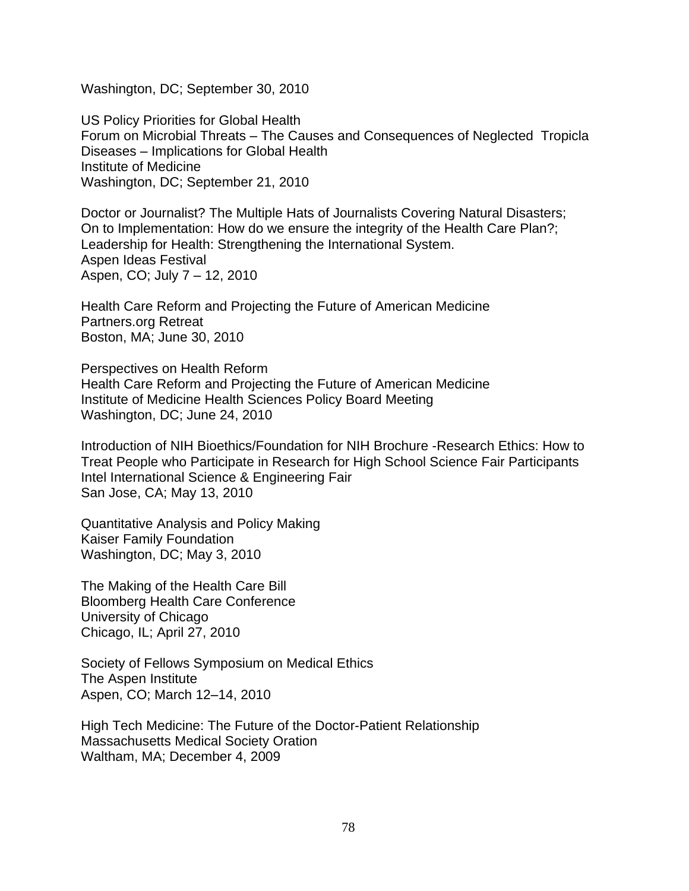Washington, DC; September 30, 2010

US Policy Priorities for Global Health  
Forum on Microbial Threats – The Causes and Consequences of Neglected Tropicla Diseases – Implications for Global Health  
Institute of Medicine  
Washington, DC; September 21, 2010

Doctor or Journalist? The Multiple Hats of Journalists Covering Natural Disasters;  
On to Implementation: How do we ensure the integrity of the Health Care Plan?;  
Leadership for Health: Strengthening the International System.  
Aspen Ideas Festival  
Aspen, CO; July 7 – 12, 2010

Health Care Reform and Projecting the Future of American Medicine  
Partners.org Retreat  
Boston, MA; June 30, 2010

Perspectives on Health Reform  
Health Care Reform and Projecting the Future of American Medicine  
Institute of Medicine Health Sciences Policy Board Meeting  
Washington, DC; June 24, 2010

Introduction of NIH Bioethics/Foundation for NIH Brochure -Research Ethics: How to Treat People who Participate in Research for High School Science Fair Participants  
Intel International Science & Engineering Fair  
San Jose, CA; May 13, 2010

Quantitative Analysis and Policy Making  
Kaiser Family Foundation  
Washington, DC; May 3, 2010

The Making of the Health Care Bill  
Bloomberg Health Care Conference  
University of Chicago  
Chicago, IL; April 27, 2010

Society of Fellows Symposium on Medical Ethics  
The Aspen Institute  
Aspen, CO; March 12–14, 2010

High Tech Medicine: The Future of the Doctor-Patient Relationship  
Massachusetts Medical Society Oration  
Waltham, MA; December 4, 2009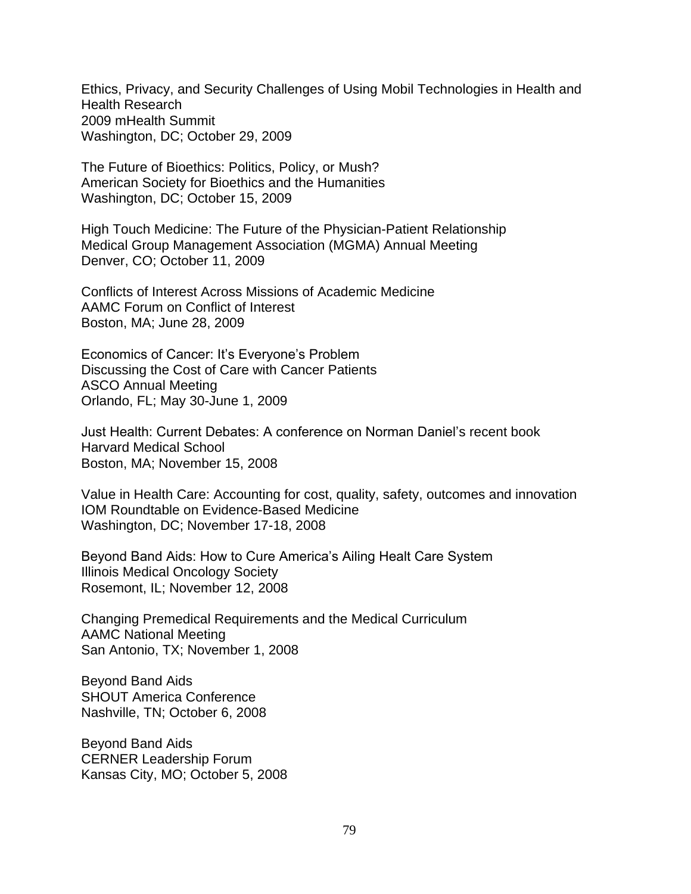Ethics, Privacy, and Security Challenges of Using Mobil Technologies in Health and Health Research
2009 mHealth Summit
Washington, DC; October 29, 2009

The Future of Bioethics: Politics, Policy, or Mush?
American Society for Bioethics and the Humanities
Washington, DC; October 15, 2009

High Touch Medicine: The Future of the Physician-Patient Relationship
Medical Group Management Association (MGMA) Annual Meeting
Denver, CO; October 11, 2009

Conflicts of Interest Across Missions of Academic Medicine
AAMC Forum on Conflict of Interest
Boston, MA; June 28, 2009

Economics of Cancer: It's Everyone's Problem
Discussing the Cost of Care with Cancer Patients
ASCO Annual Meeting
Orlando, FL; May 30-June 1, 2009

Just Health: Current Debates: A conference on Norman Daniel's recent book
Harvard Medical School
Boston, MA; November 15, 2008

Value in Health Care: Accounting for cost, quality, safety, outcomes and innovation
IOM Roundtable on Evidence-Based Medicine
Washington, DC; November 17-18, 2008

Beyond Band Aids: How to Cure America's Ailing Healt Care System
Illinois Medical Oncology Society
Rosemont, IL; November 12, 2008

Changing Premedical Requirements and the Medical Curriculum
AAMC National Meeting
San Antonio, TX; November 1, 2008

Beyond Band Aids
SHOUT America Conference
Nashville, TN; October 6, 2008

Beyond Band Aids
CERNER Leadership Forum
Kansas City, MO; October 5, 2008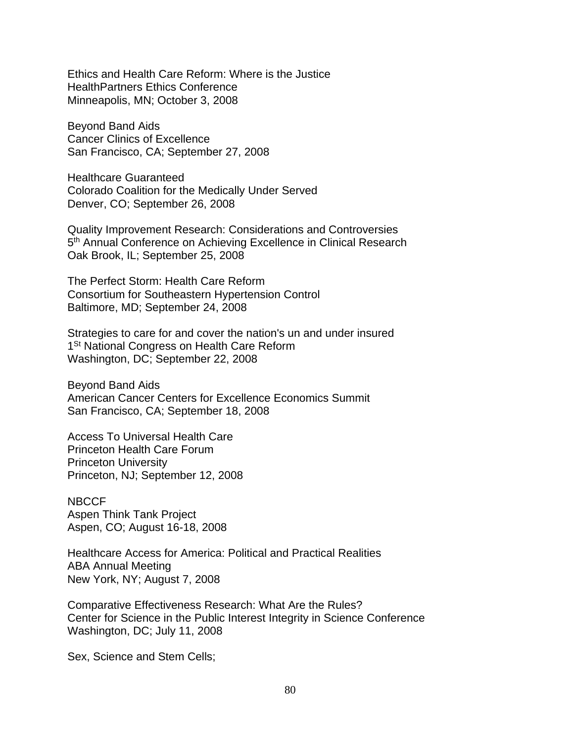Ethics and Health Care Reform: Where is the Justice
HealthPartners Ethics Conference
Minneapolis, MN; October 3, 2008

Beyond Band Aids
Cancer Clinics of Excellence
San Francisco, CA; September 27, 2008

Healthcare Guaranteed
Colorado Coalition for the Medically Under Served
Denver, CO; September 26, 2008

Quality Improvement Research: Considerations and Controversies
5th Annual Conference on Achieving Excellence in Clinical Research
Oak Brook, IL; September 25, 2008

The Perfect Storm: Health Care Reform
Consortium for Southeastern Hypertension Control
Baltimore, MD; September 24, 2008

Strategies to care for and cover the nation's un and under insured
1St National Congress on Health Care Reform
Washington, DC; September 22, 2008

Beyond Band Aids
American Cancer Centers for Excellence Economics Summit
San Francisco, CA; September 18, 2008

Access To Universal Health Care
Princeton Health Care Forum
Princeton University
Princeton, NJ; September 12, 2008

NBCCF
Aspen Think Tank Project
Aspen, CO; August 16-18, 2008

Healthcare Access for America: Political and Practical Realities
ABA Annual Meeting
New York, NY; August 7, 2008

Comparative Effectiveness Research: What Are the Rules?
Center for Science in the Public Interest Integrity in Science Conference
Washington, DC; July 11, 2008

Sex, Science and Stem Cells;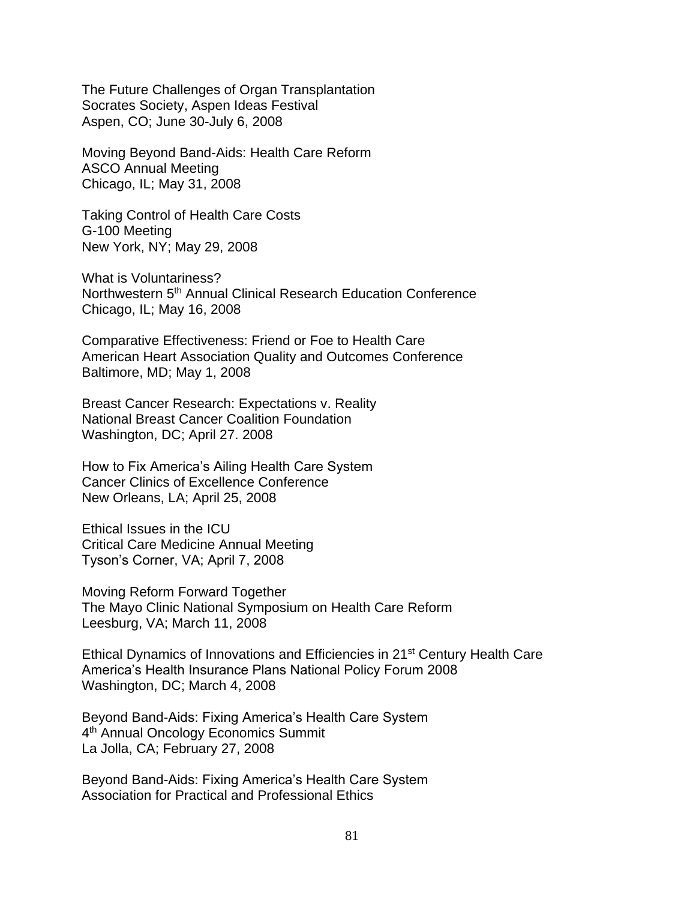The Future Challenges of Organ Transplantation
Socrates Society, Aspen Ideas Festival
Aspen, CO; June 30-July 6, 2008

Moving Beyond Band-Aids: Health Care Reform
ASCO Annual Meeting
Chicago, IL; May 31, 2008

Taking Control of Health Care Costs
G-100 Meeting
New York, NY; May 29, 2008

What is Voluntariness?
Northwestern 5th Annual Clinical Research Education Conference
Chicago, IL; May 16, 2008

Comparative Effectiveness: Friend or Foe to Health Care
American Heart Association Quality and Outcomes Conference
Baltimore, MD; May 1, 2008

Breast Cancer Research: Expectations v. Reality
National Breast Cancer Coalition Foundation
Washington, DC; April 27. 2008

How to Fix America's Ailing Health Care System
Cancer Clinics of Excellence Conference
New Orleans, LA; April 25, 2008

Ethical Issues in the ICU
Critical Care Medicine Annual Meeting
Tyson's Corner, VA; April 7, 2008

Moving Reform Forward Together
The Mayo Clinic National Symposium on Health Care Reform
Leesburg, VA; March 11, 2008

Ethical Dynamics of Innovations and Efficiencies in 21st Century Health Care
America's Health Insurance Plans National Policy Forum 2008
Washington, DC; March 4, 2008

Beyond Band-Aids: Fixing America's Health Care System
4th Annual Oncology Economics Summit
La Jolla, CA; February 27, 2008

Beyond Band-Aids: Fixing America's Health Care System
Association for Practical and Professional Ethics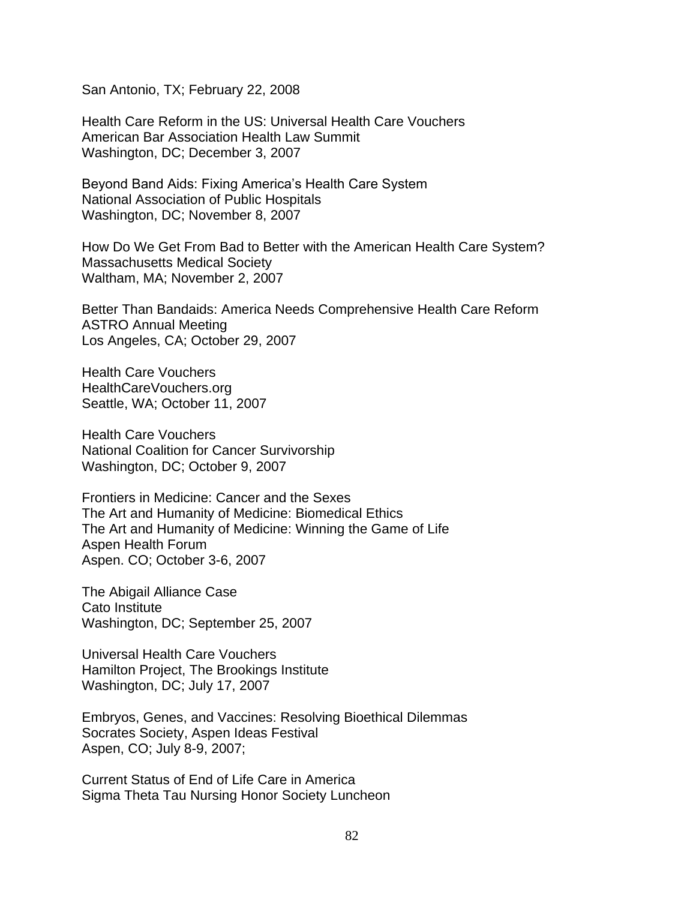San Antonio, TX; February 22, 2008

Health Care Reform in the US: Universal Health Care Vouchers
American Bar Association Health Law Summit
Washington, DC; December 3, 2007

Beyond Band Aids: Fixing America's Health Care System
National Association of Public Hospitals
Washington, DC; November 8, 2007

How Do We Get From Bad to Better with the American Health Care System?
Massachusetts Medical Society
Waltham, MA; November 2, 2007

Better Than Bandaids: America Needs Comprehensive Health Care Reform
ASTRO Annual Meeting
Los Angeles, CA; October 29, 2007

Health Care Vouchers
HealthCareVouchers.org
Seattle, WA; October 11, 2007

Health Care Vouchers
National Coalition for Cancer Survivorship
Washington, DC; October 9, 2007

Frontiers in Medicine: Cancer and the Sexes
The Art and Humanity of Medicine: Biomedical Ethics
The Art and Humanity of Medicine: Winning the Game of Life
Aspen Health Forum
Aspen. CO; October 3-6, 2007

The Abigail Alliance Case
Cato Institute
Washington, DC; September 25, 2007

Universal Health Care Vouchers
Hamilton Project, The Brookings Institute
Washington, DC; July 17, 2007

Embryos, Genes, and Vaccines: Resolving Bioethical Dilemmas
Socrates Society, Aspen Ideas Festival
Aspen, CO; July 8-9, 2007;

Current Status of End of Life Care in America
Sigma Theta Tau Nursing Honor Society Luncheon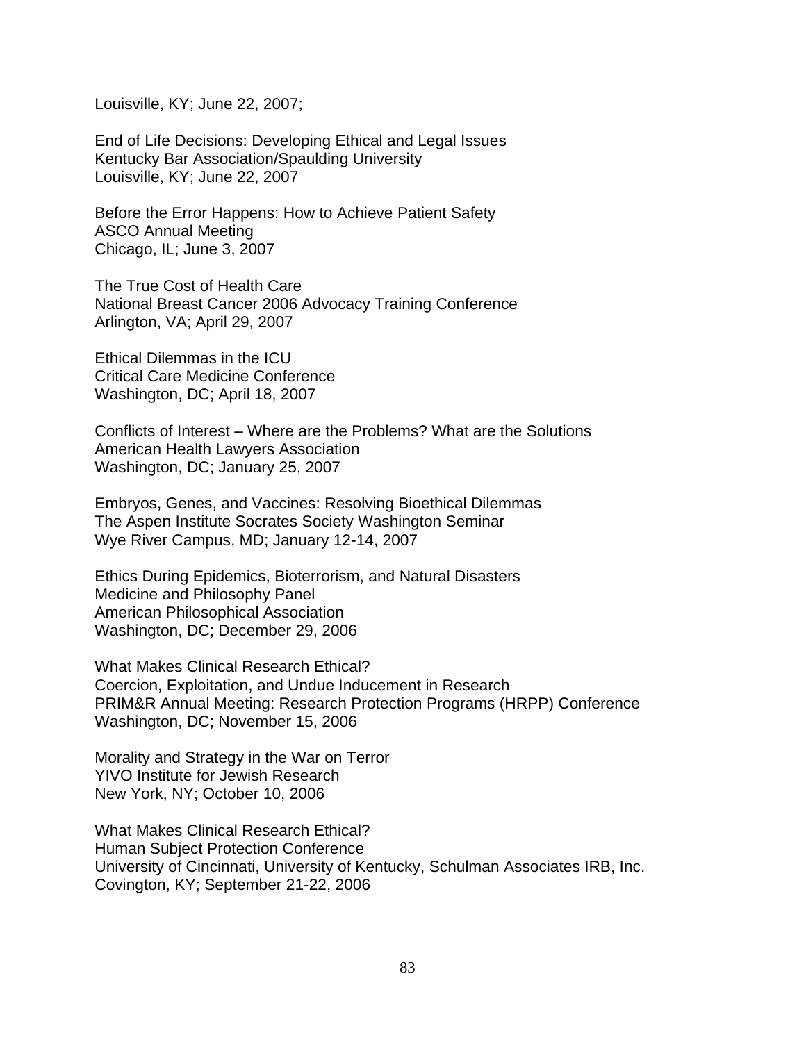Louisville, KY; June 22, 2007;

End of Life Decisions: Developing Ethical and Legal Issues
Kentucky Bar Association/Spaulding University
Louisville, KY; June 22, 2007

Before the Error Happens: How to Achieve Patient Safety
ASCO Annual Meeting
Chicago, IL; June 3, 2007

The True Cost of Health Care
National Breast Cancer 2006 Advocacy Training Conference
Arlington, VA; April 29, 2007

Ethical Dilemmas in the ICU
Critical Care Medicine Conference
Washington, DC; April 18, 2007

Conflicts of Interest – Where are the Problems? What are the Solutions
American Health Lawyers Association
Washington, DC; January 25, 2007

Embryos, Genes, and Vaccines: Resolving Bioethical Dilemmas
The Aspen Institute Socrates Society Washington Seminar
Wye River Campus, MD; January 12-14, 2007

Ethics During Epidemics, Bioterrorism, and Natural Disasters
Medicine and Philosophy Panel
American Philosophical Association
Washington, DC; December 29, 2006

What Makes Clinical Research Ethical?
Coercion, Exploitation, and Undue Inducement in Research
PRIM&R Annual Meeting: Research Protection Programs (HRPP) Conference
Washington, DC; November 15, 2006

Morality and Strategy in the War on Terror
YIVO Institute for Jewish Research
New York, NY; October 10, 2006

What Makes Clinical Research Ethical?
Human Subject Protection Conference
University of Cincinnati, University of Kentucky, Schulman Associates IRB, Inc.
Covington, KY; September 21-22, 2006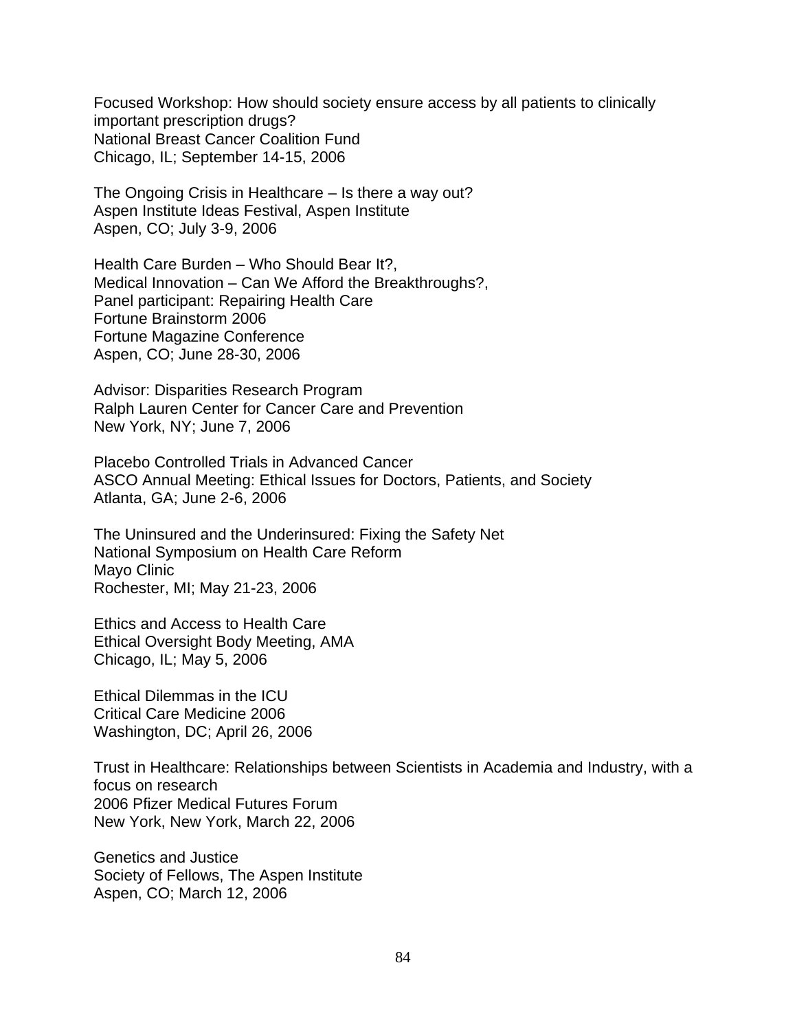Focused Workshop: How should society ensure access by all patients to clinically important prescription drugs?
National Breast Cancer Coalition Fund
Chicago, IL; September 14-15, 2006

The Ongoing Crisis in Healthcare – Is there a way out?
Aspen Institute Ideas Festival, Aspen Institute
Aspen, CO; July 3-9, 2006

Health Care Burden – Who Should Bear It?,
Medical Innovation – Can We Afford the Breakthroughs?,
Panel participant: Repairing Health Care
Fortune Brainstorm 2006
Fortune Magazine Conference
Aspen, CO; June 28-30, 2006

Advisor: Disparities Research Program
Ralph Lauren Center for Cancer Care and Prevention
New York, NY; June 7, 2006

Placebo Controlled Trials in Advanced Cancer
ASCO Annual Meeting: Ethical Issues for Doctors, Patients, and Society
Atlanta, GA; June 2-6, 2006

The Uninsured and the Underinsured: Fixing the Safety Net
National Symposium on Health Care Reform
Mayo Clinic
Rochester, MI; May 21-23, 2006

Ethics and Access to Health Care
Ethical Oversight Body Meeting, AMA
Chicago, IL; May 5, 2006

Ethical Dilemmas in the ICU
Critical Care Medicine 2006
Washington, DC; April 26, 2006

Trust in Healthcare: Relationships between Scientists in Academia and Industry, with a focus on research
2006 Pfizer Medical Futures Forum
New York, New York, March 22, 2006

Genetics and Justice
Society of Fellows, The Aspen Institute
Aspen, CO; March 12, 2006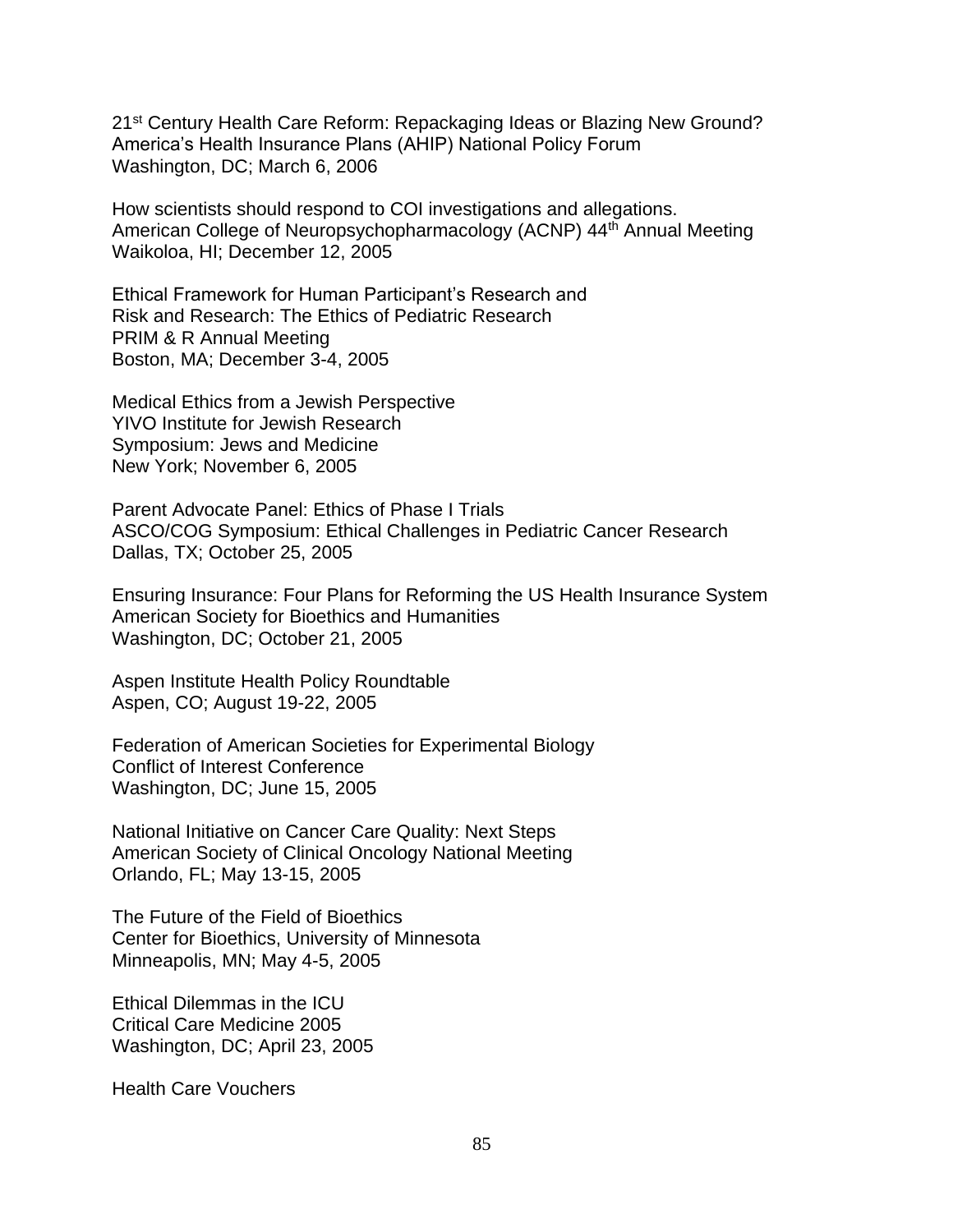21st Century Health Care Reform: Repackaging Ideas or Blazing New Ground?
America's Health Insurance Plans (AHIP) National Policy Forum
Washington, DC; March 6, 2006

How scientists should respond to COI investigations and allegations.
American College of Neuropsychopharmacology (ACNP) 44th Annual Meeting
Waikoloa, HI; December 12, 2005

Ethical Framework for Human Participant's Research and
Risk and Research: The Ethics of Pediatric Research
PRIM & R Annual Meeting
Boston, MA; December 3-4, 2005

Medical Ethics from a Jewish Perspective
YIVO Institute for Jewish Research
Symposium: Jews and Medicine
New York; November 6, 2005

Parent Advocate Panel: Ethics of Phase I Trials
ASCO/COG Symposium: Ethical Challenges in Pediatric Cancer Research
Dallas, TX; October 25, 2005

Ensuring Insurance: Four Plans for Reforming the US Health Insurance System
American Society for Bioethics and Humanities
Washington, DC; October 21, 2005

Aspen Institute Health Policy Roundtable
Aspen, CO; August 19-22, 2005

Federation of American Societies for Experimental Biology
Conflict of Interest Conference
Washington, DC; June 15, 2005

National Initiative on Cancer Care Quality: Next Steps
American Society of Clinical Oncology National Meeting
Orlando, FL; May 13-15, 2005

The Future of the Field of Bioethics
Center for Bioethics, University of Minnesota
Minneapolis, MN; May 4-5, 2005

Ethical Dilemmas in the ICU
Critical Care Medicine 2005
Washington, DC; April 23, 2005

Health Care Vouchers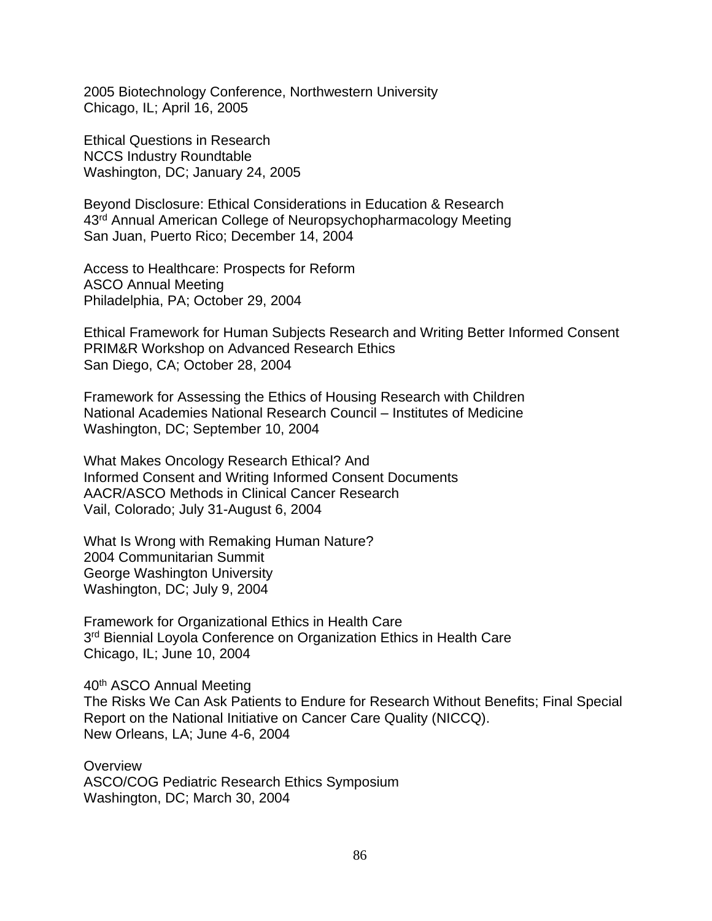2005 Biotechnology Conference, Northwestern University
Chicago, IL; April 16, 2005

Ethical Questions in Research
NCCS Industry Roundtable
Washington, DC; January 24, 2005

Beyond Disclosure: Ethical Considerations in Education & Research
43rd Annual American College of Neuropsychopharmacology Meeting
San Juan, Puerto Rico; December 14, 2004

Access to Healthcare: Prospects for Reform
ASCO Annual Meeting
Philadelphia, PA; October 29, 2004

Ethical Framework for Human Subjects Research and Writing Better Informed Consent
PRIM&R Workshop on Advanced Research Ethics
San Diego, CA; October 28, 2004

Framework for Assessing the Ethics of Housing Research with Children
National Academies National Research Council – Institutes of Medicine
Washington, DC; September 10, 2004

What Makes Oncology Research Ethical? And
Informed Consent and Writing Informed Consent Documents
AACR/ASCO Methods in Clinical Cancer Research
Vail, Colorado; July 31-August 6, 2004

What Is Wrong with Remaking Human Nature?
2004 Communitarian Summit
George Washington University
Washington, DC; July 9, 2004

Framework for Organizational Ethics in Health Care
3rd Biennial Loyola Conference on Organization Ethics in Health Care
Chicago, IL; June 10, 2004

40th ASCO Annual Meeting
The Risks We Can Ask Patients to Endure for Research Without Benefits; Final Special Report on the National Initiative on Cancer Care Quality (NICCQ).
New Orleans, LA; June 4-6, 2004

Overview
ASCO/COG Pediatric Research Ethics Symposium
Washington, DC; March 30, 2004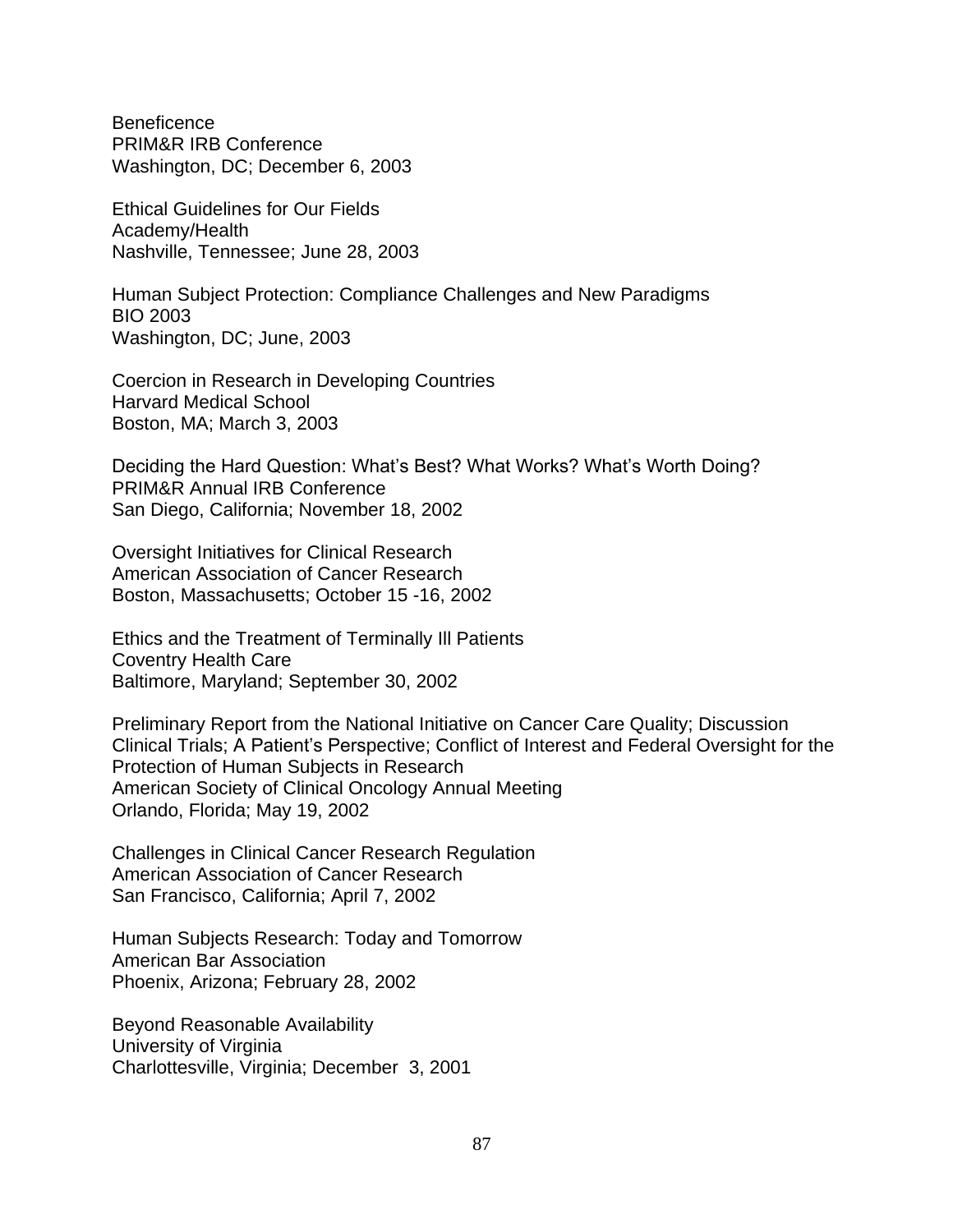Beneficence
PRIM&R IRB Conference
Washington, DC; December 6, 2003

Ethical Guidelines for Our Fields
Academy/Health
Nashville, Tennessee; June 28, 2003

Human Subject Protection: Compliance Challenges and New Paradigms
BIO 2003
Washington, DC; June, 2003

Coercion in Research in Developing Countries
Harvard Medical School
Boston, MA; March 3, 2003

Deciding the Hard Question: What's Best? What Works? What's Worth Doing?
PRIM&R Annual IRB Conference
San Diego, California; November 18, 2002

Oversight Initiatives for Clinical Research
American Association of Cancer Research
Boston, Massachusetts; October 15 -16, 2002

Ethics and the Treatment of Terminally Ill Patients
Coventry Health Care
Baltimore, Maryland; September 30, 2002

Preliminary Report from the National Initiative on Cancer Care Quality; Discussion
Clinical Trials; A Patient's Perspective; Conflict of Interest and Federal Oversight for the Protection of Human Subjects in Research
American Society of Clinical Oncology Annual Meeting
Orlando, Florida; May 19, 2002

Challenges in Clinical Cancer Research Regulation
American Association of Cancer Research
San Francisco, California; April 7, 2002

Human Subjects Research: Today and Tomorrow
American Bar Association
Phoenix, Arizona; February 28, 2002

Beyond Reasonable Availability
University of Virginia
Charlottesville, Virginia; December 3, 2001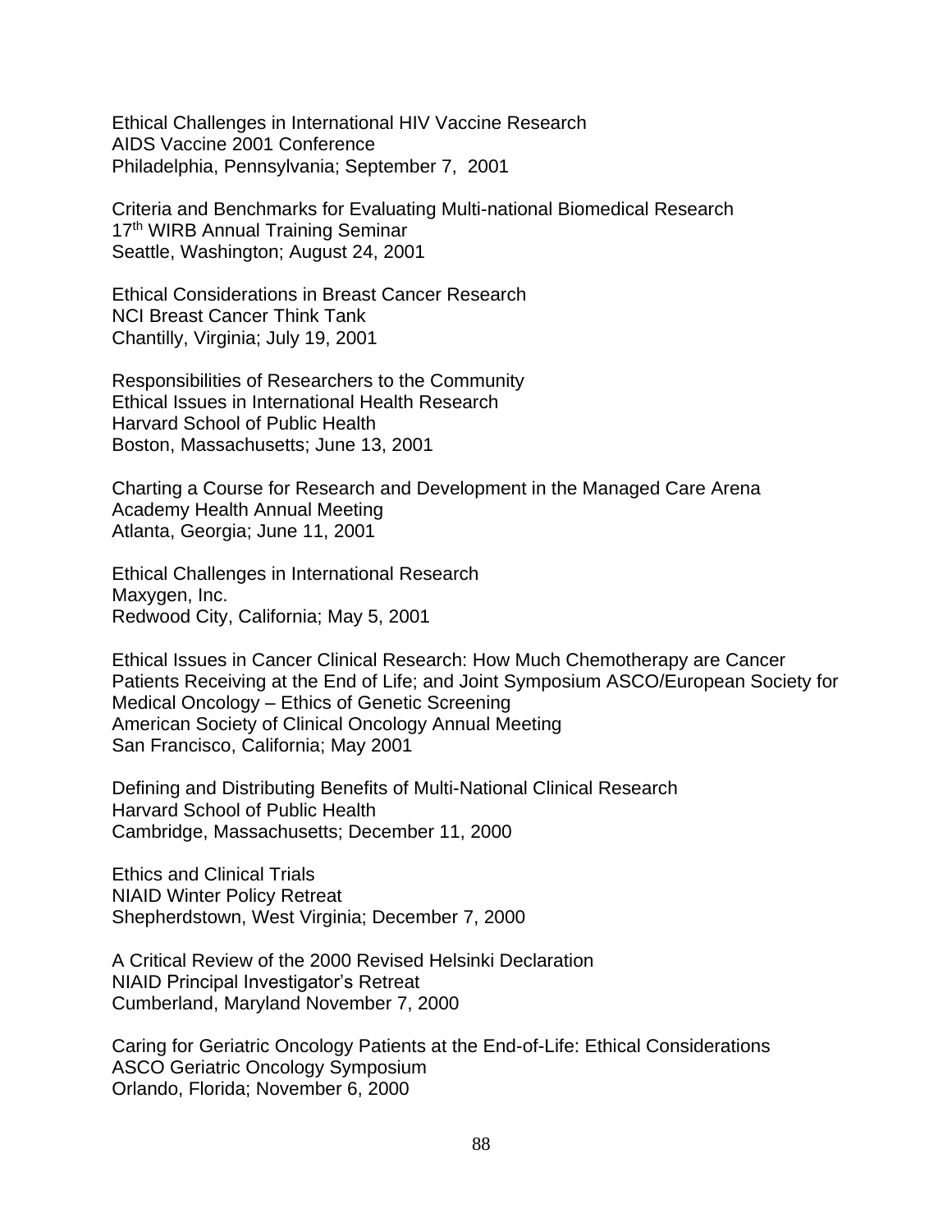Ethical Challenges in International HIV Vaccine Research
AIDS Vaccine 2001 Conference
Philadelphia, Pennsylvania; September 7, 2001

Criteria and Benchmarks for Evaluating Multi-national Biomedical Research
17th WIRB Annual Training Seminar
Seattle, Washington; August 24, 2001

Ethical Considerations in Breast Cancer Research
NCI Breast Cancer Think Tank
Chantilly, Virginia; July 19, 2001

Responsibilities of Researchers to the Community
Ethical Issues in International Health Research
Harvard School of Public Health
Boston, Massachusetts; June 13, 2001

Charting a Course for Research and Development in the Managed Care Arena
Academy Health Annual Meeting
Atlanta, Georgia; June 11, 2001

Ethical Challenges in International Research
Maxygen, Inc.
Redwood City, California; May 5, 2001

Ethical Issues in Cancer Clinical Research: How Much Chemotherapy are Cancer Patients Receiving at the End of Life; and Joint Symposium ASCO/European Society for Medical Oncology – Ethics of Genetic Screening
American Society of Clinical Oncology Annual Meeting
San Francisco, California; May 2001

Defining and Distributing Benefits of Multi-National Clinical Research
Harvard School of Public Health
Cambridge, Massachusetts; December 11, 2000

Ethics and Clinical Trials
NIAID Winter Policy Retreat
Shepherdstown, West Virginia; December 7, 2000

A Critical Review of the 2000 Revised Helsinki Declaration
NIAID Principal Investigator's Retreat
Cumberland, Maryland November 7, 2000

Caring for Geriatric Oncology Patients at the End-of-Life: Ethical Considerations
ASCO Geriatric Oncology Symposium
Orlando, Florida; November 6, 2000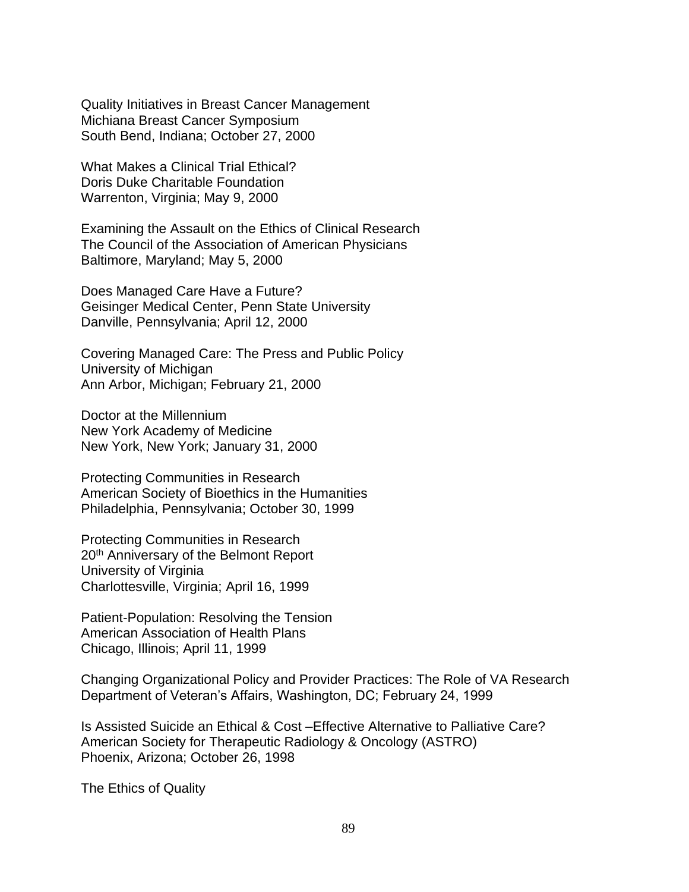Quality Initiatives in Breast Cancer Management
Michiana Breast Cancer Symposium
South Bend, Indiana; October 27, 2000

What Makes a Clinical Trial Ethical?
Doris Duke Charitable Foundation
Warrenton, Virginia; May 9, 2000

Examining the Assault on the Ethics of Clinical Research
The Council of the Association of American Physicians
Baltimore, Maryland; May 5, 2000

Does Managed Care Have a Future?
Geisinger Medical Center, Penn State University
Danville, Pennsylvania; April 12, 2000

Covering Managed Care: The Press and Public Policy
University of Michigan
Ann Arbor, Michigan; February 21, 2000

Doctor at the Millennium
New York Academy of Medicine
New York, New York; January 31, 2000

Protecting Communities in Research
American Society of Bioethics in the Humanities
Philadelphia, Pennsylvania; October 30, 1999

Protecting Communities in Research
20th Anniversary of the Belmont Report
University of Virginia
Charlottesville, Virginia; April 16, 1999

Patient-Population: Resolving the Tension
American Association of Health Plans
Chicago, Illinois; April 11, 1999

Changing Organizational Policy and Provider Practices: The Role of VA Research
Department of Veteran's Affairs, Washington, DC; February 24, 1999

Is Assisted Suicide an Ethical & Cost –Effective Alternative to Palliative Care?
American Society for Therapeutic Radiology & Oncology (ASTRO)
Phoenix, Arizona; October 26, 1998

The Ethics of Quality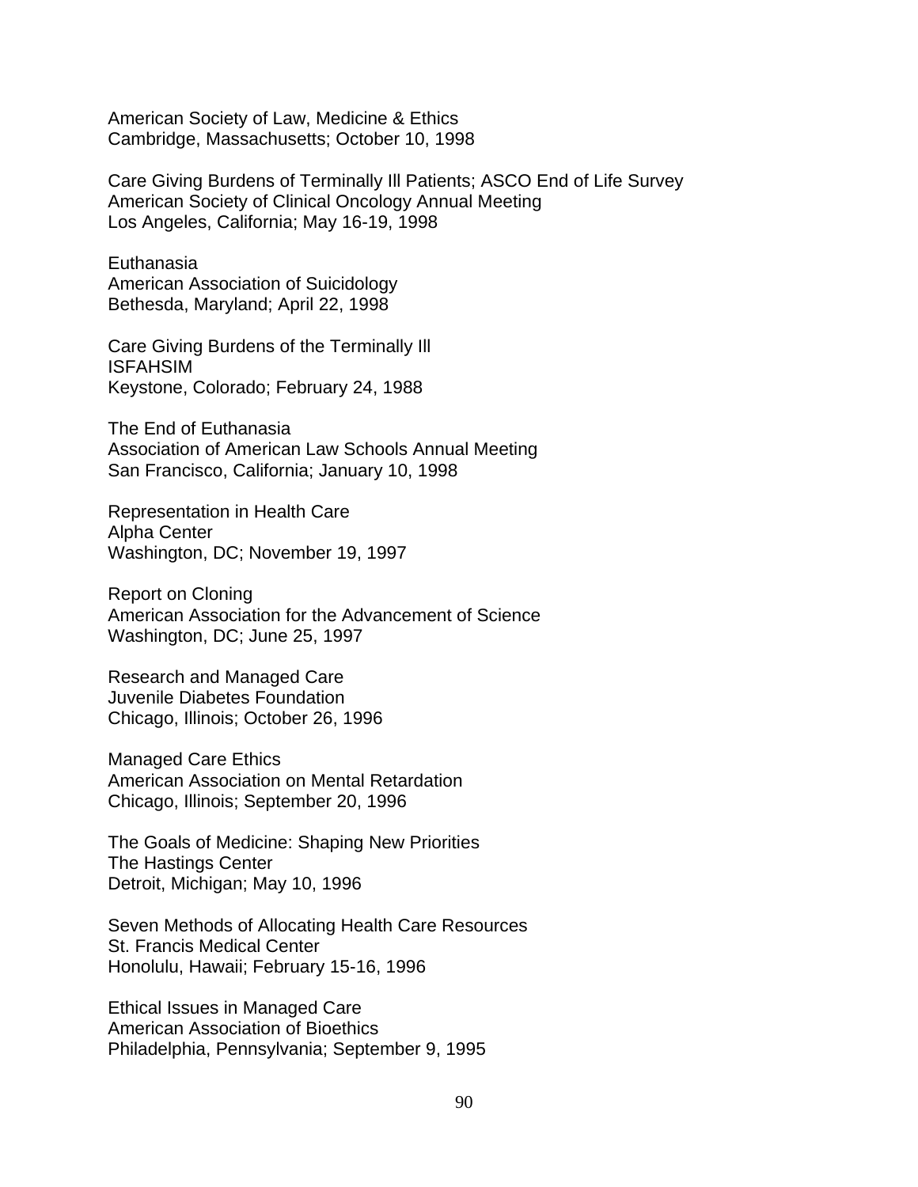American Society of Law, Medicine & Ethics  
Cambridge, Massachusetts; October 10, 1998

Care Giving Burdens of Terminally Ill Patients; ASCO End of Life Survey  
American Society of Clinical Oncology Annual Meeting  
Los Angeles, California; May 16-19, 1998

Euthanasia  
American Association of Suicidology  
Bethesda, Maryland; April 22, 1998

Care Giving Burdens of the Terminally Ill  
ISFAHSIM  
Keystone, Colorado; February 24, 1988

The End of Euthanasia  
Association of American Law Schools Annual Meeting  
San Francisco, California; January 10, 1998

Representation in Health Care  
Alpha Center  
Washington, DC; November 19, 1997

Report on Cloning  
American Association for the Advancement of Science  
Washington, DC; June 25, 1997

Research and Managed Care  
Juvenile Diabetes Foundation  
Chicago, Illinois; October 26, 1996

Managed Care Ethics  
American Association on Mental Retardation  
Chicago, Illinois; September 20, 1996

The Goals of Medicine: Shaping New Priorities  
The Hastings Center  
Detroit, Michigan; May 10, 1996

Seven Methods of Allocating Health Care Resources  
St. Francis Medical Center  
Honolulu, Hawaii; February 15-16, 1996

Ethical Issues in Managed Care  
American Association of Bioethics  
Philadelphia, Pennsylvania; September 9, 1995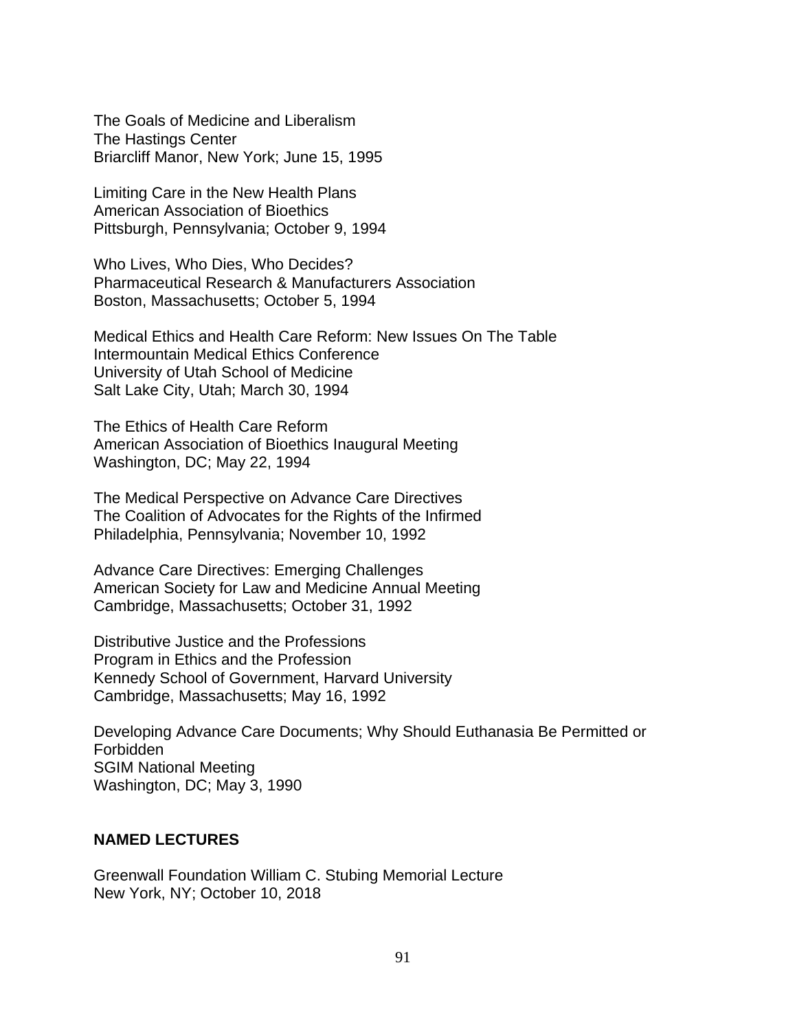The Goals of Medicine and Liberalism
The Hastings Center
Briarcliff Manor, New York; June 15, 1995

Limiting Care in the New Health Plans
American Association of Bioethics
Pittsburgh, Pennsylvania; October 9, 1994

Who Lives, Who Dies, Who Decides?
Pharmaceutical Research & Manufacturers Association
Boston, Massachusetts; October 5, 1994

Medical Ethics and Health Care Reform: New Issues On The Table
Intermountain Medical Ethics Conference
University of Utah School of Medicine
Salt Lake City, Utah; March 30, 1994

The Ethics of Health Care Reform
American Association of Bioethics Inaugural Meeting
Washington, DC; May 22, 1994

The Medical Perspective on Advance Care Directives
The Coalition of Advocates for the Rights of the Infirmed
Philadelphia, Pennsylvania; November 10, 1992

Advance Care Directives: Emerging Challenges
American Society for Law and Medicine Annual Meeting
Cambridge, Massachusetts; October 31, 1992

Distributive Justice and the Professions
Program in Ethics and the Profession
Kennedy School of Government, Harvard University
Cambridge, Massachusetts; May 16, 1992

Developing Advance Care Documents; Why Should Euthanasia Be Permitted or Forbidden
SGIM National Meeting
Washington, DC; May 3, 1990

**NAMED LECTURES**

Greenwall Foundation William C. Stubing Memorial Lecture
New York, NY; October 10, 2018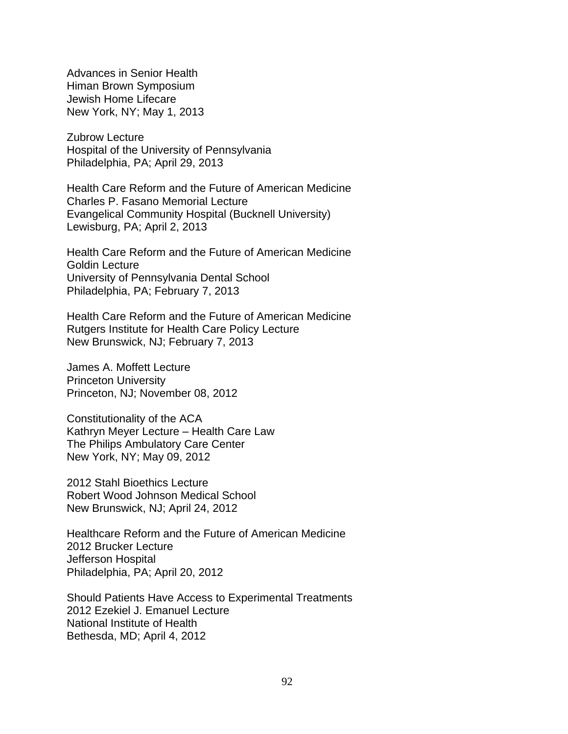Advances in Senior Health
Himan Brown Symposium
Jewish Home Lifecare
New York, NY; May 1, 2013

Zubrow Lecture
Hospital of the University of Pennsylvania
Philadelphia, PA; April 29, 2013

Health Care Reform and the Future of American Medicine
Charles P. Fasano Memorial Lecture
Evangelical Community Hospital (Bucknell University)
Lewisburg, PA; April 2, 2013

Health Care Reform and the Future of American Medicine
Goldin Lecture
University of Pennsylvania Dental School
Philadelphia, PA; February 7, 2013

Health Care Reform and the Future of American Medicine
Rutgers Institute for Health Care Policy Lecture
New Brunswick, NJ; February 7, 2013

James A. Moffett Lecture
Princeton University
Princeton, NJ; November 08, 2012

Constitutionality of the ACA
Kathryn Meyer Lecture – Health Care Law
The Philips Ambulatory Care Center
New York, NY; May 09, 2012

2012 Stahl Bioethics Lecture
Robert Wood Johnson Medical School
New Brunswick, NJ; April 24, 2012

Healthcare Reform and the Future of American Medicine
2012 Brucker Lecture
Jefferson Hospital
Philadelphia, PA; April 20, 2012

Should Patients Have Access to Experimental Treatments
2012 Ezekiel J. Emanuel Lecture
National Institute of Health
Bethesda, MD; April 4, 2012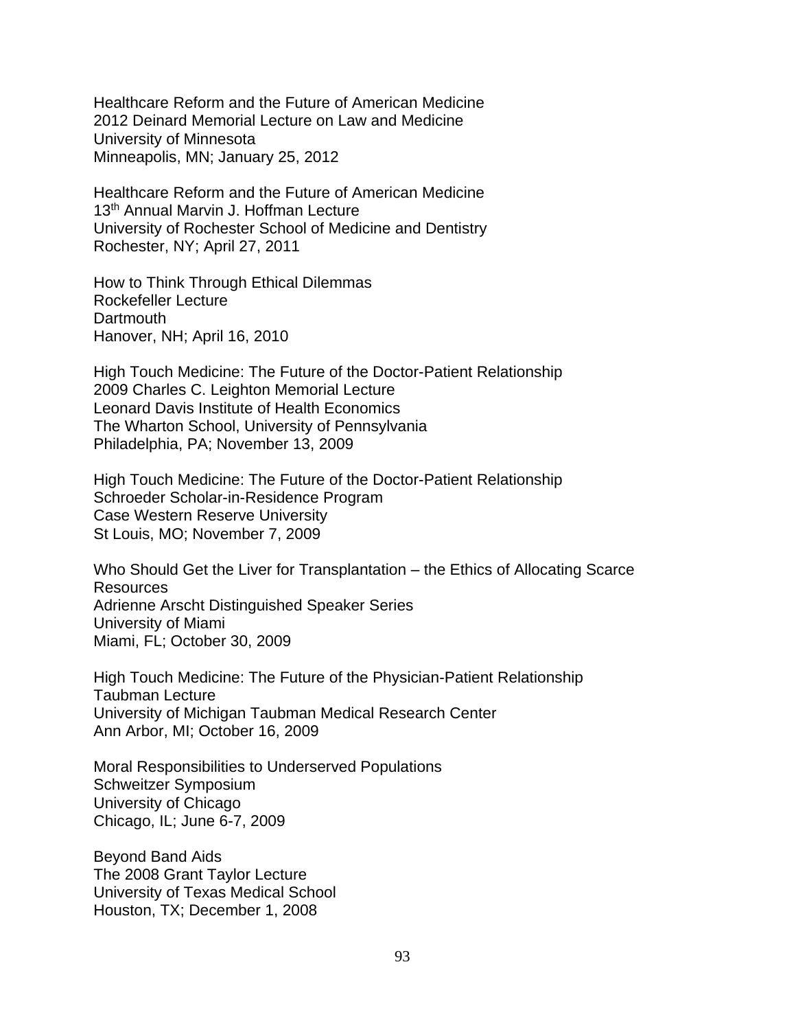Healthcare Reform and the Future of American Medicine
2012 Deinard Memorial Lecture on Law and Medicine
University of Minnesota
Minneapolis, MN; January 25, 2012

Healthcare Reform and the Future of American Medicine
13th Annual Marvin J. Hoffman Lecture
University of Rochester School of Medicine and Dentistry
Rochester, NY; April 27, 2011

How to Think Through Ethical Dilemmas
Rockefeller Lecture
Dartmouth
Hanover, NH; April 16, 2010

High Touch Medicine: The Future of the Doctor-Patient Relationship
2009 Charles C. Leighton Memorial Lecture
Leonard Davis Institute of Health Economics
The Wharton School, University of Pennsylvania
Philadelphia, PA; November 13, 2009

High Touch Medicine: The Future of the Doctor-Patient Relationship
Schroeder Scholar-in-Residence Program
Case Western Reserve University
St Louis, MO; November 7, 2009

Who Should Get the Liver for Transplantation – the Ethics of Allocating Scarce Resources
Adrienne Arscht Distinguished Speaker Series
University of Miami
Miami, FL; October 30, 2009

High Touch Medicine: The Future of the Physician-Patient Relationship
Taubman Lecture
University of Michigan Taubman Medical Research Center
Ann Arbor, MI; October 16, 2009

Moral Responsibilities to Underserved Populations
Schweitzer Symposium
University of Chicago
Chicago, IL; June 6-7, 2009

Beyond Band Aids
The 2008 Grant Taylor Lecture
University of Texas Medical School
Houston, TX; December 1, 2008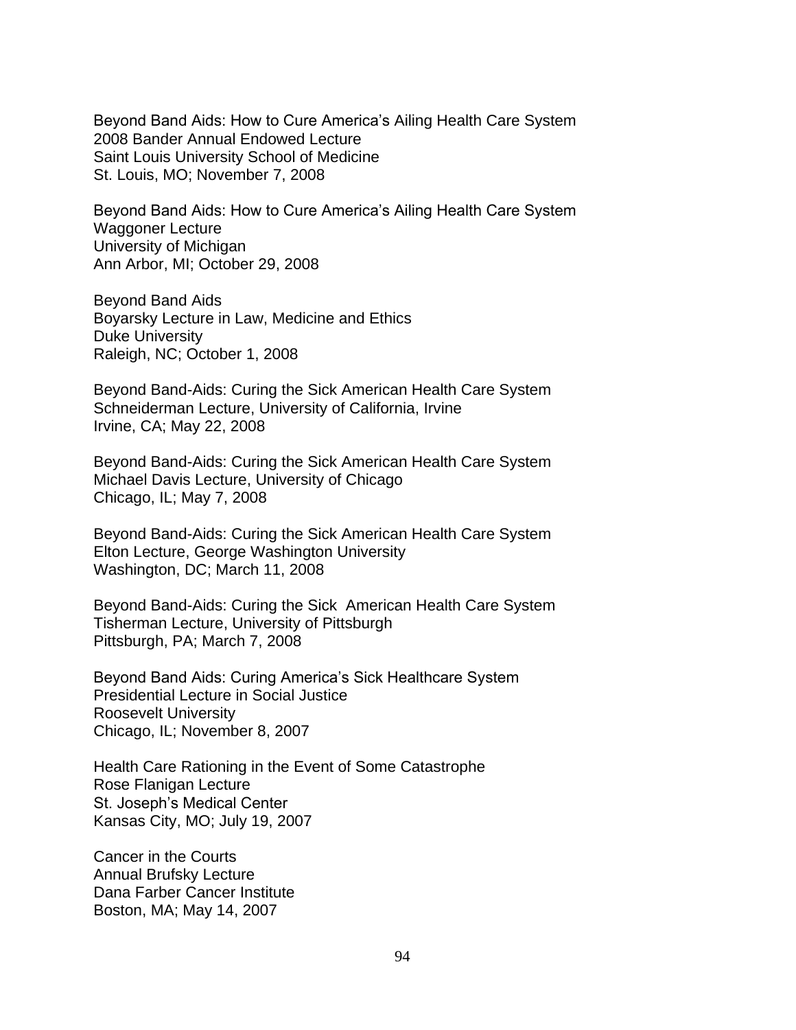Beyond Band Aids: How to Cure America's Ailing Health Care System
2008 Bander Annual Endowed Lecture
Saint Louis University School of Medicine
St. Louis, MO; November 7, 2008

Beyond Band Aids: How to Cure America's Ailing Health Care System
Waggoner Lecture
University of Michigan
Ann Arbor, MI; October 29, 2008

Beyond Band Aids
Boyarsky Lecture in Law, Medicine and Ethics
Duke University
Raleigh, NC; October 1, 2008

Beyond Band-Aids: Curing the Sick American Health Care System
Schneiderman Lecture, University of California, Irvine
Irvine, CA; May 22, 2008

Beyond Band-Aids: Curing the Sick American Health Care System
Michael Davis Lecture, University of Chicago
Chicago, IL; May 7, 2008

Beyond Band-Aids: Curing the Sick American Health Care System
Elton Lecture, George Washington University
Washington, DC; March 11, 2008

Beyond Band-Aids: Curing the Sick American Health Care System
Tisherman Lecture, University of Pittsburgh
Pittsburgh, PA; March 7, 2008

Beyond Band Aids: Curing America's Sick Healthcare System
Presidential Lecture in Social Justice
Roosevelt University
Chicago, IL; November 8, 2007

Health Care Rationing in the Event of Some Catastrophe
Rose Flanigan Lecture
St. Joseph's Medical Center
Kansas City, MO; July 19, 2007

Cancer in the Courts
Annual Brufsky Lecture
Dana Farber Cancer Institute
Boston, MA; May 14, 2007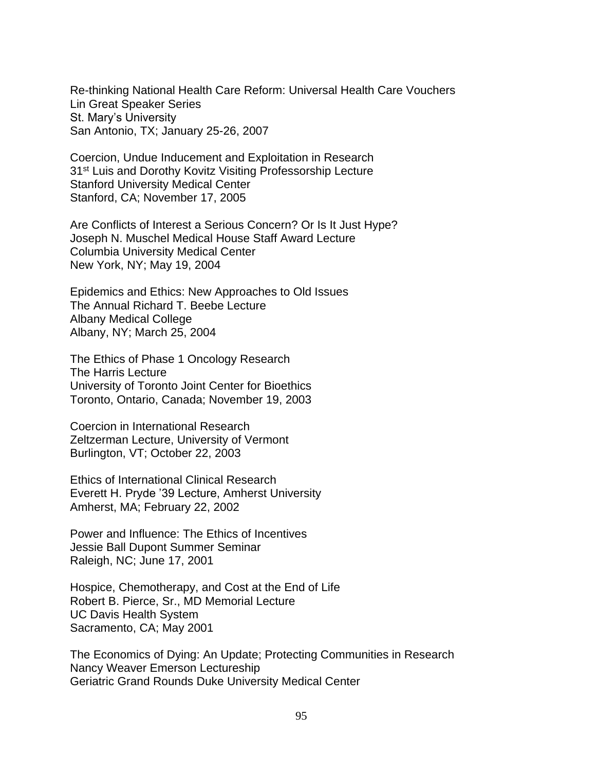Re-thinking National Health Care Reform: Universal Health Care Vouchers
Lin Great Speaker Series
St. Mary's University
San Antonio, TX; January 25-26, 2007

Coercion, Undue Inducement and Exploitation in Research
31st Luis and Dorothy Kovitz Visiting Professorship Lecture
Stanford University Medical Center
Stanford, CA; November 17, 2005

Are Conflicts of Interest a Serious Concern? Or Is It Just Hype?
Joseph N. Muschel Medical House Staff Award Lecture
Columbia University Medical Center
New York, NY; May 19, 2004

Epidemics and Ethics: New Approaches to Old Issues
The Annual Richard T. Beebe Lecture
Albany Medical College
Albany, NY; March 25, 2004

The Ethics of Phase 1 Oncology Research
The Harris Lecture
University of Toronto Joint Center for Bioethics
Toronto, Ontario, Canada; November 19, 2003

Coercion in International Research
Zeltzerman Lecture, University of Vermont
Burlington, VT; October 22, 2003

Ethics of International Clinical Research
Everett H. Pryde '39 Lecture, Amherst University
Amherst, MA; February 22, 2002

Power and Influence: The Ethics of Incentives
Jessie Ball Dupont Summer Seminar
Raleigh, NC; June 17, 2001

Hospice, Chemotherapy, and Cost at the End of Life
Robert B. Pierce, Sr., MD Memorial Lecture
UC Davis Health System
Sacramento, CA; May 2001

The Economics of Dying: An Update; Protecting Communities in Research
Nancy Weaver Emerson Lectureship
Geriatric Grand Rounds Duke University Medical Center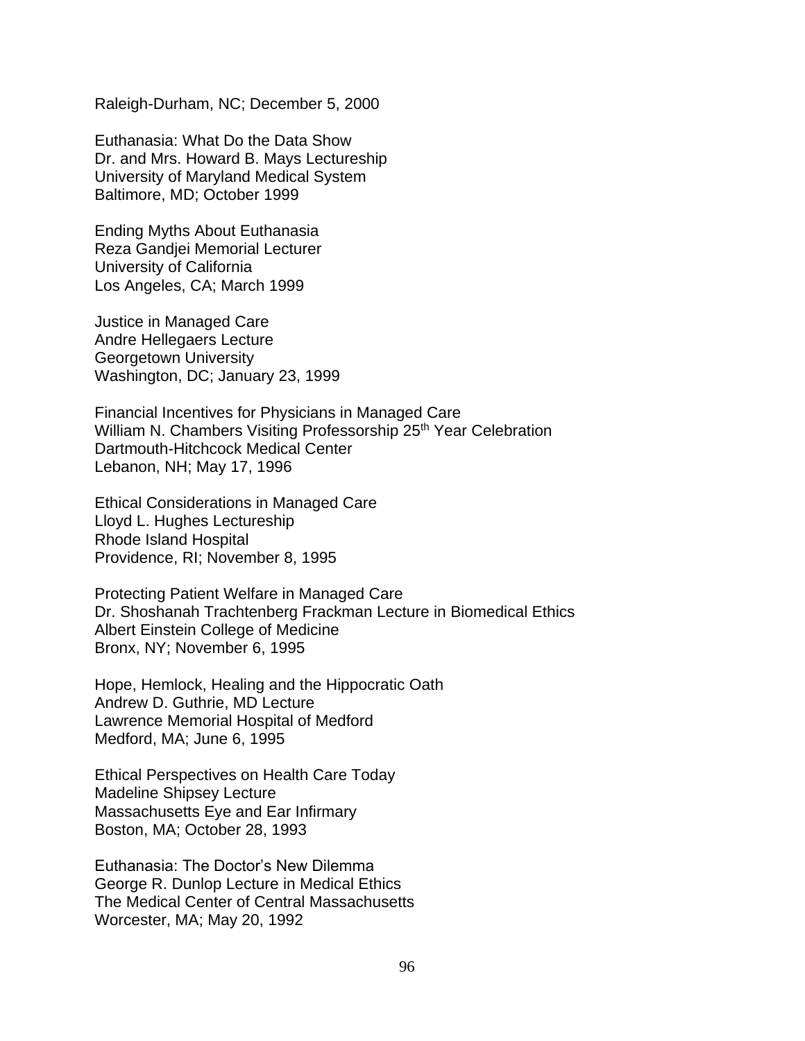Raleigh-Durham, NC; December 5, 2000

Euthanasia: What Do the Data Show
Dr. and Mrs. Howard B. Mays Lectureship
University of Maryland Medical System
Baltimore, MD; October 1999

Ending Myths About Euthanasia
Reza Gandjei Memorial Lecturer
University of California
Los Angeles, CA; March 1999

Justice in Managed Care
Andre Hellegaers Lecture
Georgetown University
Washington, DC; January 23, 1999

Financial Incentives for Physicians in Managed Care
William N. Chambers Visiting Professorship 25th Year Celebration
Dartmouth-Hitchcock Medical Center
Lebanon, NH; May 17, 1996

Ethical Considerations in Managed Care
Lloyd L. Hughes Lectureship
Rhode Island Hospital
Providence, RI; November 8, 1995

Protecting Patient Welfare in Managed Care
Dr. Shoshanah Trachtenberg Frackman Lecture in Biomedical Ethics
Albert Einstein College of Medicine
Bronx, NY; November 6, 1995

Hope, Hemlock, Healing and the Hippocratic Oath
Andrew D. Guthrie, MD Lecture
Lawrence Memorial Hospital of Medford
Medford, MA; June 6, 1995

Ethical Perspectives on Health Care Today
Madeline Shipsey Lecture
Massachusetts Eye and Ear Infirmary
Boston, MA; October 28, 1993

Euthanasia: The Doctor's New Dilemma
George R. Dunlop Lecture in Medical Ethics
The Medical Center of Central Massachusetts
Worcester, MA; May 20, 1992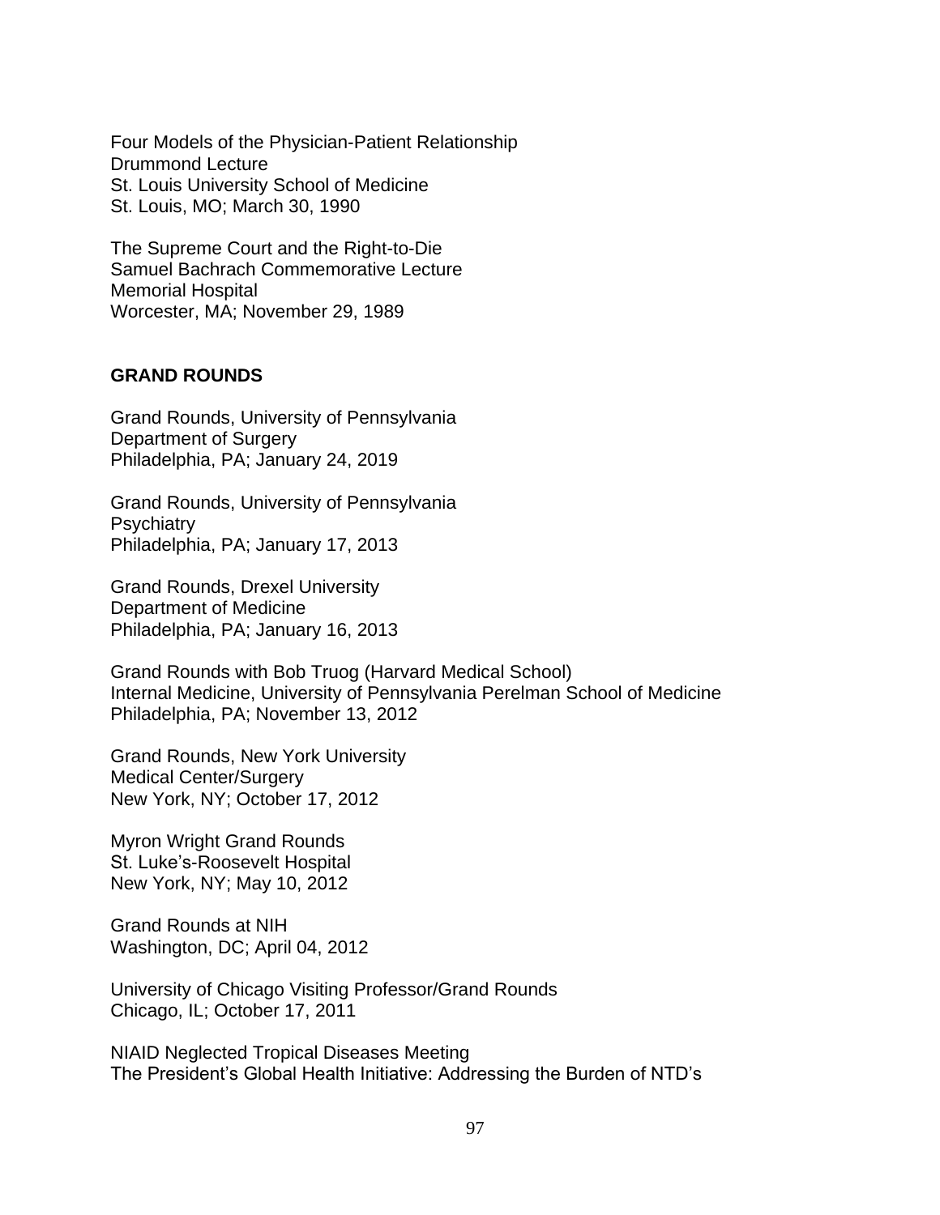Four Models of the Physician-Patient Relationship
Drummond Lecture
St. Louis University School of Medicine
St. Louis, MO; March 30, 1990

The Supreme Court and the Right-to-Die
Samuel Bachrach Commemorative Lecture
Memorial Hospital
Worcester, MA; November 29, 1989

**GRAND ROUNDS**

Grand Rounds, University of Pennsylvania
Department of Surgery
Philadelphia, PA; January 24, 2019

Grand Rounds, University of Pennsylvania
Psychiatry
Philadelphia, PA; January 17, 2013

Grand Rounds, Drexel University
Department of Medicine
Philadelphia, PA; January 16, 2013

Grand Rounds with Bob Truog (Harvard Medical School)
Internal Medicine, University of Pennsylvania Perelman School of Medicine
Philadelphia, PA; November 13, 2012

Grand Rounds, New York University
Medical Center/Surgery
New York, NY; October 17, 2012

Myron Wright Grand Rounds
St. Luke's-Roosevelt Hospital
New York, NY; May 10, 2012

Grand Rounds at NIH
Washington, DC; April 04, 2012

University of Chicago Visiting Professor/Grand Rounds
Chicago, IL; October 17, 2011

NIAID Neglected Tropical Diseases Meeting
The President's Global Health Initiative: Addressing the Burden of NTD's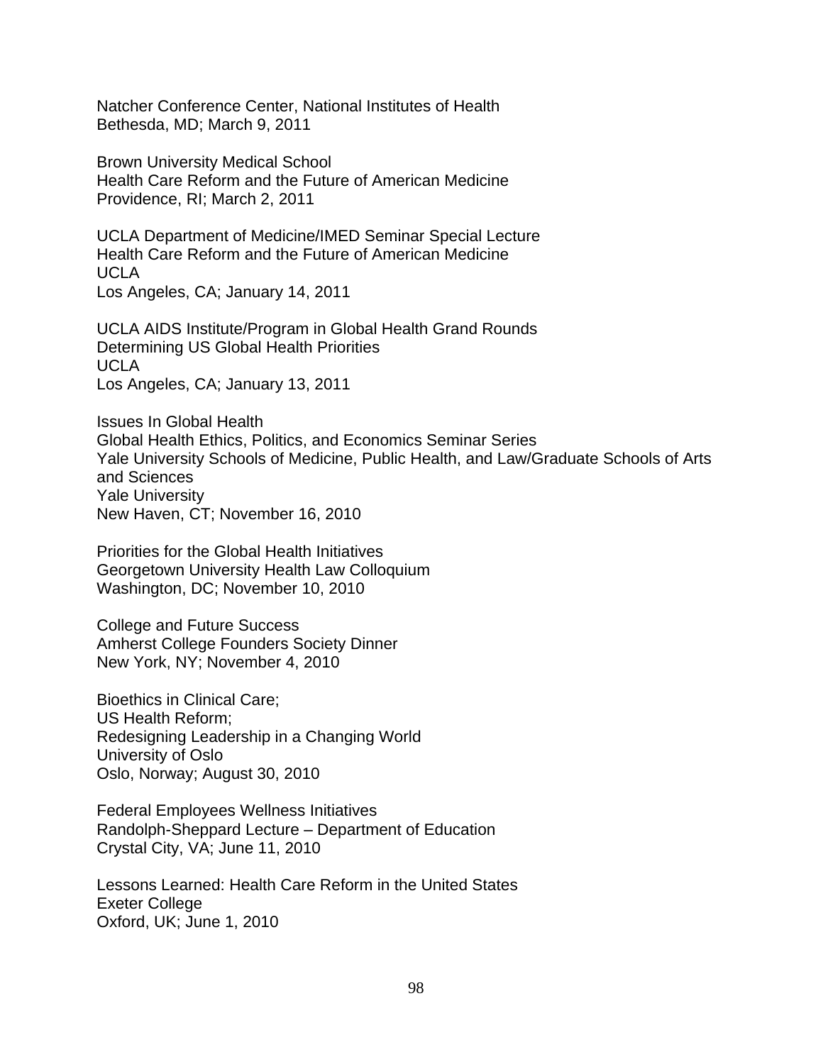Natcher Conference Center, National Institutes of Health
Bethesda, MD; March 9, 2011

Brown University Medical School
Health Care Reform and the Future of American Medicine
Providence, RI; March 2, 2011

UCLA Department of Medicine/IMED Seminar Special Lecture
Health Care Reform and the Future of American Medicine
UCLA
Los Angeles, CA; January 14, 2011

UCLA AIDS Institute/Program in Global Health Grand Rounds
Determining US Global Health Priorities
UCLA
Los Angeles, CA; January 13, 2011

Issues In Global Health
Global Health Ethics, Politics, and Economics Seminar Series
Yale University Schools of Medicine, Public Health, and Law/Graduate Schools of Arts and Sciences
Yale University
New Haven, CT; November 16, 2010

Priorities for the Global Health Initiatives
Georgetown University Health Law Colloquium
Washington, DC; November 10, 2010

College and Future Success
Amherst College Founders Society Dinner
New York, NY; November 4, 2010

Bioethics in Clinical Care;
US Health Reform;
Redesigning Leadership in a Changing World
University of Oslo
Oslo, Norway; August 30, 2010

Federal Employees Wellness Initiatives
Randolph-Sheppard Lecture – Department of Education
Crystal City, VA; June 11, 2010

Lessons Learned: Health Care Reform in the United States
Exeter College
Oxford, UK; June 1, 2010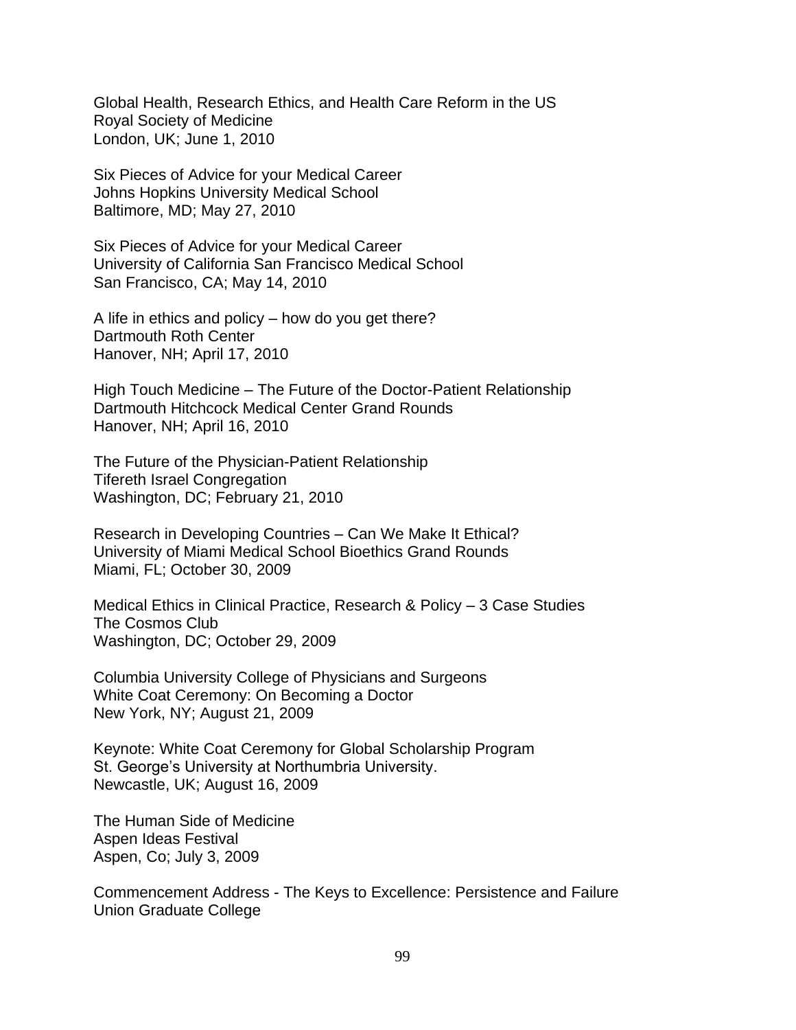Global Health, Research Ethics, and Health Care Reform in the US
Royal Society of Medicine
London, UK; June 1, 2010

Six Pieces of Advice for your Medical Career
Johns Hopkins University Medical School
Baltimore, MD; May 27, 2010

Six Pieces of Advice for your Medical Career
University of California San Francisco Medical School
San Francisco, CA; May 14, 2010

A life in ethics and policy – how do you get there?
Dartmouth Roth Center
Hanover, NH; April 17, 2010

High Touch Medicine – The Future of the Doctor-Patient Relationship
Dartmouth Hitchcock Medical Center Grand Rounds
Hanover, NH; April 16, 2010

The Future of the Physician-Patient Relationship
Tifereth Israel Congregation
Washington, DC; February 21, 2010

Research in Developing Countries – Can We Make It Ethical?
University of Miami Medical School Bioethics Grand Rounds
Miami, FL; October 30, 2009

Medical Ethics in Clinical Practice, Research & Policy – 3 Case Studies
The Cosmos Club
Washington, DC; October 29, 2009

Columbia University College of Physicians and Surgeons
White Coat Ceremony: On Becoming a Doctor
New York, NY; August 21, 2009

Keynote: White Coat Ceremony for Global Scholarship Program
St. George's University at Northumbria University.
Newcastle, UK; August 16, 2009

The Human Side of Medicine
Aspen Ideas Festival
Aspen, Co; July 3, 2009

Commencement Address - The Keys to Excellence: Persistence and Failure
Union Graduate College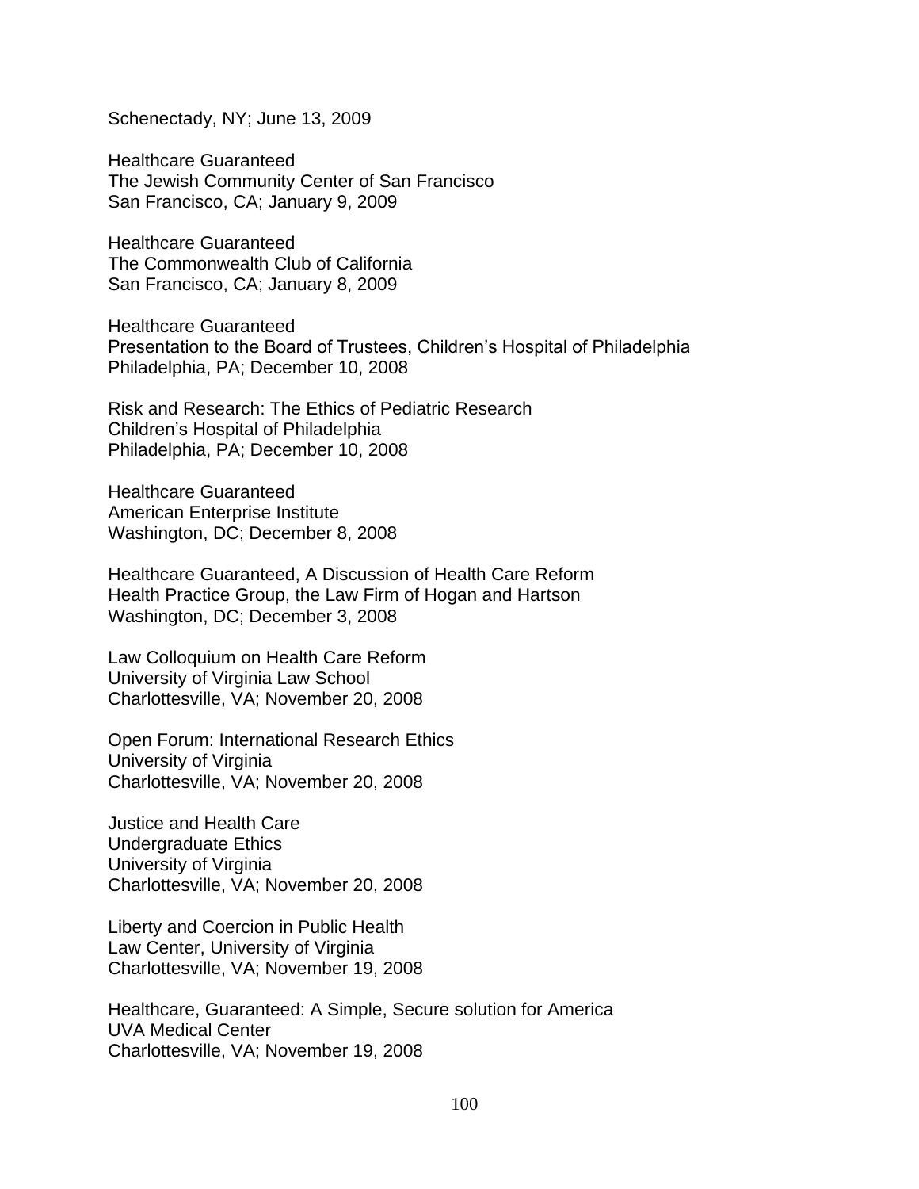Schenectady, NY; June 13, 2009

Healthcare Guaranteed
The Jewish Community Center of San Francisco
San Francisco, CA; January 9, 2009

Healthcare Guaranteed
The Commonwealth Club of California
San Francisco, CA; January 8, 2009

Healthcare Guaranteed
Presentation to the Board of Trustees, Children's Hospital of Philadelphia
Philadelphia, PA; December 10, 2008

Risk and Research: The Ethics of Pediatric Research
Children's Hospital of Philadelphia
Philadelphia, PA; December 10, 2008

Healthcare Guaranteed
American Enterprise Institute
Washington, DC; December 8, 2008

Healthcare Guaranteed, A Discussion of Health Care Reform
Health Practice Group, the Law Firm of Hogan and Hartson
Washington, DC; December 3, 2008

Law Colloquium on Health Care Reform
University of Virginia Law School
Charlottesville, VA; November 20, 2008

Open Forum: International Research Ethics
University of Virginia
Charlottesville, VA; November 20, 2008

Justice and Health Care
Undergraduate Ethics
University of Virginia
Charlottesville, VA; November 20, 2008

Liberty and Coercion in Public Health
Law Center, University of Virginia
Charlottesville, VA; November 19, 2008

Healthcare, Guaranteed: A Simple, Secure solution for America
UVA Medical Center
Charlottesville, VA; November 19, 2008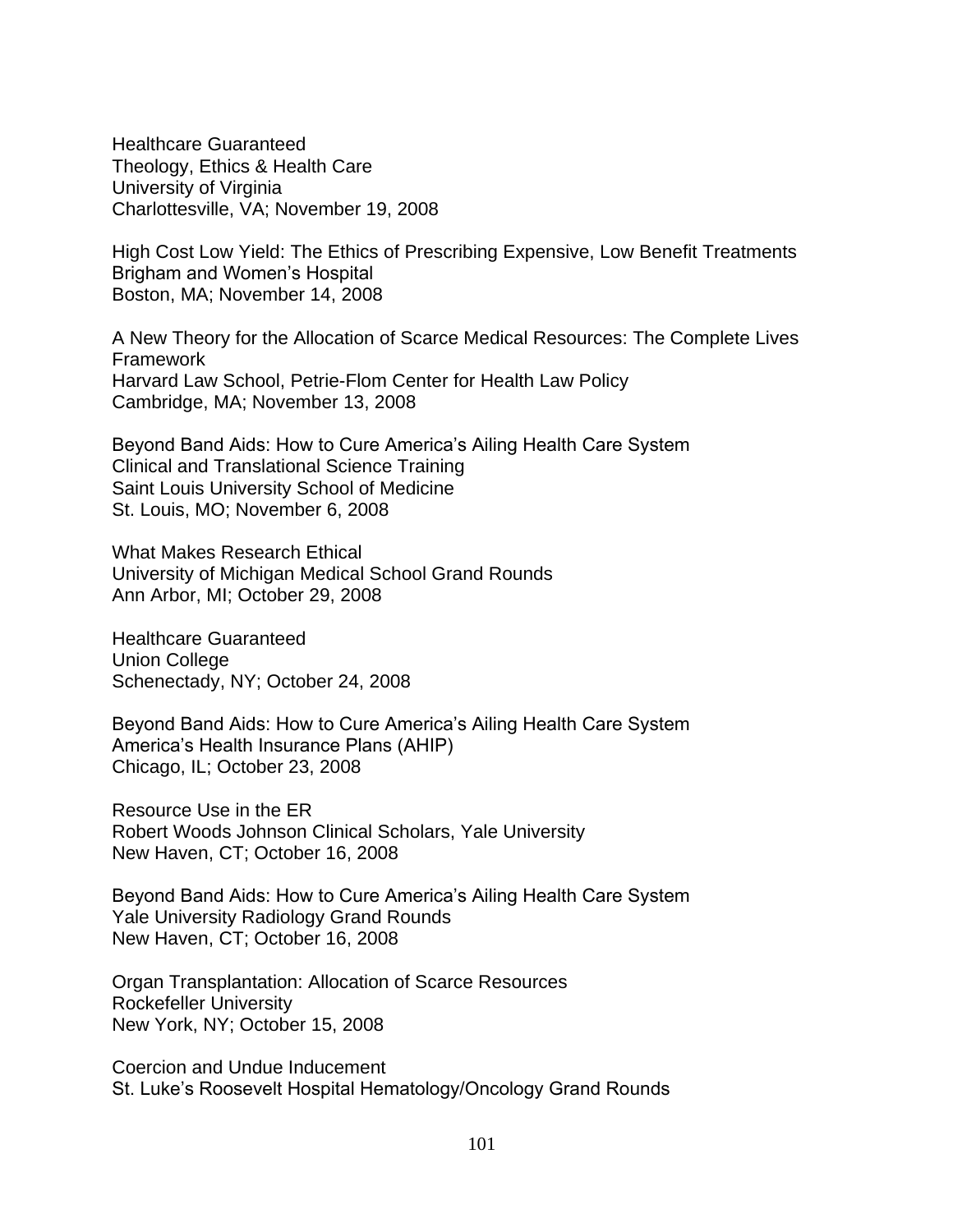Healthcare Guaranteed
Theology, Ethics & Health Care
University of Virginia
Charlottesville, VA; November 19, 2008

High Cost Low Yield: The Ethics of Prescribing Expensive, Low Benefit Treatments
Brigham and Women's Hospital
Boston, MA; November 14, 2008

A New Theory for the Allocation of Scarce Medical Resources: The Complete Lives Framework
Harvard Law School, Petrie-Flom Center for Health Law Policy
Cambridge, MA; November 13, 2008

Beyond Band Aids: How to Cure America's Ailing Health Care System
Clinical and Translational Science Training
Saint Louis University School of Medicine
St. Louis, MO; November 6, 2008

What Makes Research Ethical
University of Michigan Medical School Grand Rounds
Ann Arbor, MI; October 29, 2008

Healthcare Guaranteed
Union College
Schenectady, NY; October 24, 2008

Beyond Band Aids: How to Cure America's Ailing Health Care System
America's Health Insurance Plans (AHIP)
Chicago, IL; October 23, 2008

Resource Use in the ER
Robert Woods Johnson Clinical Scholars, Yale University
New Haven, CT; October 16, 2008

Beyond Band Aids: How to Cure America's Ailing Health Care System
Yale University Radiology Grand Rounds
New Haven, CT; October 16, 2008

Organ Transplantation: Allocation of Scarce Resources
Rockefeller University
New York, NY; October 15, 2008

Coercion and Undue Inducement
St. Luke's Roosevelt Hospital Hematology/Oncology Grand Rounds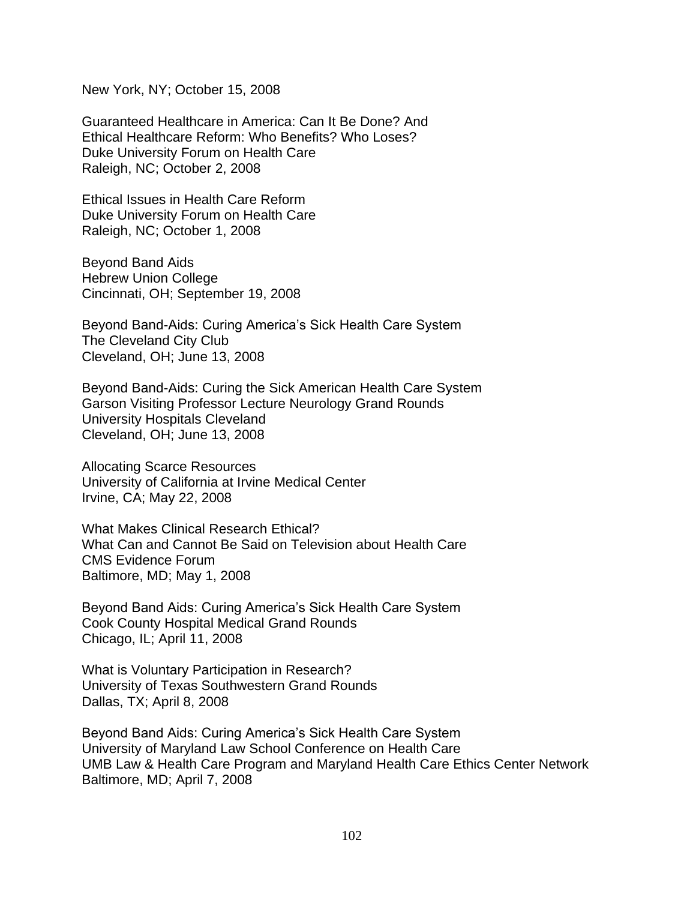New York, NY; October 15, 2008

Guaranteed Healthcare in America: Can It Be Done? And
Ethical Healthcare Reform: Who Benefits? Who Loses?
Duke University Forum on Health Care
Raleigh, NC; October 2, 2008

Ethical Issues in Health Care Reform
Duke University Forum on Health Care
Raleigh, NC; October 1, 2008

Beyond Band Aids
Hebrew Union College
Cincinnati, OH; September 19, 2008

Beyond Band-Aids: Curing America's Sick Health Care System
The Cleveland City Club
Cleveland, OH; June 13, 2008

Beyond Band-Aids: Curing the Sick American Health Care System
Garson Visiting Professor Lecture Neurology Grand Rounds
University Hospitals Cleveland
Cleveland, OH; June 13, 2008

Allocating Scarce Resources
University of California at Irvine Medical Center
Irvine, CA; May 22, 2008

What Makes Clinical Research Ethical?
What Can and Cannot Be Said on Television about Health Care
CMS Evidence Forum
Baltimore, MD; May 1, 2008

Beyond Band Aids: Curing America's Sick Health Care System
Cook County Hospital Medical Grand Rounds
Chicago, IL; April 11, 2008

What is Voluntary Participation in Research?
University of Texas Southwestern Grand Rounds
Dallas, TX; April 8, 2008

Beyond Band Aids: Curing America's Sick Health Care System
University of Maryland Law School Conference on Health Care
UMB Law & Health Care Program and Maryland Health Care Ethics Center Network
Baltimore, MD; April 7, 2008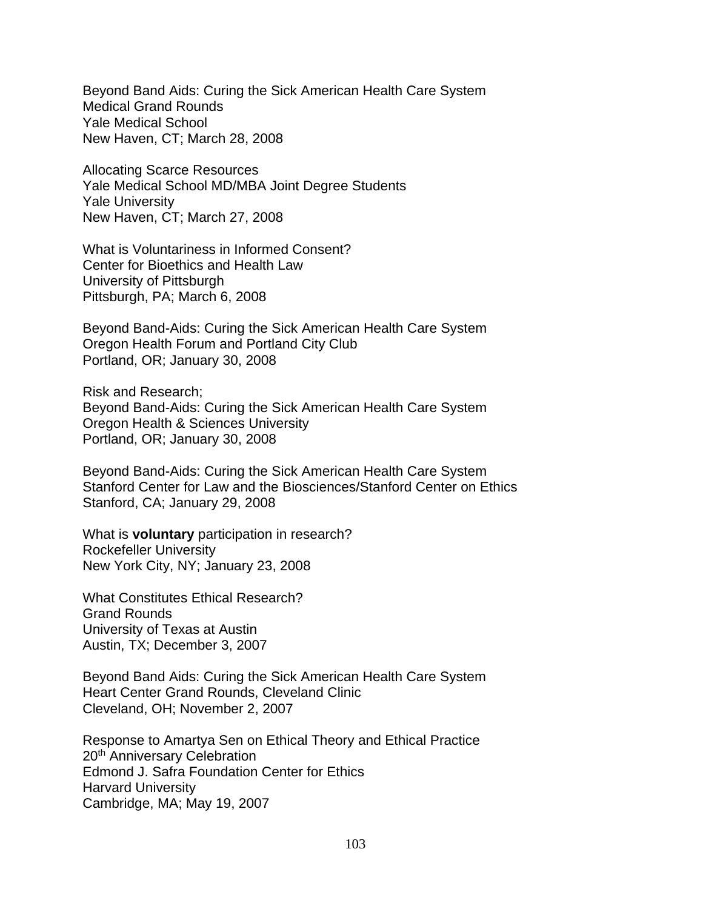Beyond Band Aids: Curing the Sick American Health Care System
Medical Grand Rounds
Yale Medical School
New Haven, CT; March 28, 2008

Allocating Scarce Resources
Yale Medical School MD/MBA Joint Degree Students
Yale University
New Haven, CT; March 27, 2008

What is Voluntariness in Informed Consent?
Center for Bioethics and Health Law
University of Pittsburgh
Pittsburgh, PA; March 6, 2008

Beyond Band-Aids: Curing the Sick American Health Care System
Oregon Health Forum and Portland City Club
Portland, OR; January 30, 2008

Risk and Research;
Beyond Band-Aids: Curing the Sick American Health Care System
Oregon Health & Sciences University
Portland, OR; January 30, 2008

Beyond Band-Aids: Curing the Sick American Health Care System
Stanford Center for Law and the Biosciences/Stanford Center on Ethics
Stanford, CA; January 29, 2008

What is **voluntary** participation in research?
Rockefeller University
New York City, NY; January 23, 2008

What Constitutes Ethical Research?
Grand Rounds
University of Texas at Austin
Austin, TX; December 3, 2007

Beyond Band Aids: Curing the Sick American Health Care System
Heart Center Grand Rounds, Cleveland Clinic
Cleveland, OH; November 2, 2007

Response to Amartya Sen on Ethical Theory and Ethical Practice
20th Anniversary Celebration
Edmond J. Safra Foundation Center for Ethics
Harvard University
Cambridge, MA; May 19, 2007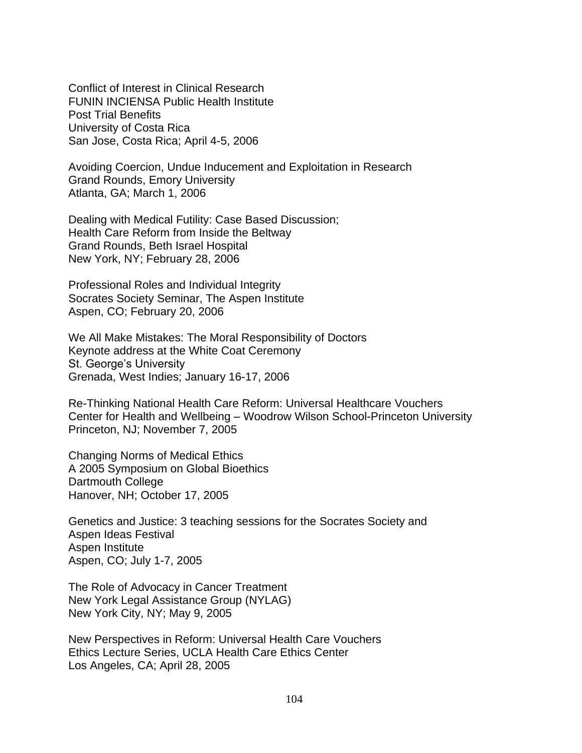Conflict of Interest in Clinical Research
FUNIN INCIENSA Public Health Institute
Post Trial Benefits
University of Costa Rica
San Jose, Costa Rica; April 4-5, 2006

Avoiding Coercion, Undue Inducement and Exploitation in Research
Grand Rounds, Emory University
Atlanta, GA; March 1, 2006

Dealing with Medical Futility: Case Based Discussion;
Health Care Reform from Inside the Beltway
Grand Rounds, Beth Israel Hospital
New York, NY; February 28, 2006

Professional Roles and Individual Integrity
Socrates Society Seminar, The Aspen Institute
Aspen, CO; February 20, 2006

We All Make Mistakes: The Moral Responsibility of Doctors
Keynote address at the White Coat Ceremony
St. George's University
Grenada, West Indies; January 16-17, 2006

Re-Thinking National Health Care Reform: Universal Healthcare Vouchers
Center for Health and Wellbeing – Woodrow Wilson School-Princeton University
Princeton, NJ; November 7, 2005

Changing Norms of Medical Ethics
A 2005 Symposium on Global Bioethics
Dartmouth College
Hanover, NH; October 17, 2005

Genetics and Justice: 3 teaching sessions for the Socrates Society and
Aspen Ideas Festival
Aspen Institute
Aspen, CO; July 1-7, 2005

The Role of Advocacy in Cancer Treatment
New York Legal Assistance Group (NYLAG)
New York City, NY; May 9, 2005

New Perspectives in Reform: Universal Health Care Vouchers
Ethics Lecture Series, UCLA Health Care Ethics Center
Los Angeles, CA; April 28, 2005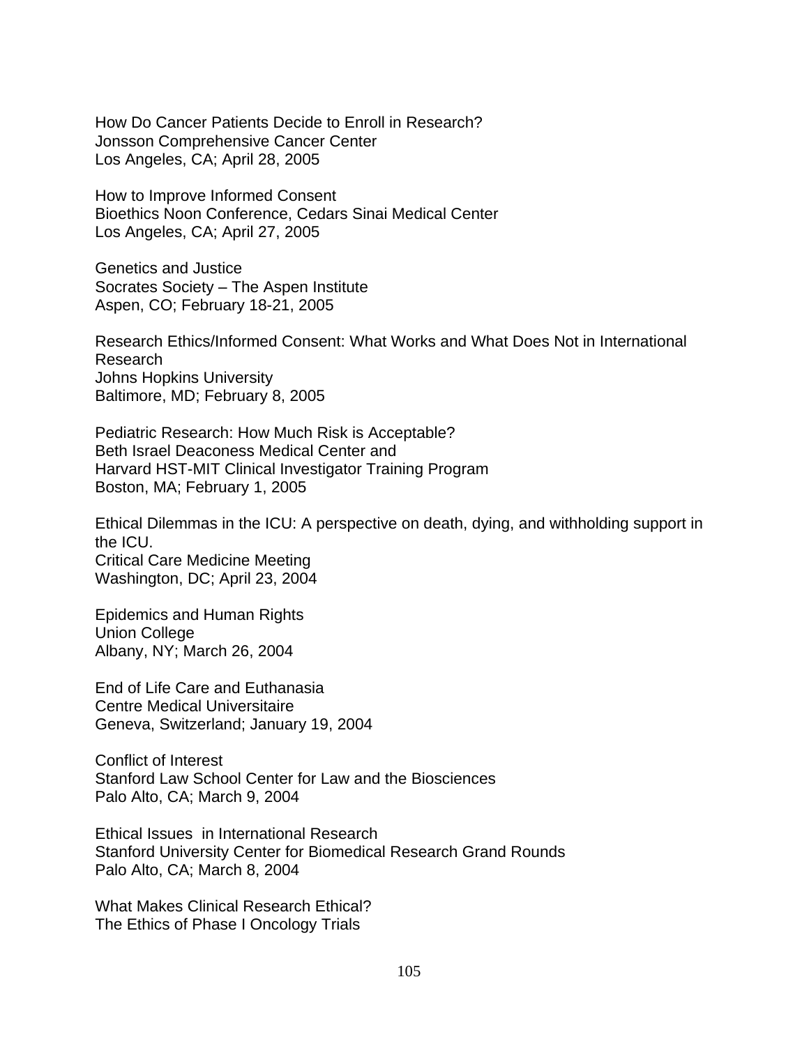How Do Cancer Patients Decide to Enroll in Research?
Jonsson Comprehensive Cancer Center
Los Angeles, CA; April 28, 2005

How to Improve Informed Consent
Bioethics Noon Conference, Cedars Sinai Medical Center
Los Angeles, CA; April 27, 2005

Genetics and Justice
Socrates Society – The Aspen Institute
Aspen, CO; February 18-21, 2005

Research Ethics/Informed Consent: What Works and What Does Not in International Research
Johns Hopkins University
Baltimore, MD; February 8, 2005

Pediatric Research: How Much Risk is Acceptable?
Beth Israel Deaconess Medical Center and
Harvard HST-MIT Clinical Investigator Training Program
Boston, MA; February 1, 2005

Ethical Dilemmas in the ICU: A perspective on death, dying, and withholding support in the ICU.
Critical Care Medicine Meeting
Washington, DC; April 23, 2004

Epidemics and Human Rights
Union College
Albany, NY; March 26, 2004

End of Life Care and Euthanasia
Centre Medical Universitaire
Geneva, Switzerland; January 19, 2004

Conflict of Interest
Stanford Law School Center for Law and the Biosciences
Palo Alto, CA; March 9, 2004

Ethical Issues in International Research
Stanford University Center for Biomedical Research Grand Rounds
Palo Alto, CA; March 8, 2004

What Makes Clinical Research Ethical?
The Ethics of Phase I Oncology Trials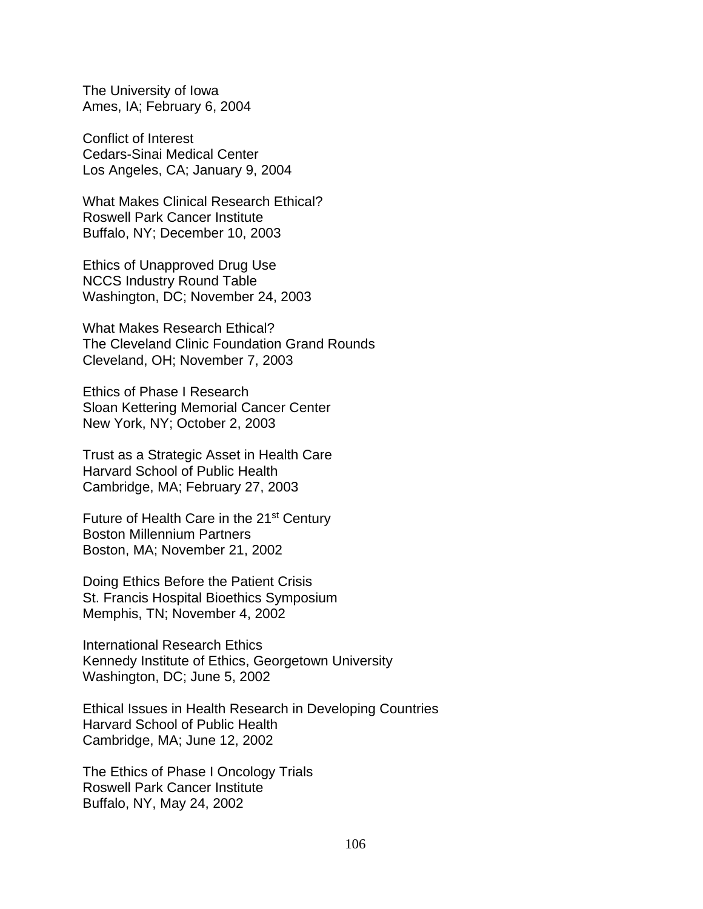The University of Iowa
Ames, IA; February 6, 2004

Conflict of Interest
Cedars-Sinai Medical Center
Los Angeles, CA; January 9, 2004

What Makes Clinical Research Ethical?
Roswell Park Cancer Institute
Buffalo, NY; December 10, 2003

Ethics of Unapproved Drug Use
NCCS Industry Round Table
Washington, DC; November 24, 2003

What Makes Research Ethical?
The Cleveland Clinic Foundation Grand Rounds
Cleveland, OH; November 7, 2003

Ethics of Phase I Research
Sloan Kettering Memorial Cancer Center
New York, NY; October 2, 2003

Trust as a Strategic Asset in Health Care
Harvard School of Public Health
Cambridge, MA; February 27, 2003

Future of Health Care in the 21st Century
Boston Millennium Partners
Boston, MA; November 21, 2002

Doing Ethics Before the Patient Crisis
St. Francis Hospital Bioethics Symposium
Memphis, TN; November 4, 2002

International Research Ethics
Kennedy Institute of Ethics, Georgetown University
Washington, DC; June 5, 2002

Ethical Issues in Health Research in Developing Countries
Harvard School of Public Health
Cambridge, MA; June 12, 2002

The Ethics of Phase I Oncology Trials
Roswell Park Cancer Institute
Buffalo, NY, May 24, 2002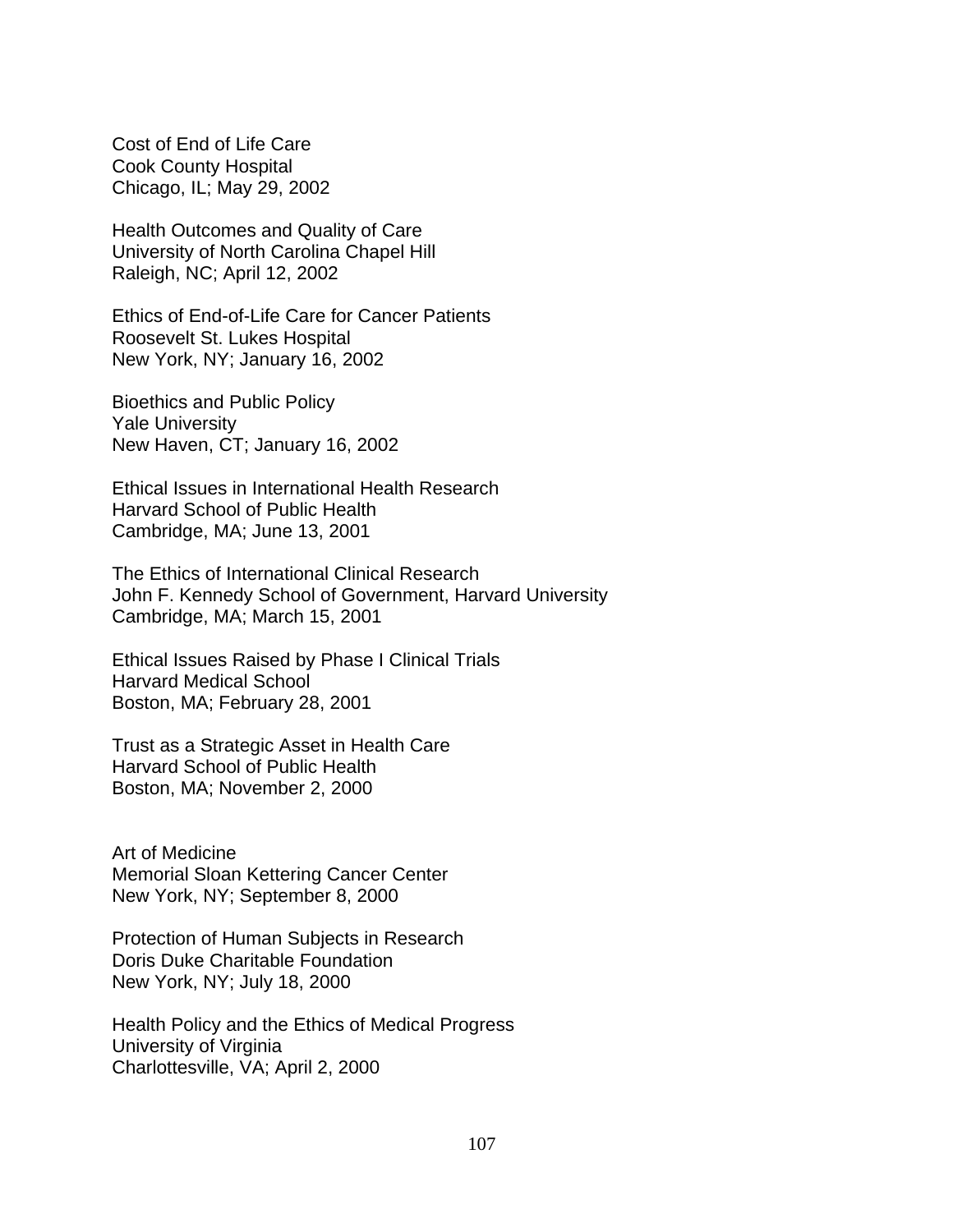Cost of End of Life Care
Cook County Hospital
Chicago, IL; May 29, 2002

Health Outcomes and Quality of Care
University of North Carolina Chapel Hill
Raleigh, NC; April 12, 2002

Ethics of End-of-Life Care for Cancer Patients
Roosevelt St. Lukes Hospital
New York, NY; January 16, 2002

Bioethics and Public Policy
Yale University
New Haven, CT; January 16, 2002

Ethical Issues in International Health Research
Harvard School of Public Health
Cambridge, MA; June 13, 2001

The Ethics of International Clinical Research
John F. Kennedy School of Government, Harvard University
Cambridge, MA; March 15, 2001

Ethical Issues Raised by Phase I Clinical Trials
Harvard Medical School
Boston, MA; February 28, 2001

Trust as a Strategic Asset in Health Care
Harvard School of Public Health
Boston, MA; November 2, 2000

Art of Medicine
Memorial Sloan Kettering Cancer Center
New York, NY; September 8, 2000

Protection of Human Subjects in Research
Doris Duke Charitable Foundation
New York, NY; July 18, 2000

Health Policy and the Ethics of Medical Progress
University of Virginia
Charlottesville, VA; April 2, 2000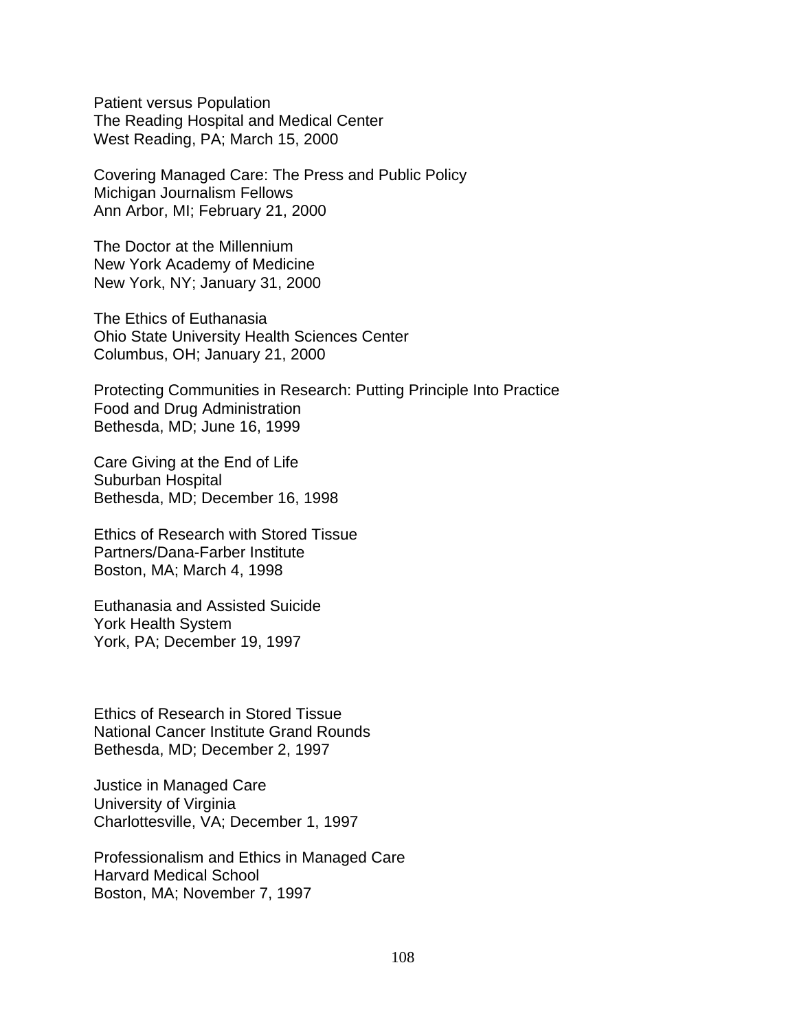Patient versus Population
The Reading Hospital and Medical Center
West Reading, PA; March 15, 2000

Covering Managed Care: The Press and Public Policy
Michigan Journalism Fellows
Ann Arbor, MI; February 21, 2000

The Doctor at the Millennium
New York Academy of Medicine
New York, NY; January 31, 2000

The Ethics of Euthanasia
Ohio State University Health Sciences Center
Columbus, OH; January 21, 2000

Protecting Communities in Research: Putting Principle Into Practice
Food and Drug Administration
Bethesda, MD; June 16, 1999

Care Giving at the End of Life
Suburban Hospital
Bethesda, MD; December 16, 1998

Ethics of Research with Stored Tissue
Partners/Dana-Farber Institute
Boston, MA; March 4, 1998

Euthanasia and Assisted Suicide
York Health System
York, PA; December 19, 1997

Ethics of Research in Stored Tissue
National Cancer Institute Grand Rounds
Bethesda, MD; December 2, 1997

Justice in Managed Care
University of Virginia
Charlottesville, VA; December 1, 1997

Professionalism and Ethics in Managed Care
Harvard Medical School
Boston, MA; November 7, 1997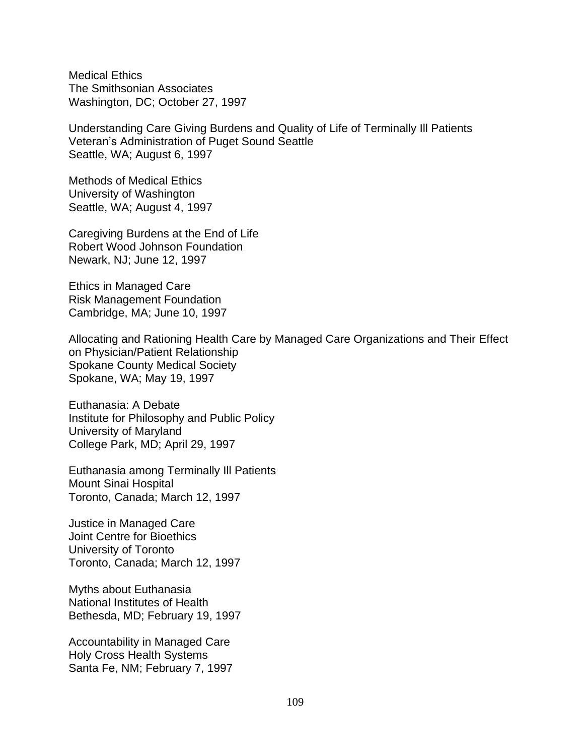Medical Ethics
The Smithsonian Associates
Washington, DC; October 27, 1997

Understanding Care Giving Burdens and Quality of Life of Terminally Ill Patients
Veteran's Administration of Puget Sound Seattle
Seattle, WA; August 6, 1997

Methods of Medical Ethics
University of Washington
Seattle, WA; August 4, 1997

Caregiving Burdens at the End of Life
Robert Wood Johnson Foundation
Newark, NJ; June 12, 1997

Ethics in Managed Care
Risk Management Foundation
Cambridge, MA; June 10, 1997

Allocating and Rationing Health Care by Managed Care Organizations and Their Effect on Physician/Patient Relationship
Spokane County Medical Society
Spokane, WA; May 19, 1997

Euthanasia: A Debate
Institute for Philosophy and Public Policy
University of Maryland
College Park, MD; April 29, 1997

Euthanasia among Terminally Ill Patients
Mount Sinai Hospital
Toronto, Canada; March 12, 1997

Justice in Managed Care
Joint Centre for Bioethics
University of Toronto
Toronto, Canada; March 12, 1997

Myths about Euthanasia
National Institutes of Health
Bethesda, MD; February 19, 1997

Accountability in Managed Care
Holy Cross Health Systems
Santa Fe, NM; February 7, 1997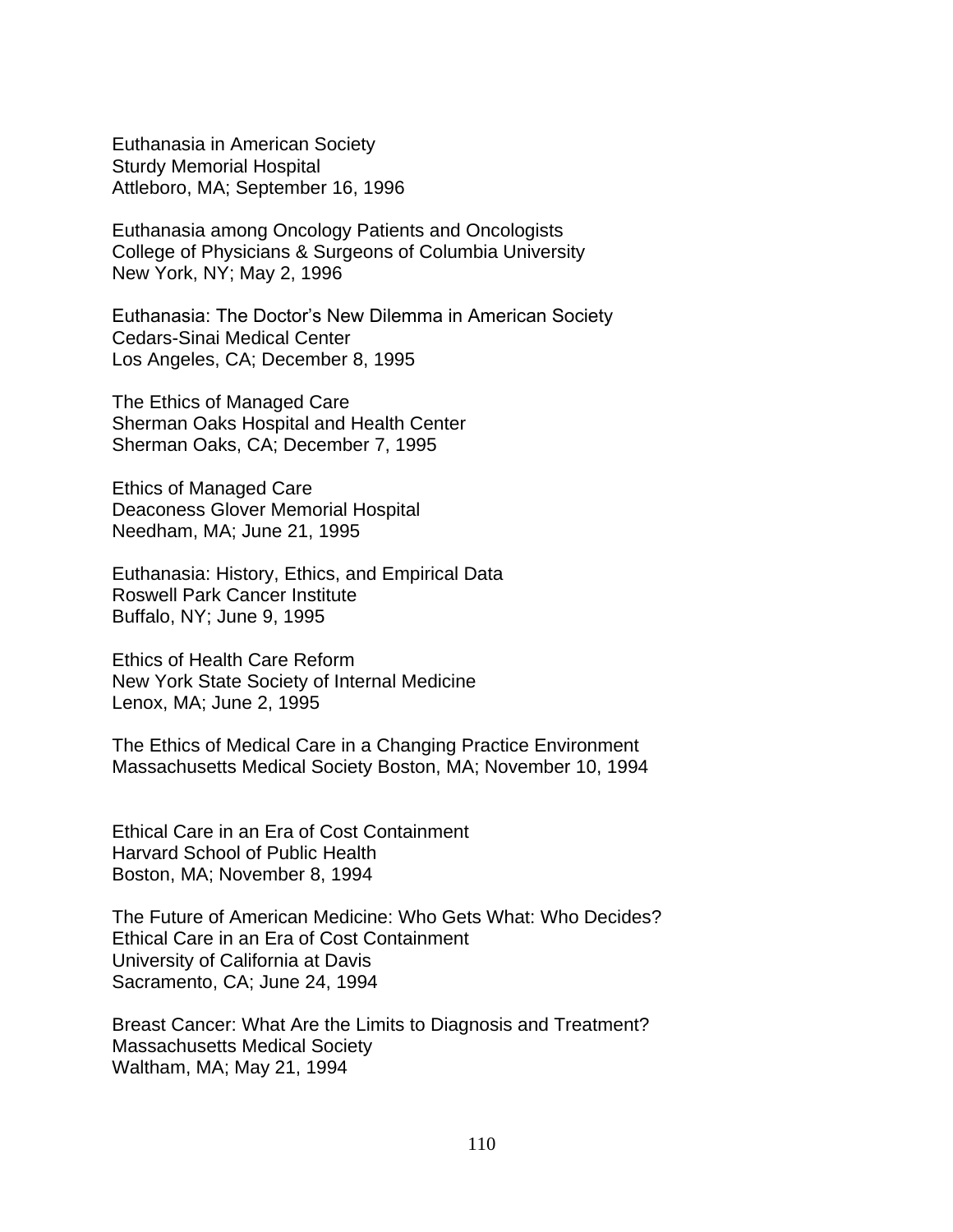Euthanasia in American Society
Sturdy Memorial Hospital
Attleboro, MA; September 16, 1996

Euthanasia among Oncology Patients and Oncologists
College of Physicians & Surgeons of Columbia University
New York, NY; May 2, 1996

Euthanasia: The Doctor's New Dilemma in American Society
Cedars-Sinai Medical Center
Los Angeles, CA; December 8, 1995

The Ethics of Managed Care
Sherman Oaks Hospital and Health Center
Sherman Oaks, CA; December 7, 1995

Ethics of Managed Care
Deaconess Glover Memorial Hospital
Needham, MA; June 21, 1995

Euthanasia: History, Ethics, and Empirical Data
Roswell Park Cancer Institute
Buffalo, NY; June 9, 1995

Ethics of Health Care Reform
New York State Society of Internal Medicine
Lenox, MA; June 2, 1995

The Ethics of Medical Care in a Changing Practice Environment
Massachusetts Medical Society Boston, MA; November 10, 1994

Ethical Care in an Era of Cost Containment
Harvard School of Public Health
Boston, MA; November 8, 1994

The Future of American Medicine: Who Gets What: Who Decides?
Ethical Care in an Era of Cost Containment
University of California at Davis
Sacramento, CA; June 24, 1994

Breast Cancer: What Are the Limits to Diagnosis and Treatment?
Massachusetts Medical Society
Waltham, MA; May 21, 1994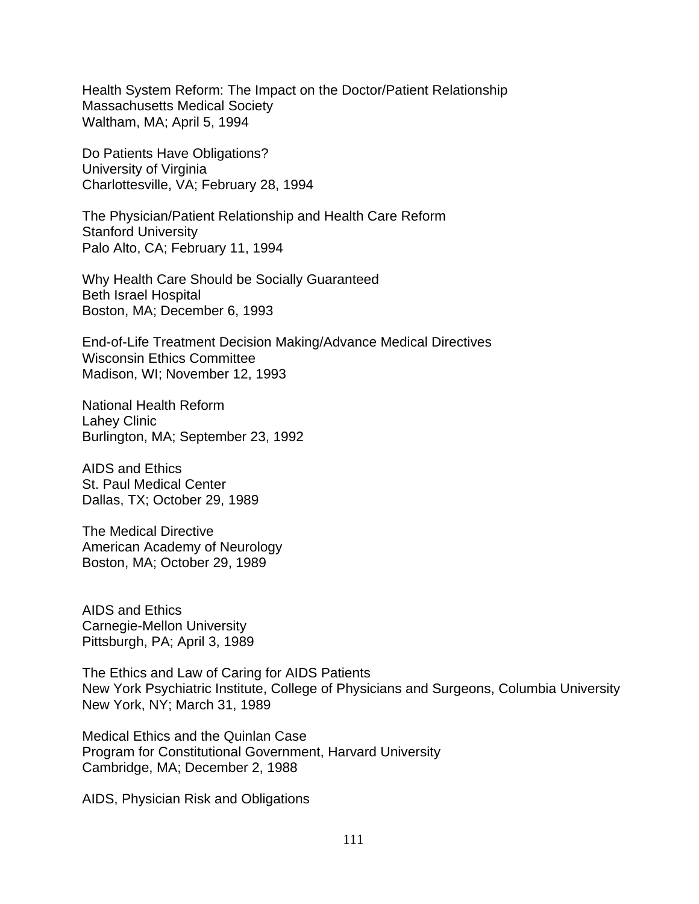Health System Reform: The Impact on the Doctor/Patient Relationship
Massachusetts Medical Society
Waltham, MA; April 5, 1994

Do Patients Have Obligations?
University of Virginia
Charlottesville, VA; February 28, 1994

The Physician/Patient Relationship and Health Care Reform
Stanford University
Palo Alto, CA; February 11, 1994

Why Health Care Should be Socially Guaranteed
Beth Israel Hospital
Boston, MA; December 6, 1993

End-of-Life Treatment Decision Making/Advance Medical Directives
Wisconsin Ethics Committee
Madison, WI; November 12, 1993

National Health Reform
Lahey Clinic
Burlington, MA; September 23, 1992

AIDS and Ethics
St. Paul Medical Center
Dallas, TX; October 29, 1989

The Medical Directive
American Academy of Neurology
Boston, MA; October 29, 1989

AIDS and Ethics
Carnegie-Mellon University
Pittsburgh, PA; April 3, 1989

The Ethics and Law of Caring for AIDS Patients
New York Psychiatric Institute, College of Physicians and Surgeons, Columbia University
New York, NY; March 31, 1989

Medical Ethics and the Quinlan Case
Program for Constitutional Government, Harvard University
Cambridge, MA; December 2, 1988

AIDS, Physician Risk and Obligations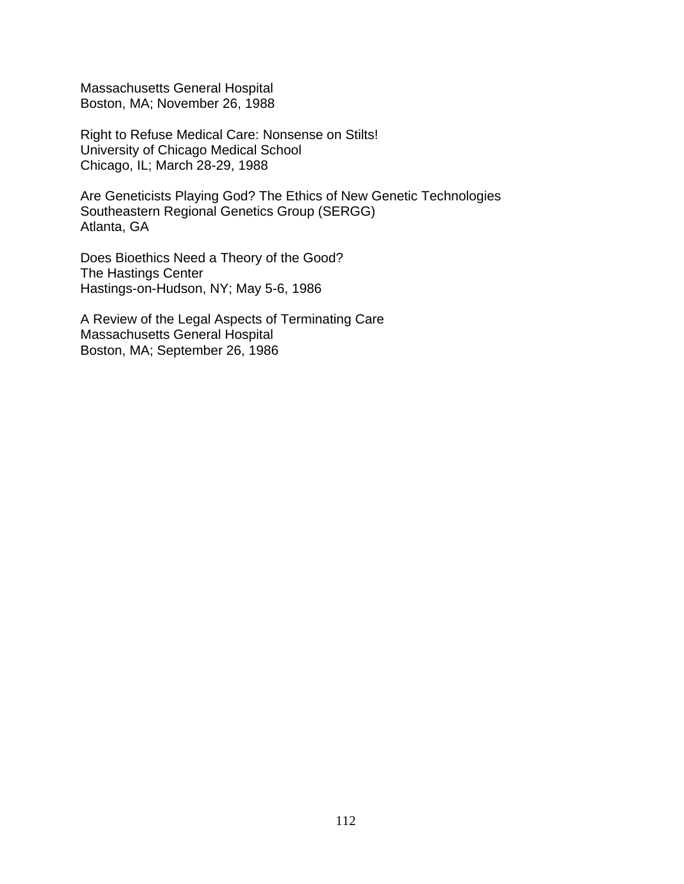Massachusetts General Hospital
Boston, MA; November 26, 1988

Right to Refuse Medical Care: Nonsense on Stilts!
University of Chicago Medical School
Chicago, IL; March 28-29, 1988

Are Geneticists Playing God? The Ethics of New Genetic Technologies
Southeastern Regional Genetics Group (SERGG)
Atlanta, GA

Does Bioethics Need a Theory of the Good?
The Hastings Center
Hastings-on-Hudson, NY; May 5-6, 1986

A Review of the Legal Aspects of Terminating Care
Massachusetts General Hospital
Boston, MA; September 26, 1986